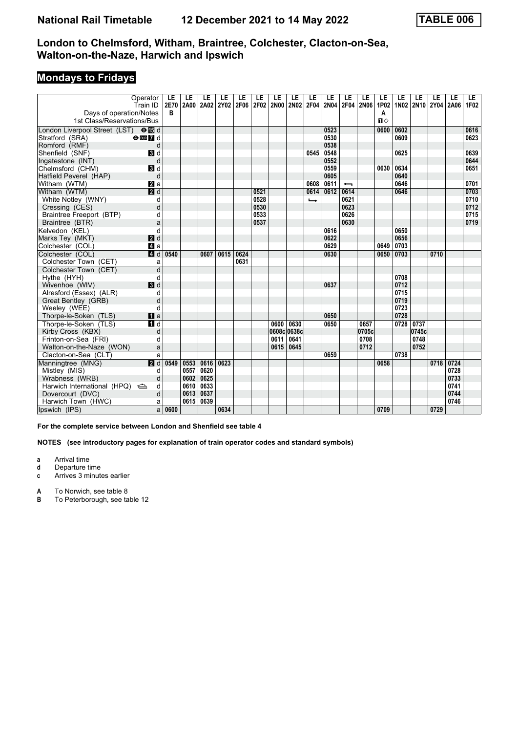# London to Chelmsford, Witham, Braintree, Colchester, Clacton-on-Sea, Walton-on-the-Naze, Harwich and Ipswich

## Mondays to Fridays

| Operator | | LE | LE | LE | LE | LE | LE | LE | LE | LE | LE | LE | LE | LE | LE | LE | LE | LE | LE |
|---|---|---|---|---|---|---|---|---|---|---|---|---|---|---|---|---|---|---|---|
| Train ID | | 2E70 | 2A00 | 2A02 | 2Y02 | 2F06 | 2F02 | 2N00 | 2N02 | 2F04 | 2N04 | 2F04 | 2N06 | 1P02 | 1N02 | 2N10 | 2Y04 | 2A06 | 1F02 |
| Days of operation/Notes | | B | | | | | | | | | | | | A | | | | | |
| 1st Class/Reservations/Bus | | | | | | | | | | | | | | ■◇ | | | | | |
| London Liverpool Street (LST) ⊖15 | d | | | | | | | | | | 0523 | | | 0600 | 0602 | | | | 0616 |
| Stratford (SRA) ⊖DLR 7 | d | | | | | | | | | | 0530 | | | | 0609 | | | | 0623 |
| Romford (RMF) | d | | | | | | | | | | 0538 | | | | | | | | |
| Shenfield (SNF) 3 | d | | | | | | | | | 0545 | 0548 | | | | 0625 | | | | 0639 |
| Ingatestone (INT) | d | | | | | | | | | | 0552 | | | | | | | | 0644 |
| Chelmsford (CHM) 3 | d | | | | | | | | | | 0559 | | | 0630 | 0634 | | | | 0651 |
| Hatfield Peverel (HAP) | d | | | | | | | | | | 0605 | | | | 0640 | | | | |
| Witham (WTM) 2 | a | | | | | | | | | 0608 | 0611 | ⟵ | | | 0646 | | | | 0701 |
| Witham (WTM) 2 | d | | | | | | 0521 | | | 0614 | 0612 | 0614 | | | 0646 | | | | 0703 |
| White Notley (WNY) | d | | | | | | 0528 | | | ↳ | | 0621 | | | | | | | 0710 |
| Cressing (CES) | d | | | | | | 0530 | | | | | 0623 | | | | | | | 0712 |
| Braintree Freeport (BTP) | d | | | | | | 0533 | | | | | 0626 | | | | | | | 0715 |
| Braintree (BTR) | a | | | | | | 0537 | | | | | 0630 | | | | | | | 0719 |
| Kelvedon (KEL) | d | | | | | | | | | | 0616 | | | | 0650 | | | | |
| Marks Tey (MKT) 2 | d | | | | | | | | | | 0622 | | | | 0656 | | | | |
| Colchester (COL) 4 | a | | | | | | | | | | 0629 | | | 0649 | 0703 | | | | |
| Colchester (COL) 4 | d | 0540 | | 0607 | 0615 | 0624 | | | | | 0630 | | | 0650 | 0703 | | 0710 | | |
| Colchester Town (CET) | a | | | | | 0631 | | | | | | | | | | | | | |
| Colchester Town (CET) | d | | | | | | | | | | | | | | | | | | |
| Hythe (HYH) | d | | | | | | | | | | | | | | 0708 | | | | |
| Wivenhoe (WIV) 3 | d | | | | | | | | | | 0637 | | | | 0712 | | | | |
| Alresford (Essex) (ALR) | d | | | | | | | | | | | | | | 0715 | | | | |
| Great Bentley (GRB) | d | | | | | | | | | | | | | | 0719 | | | | |
| Weeley (WEE) | d | | | | | | | | | | | | | | 0723 | | | | |
| Thorpe-le-Soken (TLS) 1 | a | | | | | | | | | | 0650 | | | | 0728 | | | | |
| Thorpe-le-Soken (TLS) 1 | d | | | | | | | 0600 | 0630 | | 0650 | | 0657 | | 0728 | 0737 | | | |
| Kirby Cross (KBX) | d | | | | | | | 0608c | 0638c | | | | 0705c | | | 0745c | | | |
| Frinton-on-Sea (FRI) | d | | | | | | | 0611 | 0641 | | | | 0708 | | | 0748 | | | |
| Walton-on-the-Naze (WON) | a | | | | | | | 0615 | 0645 | | | | 0712 | | | 0752 | | | |
| Clacton-on-Sea (CLT) | a | | | | | | | | | | 0659 | | | | 0738 | | | | |
| Manningtree (MNG) 2 | d | 0549 | 0553 | 0616 | 0623 | | | | | | | | | 0658 | | | 0718 | 0724 | |
| Mistley (MIS) | d | | 0557 | 0620 | | | | | | | | | | | | | | 0728 | |
| Wrabness (WRB) | d | | 0602 | 0625 | | | | | | | | | | | | | | 0733 | |
| Harwich International (HPQ) ⛴ | d | | 0610 | 0633 | | | | | | | | | | | | | | 0741 | |
| Dovercourt (DVC) | d | | 0613 | 0637 | | | | | | | | | | | | | | 0744 | |
| Harwich Town (HWC) | a | | 0615 | 0639 | | | | | | | | | | | | | | 0746 | |
| Ipswich (IPS) | a | 0600 | | | 0634 | | | | | | | | | 0709 | | | 0729 | | |

**For the complete service between London and Shenfield see table 4**

**NOTES (see introductory pages for explanation of train operator codes and standard symbols)**

- **a** Arrival time
- **d** Departure time
- **c** Arrives 3 minutes earlier

- **A** To Norwich, see table 8
- **B** To Peterborough, see table 12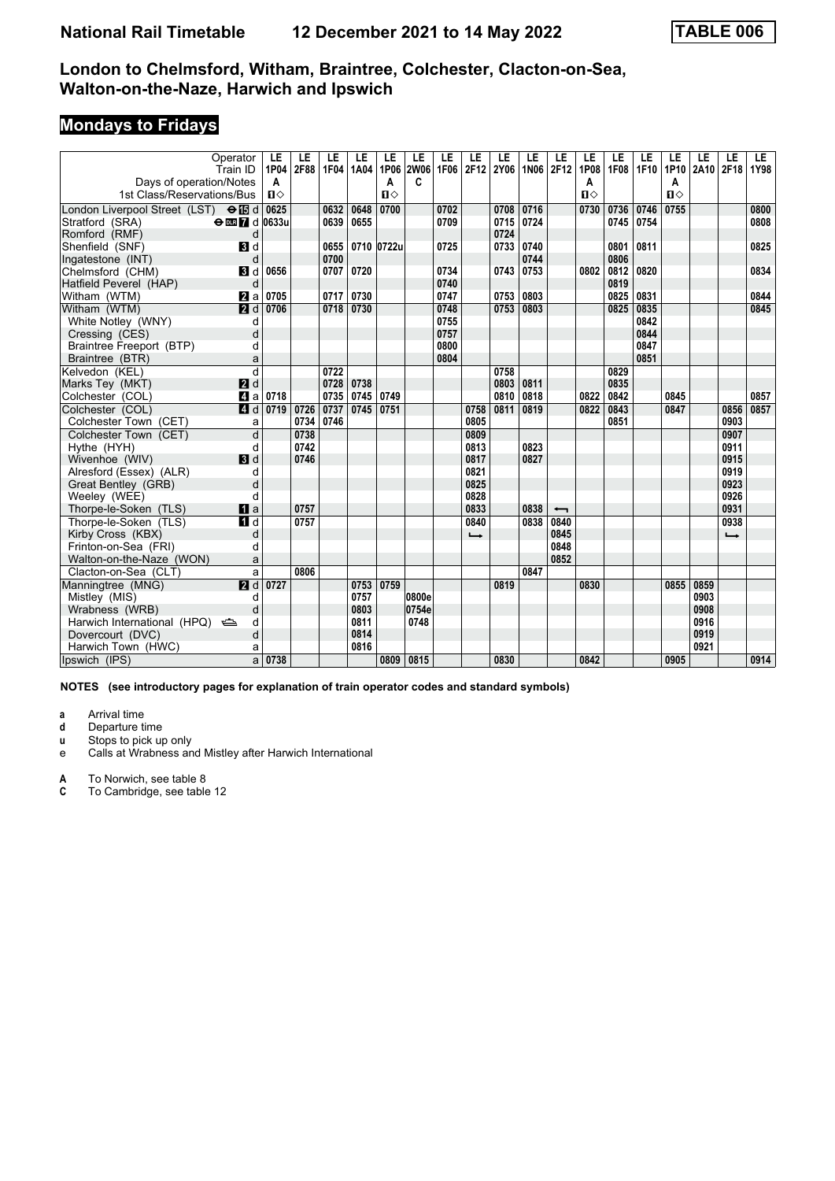# London to Chelmsford, Witham, Braintree, Colchester, Clacton-on-Sea, Walton-on-the-Naze, Harwich and Ipswich

## Mondays to Fridays

| Operator | | LE | LE | LE | LE | LE | LE | LE | LE | LE | LE | LE | LE | LE | LE | LE | LE | LE | LE |
|---|---|---|---|---|---|---|---|---|---|---|---|---|---|---|---|---|---|---|---|
| Train ID | | 1P04 | 2F88 | 1F04 | 1A04 | 1P06 | 2W06 | 1F06 | 2F12 | 2Y06 | 1N06 | 2F12 | 1P08 | 1F08 | 1F10 | 1P10 | 2A10 | 2F18 | 1Y98 |
| Days of operation/Notes | | A | | | | A | C | | | | | | A | | | A | | | |
| 1st Class/Reservations/Bus | | 1◇ | | | | 1◇ | | | | | | | 1◇ | | | 1◇ | | | |
| London Liverpool Street (LST) ⊖15 | d | 0625 | | 0632 | 0648 | 0700 | | 0702 | | 0708 | 0716 | | 0730 | 0736 | 0746 | 0755 | | | 0800 |
| Stratford (SRA) ⊖DLR 7 | d | 0633u | | 0639 | 0655 | | | 0709 | | 0715 | 0724 | | | 0745 | 0754 | | | | 0808 |
| Romford (RMF) | d | | | | | | | | | 0724 | | | | | | | | | |
| Shenfield (SNF) 3 | d | | | 0655 | 0710 | 0722u | | 0725 | | 0733 | 0740 | | | 0801 | 0811 | | | | 0825 |
| Ingatestone (INT) | d | | | 0700 | | | | | | | 0744 | | | 0806 | | | | | |
| Chelmsford (CHM) 3 | d | 0656 | | 0707 | 0720 | | | 0734 | | 0743 | 0753 | | 0802 | 0812 | 0820 | | | | 0834 |
| Hatfield Peverel (HAP) | d | | | | | | | 0740 | | | | | | 0819 | | | | | |
| Witham (WTM) 2 | a | 0705 | | 0717 | 0730 | | | 0747 | | 0753 | 0803 | | | 0825 | 0831 | | | | 0844 |
| Witham (WTM) 2 | d | 0706 | | 0718 | 0730 | | | 0748 | | 0753 | 0803 | | | 0825 | 0835 | | | | 0845 |
| White Notley (WNY) | d | | | | | | | 0755 | | | | | | | 0842 | | | | |
| Cressing (CES) | d | | | | | | | 0757 | | | | | | | 0844 | | | | |
| Braintree Freeport (BTP) | d | | | | | | | 0800 | | | | | | | 0847 | | | | |
| Braintree (BTR) | a | | | | | | | 0804 | | | | | | | 0851 | | | | |
| Kelvedon (KEL) | d | | | 0722 | | | | | | 0758 | | | | 0829 | | | | | |
| Marks Tey (MKT) 2 | d | | | 0728 | 0738 | | | | | 0803 | 0811 | | | 0835 | | | | | |
| Colchester (COL) 4 | a | 0718 | | 0735 | 0745 | 0749 | | | | 0810 | 0818 | | 0822 | 0842 | | 0845 | | | 0857 |
| Colchester (COL) 4 | d | 0719 | 0726 | 0737 | 0745 | 0751 | | | 0758 | 0811 | 0819 | | 0822 | 0843 | | 0847 | | 0856 | 0857 |
| Colchester Town (CET) | a | | 0734 | 0746 | | | | | 0805 | | | | | 0851 | | | | 0903 | |
| Colchester Town (CET) | d | | 0738 | | | | | | 0809 | | | | | | | | | 0907 | |
| Hythe (HYH) | d | | 0742 | | | | | | 0813 | | 0823 | | | | | | | 0911 | |
| Wivenhoe (WIV) 3 | d | | 0746 | | | | | | 0817 | | 0827 | | | | | | | 0915 | |
| Alresford (Essex) (ALR) | d | | | | | | | | 0821 | | | | | | | | | 0919 | |
| Great Bentley (GRB) | d | | | | | | | | 0825 | | | | | | | | | 0923 | |
| Weeley (WEE) | d | | | | | | | | 0828 | | | | | | | | | 0926 | |
| Thorpe-le-Soken (TLS) 1 | a | | 0757 | | | | | | 0833 | | 0838 | ← | | | | | | 0931 | |
| Thorpe-le-Soken (TLS) 1 | d | | 0757 | | | | | | 0840 | | 0838 | 0840 | | | | | | 0938 | |
| Kirby Cross (KBX) | d | | | | | | | | ↳ | | | 0845 | | | | | | ↳ | |
| Frinton-on-Sea (FRI) | d | | | | | | | | | | | 0848 | | | | | | | |
| Walton-on-the-Naze (WON) | a | | | | | | | | | | | 0852 | | | | | | | |
| Clacton-on-Sea (CLT) | a | | 0806 | | | | | | | | 0847 | | | | | | | | |
| Manningtree (MNG) 2 | d | 0727 | | | 0753 | 0759 | | | | 0819 | | | 0830 | | | 0855 | 0859 | | |
| Mistley (MIS) | d | | | | 0757 | | 0800e | | | | | | | | | | 0903 | | |
| Wrabness (WRB) | d | | | | 0803 | | 0754e | | | | | | | | | | 0908 | | |
| Harwich International (HPQ) ⛴ | d | | | | 0811 | | 0748 | | | | | | | | | | 0916 | | |
| Dovercourt (DVC) | d | | | | 0814 | | | | | | | | | | | | 0919 | | |
| Harwich Town (HWC) | a | | | | 0816 | | | | | | | | | | | | 0921 | | |
| Ipswich (IPS) | a | 0738 | | | | 0809 | 0815 | | | 0830 | | | 0842 | | | 0905 | | | 0914 |

**NOTES (see introductory pages for explanation of train operator codes and standard symbols)**

- **a** Arrival time
- **d** Departure time
- **u** Stops to pick up only
- **e** Calls at Wrabness and Mistley after Harwich International

- **A** To Norwich, see table 8
- **C** To Cambridge, see table 12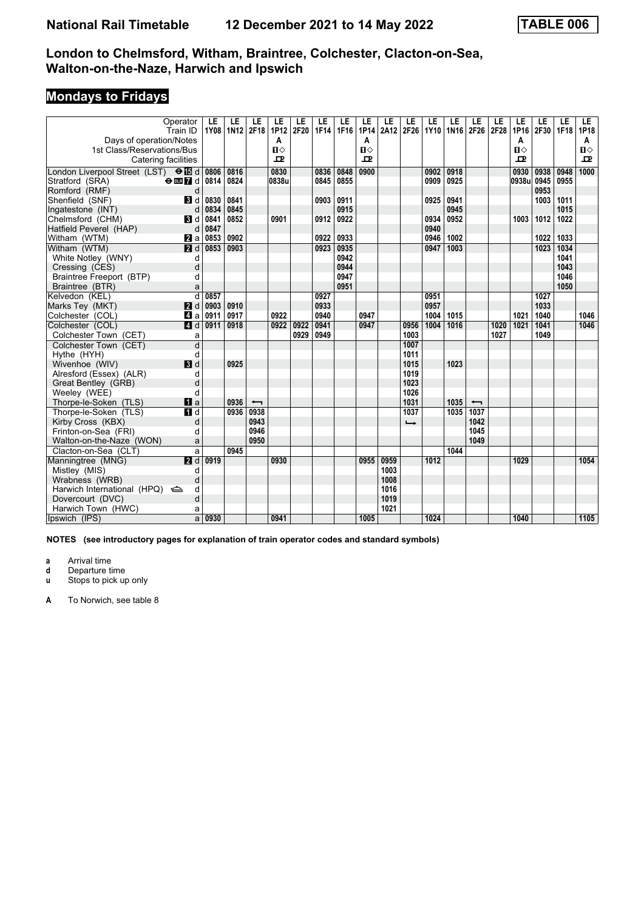# London to Chelmsford, Witham, Braintree, Colchester, Clacton-on-Sea, Walton-on-the-Naze, Harwich and Ipswich

## Mondays to Fridays

| Operator | | LE | LE | LE | LE | LE | LE | LE | LE | LE | LE | LE | LE | LE | LE | LE | LE | LE | LE |
|---|---|---|---|---|---|---|---|---|---|---|---|---|---|---|---|---|---|---|---|
| Train ID | | 1Y08 | 1N12 | 2F18 | 1P12 | 2F20 | 1F14 | 1F16 | 1P14 | 2A12 | 2F26 | 1Y10 | 1N16 | 2F26 | 2F28 | 1P16 | 2F30 | 1F18 | 1P18 |
| Days of operation/Notes | | | | | A | | | | A | | | | | | | A | | | A |
| 1st Class/Reservations/Bus | | | | | ■◇ | | | | ■◇ | | | | | | | ■◇ | | | ■◇ |
| Catering facilities | | | | | ⊡ | | | | ⊡ | | | | | | | ⊡ | | | ⊡ |
| London Liverpool Street (LST) ⊖ 15 | d | 0806 | 0816 | | 0830 | | 0836 | 0848 | 0900 | | | 0902 | 0918 | | | 0930 | 0938 | 0948 | 1000 |
| Stratford (SRA) ⊖ DLR 7 | d | 0814 | 0824 | | 0838u | | 0845 | 0855 | | | | 0909 | 0925 | | | 0938u | 0945 | 0955 | |
| Romford (RMF) | d | | | | | | | | | | | | | | | | 0953 | | |
| Shenfield (SNF) 3 | d | 0830 | 0841 | | | | 0903 | 0911 | | | | 0925 | 0941 | | | | 1003 | 1011 | |
| Ingatestone (INT) | d | 0834 | 0845 | | | | | 0915 | | | | | 0945 | | | | | 1015 | |
| Chelmsford (CHM) 3 | d | 0841 | 0852 | | 0901 | | 0912 | 0922 | | | | 0934 | 0952 | | | 1003 | 1012 | 1022 | |
| Hatfield Peverel (HAP) | d | 0847 | | | | | | | | | | 0940 | | | | | | | |
| Witham (WTM) 2 | a | 0853 | 0902 | | | | 0922 | 0933 | | | | 0946 | 1002 | | | | 1022 | 1033 | |
| Witham (WTM) 2 | d | 0853 | 0903 | | | | 0923 | 0935 | | | | 0947 | 1003 | | | | 1023 | 1034 | |
| White Notley (WNY) | d | | | | | | | 0942 | | | | | | | | | | 1041 | |
| Cressing (CES) | d | | | | | | | 0944 | | | | | | | | | | 1043 | |
| Braintree Freeport (BTP) | d | | | | | | | 0947 | | | | | | | | | | 1046 | |
| Braintree (BTR) | a | | | | | | | 0951 | | | | | | | | | | 1050 | |
| Kelvedon (KEL) | d | 0857 | | | | | 0927 | | | | | 0951 | | | | | 1027 | | |
| Marks Tey (MKT) 2 | d | 0903 | 0910 | | | | 0933 | | | | | 0957 | | | | | 1033 | | |
| Colchester (COL) 4 | a | 0911 | 0917 | | 0922 | | 0940 | | 0947 | | | 1004 | 1015 | | | 1021 | 1040 | | 1046 |
| Colchester (COL) 4 | d | 0911 | 0918 | | 0922 | 0922 | 0941 | | 0947 | | 0956 | 1004 | 1016 | | 1020 | 1021 | 1041 | | 1046 |
| Colchester Town (CET) | a | | | | | 0929 | 0949 | | | | 1003 | | | | 1027 | | 1049 | | |
| Colchester Town (CET) | d | | | | | | | | | | 1007 | | | | | | | | |
| Hythe (HYH) | d | | | | | | | | | | 1011 | | | | | | | | |
| Wivenhoe (WIV) 3 | d | | 0925 | | | | | | | | 1015 | | 1023 | | | | | | |
| Alresford (Essex) (ALR) | d | | | | | | | | | | 1019 | | | | | | | | |
| Great Bentley (GRB) | d | | | | | | | | | | 1023 | | | | | | | | |
| Weeley (WEE) | d | | | | | | | | | | 1026 | | | | | | | | |
| Thorpe-le-Soken (TLS) 1 | a | | 0936 | ← | | | | | | | 1031 | | 1035 | ← | | | | | |
| Thorpe-le-Soken (TLS) 1 | d | | 0936 | 0938 | | | | | | | 1037 | | 1035 | 1037 | | | | | |
| Kirby Cross (KBX) | d | | | 0943 | | | | | | | ↳ | | | 1042 | | | | | |
| Frinton-on-Sea (FRI) | d | | | 0946 | | | | | | | | | | 1045 | | | | | |
| Walton-on-the-Naze (WON) | a | | | 0950 | | | | | | | | | | 1049 | | | | | |
| Clacton-on-Sea (CLT) | a | | 0945 | | | | | | | | | | 1044 | | | | | | |
| Manningtree (MNG) 2 | d | 0919 | | | 0930 | | | | 0955 | 0959 | | 1012 | | | | 1029 | | | 1054 |
| Mistley (MIS) | d | | | | | | | | | 1003 | | | | | | | | | |
| Wrabness (WRB) | d | | | | | | | | | 1008 | | | | | | | | | |
| Harwich International (HPQ) ⛴ | d | | | | | | | | | 1016 | | | | | | | | | |
| Dovercourt (DVC) | d | | | | | | | | | 1019 | | | | | | | | | |
| Harwich Town (HWC) | a | | | | | | | | | 1021 | | | | | | | | | |
| Ipswich (IPS) | a | 0930 | | | 0941 | | | | 1005 | | | 1024 | | | | 1040 | | | 1105 |

**NOTES (see introductory pages for explanation of train operator codes and standard symbols)**

**a** Arrival time
**d** Departure time
**u** Stops to pick up only

**A** To Norwich, see table 8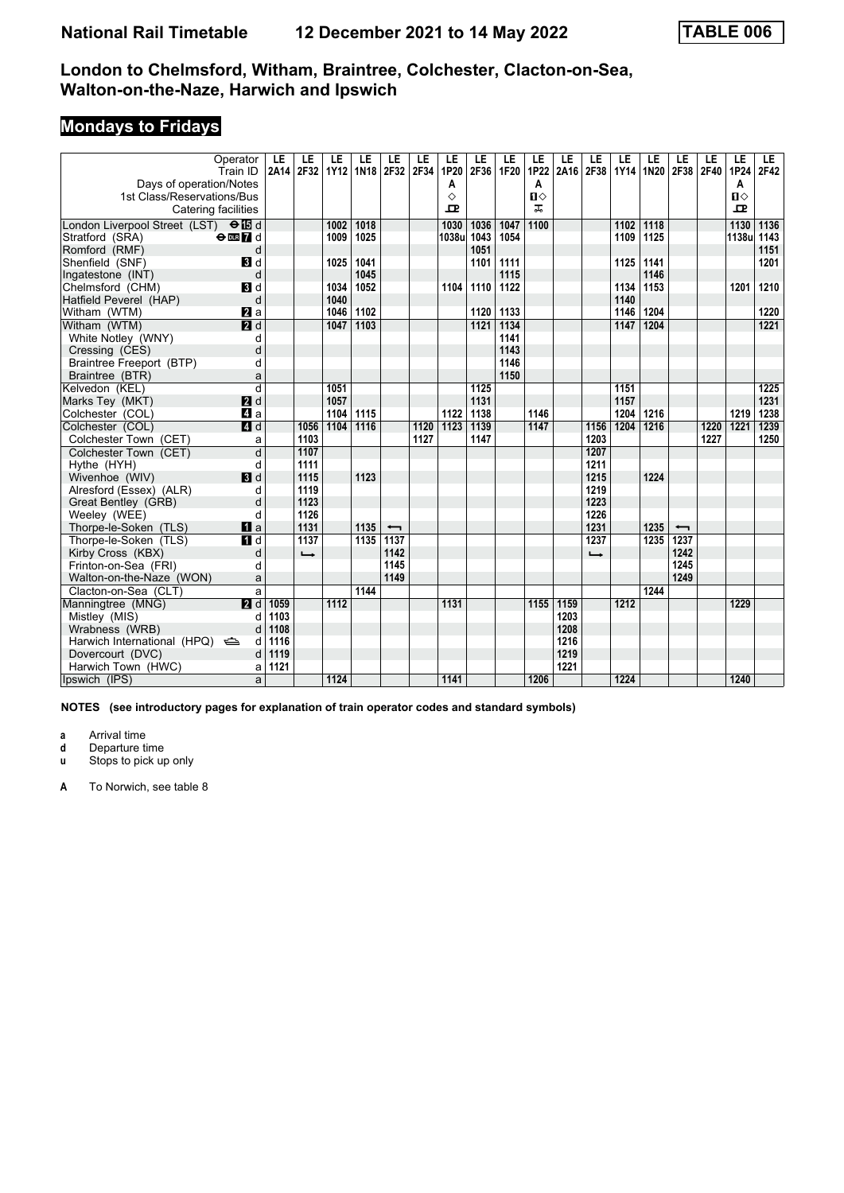# National Rail Timetable 12 December 2021 to 14 May 2022 TABLE 006

## London to Chelmsford, Witham, Braintree, Colchester, Clacton-on-Sea, Walton-on-the-Naze, Harwich and Ipswich

## Mondays to Fridays

| Operator | | LE | LE | LE | LE | LE | LE | LE | LE | LE | LE | LE | LE | LE | LE | LE | LE | LE | LE |
|---|---|---|---|---|---|---|---|---|---|---|---|---|---|---|---|---|---|---|---|
| Train ID | | 2A14 | 2F32 | 1Y12 | 1N18 | 2F32 | 2F34 | 1P20 | 2F36 | 1F20 | 1P22 | 2A16 | 2F38 | 1Y14 | 1N20 | 2F38 | 2F40 | 1P24 | 2F42 |
| Days of operation/Notes | | | | | | | | A | | | A | | | | | | | A | |
| 1st Class/Reservations/Bus | | | | | | | | ◇ | | | 1◇ | | | | | | | 1◇ | |
| Catering facilities | | | | | | | | 🍴 | | | 🍴 | | | | | | | 🍴 | |
| London Liverpool Street (LST) ⊖ 15 | d | | | 1002 | 1018 | | | 1030 | 1036 | 1047 | 1100 | | | 1102 | 1118 | | | 1130 | 1136 |
| Stratford (SRA) ⊖ DLR 7 | d | | | 1009 | 1025 | | | 1038u | 1043 | 1054 | | | | 1109 | 1125 | | | 1138u | 1143 |
| Romford (RMF) | d | | | | | | | | 1051 | | | | | | | | | | 1151 |
| Shenfield (SNF) 3 | d | | | 1025 | 1041 | | | | 1101 | 1111 | | | | 1125 | 1141 | | | | 1201 |
| Ingatestone (INT) | d | | | | 1045 | | | | | 1115 | | | | | 1146 | | | | |
| Chelmsford (CHM) 3 | d | | | 1034 | 1052 | | | 1104 | 1110 | 1122 | | | | 1134 | 1153 | | | 1201 | 1210 |
| Hatfield Peverel (HAP) | d | | | 1040 | | | | | | | | | | 1140 | | | | | |
| Witham (WTM) 2 | a | | | 1046 | 1102 | | | | 1120 | 1133 | | | | 1146 | 1204 | | | | 1220 |
| Witham (WTM) 2 | d | | | 1047 | 1103 | | | | 1121 | 1134 | | | | 1147 | 1204 | | | | 1221 |
| White Notley (WNY) | d | | | | | | | | | 1141 | | | | | | | | | |
| Cressing (CES) | d | | | | | | | | | 1143 | | | | | | | | | |
| Braintree Freeport (BTP) | d | | | | | | | | | 1146 | | | | | | | | | |
| Braintree (BTR) | a | | | | | | | | | 1150 | | | | | | | | | |
| Kelvedon (KEL) | d | | | 1051 | | | | | 1125 | | | | | 1151 | | | | | 1225 |
| Marks Tey (MKT) 2 | d | | | 1057 | | | | | 1131 | | | | | 1157 | | | | | 1231 |
| Colchester (COL) 4 | a | | | 1104 | 1115 | | | 1122 | 1138 | | 1146 | | | 1204 | 1216 | | | 1219 | 1238 |
| Colchester (COL) 4 | d | | 1056 | 1104 | 1116 | | 1120 | 1123 | 1139 | | 1147 | | 1156 | 1204 | 1216 | | 1220 | 1221 | 1239 |
| Colchester Town (CET) | a | | 1103 | | | | 1127 | | 1147 | | | | 1203 | | | | 1227 | | 1250 |
| Colchester Town (CET) | d | | 1107 | | | | | | | | | | 1207 | | | | | | |
| Hythe (HYH) | d | | 1111 | | | | | | | | | | 1211 | | | | | | |
| Wivenhoe (WIV) 3 | d | | 1115 | | 1123 | | | | | | | | 1215 | | 1224 | | | | |
| Alresford (Essex) (ALR) | d | | 1119 | | | | | | | | | | 1219 | | | | | | |
| Great Bentley (GRB) | d | | 1123 | | | | | | | | | | 1223 | | | | | | |
| Weeley (WEE) | d | | 1126 | | | | | | | | | | 1226 | | | | | | |
| Thorpe-le-Soken (TLS) 1 | a | | 1131 | | 1135 | ⟵ | | | | | | | 1231 | | 1235 | ⟵ | | | |
| Thorpe-le-Soken (TLS) 1 | d | | 1137 | | 1135 | 1137 | | | | | | | 1237 | | 1235 | 1237 | | | |
| Kirby Cross (KBX) | d | | ⟶ | | | 1142 | | | | | | | ⟶ | | | 1242 | | | |
| Frinton-on-Sea (FRI) | d | | | | | 1145 | | | | | | | | | | 1245 | | | |
| Walton-on-the-Naze (WON) | a | | | | | 1149 | | | | | | | | | | 1249 | | | |
| Clacton-on-Sea (CLT) | a | | | | 1144 | | | | | | | | | | 1244 | | | | |
| Manningtree (MNG) 2 | d | 1059 | | 1112 | | | | 1131 | | | 1155 | 1159 | | 1212 | | | | 1229 | |
| Mistley (MIS) | d | 1103 | | | | | | | | | | 1203 | | | | | | | |
| Wrabness (WRB) | d | 1108 | | | | | | | | | | 1208 | | | | | | | |
| Harwich International (HPQ) ⛴ | d | 1116 | | | | | | | | | | 1216 | | | | | | | |
| Dovercourt (DVC) | d | 1119 | | | | | | | | | | 1219 | | | | | | | |
| Harwich Town (HWC) | a | 1121 | | | | | | | | | | 1221 | | | | | | | |
| Ipswich (IPS) | a | | | 1124 | | | | 1141 | | | 1206 | | | 1224 | | | | 1240 | |

**NOTES (see introductory pages for explanation of train operator codes and standard symbols)**

- **a** Arrival time
- **d** Departure time
- **u** Stops to pick up only

- **A** To Norwich, see table 8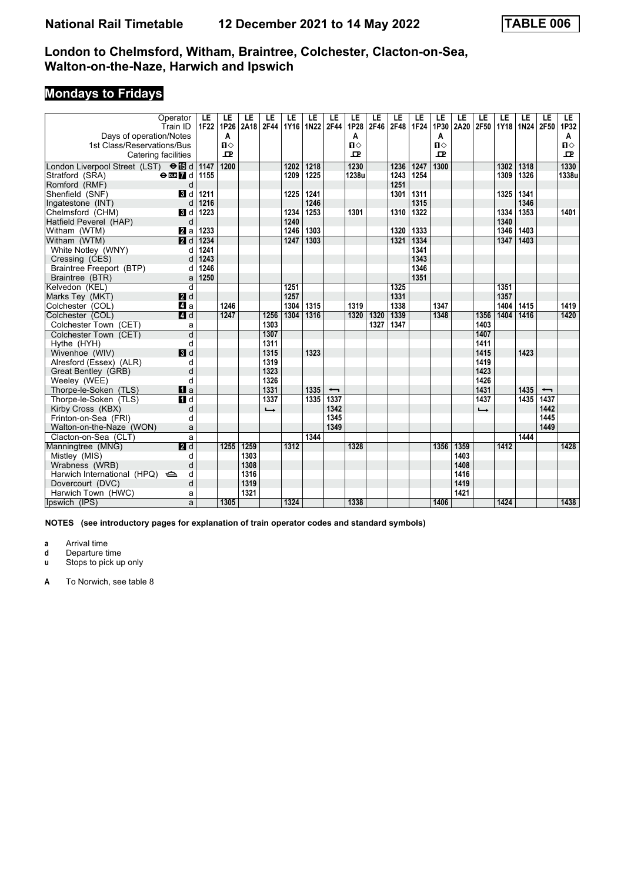# London to Chelmsford, Witham, Braintree, Colchester, Clacton-on-Sea, Walton-on-the-Naze, Harwich and Ipswich

## Mondays to Fridays

| Operator | | LE | LE | LE | LE | LE | LE | LE | LE | LE | LE | LE | LE | LE | LE | LE | LE | LE | LE |
|---|---|---|---|---|---|---|---|---|---|---|---|---|---|---|---|---|---|---|---|
| Train ID | | 1F22 | 1P26 | 2A18 | 2F44 | 1Y16 | 1N22 | 2F44 | 1P28 | 2F46 | 2F48 | 1F24 | 1P30 | 2A20 | 2F50 | 1Y18 | 1N24 | 2F50 | 1P32 |
| Days of operation/Notes | | | A | | | | | | A | | | | A | | | | | | A |
| 1st Class/Reservations/Bus | | | 1◇ | | | | | | 1◇ | | | | 1◇ | | | | | | 1◇ |
| Catering facilities | | | ⊡ | | | | | | ⊡ | | | | ⊡ | | | | | | ⊡ |
| London Liverpool Street (LST) ⊖ 15 | d | 1147 | 1200 | | | 1202 | 1218 | | 1230 | | 1236 | 1247 | 1300 | | | 1302 | 1318 | | 1330 |
| Stratford (SRA) ⊖ DLR 7 | d | 1155 | | | | 1209 | 1225 | | 1238u | | 1243 | 1254 | | | | 1309 | 1326 | | 1338u |
| Romford (RMF) | d | | | | | | | | | | 1251 | | | | | | | | |
| Shenfield (SNF) 3 | d | 1211 | | | | 1225 | 1241 | | | | 1301 | 1311 | | | | 1325 | 1341 | | |
| Ingatestone (INT) | d | 1216 | | | | | 1246 | | | | | 1315 | | | | | 1346 | | |
| Chelmsford (CHM) 3 | d | 1223 | | | | 1234 | 1253 | | 1301 | | 1310 | 1322 | | | | 1334 | 1353 | | 1401 |
| Hatfield Peverel (HAP) | d | | | | | 1240 | | | | | | | | | | 1340 | | | |
| Witham (WTM) 2 | a | 1233 | | | | 1246 | 1303 | | | | 1320 | 1333 | | | | 1346 | 1403 | | |
| Witham (WTM) 2 | d | 1234 | | | | 1247 | 1303 | | | | 1321 | 1334 | | | | 1347 | 1403 | | |
| White Notley (WNY) | d | 1241 | | | | | | | | | | 1341 | | | | | | | |
| Cressing (CES) | d | 1243 | | | | | | | | | | 1343 | | | | | | | |
| Braintree Freeport (BTP) | d | 1246 | | | | | | | | | | 1346 | | | | | | | |
| Braintree (BTR) | a | 1250 | | | | | | | | | | 1351 | | | | | | | |
| Kelvedon (KEL) | d | | | | | 1251 | | | | | 1325 | | | | | 1351 | | | |
| Marks Tey (MKT) 2 | d | | | | | 1257 | | | | | 1331 | | | | | 1357 | | | |
| Colchester (COL) 4 | a | | 1246 | | | 1304 | 1315 | | 1319 | | 1338 | | 1347 | | | 1404 | 1415 | | 1419 |
| Colchester (COL) 4 | d | | 1247 | | 1256 | 1304 | 1316 | | 1320 | 1320 | 1339 | | 1348 | | 1356 | 1404 | 1416 | | 1420 |
| Colchester Town (CET) | a | | | | 1303 | | | | | 1327 | 1347 | | | | 1403 | | | | |
| Colchester Town (CET) | d | | | | 1307 | | | | | | | | | | 1407 | | | | |
| Hythe (HYH) | d | | | | 1311 | | | | | | | | | | 1411 | | | | |
| Wivenhoe (WIV) 3 | d | | | | 1315 | | 1323 | | | | | | | | 1415 | | 1423 | | |
| Alresford (Essex) (ALR) | d | | | | 1319 | | | | | | | | | | 1419 | | | | |
| Great Bentley (GRB) | d | | | | 1323 | | | | | | | | | | 1423 | | | | |
| Weeley (WEE) | d | | | | 1326 | | | | | | | | | | 1426 | | | | |
| Thorpe-le-Soken (TLS) 1 | a | | | | 1331 | | 1335 | ⟵ | | | | | | | 1431 | | 1435 | ⟵ | |
| Thorpe-le-Soken (TLS) 1 | d | | | | 1337 | | 1335 | 1337 | | | | | | | 1437 | | 1435 | 1437 | |
| Kirby Cross (KBX) | d | | | | ⟶ | | | 1342 | | | | | | | ⟶ | | | 1442 | |
| Frinton-on-Sea (FRI) | d | | | | | | | 1345 | | | | | | | | | | 1445 | |
| Walton-on-the-Naze (WON) | a | | | | | | | 1349 | | | | | | | | | | 1449 | |
| Clacton-on-Sea (CLT) | a | | | | | | 1344 | | | | | | | | | | 1444 | | |
| Manningtree (MNG) 2 | d | | 1255 | 1259 | | 1312 | | | 1328 | | | | 1356 | 1359 | | 1412 | | | 1428 |
| Mistley (MIS) | d | | | 1303 | | | | | | | | | | 1403 | | | | | |
| Wrabness (WRB) | d | | | 1308 | | | | | | | | | | 1408 | | | | | |
| Harwich International (HPQ) ⛴ | d | | | 1316 | | | | | | | | | | 1416 | | | | | |
| Dovercourt (DVC) | d | | | 1319 | | | | | | | | | | 1419 | | | | | |
| Harwich Town (HWC) | a | | | 1321 | | | | | | | | | | 1421 | | | | | |
| Ipswich (IPS) | a | | 1305 | | | 1324 | | | 1338 | | | | 1406 | | | 1424 | | | 1438 |

**NOTES (see introductory pages for explanation of train operator codes and standard symbols)**

- **a** Arrival time
- **d** Departure time
- **u** Stops to pick up only

- **A** To Norwich, see table 8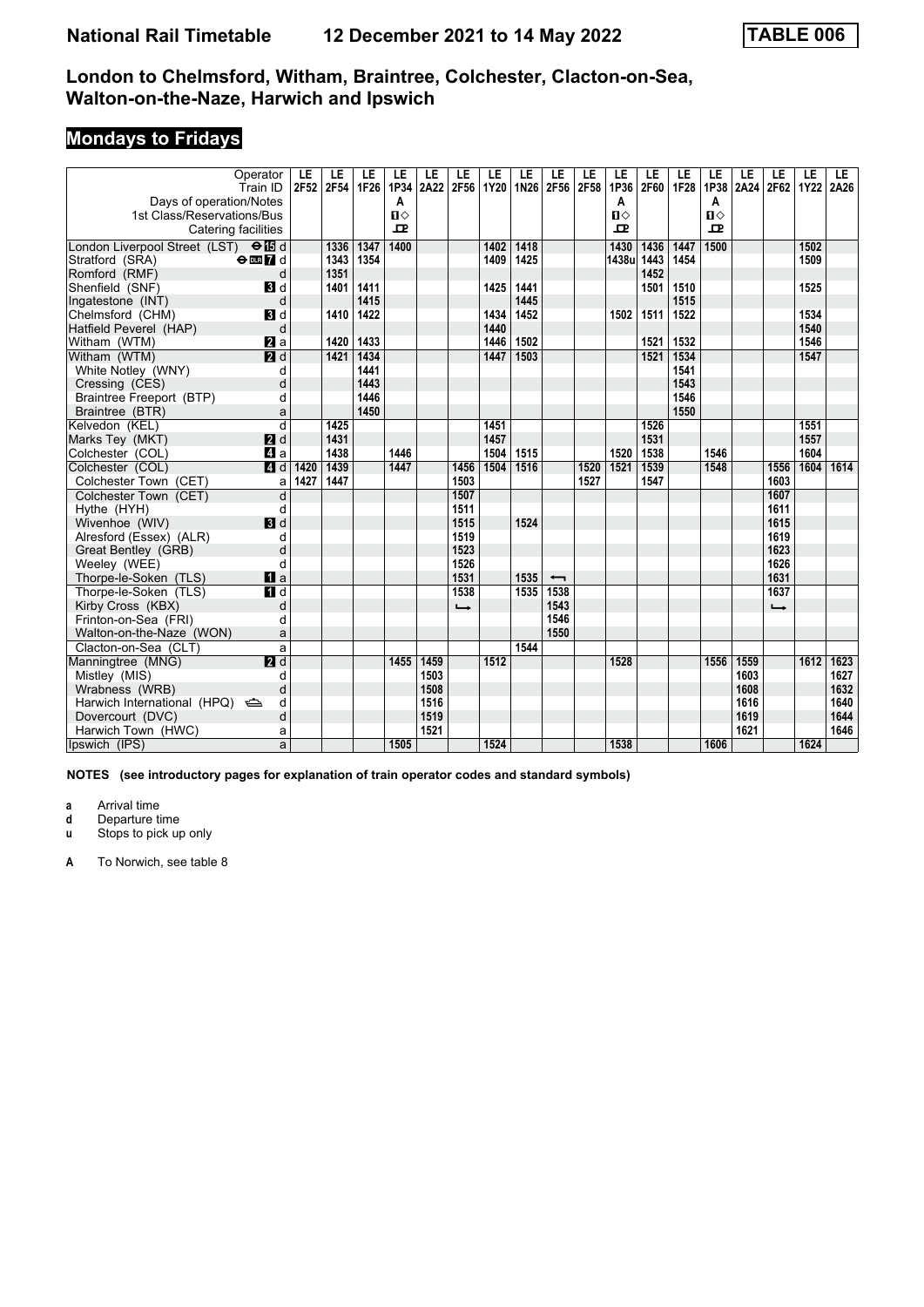# London to Chelmsford, Witham, Braintree, Colchester, Clacton-on-Sea, Walton-on-the-Naze, Harwich and Ipswich

## Mondays to Fridays

| Operator | | LE | LE | LE | LE | LE | LE | LE | LE | LE | LE | LE | LE | LE | LE | LE | LE | LE | LE |
|---|---|---|---|---|---|---|---|---|---|---|---|---|---|---|---|---|---|---|---|
| Train ID | | 2F52 | 2F54 | 1F26 | 1P34 | 2A22 | 2F56 | 1Y20 | 1N26 | 2F56 | 2F58 | 1P36 | 2F60 | 1F28 | 1P38 | 2A24 | 2F62 | 1Y22 | 2A26 |
| Days of operation/Notes | | | | | A | | | | | | | A | | | A | | | | |
| 1st Class/Reservations/Bus | | | | | 1◇ | | | | | | | 1◇ | | | 1◇ | | | | |
| Catering facilities | | | | | P | | | | | | | P | | | P | | | | |
| London Liverpool Street (LST) ⊖15 | d | | 1336 | 1347 | 1400 | | | 1402 | 1418 | | | 1430 | 1436 | 1447 | 1500 | | | 1502 | |
| Stratford (SRA) ⊖DLR 7 | d | | 1343 | 1354 | | | | 1409 | 1425 | | | 1438u | 1443 | 1454 | | | | 1509 | |
| Romford (RMF) | d | | 1351 | | | | | | | | | | 1452 | | | | | | |
| Shenfield (SNF) 3 | d | | 1401 | 1411 | | | | 1425 | 1441 | | | | 1501 | 1510 | | | | 1525 | |
| Ingatestone (INT) | d | | | 1415 | | | | | 1445 | | | | | 1515 | | | | | |
| Chelmsford (CHM) 3 | d | | 1410 | 1422 | | | | 1434 | 1452 | | | 1502 | 1511 | 1522 | | | | 1534 | |
| Hatfield Peverel (HAP) | d | | | | | | | 1440 | | | | | | | | | | 1540 | |
| Witham (WTM) 2 | a | | 1420 | 1433 | | | | 1446 | 1502 | | | | 1521 | 1532 | | | | 1546 | |
| Witham (WTM) 2 | d | | 1421 | 1434 | | | | 1447 | 1503 | | | | 1521 | 1534 | | | | 1547 | |
| White Notley (WNY) | d | | | 1441 | | | | | | | | | | 1541 | | | | | |
| Cressing (CES) | d | | | 1443 | | | | | | | | | | 1543 | | | | | |
| Braintree Freeport (BTP) | d | | | 1446 | | | | | | | | | | 1546 | | | | | |
| Braintree (BTR) | a | | | 1450 | | | | | | | | | | 1550 | | | | | |
| Kelvedon (KEL) | d | | 1425 | | | | | 1451 | | | | | 1526 | | | | | 1551 | |
| Marks Tey (MKT) 2 | d | | 1431 | | | | | 1457 | | | | | 1531 | | | | | 1557 | |
| Colchester (COL) 4 | a | | 1438 | | 1446 | | | 1504 | 1515 | | | 1520 | 1538 | | 1546 | | | 1604 | |
| Colchester (COL) 4 | d | 1420 | 1439 | | 1447 | | 1456 | 1504 | 1516 | | 1520 | 1521 | 1539 | | 1548 | | 1556 | 1604 | 1614 |
| Colchester Town (CET) | a | 1427 | 1447 | | | | 1503 | | | | 1527 | | 1547 | | | | 1603 | | |
| Colchester Town (CET) | d | | | | | | 1507 | | | | | | | | | | 1607 | | |
| Hythe (HYH) | d | | | | | | 1511 | | | | | | | | | | 1611 | | |
| Wivenhoe (WIV) 3 | d | | | | | | 1515 | | 1524 | | | | | | | | 1615 | | |
| Alresford (Essex) (ALR) | d | | | | | | 1519 | | | | | | | | | | 1619 | | |
| Great Bentley (GRB) | d | | | | | | 1523 | | | | | | | | | | 1623 | | |
| Weeley (WEE) | d | | | | | | 1526 | | | | | | | | | | 1626 | | |
| Thorpe-le-Soken (TLS) 1 | a | | | | | | 1531 | | 1535 | ← | | | | | | | 1631 | | |
| Thorpe-le-Soken (TLS) 1 | d | | | | | | 1538 | | 1535 | 1538 | | | | | | | 1637 | | |
| Kirby Cross (KBX) | d | | | | | | ↳ | | | 1543 | | | | | | | ↳ | | |
| Frinton-on-Sea (FRI) | d | | | | | | | | | 1546 | | | | | | | | | |
| Walton-on-the-Naze (WON) | a | | | | | | | | | 1550 | | | | | | | | | |
| Clacton-on-Sea (CLT) | a | | | | | | | | 1544 | | | | | | | | | | |
| Manningtree (MNG) 2 | d | | | | 1455 | 1459 | | 1512 | | | | 1528 | | | 1556 | 1559 | | 1612 | 1623 |
| Mistley (MIS) | d | | | | | 1503 | | | | | | | | | | 1603 | | | 1627 |
| Wrabness (WRB) | d | | | | | 1508 | | | | | | | | | | 1608 | | | 1632 |
| Harwich International (HPQ) ⛴ | d | | | | | 1516 | | | | | | | | | | 1616 | | | 1640 |
| Dovercourt (DVC) | d | | | | | 1519 | | | | | | | | | | 1619 | | | 1644 |
| Harwich Town (HWC) | a | | | | | 1521 | | | | | | | | | | 1621 | | | 1646 |
| Ipswich (IPS) | a | | | | 1505 | | | 1524 | | | | 1538 | | | 1606 | | | 1624 | |

**NOTES (see introductory pages for explanation of train operator codes and standard symbols)**

**a** Arrival time
**d** Departure time
**u** Stops to pick up only

**A** To Norwich, see table 8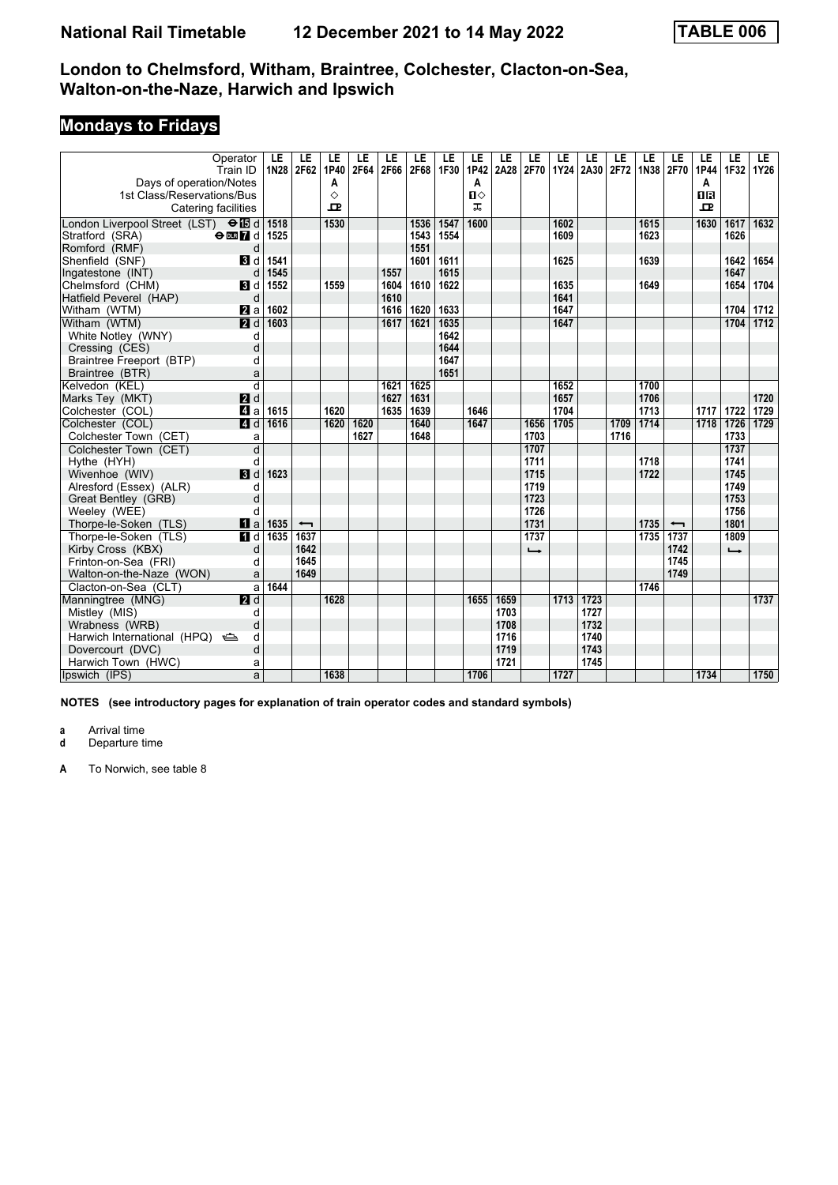# National Rail Timetable — 12 December 2021 to 14 May 2022 — TABLE 006

## London to Chelmsford, Witham, Braintree, Colchester, Clacton-on-Sea, Walton-on-the-Naze, Harwich and Ipswich

## Mondays to Fridays

| Operator | | LE | LE | LE | LE | LE | LE | LE | LE | LE | LE | LE | LE | LE | LE | LE | LE | LE | LE |
|---|---|---|---|---|---|---|---|---|---|---|---|---|---|---|---|---|---|---|---|
| Train ID | | 1N28 | 2F62 | 1P40 | 2F64 | 2F66 | 2F68 | 1F30 | 1P42 | 2A28 | 2F70 | 1Y24 | 2A30 | 2F72 | 1N38 | 2F70 | 1P44 | 1F32 | 1Y26 |
| Days of operation/Notes | | | | A | | | | | A | | | | | | | | A | | |
| 1st Class/Reservations/Bus | | | | ◇ | | | | | 1◇ | | | | | | | | 1R | | |
| Catering facilities | | | | ⊡ | | | | | ⊼ | | | | | | | | ⊡ | | |
| London Liverpool Street (LST) ⊖15 | d | 1518 | | 1530 | | | 1536 | 1547 | 1600 | | | 1602 | | | 1615 | | 1630 | 1617 | 1632 |
| Stratford (SRA) ⊖DLR 7 | d | 1525 | | | | | 1543 | 1554 | | | | 1609 | | | 1623 | | | 1626 | |
| Romford (RMF) | d | | | | | | 1551 | | | | | | | | | | | | |
| Shenfield (SNF) 3 | d | 1541 | | | | | 1601 | 1611 | | | | 1625 | | | 1639 | | | 1642 | 1654 |
| Ingatestone (INT) | d | 1545 | | | | 1557 | | 1615 | | | | | | | | | | 1647 | |
| Chelmsford (CHM) 3 | d | 1552 | | 1559 | | 1604 | 1610 | 1622 | | | | 1635 | | | 1649 | | | 1654 | 1704 |
| Hatfield Peverel (HAP) | d | | | | | 1610 | | | | | | 1641 | | | | | | | |
| Witham (WTM) 2 | a | 1602 | | | | 1616 | 1620 | 1633 | | | | 1647 | | | | | | 1704 | 1712 |
| Witham (WTM) 2 | d | 1603 | | | | 1617 | 1621 | 1635 | | | | 1647 | | | | | | 1704 | 1712 |
| White Notley (WNY) | d | | | | | | | 1642 | | | | | | | | | | | |
| Cressing (CES) | d | | | | | | | 1644 | | | | | | | | | | | |
| Braintree Freeport (BTP) | d | | | | | | | 1647 | | | | | | | | | | | |
| Braintree (BTR) | a | | | | | | | 1651 | | | | | | | | | | | |
| Kelvedon (KEL) | d | | | | | 1621 | 1625 | | | | | 1652 | | | 1700 | | | | |
| Marks Tey (MKT) 2 | d | | | | | 1627 | 1631 | | | | | 1657 | | | 1706 | | | | 1720 |
| Colchester (COL) 4 | a | 1615 | | 1620 | | 1635 | 1639 | | 1646 | | | 1704 | | | 1713 | | 1717 | 1722 | 1729 |
| Colchester (COL) 4 | d | 1616 | | 1620 | 1620 | | 1640 | | 1647 | | 1656 | 1705 | | 1709 | 1714 | | 1718 | 1726 | 1729 |
| Colchester Town (CET) | a | | | | 1627 | | 1648 | | | | 1703 | | | 1716 | | | | 1733 | |
| Colchester Town (CET) | d | | | | | | | | | | 1707 | | | | | | | 1737 | |
| Hythe (HYH) | d | | | | | | | | | | 1711 | | | | 1718 | | | 1741 | |
| Wivenhoe (WIV) 3 | d | 1623 | | | | | | | | | 1715 | | | | 1722 | | | 1745 | |
| Alresford (Essex) (ALR) | d | | | | | | | | | | 1719 | | | | | | | 1749 | |
| Great Bentley (GRB) | d | | | | | | | | | | 1723 | | | | | | | 1753 | |
| Weeley (WEE) | d | | | | | | | | | | 1726 | | | | | | | 1756 | |
| Thorpe-le-Soken (TLS) 1 | a | 1635 | ← | | | | | | | | 1731 | | | | 1735 | ← | | 1801 | |
| Thorpe-le-Soken (TLS) 1 | d | 1635 | 1637 | | | | | | | | 1737 | | | | 1735 | 1737 | | 1809 | |
| Kirby Cross (KBX) | d | | 1642 | | | | | | | | ↳ | | | | | 1742 | | ↳ | |
| Frinton-on-Sea (FRI) | d | | 1645 | | | | | | | | | | | | | 1745 | | | |
| Walton-on-the-Naze (WON) | a | | 1649 | | | | | | | | | | | | | 1749 | | | |
| Clacton-on-Sea (CLT) | a | 1644 | | | | | | | | | | | | | 1746 | | | | |
| Manningtree (MNG) 2 | d | | | 1628 | | | | | 1655 | 1659 | | 1713 | 1723 | | | | | | 1737 |
| Mistley (MIS) | d | | | | | | | | | 1703 | | | 1727 | | | | | | |
| Wrabness (WRB) | d | | | | | | | | | 1708 | | | 1732 | | | | | | |
| Harwich International (HPQ) ⛴ | d | | | | | | | | | 1716 | | | 1740 | | | | | | |
| Dovercourt (DVC) | d | | | | | | | | | 1719 | | | 1743 | | | | | | |
| Harwich Town (HWC) | a | | | | | | | | | 1721 | | | 1745 | | | | | | |
| Ipswich (IPS) | a | | | 1638 | | | | | 1706 | | | 1727 | | | | | 1734 | | 1750 |

**NOTES (see introductory pages for explanation of train operator codes and standard symbols)**

**a** Arrival time
**d** Departure time

**A** To Norwich, see table 8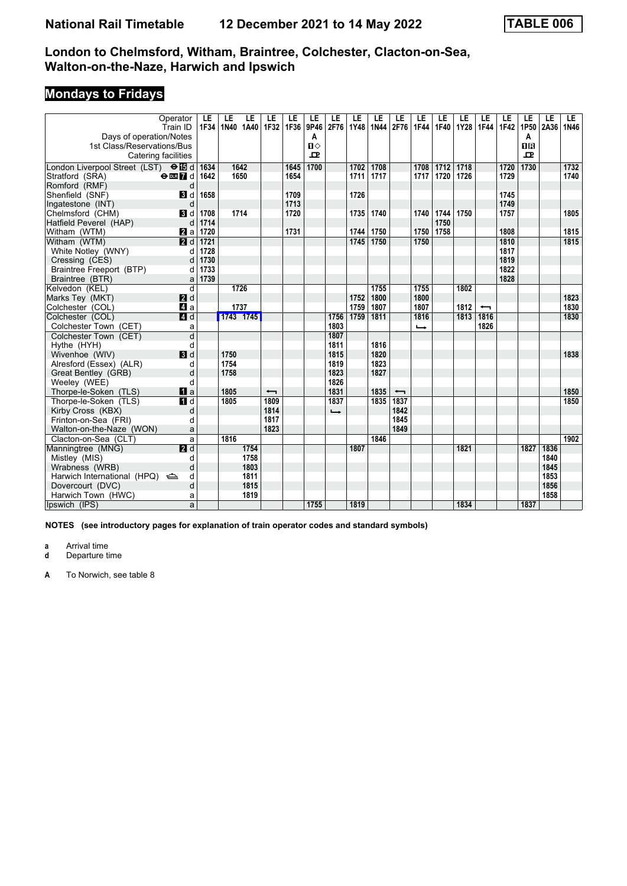# National Rail Timetable 12 December 2021 to 14 May 2022 TABLE 006

## London to Chelmsford, Witham, Braintree, Colchester, Clacton-on-Sea, Walton-on-the-Naze, Harwich and Ipswich

## Mondays to Fridays

| Operator | LE | LE | LE | LE | LE | LE | LE | LE | LE | LE | LE | LE | LE | LE | LE | LE | LE | LE |
|---|---|---|---|---|---|---|---|---|---|---|---|---|---|---|---|---|---|---|
| Train ID | 1F34 | 1N40 | 1A40 | 1F32 | 1F36 | 9P46 | 2F76 | 1Y48 | 1N44 | 2F76 | 1F44 | 1F40 | 1Y28 | 1F44 | 1F42 | 1P50 | 2A36 | 1N46 |
| Days of operation/Notes | | | | | | A | | | | | | | | | | A | | |
| 1st Class/Reservations/Bus | | | | | | 1◇ | | | | | | | | | | 1R | | |
| Catering facilities | | | | | | 🍴 | | | | | | | | | | 🍴 | | |
| London Liverpool Street (LST) ⊖ 15 d | 1634 | 1642 | | | 1645 | 1700 | | 1702 | 1708 | | 1708 | 1712 | 1718 | | 1720 | 1730 | | 1732 |
| Stratford (SRA) ⊖ DLR 7 d | 1642 | 1650 | | | 1654 | | | 1711 | 1717 | | 1717 | 1720 | 1726 | | 1729 | | | 1740 |
| Romford (RMF) d | | | | | | | | | | | | | | | | | | |
| Shenfield (SNF) 3 d | 1658 | | | | 1709 | | | 1726 | | | | | | | 1745 | | | |
| Ingatestone (INT) d | | | | | 1713 | | | | | | | | | | 1749 | | | |
| Chelmsford (CHM) 3 d | 1708 | 1714 | | | 1720 | | | 1735 | 1740 | | 1740 | 1744 | 1750 | | 1757 | | | 1805 |
| Hatfield Peverel (HAP) d | 1714 | | | | | | | | | | | 1750 | | | | | | |
| Witham (WTM) 2 a | 1720 | | | | 1731 | | | 1744 | 1750 | | 1750 | 1758 | | | 1808 | | | 1815 |
| Witham (WTM) 2 d | 1721 | | | | | | | 1745 | 1750 | | 1750 | | | | 1810 | | | 1815 |
| White Notley (WNY) d | 1728 | | | | | | | | | | | | | | 1817 | | | |
| Cressing (CES) d | 1730 | | | | | | | | | | | | | | 1819 | | | |
| Braintree Freeport (BTP) d | 1733 | | | | | | | | | | | | | | 1822 | | | |
| Braintree (BTR) a | 1739 | | | | | | | | | | | | | | 1828 | | | |
| Kelvedon (KEL) d | | 1726 | | | | | | | 1755 | | 1755 | | 1802 | | | | | |
| Marks Tey (MKT) 2 d | | | | | | | | 1752 | 1800 | | 1800 | | | | | | | 1823 |
| Colchester (COL) 4 a | | 1737 | | | | | | 1759 | 1807 | | 1807 | | 1812 | ← | | | | 1830 |
| Colchester (COL) 4 d | | 1743 | 1745 | | | | 1756 | 1759 | 1811 | | 1816 | | 1813 | 1816 | | | | 1830 |
| Colchester Town (CET) a | | | | | | | 1803 | | | | ↳ | | | 1826 | | | | |
| Colchester Town (CET) d | | | | | | | 1807 | | | | | | | | | | | |
| Hythe (HYH) d | | | | | | | 1811 | | 1816 | | | | | | | | | |
| Wivenhoe (WIV) 3 d | | 1750 | | | | | 1815 | | 1820 | | | | | | | | | 1838 |
| Alresford (Essex) (ALR) d | | 1754 | | | | | 1819 | | 1823 | | | | | | | | | |
| Great Bentley (GRB) d | | 1758 | | | | | 1823 | | 1827 | | | | | | | | | |
| Weeley (WEE) d | | | | | | | 1826 | | | | | | | | | | | |
| Thorpe-le-Soken (TLS) 1 a | | 1805 | | ← | | | 1831 | | 1835 | ← | | | | | | | | 1850 |
| Thorpe-le-Soken (TLS) 1 d | | 1805 | | 1809 | | | 1837 | | 1835 | 1837 | | | | | | | | 1850 |
| Kirby Cross (KBX) d | | | | 1814 | | | ↳ | | | 1842 | | | | | | | | |
| Frinton-on-Sea (FRI) d | | | | 1817 | | | | | | 1845 | | | | | | | | |
| Walton-on-the-Naze (WON) a | | | | 1823 | | | | | | 1849 | | | | | | | | |
| Clacton-on-Sea (CLT) a | | 1816 | | | | | | | 1846 | | | | | | | | | 1902 |
| Manningtree (MNG) 2 d | | | 1754 | | | | | 1807 | | | | | 1821 | | | 1827 | 1836 | |
| Mistley (MIS) d | | | 1758 | | | | | | | | | | | | | | 1840 | |
| Wrabness (WRB) d | | | 1803 | | | | | | | | | | | | | | 1845 | |
| Harwich International (HPQ) ⛴ d | | | 1811 | | | | | | | | | | | | | | 1853 | |
| Dovercourt (DVC) d | | | 1815 | | | | | | | | | | | | | | 1856 | |
| Harwich Town (HWC) a | | | 1819 | | | | | | | | | | | | | | 1858 | |
| Ipswich (IPS) a | | | | | | 1755 | | 1819 | | | | | 1834 | | | 1837 | | |

**NOTES (see introductory pages for explanation of train operator codes and standard symbols)**

**a** Arrival time
**d** Departure time

**A** To Norwich, see table 8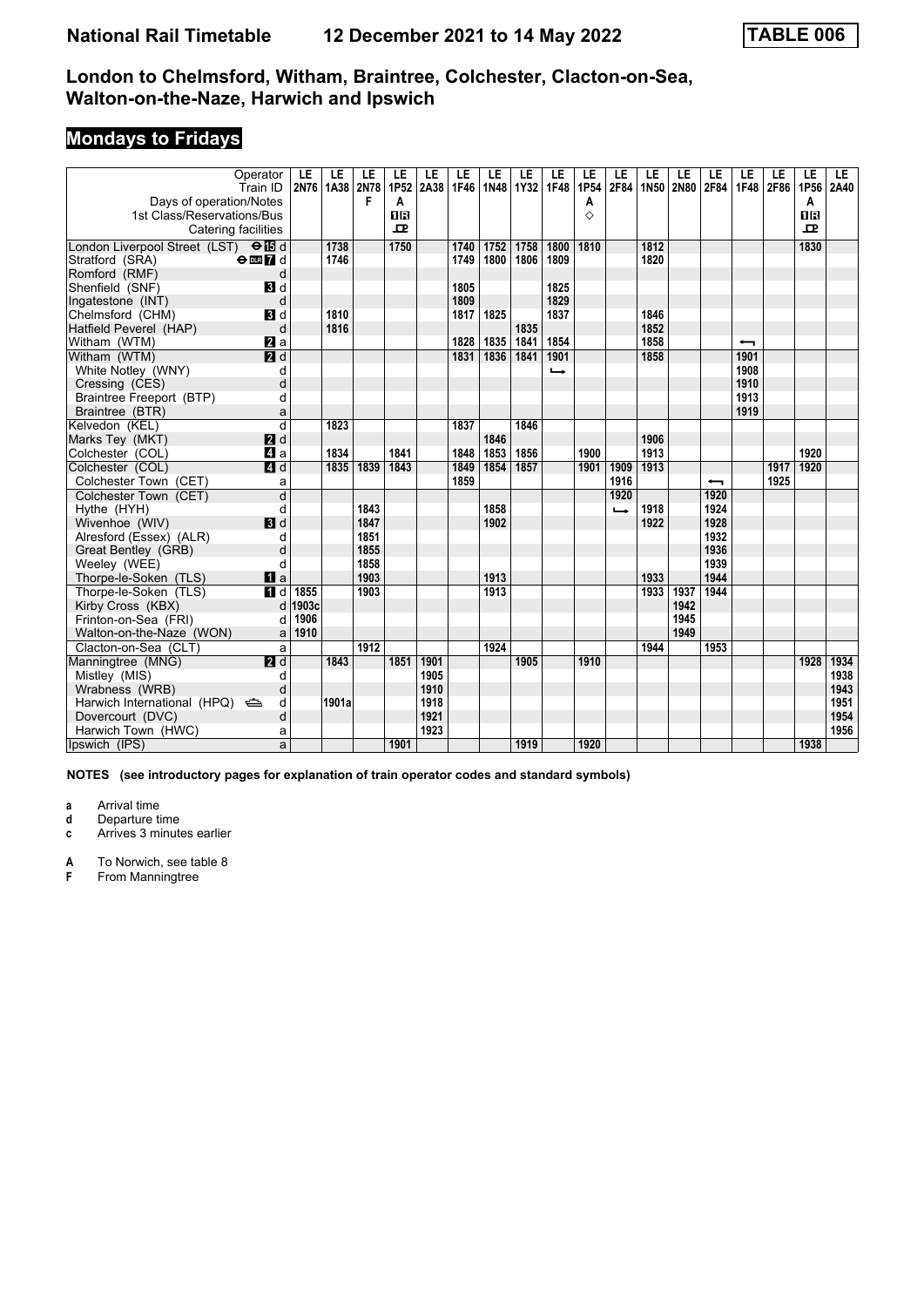# National Rail Timetable 12 December 2021 to 14 May 2022 TABLE 006

## London to Chelmsford, Witham, Braintree, Colchester, Clacton-on-Sea, Walton-on-the-Naze, Harwich and Ipswich

## Mondays to Fridays

| Operator | | LE | LE | LE | LE | LE | LE | LE | LE | LE | LE | LE | LE | LE | LE | LE | LE | LE | LE |
|---|---|---|---|---|---|---|---|---|---|---|---|---|---|---|---|---|---|---|---|
| Train ID | | 2N76 | 1A38 | 2N78 | 1P52 | 2A38 | 1F46 | 1N48 | 1Y32 | 1F48 | 1P54 | 2F84 | 1N50 | 2N80 | 2F84 | 1F48 | 2F86 | 1P56 | 2A40 |
| Days of operation/Notes | | | | F | A | | | | | | A | | | | | | | A | |
| 1st Class/Reservations/Bus | | | | | 1R | | | | | | ◇ | | | | | | | 1R | |
| Catering facilities | | | | | ⊡ | | | | | | | | | | | | | ⊡ | |
| London Liverpool Street (LST) ⊖15 | d | | 1738 | | 1750 | | 1740 | 1752 | 1758 | 1800 | 1810 | | 1812 | | | | | 1830 | |
| Stratford (SRA) ⊖DLR7 | d | | 1746 | | | | 1749 | 1800 | 1806 | 1809 | | | 1820 | | | | | | |
| Romford (RMF) | d | | | | | | | | | | | | | | | | | | |
| Shenfield (SNF) 3 | d | | | | | | 1805 | | | 1825 | | | | | | | | | |
| Ingatestone (INT) | d | | | | | | 1809 | | | 1829 | | | | | | | | | |
| Chelmsford (CHM) 3 | d | | 1810 | | | | 1817 | 1825 | | 1837 | | | 1846 | | | | | | |
| Hatfield Peverel (HAP) | d | | 1816 | | | | | | 1835 | | | | 1852 | | | | | | |
| Witham (WTM) 2 | a | | | | | | 1828 | 1835 | 1841 | 1854 | | | 1858 | | | ⟵ | | | |
| Witham (WTM) 2 | d | | | | | | 1831 | 1836 | 1841 | 1901 | | | 1858 | | | 1901 | | | |
| White Notley (WNY) | d | | | | | | | | | ⟶ | | | | | | 1908 | | | |
| Cressing (CES) | d | | | | | | | | | | | | | | | 1910 | | | |
| Braintree Freeport (BTP) | d | | | | | | | | | | | | | | | 1913 | | | |
| Braintree (BTR) | a | | | | | | | | | | | | | | | 1919 | | | |
| Kelvedon (KEL) | d | | 1823 | | | | 1837 | | 1846 | | | | | | | | | | |
| Marks Tey (MKT) 2 | d | | | | | | | 1846 | | | | | 1906 | | | | | | |
| Colchester (COL) 4 | a | | 1834 | | 1841 | | 1848 | 1853 | 1856 | | 1900 | | 1913 | | | | | 1920 | |
| Colchester (COL) 4 | d | | 1835 | 1839 | 1843 | | 1849 | 1854 | 1857 | | 1901 | 1909 | 1913 | | | | 1917 | 1920 | |
| Colchester Town (CET) | a | | | | | | 1859 | | | | | 1916 | | | ⟵ | | 1925 | | |
| Colchester Town (CET) | d | | | | | | | | | | | 1920 | | | 1920 | | | | |
| Hythe (HYH) | d | | | 1843 | | | | 1858 | | | | ⟶ | 1918 | | 1924 | | | | |
| Wivenhoe (WIV) 3 | d | | | 1847 | | | | 1902 | | | | | 1922 | | 1928 | | | | |
| Alresford (Essex) (ALR) | d | | | 1851 | | | | | | | | | | | 1932 | | | | |
| Great Bentley (GRB) | d | | | 1855 | | | | | | | | | | | 1936 | | | | |
| Weeley (WEE) | d | | | 1858 | | | | | | | | | | | 1939 | | | | |
| Thorpe-le-Soken (TLS) 1 | a | | | 1903 | | | | 1913 | | | | | 1933 | | 1944 | | | | |
| Thorpe-le-Soken (TLS) 1 | d | 1855 | | 1903 | | | | 1913 | | | | | 1933 | 1937 | 1944 | | | | |
| Kirby Cross (KBX) | d | 1903c | | | | | | | | | | | | 1942 | | | | | |
| Frinton-on-Sea (FRI) | d | 1906 | | | | | | | | | | | | 1945 | | | | | |
| Walton-on-the-Naze (WON) | a | 1910 | | | | | | | | | | | | 1949 | | | | | |
| Clacton-on-Sea (CLT) | a | | | 1912 | | | | 1924 | | | | | 1944 | | 1953 | | | | |
| Manningtree (MNG) 2 | d | | 1843 | | 1851 | 1901 | | | 1905 | | 1910 | | | | | | | 1928 | 1934 |
| Mistley (MIS) | d | | | | | 1905 | | | | | | | | | | | | | 1938 |
| Wrabness (WRB) | d | | | | | 1910 | | | | | | | | | | | | | 1943 |
| Harwich International (HPQ) ⛴ | d | | 1901a | | | 1918 | | | | | | | | | | | | | 1951 |
| Dovercourt (DVC) | d | | | | | 1921 | | | | | | | | | | | | | 1954 |
| Harwich Town (HWC) | a | | | | | 1923 | | | | | | | | | | | | | 1956 |
| Ipswich (IPS) | a | | | | 1901 | | | | 1919 | | 1920 | | | | | | | 1938 | |

**NOTES (see introductory pages for explanation of train operator codes and standard symbols)**

- **a** Arrival time
- **d** Departure time
- **c** Arrives 3 minutes earlier

- **A** To Norwich, see table 8
- **F** From Manningtree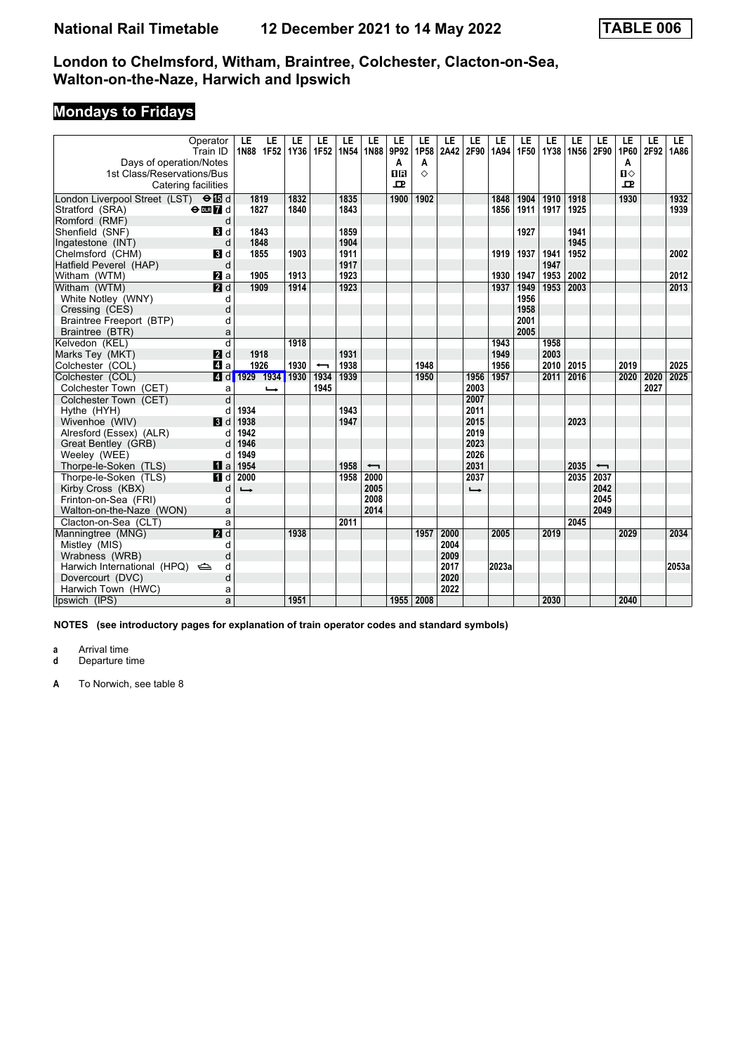# National Rail Timetable — 12 December 2021 to 14 May 2022 — TABLE 006

## London to Chelmsford, Witham, Braintree, Colchester, Clacton-on-Sea, Walton-on-the-Naze, Harwich and Ipswich

## Mondays to Fridays

| Operator | | LE | LE | LE | LE | LE | LE | LE | LE | LE | LE | LE | LE | LE | LE | LE | LE | LE | LE |
|---|---|---|---|---|---|---|---|---|---|---|---|---|---|---|---|---|---|---|---|
| Train ID | | 1N88 | 1F52 | 1Y36 | 1F52 | 1N54 | 1N88 | 9P92 | 1P58 | 2A42 | 2F90 | 1A94 | 1F50 | 1Y38 | 1N56 | 2F90 | 1P60 | 2F92 | 1A86 |
| Days of operation/Notes | | | | | | | | A | A | | | | | | | | A | | |
| 1st Class/Reservations/Bus | | | | | | | | 1R | ◇ | | | | | | | | 1◇ | | |
| Catering facilities | | | | | | | | ⊡ | | | | | | | | | ⊡ | | |
| London Liverpool Street (LST) | d | | 1819 | 1832 | | 1835 | | 1900 | 1902 | | | 1848 | 1904 | 1910 | 1918 | | 1930 | | 1932 |
| Stratford (SRA) | d | | 1827 | 1840 | | 1843 | | | | | | 1856 | 1911 | 1917 | 1925 | | | | 1939 |
| Romford (RMF) | d | | | | | | | | | | | | | | | | | | |
| Shenfield (SNF) | d | | 1843 | | | 1859 | | | | | | | 1927 | | 1941 | | | | |
| Ingatestone (INT) | d | | 1848 | | | 1904 | | | | | | | | | 1945 | | | | |
| Chelmsford (CHM) | d | | 1855 | 1903 | | 1911 | | | | | | 1919 | 1937 | 1941 | 1952 | | | | 2002 |
| Hatfield Peverel (HAP) | d | | | | | 1917 | | | | | | | | 1947 | | | | | |
| Witham (WTM) | a | | 1905 | 1913 | | 1923 | | | | | | 1930 | 1947 | 1953 | 2002 | | | | 2012 |
| Witham (WTM) | d | | 1909 | 1914 | | 1923 | | | | | | 1937 | 1949 | 1953 | 2003 | | | | 2013 |
| White Notley (WNY) | d | | | | | | | | | | | | 1956 | | | | | | |
| Cressing (CES) | d | | | | | | | | | | | | 1958 | | | | | | |
| Braintree Freeport (BTP) | d | | | | | | | | | | | | 2001 | | | | | | |
| Braintree (BTR) | a | | | | | | | | | | | | 2005 | | | | | | |
| Kelvedon (KEL) | d | | | 1918 | | | | | | | | 1943 | | 1958 | | | | | |
| Marks Tey (MKT) | d | | 1918 | | | 1931 | | | | | | 1949 | | 2003 | | | | | |
| Colchester (COL) | a | | 1926 | 1930 | ← | 1938 | | | 1948 | | | 1956 | | 2010 | 2015 | | 2019 | | 2025 |
| Colchester (COL) | d | 1929 | 1934 | 1930 | 1934 | 1939 | | | 1950 | | 1956 | 1957 | | 2011 | 2016 | | 2020 | 2020 | 2025 |
| Colchester Town (CET) | a | | ↳ | | 1945 | | | | | | 2003 | | | | | | | 2027 | |
| Colchester Town (CET) | d | | | | | | | | | | 2007 | | | | | | | | |
| Hythe (HYH) | d | 1934 | | | | 1943 | | | | | 2011 | | | | | | | | |
| Wivenhoe (WIV) | d | 1938 | | | | 1947 | | | | | 2015 | | | | 2023 | | | | |
| Alresford (Essex) (ALR) | d | 1942 | | | | | | | | | 2019 | | | | | | | | |
| Great Bentley (GRB) | d | 1946 | | | | | | | | | 2023 | | | | | | | | |
| Weeley (WEE) | d | 1949 | | | | | | | | | 2026 | | | | | | | | |
| Thorpe-le-Soken (TLS) | a | 1954 | | | | 1958 | ← | | | | 2031 | | | | 2035 | ← | | | |
| Thorpe-le-Soken (TLS) | d | 2000 | | | | 1958 | 2000 | | | | 2037 | | | | 2035 | 2037 | | | |
| Kirby Cross (KBX) | d | ↳ | | | | | 2005 | | | | ↳ | | | | | 2042 | | | |
| Frinton-on-Sea (FRI) | d | | | | | | 2008 | | | | | | | | | 2045 | | | |
| Walton-on-the-Naze (WON) | a | | | | | | 2014 | | | | | | | | | 2049 | | | |
| Clacton-on-Sea (CLT) | a | | | | | 2011 | | | | | | | | | 2045 | | | | |
| Manningtree (MNG) | d | | | 1938 | | | | | 1957 | 2000 | | 2005 | | 2019 | | | 2029 | | 2034 |
| Mistley (MIS) | d | | | | | | | | | 2004 | | | | | | | | | |
| Wrabness (WRB) | d | | | | | | | | | 2009 | | | | | | | | | |
| Harwich International (HPQ) | d | | | | | | | | | 2017 | | 2023a | | | | | | | 2053a |
| Dovercourt (DVC) | d | | | | | | | | | 2020 | | | | | | | | | |
| Harwich Town (HWC) | a | | | | | | | | | 2022 | | | | | | | | | |
| Ipswich (IPS) | a | | | 1951 | | | | 1955 | 2008 | | | | | 2030 | | | 2040 | | |

**NOTES (see introductory pages for explanation of train operator codes and standard symbols)**

**a** Arrival time
**d** Departure time

**A** To Norwich, see table 8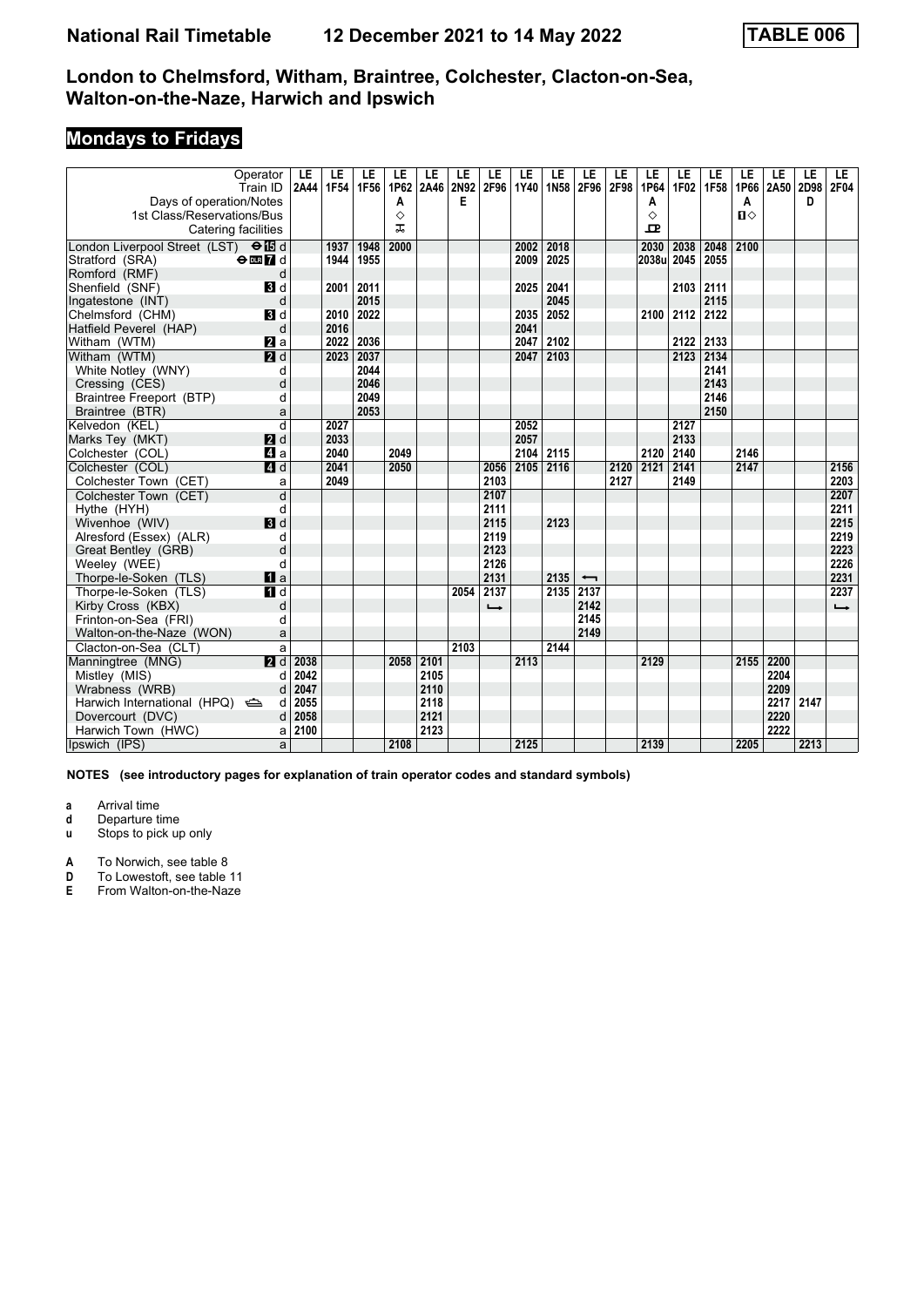# National Rail Timetable 12 December 2021 to 14 May 2022 TABLE 006

## London to Chelmsford, Witham, Braintree, Colchester, Clacton-on-Sea, Walton-on-the-Naze, Harwich and Ipswich

## Mondays to Fridays

| Operator | | LE | LE | LE | LE | LE | LE | LE | LE | LE | LE | LE | LE | LE | LE | LE | LE | LE | LE |
|---|---|---|---|---|---|---|---|---|---|---|---|---|---|---|---|---|---|---|---|
| Train ID | | 2A44 | 1F54 | 1F56 | 1P62 | 2A46 | 2N92 | 2F96 | 1Y40 | 1N58 | 2F96 | 2F98 | 1P64 | 1F02 | 1F58 | 1P66 | 2A50 | 2D98 | 2F04 |
| Days of operation/Notes | | | | | A | | E | | | | | | A | | | A | | D | |
| 1st Class/Reservations/Bus | | | | | ◇ | | | | | | | | ◇ | | | 🅱◇ | | | |
| Catering facilities | | | | | ⚹ | | | | | | | | 🅿 | | | | | | |
| London Liverpool Street (LST) ⊖15 | d | | 1937 | 1948 | 2000 | | | | 2002 | 2018 | | | 2030 | 2038 | 2048 | 2100 | | | |
| Stratford (SRA) ⊖DLR7 | d | | 1944 | 1955 | | | | | 2009 | 2025 | | | 2038u | 2045 | 2055 | | | | |
| Romford (RMF) | d | | | | | | | | | | | | | | | | | | |
| Shenfield (SNF) 3 | d | | 2001 | 2011 | | | | | 2025 | 2041 | | | | 2103 | 2111 | | | | |
| Ingatestone (INT) | d | | | 2015 | | | | | | 2045 | | | | | 2115 | | | | |
| Chelmsford (CHM) 3 | d | | 2010 | 2022 | | | | | 2035 | 2052 | | | 2100 | 2112 | 2122 | | | | |
| Hatfield Peverel (HAP) | d | | 2016 | | | | | | 2041 | | | | | | | | | | |
| Witham (WTM) 2 | a | | 2022 | 2036 | | | | | 2047 | 2102 | | | | 2122 | 2133 | | | | |
| Witham (WTM) 2 | d | | 2023 | 2037 | | | | | 2047 | 2103 | | | | 2123 | 2134 | | | | |
| White Notley (WNY) | d | | | 2044 | | | | | | | | | | | 2141 | | | | |
| Cressing (CES) | d | | | 2046 | | | | | | | | | | | 2143 | | | | |
| Braintree Freeport (BTP) | d | | | 2049 | | | | | | | | | | | 2146 | | | | |
| Braintree (BTR) | a | | | 2053 | | | | | | | | | | | 2150 | | | | |
| Kelvedon (KEL) | d | | 2027 | | | | | | 2052 | | | | | 2127 | | | | | |
| Marks Tey (MKT) 2 | d | | 2033 | | | | | | 2057 | | | | | 2133 | | | | | |
| Colchester (COL) 4 | a | | 2040 | | 2049 | | | | 2104 | 2115 | | | 2120 | 2140 | | 2146 | | | |
| Colchester (COL) 4 | d | | 2041 | | 2050 | | | 2056 | 2105 | 2116 | | 2120 | 2121 | 2141 | | 2147 | | | 2156 |
| Colchester Town (CET) | a | | 2049 | | | | | 2103 | | | | 2127 | | 2149 | | | | | 2203 |
| Colchester Town (CET) | d | | | | | | | 2107 | | | | | | | | | | | 2207 |
| Hythe (HYH) | d | | | | | | | 2111 | | | | | | | | | | | 2211 |
| Wivenhoe (WIV) 3 | d | | | | | | | 2115 | | 2123 | | | | | | | | | 2215 |
| Alresford (Essex) (ALR) | d | | | | | | | 2119 | | | | | | | | | | | 2219 |
| Great Bentley (GRB) | d | | | | | | | 2123 | | | | | | | | | | | 2223 |
| Weeley (WEE) | d | | | | | | | 2126 | | | | | | | | | | | 2226 |
| Thorpe-le-Soken (TLS) 1 | a | | | | | | | 2131 | | 2135 | ⟵ | | | | | | | | 2231 |
| Thorpe-le-Soken (TLS) 1 | d | | | | | | 2054 | 2137 | | 2135 | 2137 | | | | | | | | 2237 |
| Kirby Cross (KBX) | d | | | | | | | ⟶ | | | 2142 | | | | | | | | ⟶ |
| Frinton-on-Sea (FRI) | d | | | | | | | | | | 2145 | | | | | | | | |
| Walton-on-the-Naze (WON) | a | | | | | | | | | | 2149 | | | | | | | | |
| Clacton-on-Sea (CLT) | a | | | | | | 2103 | | | 2144 | | | | | | | | | |
| Manningtree (MNG) 2 | d | 2038 | | | 2058 | 2101 | | | 2113 | | | | 2129 | | | 2155 | 2200 | | |
| Mistley (MIS) | d | 2042 | | | | 2105 | | | | | | | | | | | 2204 | | |
| Wrabness (WRB) | d | 2047 | | | | 2110 | | | | | | | | | | | 2209 | | |
| Harwich International (HPQ) ⛴ | d | 2055 | | | | 2118 | | | | | | | | | | | 2217 | 2147 | |
| Dovercourt (DVC) | d | 2058 | | | | 2121 | | | | | | | | | | | 2220 | | |
| Harwich Town (HWC) | a | 2100 | | | | 2123 | | | | | | | | | | | 2222 | | |
| Ipswich (IPS) | a | | | | 2108 | | | | 2125 | | | | 2139 | | | 2205 | | 2213 | |

**NOTES (see introductory pages for explanation of train operator codes and standard symbols)**

- **a** Arrival time
- **d** Departure time
- **u** Stops to pick up only

- **A** To Norwich, see table 8
- **D** To Lowestoft, see table 11
- **E** From Walton-on-the-Naze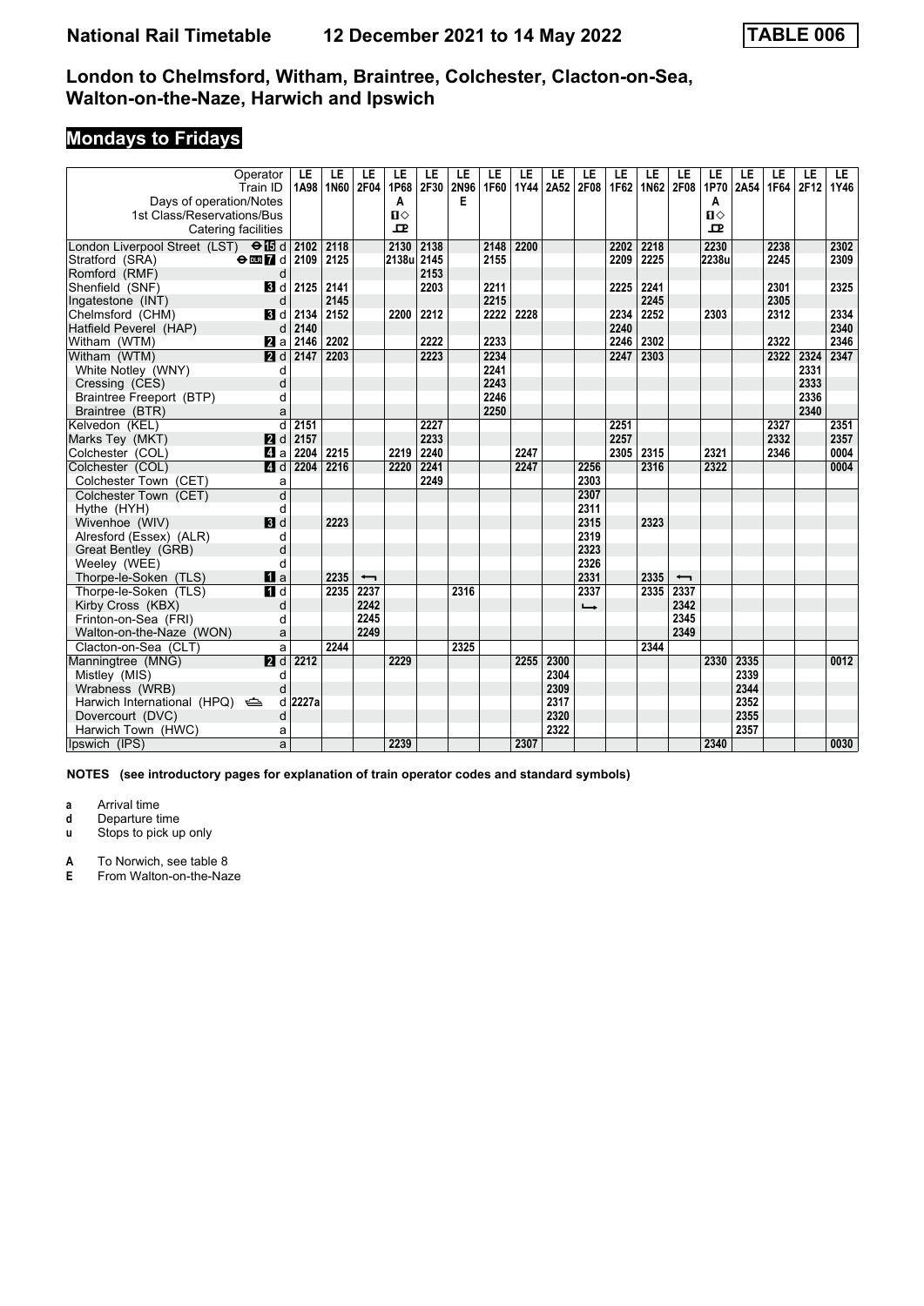# National Rail Timetable 12 December 2021 to 14 May 2022 TABLE 006

## London to Chelmsford, Witham, Braintree, Colchester, Clacton-on-Sea, Walton-on-the-Naze, Harwich and Ipswich

## Mondays to Fridays

| Operator | | LE | LE | LE | LE | LE | LE | LE | LE | LE | LE | LE | LE | LE | LE | LE | LE | LE | LE |
|---|---|---|---|---|---|---|---|---|---|---|---|---|---|---|---|---|---|---|---|
| Train ID | | 1A98 | 1N60 | 2F04 | 1P68 | 2F30 | 2N96 | 1F60 | 1Y44 | 2A52 | 2F08 | 1F62 | 1N62 | 2F08 | 1P70 | 2A54 | 1F64 | 2F12 | 1Y46 |
| Days of operation/Notes | | | | | A | | E | | | | | | | | A | | | | |
| 1st Class/Reservations/Bus | | | | | 1◇ | | | | | | | | | | 1◇ | | | | |
| Catering facilities | | | | | 🍴 | | | | | | | | | | 🍴 | | | | |
| London Liverpool Street (LST) ⊖ 15 | d | 2102 | 2118 | | 2130 | 2138 | | 2148 | 2200 | | | 2202 | 2218 | | 2230 | | 2238 | | 2302 |
| Stratford (SRA) ⊖ DLR 7 | d | 2109 | 2125 | | 2138u | 2145 | | 2155 | | | | 2209 | 2225 | | 2238u | | 2245 | | 2309 |
| Romford (RMF) | d | | | | | 2153 | | | | | | | | | | | | | |
| Shenfield (SNF) 3 | d | 2125 | 2141 | | | 2203 | | 2211 | | | | 2225 | 2241 | | | | 2301 | | 2325 |
| Ingatestone (INT) | d | | 2145 | | | | | 2215 | | | | | 2245 | | | | 2305 | | |
| Chelmsford (CHM) 3 | d | 2134 | 2152 | | 2200 | 2212 | | 2222 | 2228 | | | 2234 | 2252 | | 2303 | | 2312 | | 2334 |
| Hatfield Peverel (HAP) | d | 2140 | | | | | | | | | | 2240 | | | | | | | 2340 |
| Witham (WTM) 2 | a | 2146 | 2202 | | | 2222 | | 2233 | | | | 2246 | 2302 | | | | 2322 | | 2346 |
| Witham (WTM) 2 | d | 2147 | 2203 | | | 2223 | | 2234 | | | | 2247 | 2303 | | | | 2322 | 2324 | 2347 |
| White Notley (WNY) | d | | | | | | | 2241 | | | | | | | | | | 2331 | |
| Cressing (CES) | d | | | | | | | 2243 | | | | | | | | | | 2333 | |
| Braintree Freeport (BTP) | d | | | | | | | 2246 | | | | | | | | | | 2336 | |
| Braintree (BTR) | a | | | | | | | 2250 | | | | | | | | | | 2340 | |
| Kelvedon (KEL) | d | 2151 | | | | 2227 | | | | | | 2251 | | | | | 2327 | | 2351 |
| Marks Tey (MKT) 2 | d | 2157 | | | | 2233 | | | | | | 2257 | | | | | 2332 | | 2357 |
| Colchester (COL) 4 | a | 2204 | 2215 | | 2219 | 2240 | | | 2247 | | | 2305 | 2315 | | 2321 | | 2346 | | 0004 |
| Colchester (COL) 4 | d | 2204 | 2216 | | 2220 | 2241 | | | 2247 | | 2256 | | 2316 | | 2322 | | | | 0004 |
| Colchester Town (CET) | a | | | | | 2249 | | | | | 2303 | | | | | | | | |
| Colchester Town (CET) | d | | | | | | | | | | 2307 | | | | | | | | |
| Hythe (HYH) | d | | | | | | | | | | 2311 | | | | | | | | |
| Wivenhoe (WIV) 3 | d | | 2223 | | | | | | | | 2315 | | 2323 | | | | | | |
| Alresford (Essex) (ALR) | d | | | | | | | | | | 2319 | | | | | | | | |
| Great Bentley (GRB) | d | | | | | | | | | | 2323 | | | | | | | | |
| Weeley (WEE) | d | | | | | | | | | | 2326 | | | | | | | | |
| Thorpe-le-Soken (TLS) 1 | a | | 2235 | ⟵ | | | | | | | 2331 | | 2335 | ⟵ | | | | | |
| Thorpe-le-Soken (TLS) 1 | d | | 2235 | 2237 | | | 2316 | | | | 2337 | | 2335 | 2337 | | | | | |
| Kirby Cross (KBX) | d | | | 2242 | | | | | | | ⟶ | | | 2342 | | | | | |
| Frinton-on-Sea (FRI) | d | | | 2245 | | | | | | | | | | 2345 | | | | | |
| Walton-on-the-Naze (WON) | a | | | 2249 | | | | | | | | | | 2349 | | | | | |
| Clacton-on-Sea (CLT) | a | | 2244 | | | | 2325 | | | | | | 2344 | | | | | | |
| Manningtree (MNG) 2 | d | 2212 | | | 2229 | | | | 2255 | 2300 | | | | | 2330 | 2335 | | | 0012 |
| Mistley (MIS) | d | | | | | | | | | 2304 | | | | | | 2339 | | | |
| Wrabness (WRB) | d | | | | | | | | | 2309 | | | | | | 2344 | | | |
| Harwich International (HPQ) ⛴ | d | 2227a | | | | | | | | 2317 | | | | | | 2352 | | | |
| Dovercourt (DVC) | d | | | | | | | | | 2320 | | | | | | 2355 | | | |
| Harwich Town (HWC) | a | | | | | | | | | 2322 | | | | | | 2357 | | | |
| Ipswich (IPS) | a | | | | 2239 | | | | 2307 | | | | | | 2340 | | | | 0030 |

**NOTES (see introductory pages for explanation of train operator codes and standard symbols)**

**a** Arrival time
**d** Departure time
**u** Stops to pick up only

**A** To Norwich, see table 8
**E** From Walton-on-the-Naze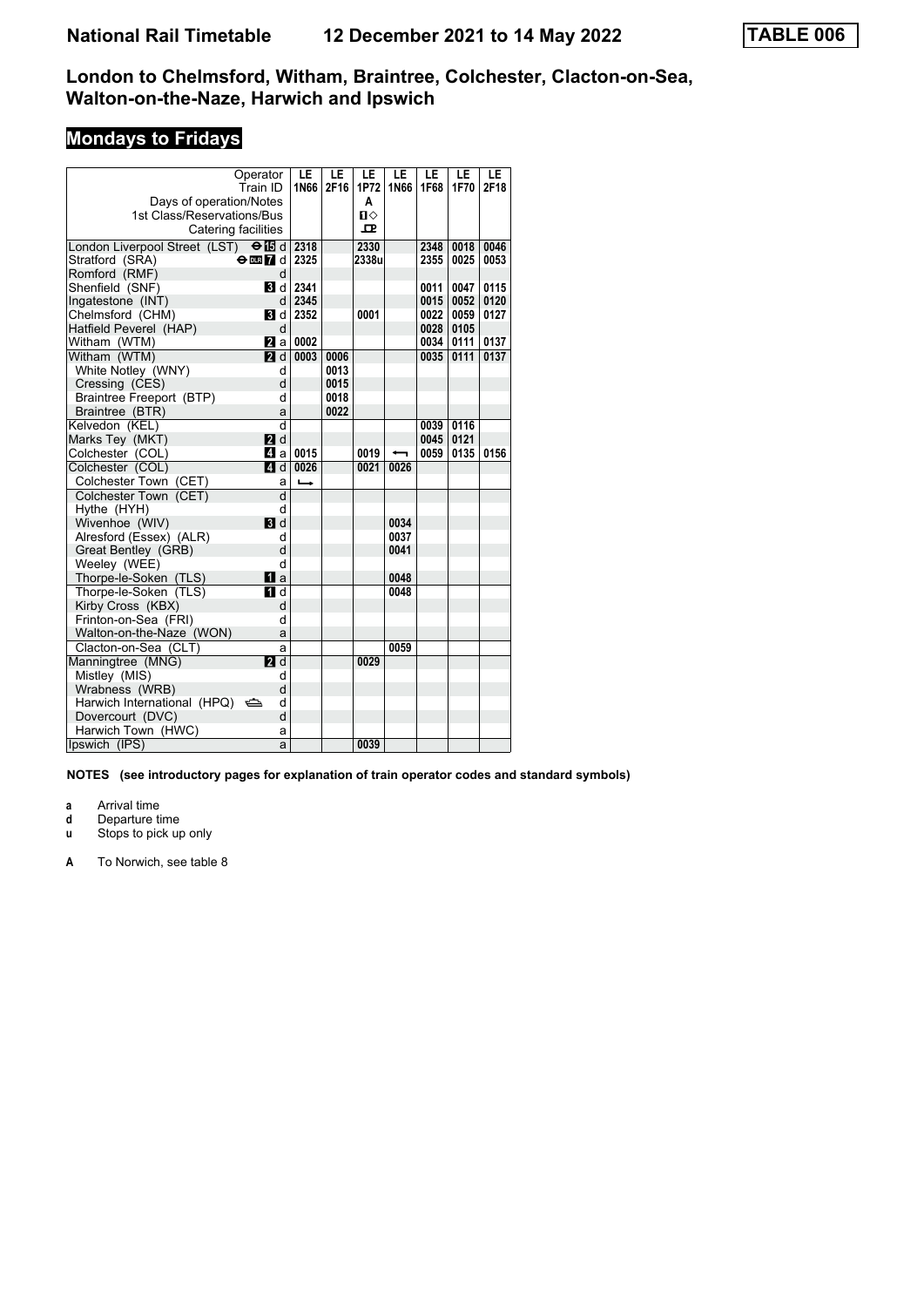# National Rail Timetable 12 December 2021 to 14 May 2022 TABLE 006

## London to Chelmsford, Witham, Braintree, Colchester, Clacton-on-Sea, Walton-on-the-Naze, Harwich and Ipswich

### Mondays to Fridays

| Operator | | LE | LE | LE | LE | LE | LE | LE |
|---|---|---|---|---|---|---|---|---|
| Train ID | | 1N66 | 2F16 | 1P72 | 1N66 | 1F68 | 1F70 | 2F18 |
| Days of operation/Notes | | | | A | | | | |
| 1st Class/Reservations/Bus | | | | ■◇ | | | | |
| Catering facilities | | | | ⊡ | | | | |
| London Liverpool Street (LST) | ⊖ 15 d | 2318 | | 2330 | | 2348 | 0018 | 0046 |
| Stratford (SRA) | ⊖ DLR 7 d | 2325 | | 2338u | | 2355 | 0025 | 0053 |
| Romford (RMF) | d | | | | | | | |
| Shenfield (SNF) | 3 d | 2341 | | | | 0011 | 0047 | 0115 |
| Ingatestone (INT) | d | 2345 | | | | 0015 | 0052 | 0120 |
| Chelmsford (CHM) | 3 d | 2352 | | 0001 | | 0022 | 0059 | 0127 |
| Hatfield Peverel (HAP) | d | | | | | 0028 | 0105 | |
| Witham (WTM) | 2 a | 0002 | | | | 0034 | 0111 | 0137 |
| Witham (WTM) | 2 d | 0003 | 0006 | | | 0035 | 0111 | 0137 |
| White Notley (WNY) | d | | 0013 | | | | | |
| Cressing (CES) | d | | 0015 | | | | | |
| Braintree Freeport (BTP) | d | | 0018 | | | | | |
| Braintree (BTR) | a | | 0022 | | | | | |
| Kelvedon (KEL) | d | | | | | 0039 | 0116 | |
| Marks Tey (MKT) | 2 d | | | | | 0045 | 0121 | |
| Colchester (COL) | 4 a | 0015 | | 0019 | ⟵ | 0059 | 0135 | 0156 |
| Colchester (COL) | 4 d | 0026 | | 0021 | 0026 | | | |
| Colchester Town (CET) | a | ⟶ | | | | | | |
| Colchester Town (CET) | d | | | | | | | |
| Hythe (HYH) | d | | | | | | | |
| Wivenhoe (WIV) | 3 d | | | | 0034 | | | |
| Alresford (Essex) (ALR) | d | | | | 0037 | | | |
| Great Bentley (GRB) | d | | | | 0041 | | | |
| Weeley (WEE) | d | | | | | | | |
| Thorpe-le-Soken (TLS) | 1 a | | | | 0048 | | | |
| Thorpe-le-Soken (TLS) | 1 d | | | | 0048 | | | |
| Kirby Cross (KBX) | d | | | | | | | |
| Frinton-on-Sea (FRI) | d | | | | | | | |
| Walton-on-the-Naze (WON) | a | | | | | | | |
| Clacton-on-Sea (CLT) | a | | | | 0059 | | | |
| Manningtree (MNG) | 2 d | | | 0029 | | | | |
| Mistley (MIS) | d | | | | | | | |
| Wrabness (WRB) | d | | | | | | | |
| Harwich International (HPQ) ⛴ | d | | | | | | | |
| Dovercourt (DVC) | d | | | | | | | |
| Harwich Town (HWC) | a | | | | | | | |
| Ipswich (IPS) | a | | | 0039 | | | | |

**NOTES (see introductory pages for explanation of train operator codes and standard symbols)**

- **a** Arrival time
- **d** Departure time
- **u** Stops to pick up only

- **A** To Norwich, see table 8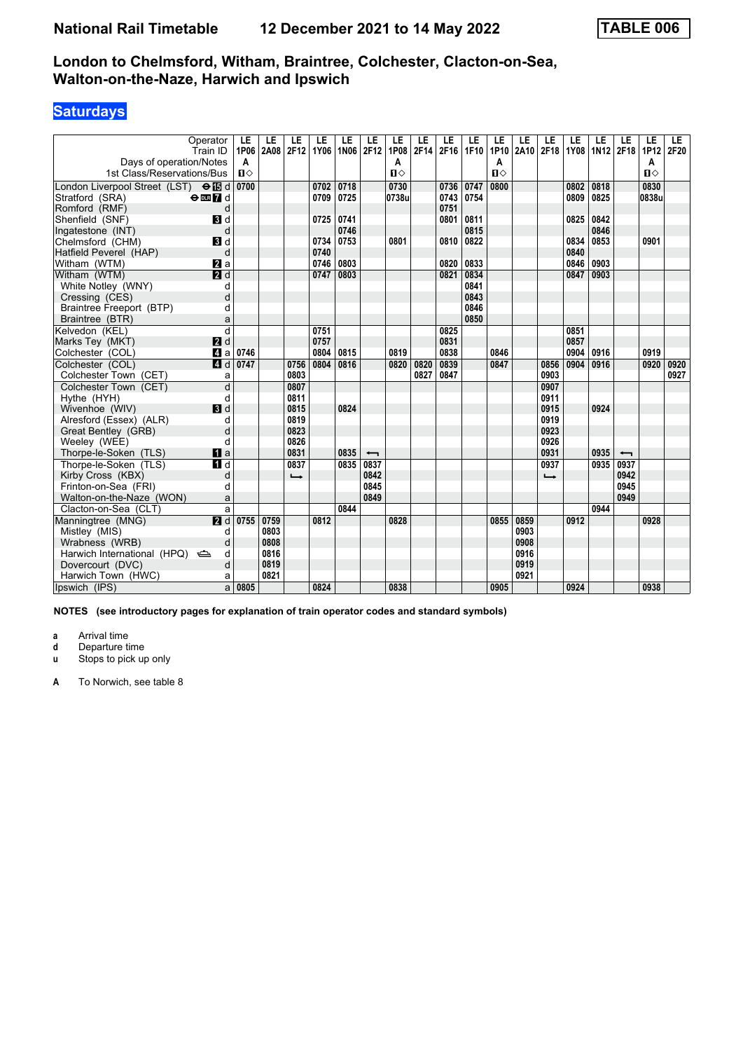# National Rail Timetable 12 December 2021 to 14 May 2022 TABLE 006

## London to Chelmsford, Witham, Braintree, Colchester, Clacton-on-Sea, Walton-on-the-Naze, Harwich and Ipswich

## Saturdays

| Operator | | LE | LE | LE | LE | LE | LE | LE | LE | LE | LE | LE | LE | LE | LE | LE | LE | LE | LE |
|---|---|---|---|---|---|---|---|---|---|---|---|---|---|---|---|---|---|---|---|
| Train ID | | 1P06 | 2A08 | 2F12 | 1Y06 | 1N06 | 2F12 | 1P08 | 2F14 | 2F16 | 1F10 | 1P10 | 2A10 | 2F18 | 1Y08 | 1N12 | 2F18 | 1P12 | 2F20 |
| Days of operation/Notes | | A | | | | | | A | | | | A | | | | | | A | |
| 1st Class/Reservations/Bus | | ■◇ | | | | | | ■◇ | | | | ■◇ | | | | | | ■◇ | |
| London Liverpool Street (LST) ⊖ 15 | d | 0700 | | | 0702 | 0718 | | 0730 | | 0736 | 0747 | 0800 | | | 0802 | 0818 | | 0830 | |
| Stratford (SRA) ⊖ DLR 7 | d | | | | 0709 | 0725 | | 0738u | | 0743 | 0754 | | | | 0809 | 0825 | | 0838u | |
| Romford (RMF) | d | | | | | | | | | 0751 | | | | | | | | | |
| Shenfield (SNF) 3 | d | | | | 0725 | 0741 | | | | 0801 | 0811 | | | | 0825 | 0842 | | | |
| Ingatestone (INT) | d | | | | | 0746 | | | | | 0815 | | | | | 0846 | | | |
| Chelmsford (CHM) 3 | d | | | | 0734 | 0753 | | 0801 | | 0810 | 0822 | | | | 0834 | 0853 | | 0901 | |
| Hatfield Peverel (HAP) | d | | | | 0740 | | | | | | | | | | 0840 | | | | |
| Witham (WTM) 2 | a | | | | 0746 | 0803 | | | | 0820 | 0833 | | | | 0846 | 0903 | | | |
| Witham (WTM) 2 | d | | | | 0747 | 0803 | | | | 0821 | 0834 | | | | 0847 | 0903 | | | |
| White Notley (WNY) | d | | | | | | | | | | 0841 | | | | | | | | |
| Cressing (CES) | d | | | | | | | | | | 0843 | | | | | | | | |
| Braintree Freeport (BTP) | d | | | | | | | | | | 0846 | | | | | | | | |
| Braintree (BTR) | a | | | | | | | | | | 0850 | | | | | | | | |
| Kelvedon (KEL) | d | | | | 0751 | | | | | 0825 | | | | | 0851 | | | | |
| Marks Tey (MKT) 2 | d | | | | 0757 | | | | | 0831 | | | | | 0857 | | | | |
| Colchester (COL) 4 | a | 0746 | | | 0804 | 0815 | | 0819 | | 0838 | | 0846 | | | 0904 | 0916 | | 0919 | |
| Colchester (COL) 4 | d | 0747 | | 0756 | 0804 | 0816 | | 0820 | 0820 | 0839 | | 0847 | | 0856 | 0904 | 0916 | | 0920 | 0920 |
| Colchester Town (CET) | a | | | 0803 | | | | | 0827 | 0847 | | | | 0903 | | | | | 0927 |
| Colchester Town (CET) | d | | | 0807 | | | | | | | | | | 0907 | | | | | |
| Hythe (HYH) | d | | | 0811 | | | | | | | | | | 0911 | | | | | |
| Wivenhoe (WIV) 3 | d | | | 0815 | | 0824 | | | | | | | | 0915 | | 0924 | | | |
| Alresford (Essex) (ALR) | d | | | 0819 | | | | | | | | | | 0919 | | | | | |
| Great Bentley (GRB) | d | | | 0823 | | | | | | | | | | 0923 | | | | | |
| Weeley (WEE) | d | | | 0826 | | | | | | | | | | 0926 | | | | | |
| Thorpe-le-Soken (TLS) 1 | a | | | 0831 | | 0835 | ← | | | | | | | 0931 | | 0935 | ← | | |
| Thorpe-le-Soken (TLS) 1 | d | | | 0837 | | 0835 | 0837 | | | | | | | 0937 | | 0935 | 0937 | | |
| Kirby Cross (KBX) | d | | | → | | | 0842 | | | | | | | → | | | 0942 | | |
| Frinton-on-Sea (FRI) | d | | | | | | 0845 | | | | | | | | | | 0945 | | |
| Walton-on-the-Naze (WON) | a | | | | | | 0849 | | | | | | | | | | 0949 | | |
| Clacton-on-Sea (CLT) | a | | | | | 0844 | | | | | | | | | | 0944 | | | |
| Manningtree (MNG) 2 | d | 0755 | 0759 | | 0812 | | | 0828 | | | | 0855 | 0859 | | 0912 | | | 0928 | |
| Mistley (MIS) | d | | 0803 | | | | | | | | | | 0903 | | | | | | |
| Wrabness (WRB) | d | | 0808 | | | | | | | | | | 0908 | | | | | | |
| Harwich International (HPQ) ⛴ | d | | 0816 | | | | | | | | | | 0916 | | | | | | |
| Dovercourt (DVC) | d | | 0819 | | | | | | | | | | 0919 | | | | | | |
| Harwich Town (HWC) | a | | 0821 | | | | | | | | | | 0921 | | | | | | |
| Ipswich (IPS) | a | 0805 | | | 0824 | | | 0838 | | | | 0905 | | | 0924 | | | 0938 | |

**NOTES (see introductory pages for explanation of train operator codes and standard symbols)**

- **a** Arrival time
- **d** Departure time
- **u** Stops to pick up only

**A** To Norwich, see table 8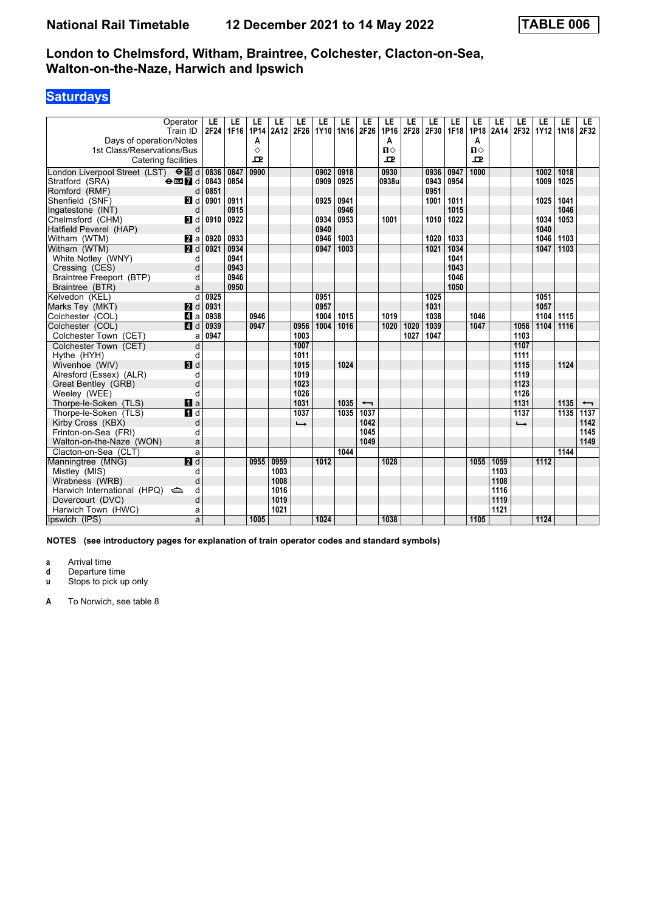# National Rail Timetable 12 December 2021 to 14 May 2022 TABLE 006

## London to Chelmsford, Witham, Braintree, Colchester, Clacton-on-Sea, Walton-on-the-Naze, Harwich and Ipswich

### Saturdays

| Operator | | LE | LE | LE | LE | LE | LE | LE | LE | LE | LE | LE | LE | LE | LE | LE | LE | LE | LE |
|---|---|---|---|---|---|---|---|---|---|---|---|---|---|---|---|---|---|---|---|
| Train ID | | 2F24 | 1F16 | 1P14 | 2A12 | 2F26 | 1Y10 | 1N16 | 2F26 | 1P16 | 2F28 | 2F30 | 1F18 | 1P18 | 2A14 | 2F32 | 1Y12 | 1N18 | 2F32 |
| Days of operation/Notes | | | | A | | | | | | A | | | | A | | | | | |
| 1st Class/Reservations/Bus | | | | ◇ | | | | | | 1◇ | | | | 1◇ | | | | | |
| Catering facilities | | | | 🍴 | | | | | | 🍴 | | | | 🍴 | | | | | |
| London Liverpool Street (LST) ⊖ 15 | d | 0836 | 0847 | 0900 | | | 0902 | 0918 | | 0930 | | 0936 | 0947 | 1000 | | | 1002 | 1018 | |
| Stratford (SRA) ⊖ DLR 7 | d | 0843 | 0854 | | | | 0909 | 0925 | | 0938u | | 0943 | 0954 | | | | 1009 | 1025 | |
| Romford (RMF) | d | 0851 | | | | | | | | | | 0951 | | | | | | | |
| Shenfield (SNF) 3 | d | 0901 | 0911 | | | | 0925 | 0941 | | | | 1001 | 1011 | | | | 1025 | 1041 | |
| Ingatestone (INT) | d | | 0915 | | | | | 0946 | | | | | 1015 | | | | | 1046 | |
| Chelmsford (CHM) 3 | d | 0910 | 0922 | | | | 0934 | 0953 | | 1001 | | 1010 | 1022 | | | | 1034 | 1053 | |
| Hatfield Peverel (HAP) | d | | | | | | 0940 | | | | | | | | | | 1040 | | |
| Witham (WTM) 2 | a | 0920 | 0933 | | | | 0946 | 1003 | | | | 1020 | 1033 | | | | 1046 | 1103 | |
| Witham (WTM) 2 | d | 0921 | 0934 | | | | 0947 | 1003 | | | | 1021 | 1034 | | | | 1047 | 1103 | |
| White Notley (WNY) | d | | 0941 | | | | | | | | | | 1041 | | | | | | |
| Cressing (CES) | d | | 0943 | | | | | | | | | | 1043 | | | | | | |
| Braintree Freeport (BTP) | d | | 0946 | | | | | | | | | | 1046 | | | | | | |
| Braintree (BTR) | a | | 0950 | | | | | | | | | | 1050 | | | | | | |
| Kelvedon (KEL) | d | 0925 | | | | | 0951 | | | | | 1025 | | | | | 1051 | | |
| Marks Tey (MKT) 2 | d | 0931 | | | | | 0957 | | | | | 1031 | | | | | 1057 | | |
| Colchester (COL) 4 | a | 0938 | | 0946 | | | 1004 | 1015 | | 1019 | | 1038 | | 1046 | | | 1104 | 1115 | |
| Colchester (COL) 4 | d | 0939 | | 0947 | | 0956 | 1004 | 1016 | | 1020 | 1020 | 1039 | | 1047 | | 1056 | 1104 | 1116 | |
| Colchester Town (CET) | a | 0947 | | | | 1003 | | | | | 1027 | 1047 | | | | 1103 | | | |
| Colchester Town (CET) | d | | | | | 1007 | | | | | | | | | | 1107 | | | |
| Hythe (HYH) | d | | | | | 1011 | | | | | | | | | | 1111 | | | |
| Wivenhoe (WIV) 3 | d | | | | | 1015 | | 1024 | | | | | | | | 1115 | | 1124 | |
| Alresford (Essex) (ALR) | d | | | | | 1019 | | | | | | | | | | 1119 | | | |
| Great Bentley (GRB) | d | | | | | 1023 | | | | | | | | | | 1123 | | | |
| Weeley (WEE) | d | | | | | 1026 | | | | | | | | | | 1126 | | | |
| Thorpe-le-Soken (TLS) 1 | a | | | | | 1031 | | 1035 | ← | | | | | | | 1131 | | 1135 | ← |
| Thorpe-le-Soken (TLS) 1 | d | | | | | 1037 | | 1035 | 1037 | | | | | | | 1137 | | 1135 | 1137 |
| Kirby Cross (KBX) | d | | | | | → | | | 1042 | | | | | | | → | | | 1142 |
| Frinton-on-Sea (FRI) | d | | | | | | | | 1045 | | | | | | | | | | 1145 |
| Walton-on-the-Naze (WON) | a | | | | | | | | 1049 | | | | | | | | | | 1149 |
| Clacton-on-Sea (CLT) | a | | | | | | | 1044 | | | | | | | | | | 1144 | |
| Manningtree (MNG) 2 | d | | | 0955 | 0959 | | 1012 | | | 1028 | | | | 1055 | 1059 | | 1112 | | |
| Mistley (MIS) | d | | | | 1003 | | | | | | | | | | 1103 | | | | |
| Wrabness (WRB) | d | | | | 1008 | | | | | | | | | | 1108 | | | | |
| Harwich International (HPQ) ⛴ | d | | | | 1016 | | | | | | | | | | 1116 | | | | |
| Dovercourt (DVC) | d | | | | 1019 | | | | | | | | | | 1119 | | | | |
| Harwich Town (HWC) | a | | | | 1021 | | | | | | | | | | 1121 | | | | |
| Ipswich (IPS) | a | | | 1005 | | | 1024 | | | 1038 | | | | 1105 | | | 1124 | | |

**NOTES (see introductory pages for explanation of train operator codes and standard symbols)**

- **a** Arrival time
- **d** Departure time
- **u** Stops to pick up only

**A** To Norwich, see table 8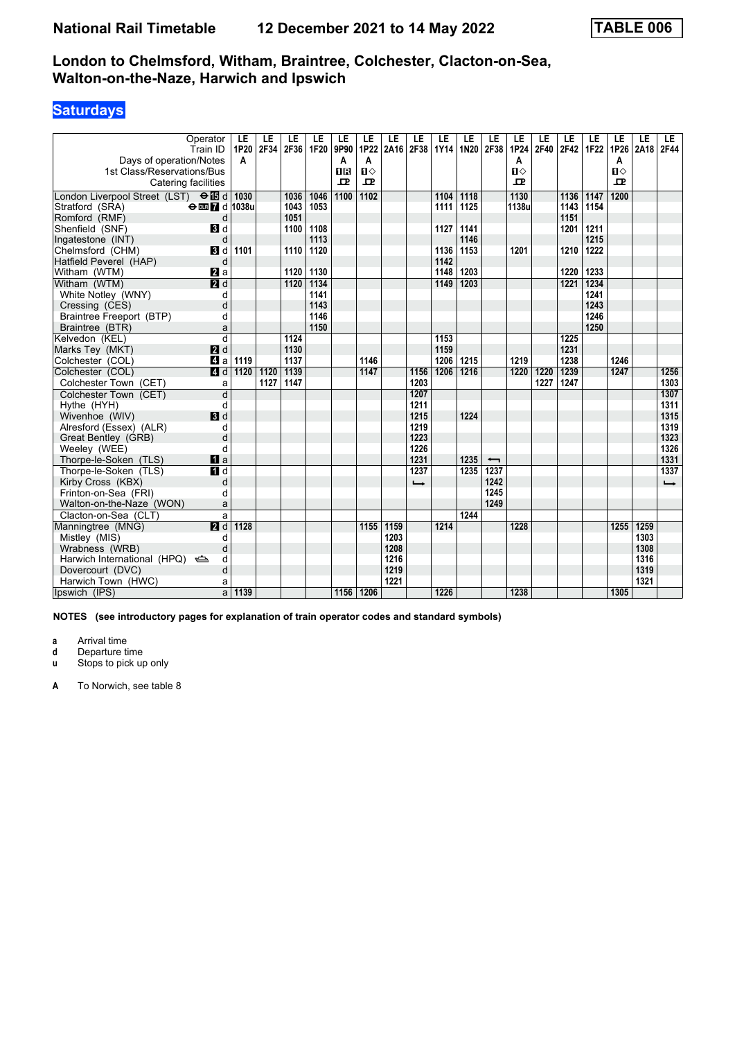# National Rail Timetable — 12 December 2021 to 14 May 2022 — TABLE 006

## London to Chelmsford, Witham, Braintree, Colchester, Clacton-on-Sea, Walton-on-the-Naze, Harwich and Ipswich

## Saturdays

| Operator | | LE | LE | LE | LE | LE | LE | LE | LE | LE | LE | LE | LE | LE | LE | LE | LE | LE | LE |
|---|---|---|---|---|---|---|---|---|---|---|---|---|---|---|---|---|---|---|---|
| Train ID | | 1P20 | 2F34 | 2F36 | 1F20 | 9P90 | 1P22 | 2A16 | 2F38 | 1Y14 | 1N20 | 2F38 | 1P24 | 2F40 | 2F42 | 1F22 | 1P26 | 2A18 | 2F44 |
| Days of operation/Notes | | A | | | | A | A | | | | | | A | | | | A | | |
| 1st Class/Reservations/Bus | | | | | | 1R | 1◇ | | | | | | 1◇ | | | | 1◇ | | |
| Catering facilities | | | | | | 🛒 | 🛒 | | | | | | 🛒 | | | | 🛒 | | |
| London Liverpool Street (LST) | d | 1030 | | 1036 | 1046 | 1100 | 1102 | | | 1104 | 1118 | | 1130 | | 1136 | 1147 | 1200 | | |
| Stratford (SRA) | d | 1038u | | 1043 | 1053 | | | | | 1111 | 1125 | | 1138u | | 1143 | 1154 | | | |
| Romford (RMF) | d | | | 1051 | | | | | | | | | | | 1151 | | | | |
| Shenfield (SNF) | d | | | 1100 | 1108 | | | | | 1127 | 1141 | | | | 1201 | 1211 | | | |
| Ingatestone (INT) | d | | | | 1113 | | | | | | 1146 | | | | | 1215 | | | |
| Chelmsford (CHM) | d | 1101 | | 1110 | 1120 | | | | | 1136 | 1153 | | 1201 | | 1210 | 1222 | | | |
| Hatfield Peverel (HAP) | d | | | | | | | | | 1142 | | | | | | | | | |
| Witham (WTM) | a | | | 1120 | 1130 | | | | | 1148 | 1203 | | | | 1220 | 1233 | | | |
| Witham (WTM) | d | | | 1120 | 1134 | | | | | 1149 | 1203 | | | | 1221 | 1234 | | | |
| White Notley (WNY) | d | | | | 1141 | | | | | | | | | | | 1241 | | | |
| Cressing (CES) | d | | | | 1143 | | | | | | | | | | | 1243 | | | |
| Braintree Freeport (BTP) | d | | | | 1146 | | | | | | | | | | | 1246 | | | |
| Braintree (BTR) | a | | | | 1150 | | | | | | | | | | | 1250 | | | |
| Kelvedon (KEL) | d | | | 1124 | | | | | | 1153 | | | | | 1225 | | | | |
| Marks Tey (MKT) | d | | | 1130 | | | | | | 1159 | | | | | 1231 | | | | |
| Colchester (COL) | a | 1119 | | 1137 | | | 1146 | | | 1206 | 1215 | | 1219 | | 1238 | | 1246 | | |
| Colchester (COL) | d | 1120 | 1120 | 1139 | | | 1147 | | 1156 | 1206 | 1216 | | 1220 | 1220 | 1239 | | 1247 | | 1256 |
| Colchester Town (CET) | a | | 1127 | 1147 | | | | | 1203 | | | | | 1227 | 1247 | | | | 1303 |
| Colchester Town (CET) | d | | | | | | | | 1207 | | | | | | | | | | 1307 |
| Hythe (HYH) | d | | | | | | | | 1211 | | | | | | | | | | 1311 |
| Wivenhoe (WIV) | d | | | | | | | | 1215 | | 1224 | | | | | | | | 1315 |
| Alresford (Essex) (ALR) | d | | | | | | | | 1219 | | | | | | | | | | 1319 |
| Great Bentley (GRB) | d | | | | | | | | 1223 | | | | | | | | | | 1323 |
| Weeley (WEE) | d | | | | | | | | 1226 | | | | | | | | | | 1326 |
| Thorpe-le-Soken (TLS) | a | | | | | | | | 1231 | | 1235 | ← | | | | | | | 1331 |
| Thorpe-le-Soken (TLS) | d | | | | | | | | 1237 | | 1235 | 1237 | | | | | | | 1337 |
| Kirby Cross (KBX) | d | | | | | | | | ↳ | | | 1242 | | | | | | | ↳ |
| Frinton-on-Sea (FRI) | d | | | | | | | | | | | 1245 | | | | | | | |
| Walton-on-the-Naze (WON) | a | | | | | | | | | | | 1249 | | | | | | | |
| Clacton-on-Sea (CLT) | a | | | | | | | | | | 1244 | | | | | | | | |
| Manningtree (MNG) | d | 1128 | | | | | 1155 | 1159 | | 1214 | | | 1228 | | | | 1255 | 1259 | |
| Mistley (MIS) | d | | | | | | | 1203 | | | | | | | | | | 1303 | |
| Wrabness (WRB) | d | | | | | | | 1208 | | | | | | | | | | 1308 | |
| Harwich International (HPQ) | d | | | | | | | 1216 | | | | | | | | | | 1316 | |
| Dovercourt (DVC) | d | | | | | | | 1219 | | | | | | | | | | 1319 | |
| Harwich Town (HWC) | a | | | | | | | 1221 | | | | | | | | | | 1321 | |
| Ipswich (IPS) | a | 1139 | | | | 1156 | 1206 | | | 1226 | | | 1238 | | | | 1305 | | |

**NOTES (see introductory pages for explanation of train operator codes and standard symbols)**

- **a** Arrival time
- **d** Departure time
- **u** Stops to pick up only

**A** To Norwich, see table 8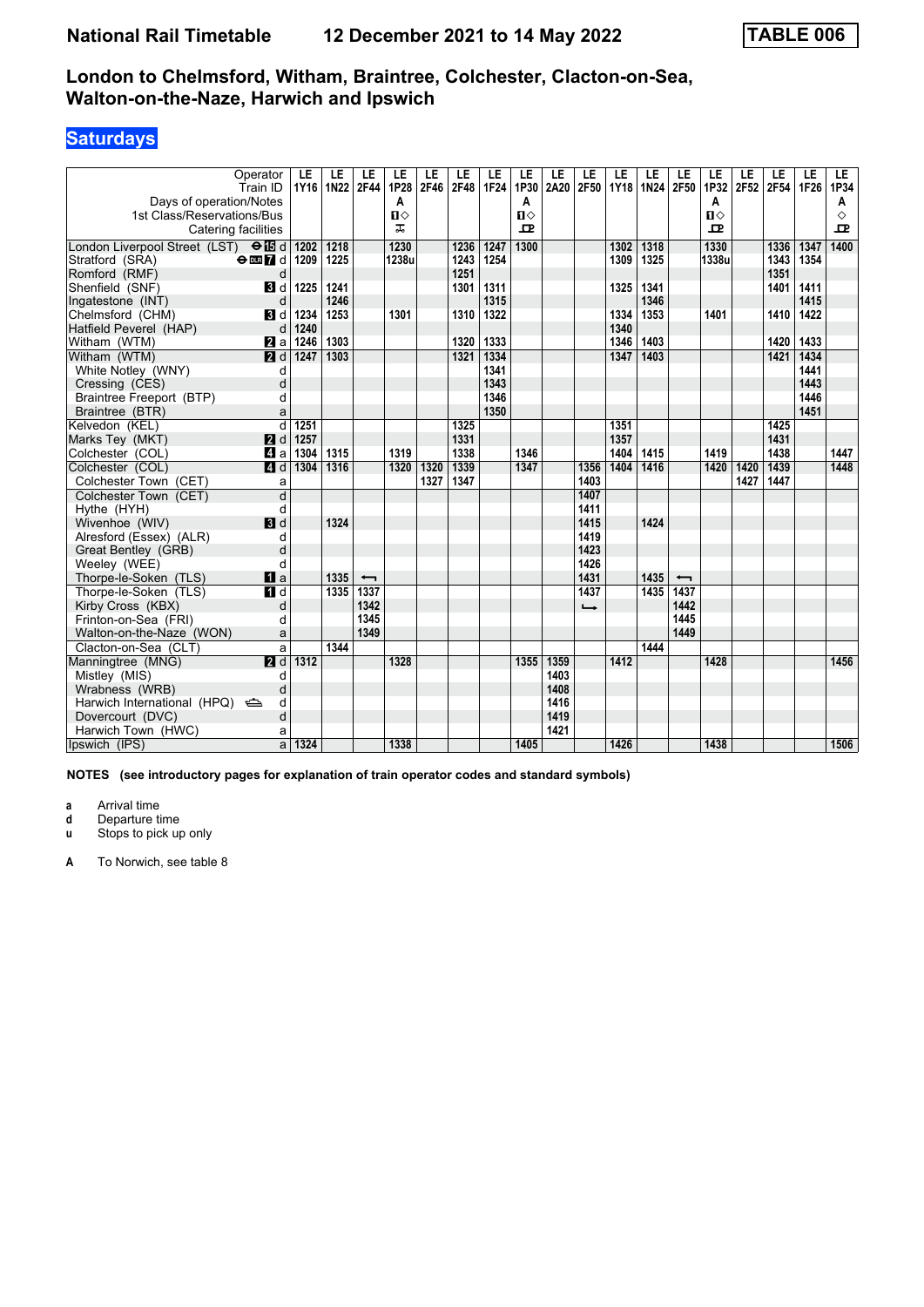# National Rail Timetable 12 December 2021 to 14 May 2022 TABLE 006

## London to Chelmsford, Witham, Braintree, Colchester, Clacton-on-Sea, Walton-on-the-Naze, Harwich and Ipswich

## Saturdays

| Operator | | LE | LE | LE | LE | LE | LE | LE | LE | LE | LE | LE | LE | LE | LE | LE | LE | LE | LE |
|---|---|---|---|---|---|---|---|---|---|---|---|---|---|---|---|---|---|---|---|
| Train ID | | 1Y16 | 1N22 | 2F44 | 1P28 | 2F46 | 2F48 | 1F24 | 1P30 | 2A20 | 2F50 | 1Y18 | 1N24 | 2F50 | 1P32 | 2F52 | 2F54 | 1F26 | 1P34 |
| Days of operation/Notes | | | | | A | | | | A | | | | | | A | | | | A |
| 1st Class/Reservations/Bus | | | | | ■◇ | | | | ■◇ | | | | | | ■◇ | | | | ◇ |
| Catering facilities | | | | | ⚒ | | | | ⮹ | | | | | | ⮹ | | | | ⮹ |
| London Liverpool Street (LST) ⊖ 15 | d | 1202 | 1218 | | 1230 | | 1236 | 1247 | 1300 | | | 1302 | 1318 | | 1330 | | 1336 | 1347 | 1400 |
| Stratford (SRA) ⊖ DLR 7 | d | 1209 | 1225 | | 1238u | | 1243 | 1254 | | | | 1309 | 1325 | | 1338u | | 1343 | 1354 | |
| Romford (RMF) | d | | | | | | 1251 | | | | | | | | | | 1351 | | |
| Shenfield (SNF) 3 | d | 1225 | 1241 | | | | 1301 | 1311 | | | | 1325 | 1341 | | | | 1401 | 1411 | |
| Ingatestone (INT) | d | | 1246 | | | | | 1315 | | | | | 1346 | | | | | 1415 | |
| Chelmsford (CHM) 3 | d | 1234 | 1253 | | 1301 | | 1310 | 1322 | | | | 1334 | 1353 | | 1401 | | 1410 | 1422 | |
| Hatfield Peverel (HAP) | d | 1240 | | | | | | | | | | 1340 | | | | | | | |
| Witham (WTM) 2 | a | 1246 | 1303 | | | | 1320 | 1333 | | | | 1346 | 1403 | | | | 1420 | 1433 | |
| Witham (WTM) 2 | d | 1247 | 1303 | | | | 1321 | 1334 | | | | 1347 | 1403 | | | | 1421 | 1434 | |
| White Notley (WNY) | d | | | | | | | 1341 | | | | | | | | | | 1441 | |
| Cressing (CES) | d | | | | | | | 1343 | | | | | | | | | | 1443 | |
| Braintree Freeport (BTP) | d | | | | | | | 1346 | | | | | | | | | | 1446 | |
| Braintree (BTR) | a | | | | | | | 1350 | | | | | | | | | | 1451 | |
| Kelvedon (KEL) | d | 1251 | | | | | 1325 | | | | | 1351 | | | | | 1425 | | |
| Marks Tey (MKT) 2 | d | 1257 | | | | | 1331 | | | | | 1357 | | | | | 1431 | | |
| Colchester (COL) 4 | a | 1304 | 1315 | | 1319 | | 1338 | | 1346 | | | 1404 | 1415 | | 1419 | | 1438 | | 1447 |
| Colchester (COL) 4 | d | 1304 | 1316 | | 1320 | 1320 | 1339 | | 1347 | | 1356 | 1404 | 1416 | | 1420 | 1420 | 1439 | | 1448 |
| Colchester Town (CET) | a | | | | | 1327 | 1347 | | | | 1403 | | | | | 1427 | 1447 | | |
| Colchester Town (CET) | d | | | | | | | | | | 1407 | | | | | | | | |
| Hythe (HYH) | d | | | | | | | | | | 1411 | | | | | | | | |
| Wivenhoe (WIV) 3 | d | | 1324 | | | | | | | | 1415 | | 1424 | | | | | | |
| Alresford (Essex) (ALR) | d | | | | | | | | | | 1419 | | | | | | | | |
| Great Bentley (GRB) | d | | | | | | | | | | 1423 | | | | | | | | |
| Weeley (WEE) | d | | | | | | | | | | 1426 | | | | | | | | |
| Thorpe-le-Soken (TLS) 1 | a | | 1335 | ⟵ | | | | | | | 1431 | | 1435 | ⟵ | | | | | |
| Thorpe-le-Soken (TLS) 1 | d | | 1335 | 1337 | | | | | | | 1437 | | 1435 | 1437 | | | | | |
| Kirby Cross (KBX) | d | | | 1342 | | | | | | | ⟶ | | | 1442 | | | | | |
| Frinton-on-Sea (FRI) | d | | | 1345 | | | | | | | | | | 1445 | | | | | |
| Walton-on-the-Naze (WON) | a | | | 1349 | | | | | | | | | | 1449 | | | | | |
| Clacton-on-Sea (CLT) | a | | 1344 | | | | | | | | | | 1444 | | | | | | |
| Manningtree (MNG) 2 | d | 1312 | | | 1328 | | | | 1355 | 1359 | | 1412 | | | 1428 | | | | 1456 |
| Mistley (MIS) | d | | | | | | | | | 1403 | | | | | | | | | |
| Wrabness (WRB) | d | | | | | | | | | 1408 | | | | | | | | | |
| Harwich International (HPQ) ⛴ | d | | | | | | | | | 1416 | | | | | | | | | |
| Dovercourt (DVC) | d | | | | | | | | | 1419 | | | | | | | | | |
| Harwich Town (HWC) | a | | | | | | | | | 1421 | | | | | | | | | |
| Ipswich (IPS) | a | 1324 | | | 1338 | | | | 1405 | | | 1426 | | | 1438 | | | | 1506 |

**NOTES (see introductory pages for explanation of train operator codes and standard symbols)**

- **a** Arrival time
- **d** Departure time
- **u** Stops to pick up only

**A** To Norwich, see table 8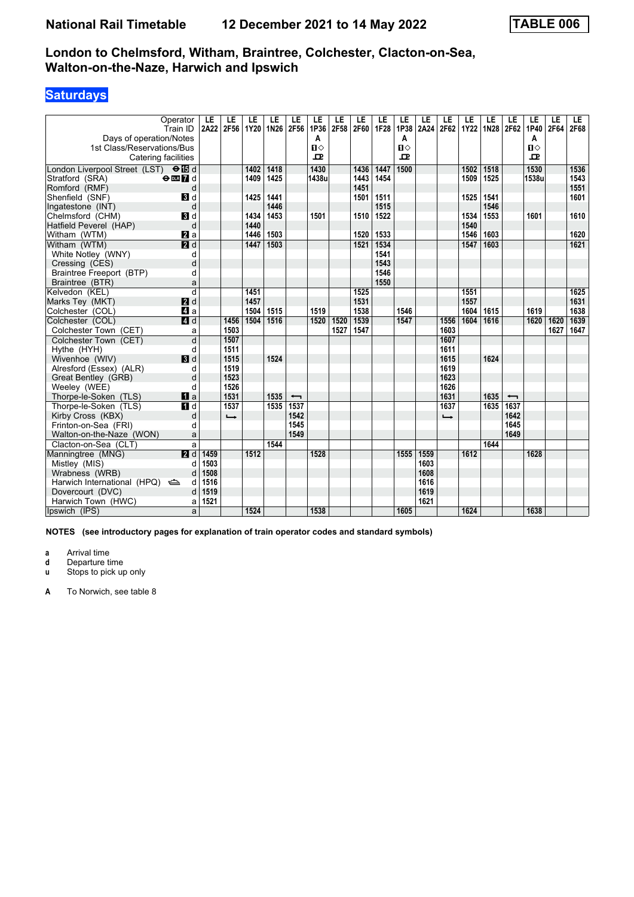# National Rail Timetable 12 December 2021 to 14 May 2022 TABLE 006

## London to Chelmsford, Witham, Braintree, Colchester, Clacton-on-Sea, Walton-on-the-Naze, Harwich and Ipswich

### Saturdays

| Operator | | LE | LE | LE | LE | LE | LE | LE | LE | LE | LE | LE | LE | LE | LE | LE | LE | LE | LE |
|---|---|---|---|---|---|---|---|---|---|---|---|---|---|---|---|---|---|---|---|
| Train ID | | 2A22 | 2F56 | 1Y20 | 1N26 | 2F56 | 1P36 | 2F58 | 2F60 | 1F28 | 1P38 | 2A24 | 2F62 | 1Y22 | 1N28 | 2F62 | 1P40 | 2F64 | 2F68 |
| Days of operation/Notes | | | | | | | A | | | | A | | | | | | A | | |
| 1st Class/Reservations/Bus | | | | | | | ◇ | | | | ◇ | | | | | | ◇ | | |
| Catering facilities | | | | | | | | | | | | | | | | | | | |
| London Liverpool Street (LST) | d | | | 1402 | 1418 | | 1430 | | 1436 | 1447 | 1500 | | | 1502 | 1518 | | 1530 | | 1536 |
| Stratford (SRA) | d | | | 1409 | 1425 | | 1438u | | 1443 | 1454 | | | | 1509 | 1525 | | 1538u | | 1543 |
| Romford (RMF) | d | | | | | | | | 1451 | | | | | | | | | | 1551 |
| Shenfield (SNF) | d | | | 1425 | 1441 | | | | 1501 | 1511 | | | | 1525 | 1541 | | | | 1601 |
| Ingatestone (INT) | d | | | | 1446 | | | | | 1515 | | | | | 1546 | | | | |
| Chelmsford (CHM) | d | | | 1434 | 1453 | | 1501 | | 1510 | 1522 | | | | 1534 | 1553 | | 1601 | | 1610 |
| Hatfield Peverel (HAP) | d | | | 1440 | | | | | | | | | | 1540 | | | | | |
| Witham (WTM) | a | | | 1446 | 1503 | | | | 1520 | 1533 | | | | 1546 | 1603 | | | | 1620 |
| Witham (WTM) | d | | | 1447 | 1503 | | | | 1521 | 1534 | | | | 1547 | 1603 | | | | 1621 |
| White Notley (WNY) | d | | | | | | | | | 1541 | | | | | | | | | |
| Cressing (CES) | d | | | | | | | | | 1543 | | | | | | | | | |
| Braintree Freeport (BTP) | d | | | | | | | | | 1546 | | | | | | | | | |
| Braintree (BTR) | a | | | | | | | | | 1550 | | | | | | | | | |
| Kelvedon (KEL) | d | | | 1451 | | | | | 1525 | | | | | 1551 | | | | | 1625 |
| Marks Tey (MKT) | d | | | 1457 | | | | | 1531 | | | | | 1557 | | | | | 1631 |
| Colchester (COL) | a | | | 1504 | 1515 | | 1519 | | 1538 | | 1546 | | | 1604 | 1615 | | 1619 | | 1638 |
| Colchester (COL) | d | | 1456 | 1504 | 1516 | | 1520 | 1520 | 1539 | | 1547 | | 1556 | 1604 | 1616 | | 1620 | 1620 | 1639 |
| Colchester Town (CET) | a | | 1503 | | | | | 1527 | 1547 | | | | 1603 | | | | | 1627 | 1647 |
| Colchester Town (CET) | d | | 1507 | | | | | | | | | | 1607 | | | | | | |
| Hythe (HYH) | d | | 1511 | | | | | | | | | | 1611 | | | | | | |
| Wivenhoe (WIV) | d | | 1515 | | 1524 | | | | | | | | 1615 | | 1624 | | | | |
| Alresford (Essex) (ALR) | d | | 1519 | | | | | | | | | | 1619 | | | | | | |
| Great Bentley (GRB) | d | | 1523 | | | | | | | | | | 1623 | | | | | | |
| Weeley (WEE) | d | | 1526 | | | | | | | | | | 1626 | | | | | | |
| Thorpe-le-Soken (TLS) | a | | 1531 | | 1535 | ⟵ | | | | | | | 1631 | | 1635 | ⟵ | | | |
| Thorpe-le-Soken (TLS) | d | | 1537 | | 1535 | 1537 | | | | | | | 1637 | | 1635 | 1637 | | | |
| Kirby Cross (KBX) | d | | ⟶ | | | 1542 | | | | | | | ⟶ | | | 1642 | | | |
| Frinton-on-Sea (FRI) | d | | | | | 1545 | | | | | | | | | | 1645 | | | |
| Walton-on-the-Naze (WON) | a | | | | | 1549 | | | | | | | | | | 1649 | | | |
| Clacton-on-Sea (CLT) | a | | | | 1544 | | | | | | | | | | 1644 | | | | |
| Manningtree (MNG) | d | 1459 | | 1512 | | | 1528 | | | | 1555 | 1559 | | 1612 | | | 1628 | | |
| Mistley (MIS) | d | 1503 | | | | | | | | | | 1603 | | | | | | | |
| Wrabness (WRB) | d | 1508 | | | | | | | | | | 1608 | | | | | | | |
| Harwich International (HPQ) | d | 1516 | | | | | | | | | | 1616 | | | | | | | |
| Dovercourt (DVC) | d | 1519 | | | | | | | | | | 1619 | | | | | | | |
| Harwich Town (HWC) | a | 1521 | | | | | | | | | | 1621 | | | | | | | |
| Ipswich (IPS) | a | | | 1524 | | | 1538 | | | | 1605 | | | 1624 | | | 1638 | | |

**NOTES (see introductory pages for explanation of train operator codes and standard symbols)**

- **a** Arrival time
- **d** Departure time
- **u** Stops to pick up only

**A** To Norwich, see table 8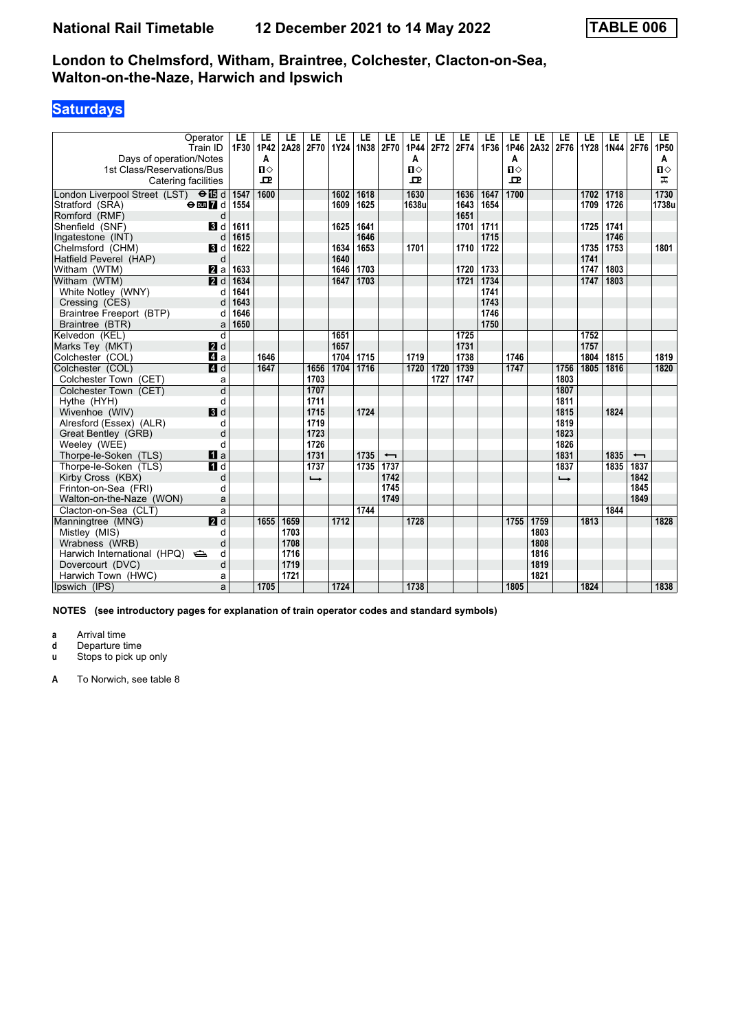# National Rail Timetable — 12 December 2021 to 14 May 2022 — TABLE 006

## London to Chelmsford, Witham, Braintree, Colchester, Clacton-on-Sea, Walton-on-the-Naze, Harwich and Ipswich

## Saturdays

| Operator | | LE | LE | LE | LE | LE | LE | LE | LE | LE | LE | LE | LE | LE | LE | LE | LE | LE | LE |
|---|---|---|---|---|---|---|---|---|---|---|---|---|---|---|---|---|---|---|---|
| Train ID | | 1F30 | 1P42 | 2A28 | 2F70 | 1Y24 | 1N38 | 2F70 | 1P44 | 2F72 | 2F74 | 1F36 | 1P46 | 2A32 | 2F76 | 1Y28 | 1N44 | 2F76 | 1P50 |
| Days of operation/Notes | | | A | | | | | | A | | | | A | | | | | | A |
| 1st Class/Reservations/Bus | | | ■◇ | | | | | | ■◇ | | | | ■◇ | | | | | | ■◇ |
| Catering facilities | | | ☕ | | | | | | ☕ | | | | ☕ | | | | | | ☕ |
| London Liverpool Street (LST) | d | 1547 | 1600 | | | 1602 | 1618 | | 1630 | | 1636 | 1647 | 1700 | | | 1702 | 1718 | | 1730 |
| Stratford (SRA) | d | 1554 | | | | 1609 | 1625 | | 1638u | | 1643 | 1654 | | | | 1709 | 1726 | | 1738u |
| Romford (RMF) | d | | | | | | | | | | 1651 | | | | | | | | |
| Shenfield (SNF) | d | 1611 | | | | 1625 | 1641 | | | | 1701 | 1711 | | | | 1725 | 1741 | | |
| Ingatestone (INT) | d | 1615 | | | | | 1646 | | | | | 1715 | | | | | 1746 | | |
| Chelmsford (CHM) | d | 1622 | | | | 1634 | 1653 | | 1701 | | 1710 | 1722 | | | | 1735 | 1753 | | 1801 |
| Hatfield Peverel (HAP) | d | | | | | 1640 | | | | | | | | | | 1741 | | | |
| Witham (WTM) | a | 1633 | | | | 1646 | 1703 | | | | 1720 | 1733 | | | | 1747 | 1803 | | |
| Witham (WTM) | d | 1634 | | | | 1647 | 1703 | | | | 1721 | 1734 | | | | 1747 | 1803 | | |
| White Notley (WNY) | d | 1641 | | | | | | | | | | 1741 | | | | | | | |
| Cressing (CES) | d | 1643 | | | | | | | | | | 1743 | | | | | | | |
| Braintree Freeport (BTP) | d | 1646 | | | | | | | | | | 1746 | | | | | | | |
| Braintree (BTR) | a | 1650 | | | | | | | | | | 1750 | | | | | | | |
| Kelvedon (KEL) | d | | | | | 1651 | | | | | 1725 | | | | | 1752 | | | |
| Marks Tey (MKT) | d | | | | | 1657 | | | | | 1731 | | | | | 1757 | | | |
| Colchester (COL) | a | | 1646 | | | 1704 | 1715 | | 1719 | | 1738 | | 1746 | | | 1804 | 1815 | | 1819 |
| Colchester (COL) | d | | 1647 | | 1656 | 1704 | 1716 | | 1720 | 1720 | 1739 | | 1747 | | 1756 | 1805 | 1816 | | 1820 |
| Colchester Town (CET) | a | | | | 1703 | | | | | 1727 | 1747 | | | | 1803 | | | | |
| Colchester Town (CET) | d | | | | 1707 | | | | | | | | | | 1807 | | | | |
| Hythe (HYH) | d | | | | 1711 | | | | | | | | | | 1811 | | | | |
| Wivenhoe (WIV) | d | | | | 1715 | | 1724 | | | | | | | | 1815 | | 1824 | | |
| Alresford (Essex) (ALR) | d | | | | 1719 | | | | | | | | | | 1819 | | | | |
| Great Bentley (GRB) | d | | | | 1723 | | | | | | | | | | 1823 | | | | |
| Weeley (WEE) | d | | | | 1726 | | | | | | | | | | 1826 | | | | |
| Thorpe-le-Soken (TLS) | a | | | | 1731 | | 1735 | ← | | | | | | | 1831 | | 1835 | ← | |
| Thorpe-le-Soken (TLS) | d | | | | 1737 | | 1735 | 1737 | | | | | | | 1837 | | 1835 | 1837 | |
| Kirby Cross (KBX) | d | | | | ↳ | | | 1742 | | | | | | | ↳ | | | 1842 | |
| Frinton-on-Sea (FRI) | d | | | | | | | 1745 | | | | | | | | | | 1845 | |
| Walton-on-the-Naze (WON) | a | | | | | | | 1749 | | | | | | | | | | 1849 | |
| Clacton-on-Sea (CLT) | a | | | | | | 1744 | | | | | | | | | | 1844 | | |
| Manningtree (MNG) | d | | 1655 | 1659 | | 1712 | | | 1728 | | | | 1755 | 1759 | | 1813 | | | 1828 |
| Mistley (MIS) | d | | | 1703 | | | | | | | | | | 1803 | | | | | |
| Wrabness (WRB) | d | | | 1708 | | | | | | | | | | 1808 | | | | | |
| Harwich International (HPQ) ⛴ | d | | | 1716 | | | | | | | | | | 1816 | | | | | |
| Dovercourt (DVC) | d | | | 1719 | | | | | | | | | | 1819 | | | | | |
| Harwich Town (HWC) | a | | | 1721 | | | | | | | | | | 1821 | | | | | |
| Ipswich (IPS) | a | | 1705 | | | 1724 | | | 1738 | | | | 1805 | | | 1824 | | | 1838 |

**NOTES (see introductory pages for explanation of train operator codes and standard symbols)**

- **a** Arrival time
- **d** Departure time
- **u** Stops to pick up only

**A** To Norwich, see table 8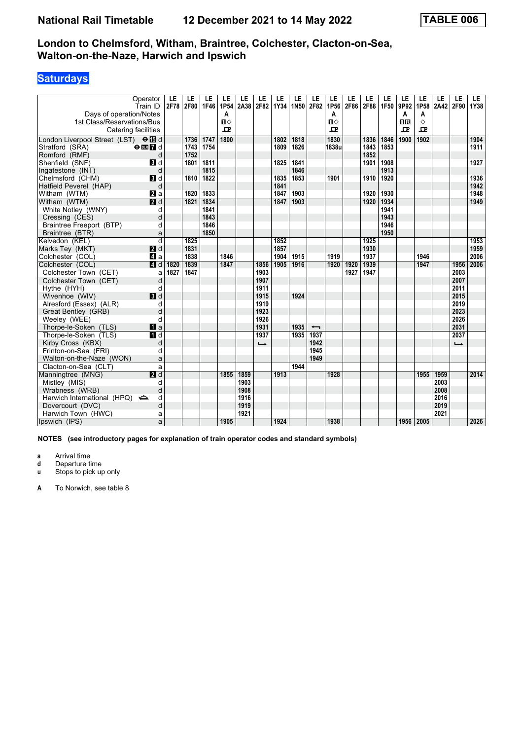# National Rail Timetable 12 December 2021 to 14 May 2022 TABLE 006

## London to Chelmsford, Witham, Braintree, Colchester, Clacton-on-Sea, Walton-on-the-Naze, Harwich and Ipswich

### Saturdays

| Operator | | LE | LE | LE | LE | LE | LE | LE | LE | LE | LE | LE | LE | LE | LE | LE | LE | LE | LE |
|---|---|---|---|---|---|---|---|---|---|---|---|---|---|---|---|---|---|---|---|
| Train ID | | 2F78 | 2F80 | 1F46 | 1P54 | 2A38 | 2F82 | 1Y34 | 1N50 | 2F82 | 1P56 | 2F86 | 2F88 | 1F50 | 9P92 | 1P58 | 2A42 | 2F90 | 1Y38 |
| Days of operation/Notes | | | | | A | | | | | | A | | | | A | A | | | |
| 1st Class/Reservations/Bus | | | | | 1◇ | | | | | | 1◇ | | | | 1R | ◇ | | | |
| Catering facilities | | | | | ⊡ | | | | | | ⊡ | | | | ⊡ | ⊡ | | | |
| London Liverpool Street (LST) ⊖ 15 | d | | 1736 | 1747 | 1800 | | | 1802 | 1818 | | 1830 | | 1836 | 1846 | 1900 | 1902 | | | 1904 |
| Stratford (SRA) ⊖ DLR 7 | d | | 1743 | 1754 | | | | 1809 | 1826 | | 1838u | | 1843 | 1853 | | | | | 1911 |
| Romford (RMF) | d | | 1752 | | | | | | | | | | 1852 | | | | | | |
| Shenfield (SNF) 3 | d | | 1801 | 1811 | | | | 1825 | 1841 | | | | 1901 | 1908 | | | | | 1927 |
| Ingatestone (INT) | d | | | 1815 | | | | | 1846 | | | | | 1913 | | | | | |
| Chelmsford (CHM) 3 | d | | 1810 | 1822 | | | | 1835 | 1853 | | 1901 | | 1910 | 1920 | | | | | 1936 |
| Hatfield Peverel (HAP) | d | | | | | | | 1841 | | | | | | | | | | | 1942 |
| Witham (WTM) 2 | a | | 1820 | 1833 | | | | 1847 | 1903 | | | | 1920 | 1930 | | | | | 1948 |
| Witham (WTM) 2 | d | | 1821 | 1834 | | | | 1847 | 1903 | | | | 1920 | 1934 | | | | | 1949 |
| White Notley (WNY) | d | | | 1841 | | | | | | | | | | 1941 | | | | | |
| Cressing (CES) | d | | | 1843 | | | | | | | | | | 1943 | | | | | |
| Braintree Freeport (BTP) | d | | | 1846 | | | | | | | | | | 1946 | | | | | |
| Braintree (BTR) | a | | | 1850 | | | | | | | | | | 1950 | | | | | |
| Kelvedon (KEL) | d | | 1825 | | | | | 1852 | | | | | 1925 | | | | | | 1953 |
| Marks Tey (MKT) 2 | d | | 1831 | | | | | 1857 | | | | | 1930 | | | | | | 1959 |
| Colchester (COL) 4 | a | | 1838 | | 1846 | | | 1904 | 1915 | | 1919 | | 1937 | | | 1946 | | | 2006 |
| Colchester (COL) 4 | d | 1820 | 1839 | | 1847 | | 1856 | 1905 | 1916 | | 1920 | 1920 | 1939 | | | 1947 | | 1956 | 2006 |
| Colchester Town (CET) | a | 1827 | 1847 | | | | 1903 | | | | | 1927 | 1947 | | | | | 2003 | |
| Colchester Town (CET) | d | | | | | | 1907 | | | | | | | | | | | 2007 | |
| Hythe (HYH) | d | | | | | | 1911 | | | | | | | | | | | 2011 | |
| Wivenhoe (WIV) 3 | d | | | | | | 1915 | | 1924 | | | | | | | | | 2015 | |
| Alresford (Essex) (ALR) | d | | | | | | 1919 | | | | | | | | | | | 2019 | |
| Great Bentley (GRB) | d | | | | | | 1923 | | | | | | | | | | | 2023 | |
| Weeley (WEE) | d | | | | | | 1926 | | | | | | | | | | | 2026 | |
| Thorpe-le-Soken (TLS) 1 | a | | | | | | 1931 | | 1935 | ← | | | | | | | | 2031 | |
| Thorpe-le-Soken (TLS) 1 | d | | | | | | 1937 | | 1935 | 1937 | | | | | | | | 2037 | |
| Kirby Cross (KBX) | d | | | | | | → | | | 1942 | | | | | | | | → | |
| Frinton-on-Sea (FRI) | d | | | | | | | | | 1945 | | | | | | | | | |
| Walton-on-the-Naze (WON) | a | | | | | | | | | 1949 | | | | | | | | | |
| Clacton-on-Sea (CLT) | a | | | | | | | | 1944 | | | | | | | | | | |
| Manningtree (MNG) 2 | d | | | | 1855 | 1859 | | 1913 | | | 1928 | | | | | 1955 | 1959 | | 2014 |
| Mistley (MIS) | d | | | | | 1903 | | | | | | | | | | | 2003 | | |
| Wrabness (WRB) | d | | | | | 1908 | | | | | | | | | | | 2008 | | |
| Harwich International (HPQ) ⛴ | d | | | | | 1916 | | | | | | | | | | | 2016 | | |
| Dovercourt (DVC) | d | | | | | 1919 | | | | | | | | | | | 2019 | | |
| Harwich Town (HWC) | a | | | | | 1921 | | | | | | | | | | | 2021 | | |
| Ipswich (IPS) | a | | | | 1905 | | | 1924 | | | 1938 | | | | 1956 | 2005 | | | 2026 |

**NOTES (see introductory pages for explanation of train operator codes and standard symbols)**

- **a** Arrival time
- **d** Departure time
- **u** Stops to pick up only

**A** To Norwich, see table 8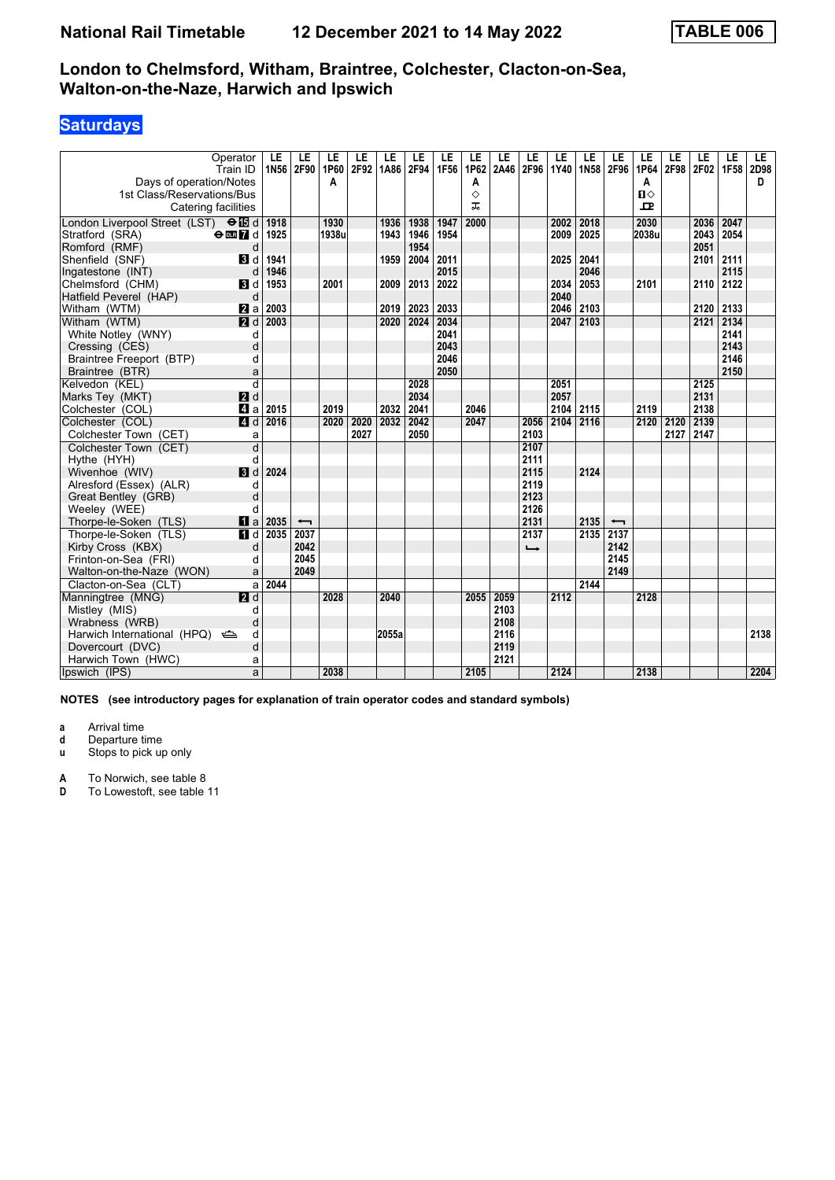# National Rail Timetable — 12 December 2021 to 14 May 2022 — TABLE 006

## London to Chelmsford, Witham, Braintree, Colchester, Clacton-on-Sea, Walton-on-the-Naze, Harwich and Ipswich

## Saturdays

| Operator | | LE | LE | LE | LE | LE | LE | LE | LE | LE | LE | LE | LE | LE | LE | LE | LE | LE | LE |
|---|---|---|---|---|---|---|---|---|---|---|---|---|---|---|---|---|---|---|---|
| Train ID | | 1N56 | 2F90 | 1P60 | 2F92 | 1A86 | 2F94 | 1F56 | 1P62 | 2A46 | 2F96 | 1Y40 | 1N58 | 2F96 | 1P64 | 2F98 | 2F02 | 1F58 | 2D98 |
| Days of operation/Notes | | | | A | | | | | A | | | | | | A | | | | D |
| 1st Class/Reservations/Bus | | | | | | | | | ◇ | | | | | | 1◇ | | | | |
| Catering facilities | | | | | | | | | 🍴 | | | | | | 🍴 | | | | |
| London Liverpool Street (LST) ⊖ 15 | d | 1918 | | 1930 | | 1936 | 1938 | 1947 | 2000 | | | 2002 | 2018 | | 2030 | | 2036 | 2047 | |
| Stratford (SRA) ⊖ DLR 7 | d | 1925 | | 1938u | | 1943 | 1946 | 1954 | | | | 2009 | 2025 | | 2038u | | 2043 | 2054 | |
| Romford (RMF) | d | | | | | | 1954 | | | | | | | | | | 2051 | | |
| Shenfield (SNF) 3 | d | 1941 | | | | 1959 | 2004 | 2011 | | | | 2025 | 2041 | | | | 2101 | 2111 | |
| Ingatestone (INT) | d | 1946 | | | | | | 2015 | | | | | 2046 | | | | | 2115 | |
| Chelmsford (CHM) 3 | d | 1953 | | 2001 | | 2009 | 2013 | 2022 | | | | 2034 | 2053 | | 2101 | | 2110 | 2122 | |
| Hatfield Peverel (HAP) | d | | | | | | | | | | | 2040 | | | | | | | |
| Witham (WTM) 2 | a | 2003 | | | | 2019 | 2023 | 2033 | | | | 2046 | 2103 | | | | 2120 | 2133 | |
| Witham (WTM) 2 | d | 2003 | | | | 2020 | 2024 | 2034 | | | | 2047 | 2103 | | | | 2121 | 2134 | |
| White Notley (WNY) | d | | | | | | | 2041 | | | | | | | | | | 2141 | |
| Cressing (CES) | d | | | | | | | 2043 | | | | | | | | | | 2143 | |
| Braintree Freeport (BTP) | d | | | | | | | 2046 | | | | | | | | | | 2146 | |
| Braintree (BTR) | a | | | | | | | 2050 | | | | | | | | | | 2150 | |
| Kelvedon (KEL) | d | | | | | | 2028 | | | | | 2051 | | | | | 2125 | | |
| Marks Tey (MKT) 2 | d | | | | | | 2034 | | | | | 2057 | | | | | 2131 | | |
| Colchester (COL) 4 | a | 2015 | | 2019 | | 2032 | 2041 | | 2046 | | | 2104 | 2115 | | 2119 | | 2138 | | |
| Colchester (COL) 4 | d | 2016 | | 2020 | 2020 | 2032 | 2042 | | 2047 | | 2056 | 2104 | 2116 | | 2120 | 2120 | 2139 | | |
| Colchester Town (CET) | a | | | | 2027 | | 2050 | | | | 2103 | | | | | 2127 | 2147 | | |
| Colchester Town (CET) | d | | | | | | | | | | 2107 | | | | | | | | |
| Hythe (HYH) | d | | | | | | | | | | 2111 | | | | | | | | |
| Wivenhoe (WIV) 3 | d | 2024 | | | | | | | | | 2115 | | 2124 | | | | | | |
| Alresford (Essex) (ALR) | d | | | | | | | | | | 2119 | | | | | | | | |
| Great Bentley (GRB) | d | | | | | | | | | | 2123 | | | | | | | | |
| Weeley (WEE) | d | | | | | | | | | | 2126 | | | | | | | | |
| Thorpe-le-Soken (TLS) 1 | a | 2035 | ↤ | | | | | | | | 2131 | | 2135 | ↤ | | | | | |
| Thorpe-le-Soken (TLS) 1 | d | 2035 | 2037 | | | | | | | | 2137 | | 2135 | 2137 | | | | | |
| Kirby Cross (KBX) | d | | 2042 | | | | | | | | ↦ | | | 2142 | | | | | |
| Frinton-on-Sea (FRI) | d | | 2045 | | | | | | | | | | | 2145 | | | | | |
| Walton-on-the-Naze (WON) | a | | 2049 | | | | | | | | | | | 2149 | | | | | |
| Clacton-on-Sea (CLT) | a | 2044 | | | | | | | | | | | 2144 | | | | | | |
| Manningtree (MNG) 2 | d | | | 2028 | | 2040 | | | 2055 | 2059 | | 2112 | | | 2128 | | | | |
| Mistley (MIS) | d | | | | | | | | | 2103 | | | | | | | | | |
| Wrabness (WRB) | d | | | | | | | | | 2108 | | | | | | | | | |
| Harwich International (HPQ) ⛴ | d | | | | | 2055a | | | | 2116 | | | | | | | | | 2138 |
| Dovercourt (DVC) | d | | | | | | | | | 2119 | | | | | | | | | |
| Harwich Town (HWC) | a | | | | | | | | | 2121 | | | | | | | | | |
| Ipswich (IPS) | a | | | 2038 | | | | | 2105 | | | 2124 | | | 2138 | | | | 2204 |

**NOTES (see introductory pages for explanation of train operator codes and standard symbols)**

- **a** Arrival time
- **d** Departure time
- **u** Stops to pick up only

- **A** To Norwich, see table 8
- **D** To Lowestoft, see table 11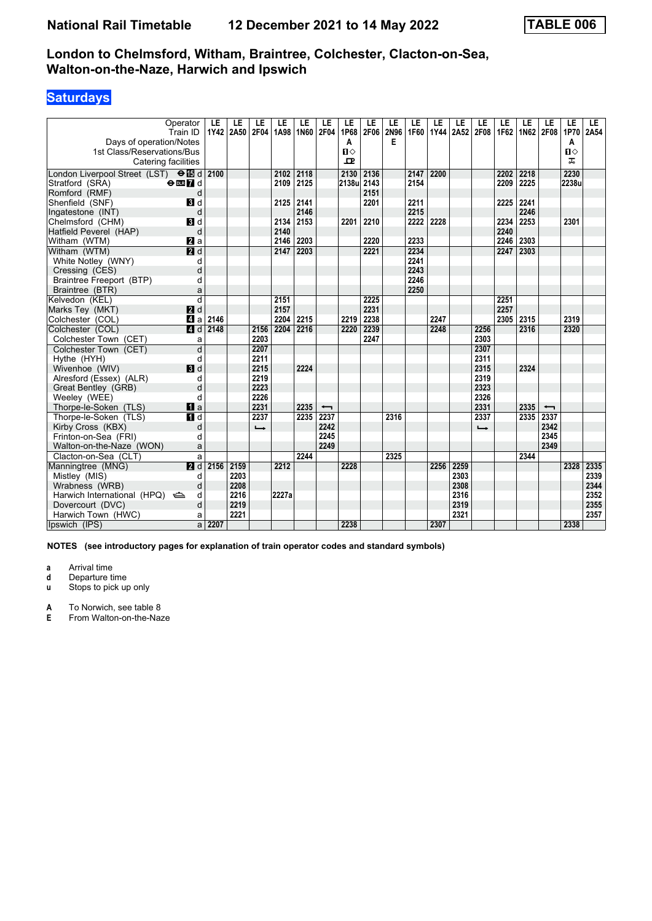# National Rail Timetable 12 December 2021 to 14 May 2022 TABLE 006

## London to Chelmsford, Witham, Braintree, Colchester, Clacton-on-Sea, Walton-on-the-Naze, Harwich and Ipswich

## Saturdays

| Operator | LE | LE | LE | LE | LE | LE | LE | LE | LE | LE | LE | LE | LE | LE | LE | LE | LE | LE |
|---|---|---|---|---|---|---|---|---|---|---|---|---|---|---|---|---|---|---|
| Train ID | 1Y42 | 2A50 | 2F04 | 1A98 | 1N60 | 2F04 | 1P68 | 2F06 | 2N96 | 1F60 | 1Y44 | 2A52 | 2F08 | 1F62 | 1N62 | 2F08 | 1P70 | 2A54 |
| Days of operation/Notes | | | | | | | A | | E | | | | | | | | A | |
| 1st Class/Reservations/Bus | | | | | | | 1◇ | | | | | | | | | | 1◇ | |
| Catering facilities | | | | | | | ⊡ | | | | | | | | | | ✕ | |
| London Liverpool Street (LST) d | 2100 | | | 2102 | 2118 | | 2130 | 2136 | | 2147 | 2200 | | | 2202 | 2218 | | 2230 | |
| Stratford (SRA) d | | | | 2109 | 2125 | | 2138u | 2143 | | 2154 | | | | 2209 | 2225 | | 2238u | |
| Romford (RMF) d | | | | | | | | 2151 | | | | | | | | | | |
| Shenfield (SNF) d | | | | 2125 | 2141 | | | 2201 | | 2211 | | | | 2225 | 2241 | | | |
| Ingatestone (INT) d | | | | | 2146 | | | | | 2215 | | | | | 2246 | | | |
| Chelmsford (CHM) d | | | | 2134 | 2153 | | 2201 | 2210 | | 2222 | 2228 | | | 2234 | 2253 | | 2301 | |
| Hatfield Peverel (HAP) d | | | | 2140 | | | | | | | | | | 2240 | | | | |
| Witham (WTM) a | | | | 2146 | 2203 | | | 2220 | | 2233 | | | | 2246 | 2303 | | | |
| Witham (WTM) d | | | | 2147 | 2203 | | | 2221 | | 2234 | | | | 2247 | 2303 | | | |
| White Notley (WNY) d | | | | | | | | | | 2241 | | | | | | | | |
| Cressing (CES) d | | | | | | | | | | 2243 | | | | | | | | |
| Braintree Freeport (BTP) d | | | | | | | | | | 2246 | | | | | | | | |
| Braintree (BTR) a | | | | | | | | | | 2250 | | | | | | | | |
| Kelvedon (KEL) d | | | | 2151 | | | | 2225 | | | | | | 2251 | | | | |
| Marks Tey (MKT) d | | | | 2157 | | | | 2231 | | | | | | 2257 | | | | |
| Colchester (COL) a | 2146 | | | 2204 | 2215 | | 2219 | 2238 | | | 2247 | | | 2305 | 2315 | | 2319 | |
| Colchester (COL) d | 2148 | | 2156 | 2204 | 2216 | | 2220 | 2239 | | | 2248 | | 2256 | | 2316 | | 2320 | |
| Colchester Town (CET) a | | | 2203 | | | | | 2247 | | | | | 2303 | | | | | |
| Colchester Town (CET) d | | | 2207 | | | | | | | | | | 2307 | | | | | |
| Hythe (HYH) d | | | 2211 | | | | | | | | | | 2311 | | | | | |
| Wivenhoe (WIV) d | | | 2215 | | 2224 | | | | | | | | 2315 | | 2324 | | | |
| Alresford (Essex) (ALR) d | | | 2219 | | | | | | | | | | 2319 | | | | | |
| Great Bentley (GRB) d | | | 2223 | | | | | | | | | | 2323 | | | | | |
| Weeley (WEE) d | | | 2226 | | | | | | | | | | 2326 | | | | | |
| Thorpe-le-Soken (TLS) a | | | 2231 | | 2235 | ← | | | | | | | 2331 | | 2335 | ← | | |
| Thorpe-le-Soken (TLS) d | | | 2237 | | 2235 | 2237 | | | 2316 | | | | 2337 | | 2335 | 2337 | | |
| Kirby Cross (KBX) d | | | ↳ | | | 2242 | | | | | | | ↳ | | | 2342 | | |
| Frinton-on-Sea (FRI) d | | | | | | 2245 | | | | | | | | | | 2345 | | |
| Walton-on-the-Naze (WON) a | | | | | | 2249 | | | | | | | | | | 2349 | | |
| Clacton-on-Sea (CLT) a | | | | | 2244 | | | | 2325 | | | | | | 2344 | | | |
| Manningtree (MNG) d | 2156 | 2159 | | 2212 | | | 2228 | | | | 2256 | 2259 | | | | | 2328 | 2335 |
| Mistley (MIS) d | | 2203 | | | | | | | | | | 2303 | | | | | | 2339 |
| Wrabness (WRB) d | | 2208 | | | | | | | | | | 2308 | | | | | | 2344 |
| Harwich International (HPQ) d | | 2216 | | 2227a | | | | | | | | 2316 | | | | | | 2352 |
| Dovercourt (DVC) d | | 2219 | | | | | | | | | | 2319 | | | | | | 2355 |
| Harwich Town (HWC) a | | 2221 | | | | | | | | | | 2321 | | | | | | 2357 |
| Ipswich (IPS) a | 2207 | | | | | | 2238 | | | | 2307 | | | | | | 2338 | |

**NOTES (see introductory pages for explanation of train operator codes and standard symbols)**

- **a** Arrival time
- **d** Departure time
- **u** Stops to pick up only

- **A** To Norwich, see table 8
- **E** From Walton-on-the-Naze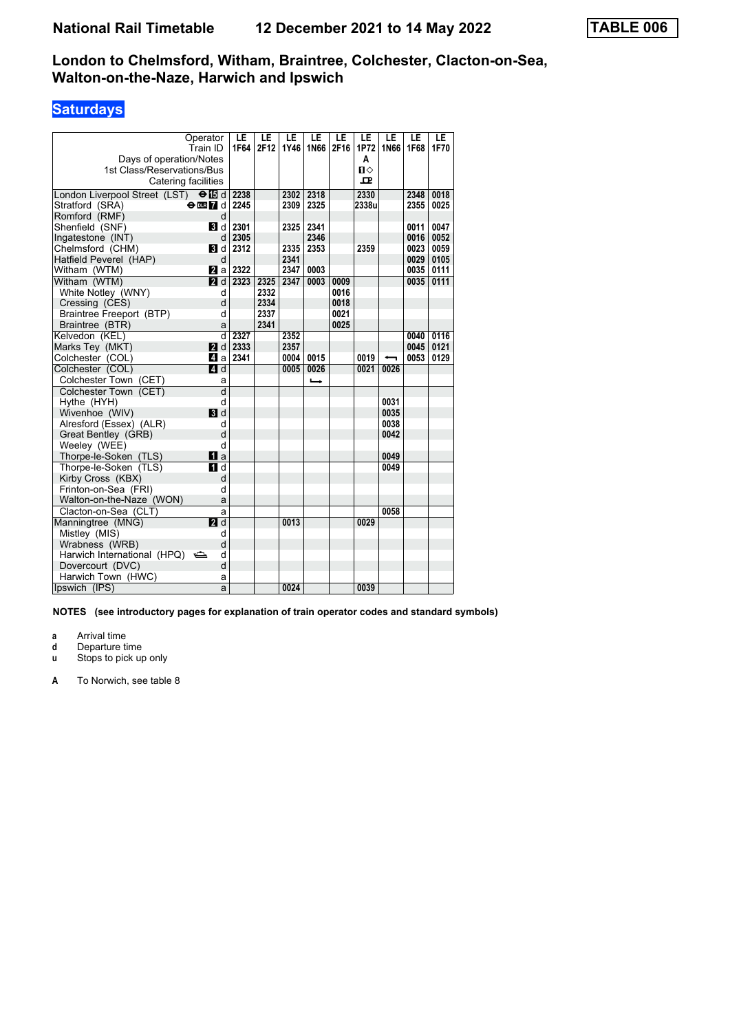# National Rail Timetable 12 December 2021 to 14 May 2022

**TABLE 006**

## London to Chelmsford, Witham, Braintree, Colchester, Clacton-on-Sea, Walton-on-the-Naze, Harwich and Ipswich

### Saturdays

| Operator | | LE | LE | LE | LE | LE | LE | LE | LE | LE |
|---|---|---|---|---|---|---|---|---|---|---|
| Train ID | | 1F64 | 2F12 | 1Y46 | 1N66 | 2F16 | 1P72 | 1N66 | 1F68 | 1F70 |
| Days of operation/Notes | | | | | | | A | | | |
| 1st Class/Reservations/Bus | | | | | | | 1◇ | | | |
| Catering facilities | | | | | | | ✕ | | | |
| London Liverpool Street (LST) ⊖ 15 | d | 2238 | | 2302 | 2318 | | 2330 | | 2348 | 0018 |
| Stratford (SRA) ⊖ DLR 7 | d | 2245 | | 2309 | 2325 | | 2338u | | 2355 | 0025 |
| Romford (RMF) | d | | | | | | | | | |
| Shenfield (SNF) 3 | d | 2301 | | 2325 | 2341 | | | | 0011 | 0047 |
| Ingatestone (INT) | d | 2305 | | | 2346 | | | | 0016 | 0052 |
| Chelmsford (CHM) 3 | d | 2312 | | 2335 | 2353 | | 2359 | | 0023 | 0059 |
| Hatfield Peverel (HAP) | d | | | 2341 | | | | | 0029 | 0105 |
| Witham (WTM) 2 | a | 2322 | | 2347 | 0003 | | | | 0035 | 0111 |
| Witham (WTM) 2 | d | 2323 | 2325 | 2347 | 0003 | 0009 | | | 0035 | 0111 |
| White Notley (WNY) | d | | 2332 | | | 0016 | | | | |
| Cressing (CES) | d | | 2334 | | | 0018 | | | | |
| Braintree Freeport (BTP) | d | | 2337 | | | 0021 | | | | |
| Braintree (BTR) | a | | 2341 | | | 0025 | | | | |
| Kelvedon (KEL) | d | 2327 | | 2352 | | | | | 0040 | 0116 |
| Marks Tey (MKT) 2 | d | 2333 | | 2357 | | | | | 0045 | 0121 |
| Colchester (COL) 4 | a | 2341 | | 0004 | 0015 | | 0019 | ⟵ | 0053 | 0129 |
| Colchester (COL) 4 | d | | | 0005 | 0026 | | 0021 | 0026 | | |
| Colchester Town (CET) | a | | | | ⟶ | | | | | |
| Colchester Town (CET) | d | | | | | | | | | |
| Hythe (HYH) | d | | | | | | | 0031 | | |
| Wivenhoe (WIV) 3 | d | | | | | | | 0035 | | |
| Alresford (Essex) (ALR) | d | | | | | | | 0038 | | |
| Great Bentley (GRB) | d | | | | | | | 0042 | | |
| Weeley (WEE) | d | | | | | | | | | |
| Thorpe-le-Soken (TLS) 1 | a | | | | | | | 0049 | | |
| Thorpe-le-Soken (TLS) 1 | d | | | | | | | 0049 | | |
| Kirby Cross (KBX) | d | | | | | | | | | |
| Frinton-on-Sea (FRI) | d | | | | | | | | | |
| Walton-on-the-Naze (WON) | a | | | | | | | | | |
| Clacton-on-Sea (CLT) | a | | | | | | | 0058 | | |
| Manningtree (MNG) 2 | d | | | 0013 | | | 0029 | | | |
| Mistley (MIS) | d | | | | | | | | | |
| Wrabness (WRB) | d | | | | | | | | | |
| Harwich International (HPQ) ⛴ | d | | | | | | | | | |
| Dovercourt (DVC) | d | | | | | | | | | |
| Harwich Town (HWC) | a | | | | | | | | | |
| Ipswich (IPS) | a | | | 0024 | | | 0039 | | | |

**NOTES (see introductory pages for explanation of train operator codes and standard symbols)**

- **a** Arrival time
- **d** Departure time
- **u** Stops to pick up only

**A** To Norwich, see table 8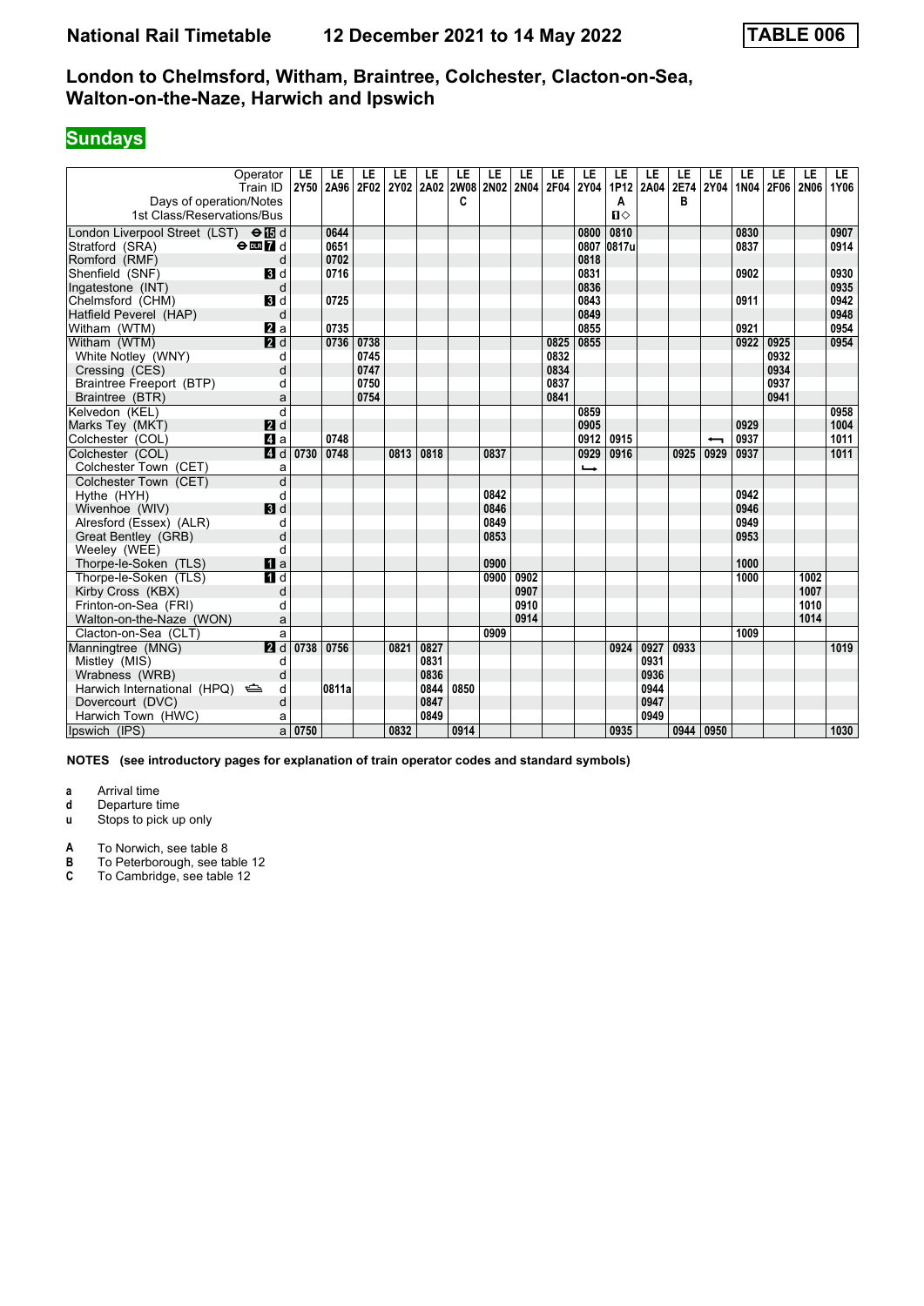# National Rail Timetable 12 December 2021 to 14 May 2022 TABLE 006

## London to Chelmsford, Witham, Braintree, Colchester, Clacton-on-Sea, Walton-on-the-Naze, Harwich and Ipswich

### Sundays

| Operator | | LE | LE | LE | LE | LE | LE | LE | LE | LE | LE | LE | LE | LE | LE | LE | LE | LE | LE |
|---|---|---|---|---|---|---|---|---|---|---|---|---|---|---|---|---|---|---|---|
| Train ID | | 2Y50 | 2A96 | 2F02 | 2Y02 | 2A02 | 2W08 | 2N02 | 2N04 | 2F04 | 2Y04 | 1P12 | 2A04 | 2E74 | 2Y04 | 1N04 | 2F06 | 2N06 | 1Y06 |
| Days of operation/Notes | | | | | | | C | | | | | A | | B | | | | | |
| 1st Class/Reservations/Bus | | | | | | | | | | | | ■◇ | | | | | | | |
| London Liverpool Street (LST) ⊖ 15 | d | | 0644 | | | | | | | | 0800 | 0810 | | | | 0830 | | | 0907 |
| Stratford (SRA) ⊖ DLR 7 | d | | 0651 | | | | | | | | 0807 | 0817u | | | | 0837 | | | 0914 |
| Romford (RMF) | d | | 0702 | | | | | | | | 0818 | | | | | | | | |
| Shenfield (SNF) 3 | d | | 0716 | | | | | | | | 0831 | | | | | 0902 | | | 0930 |
| Ingatestone (INT) | d | | | | | | | | | | 0836 | | | | | | | | 0935 |
| Chelmsford (CHM) 3 | d | | 0725 | | | | | | | | 0843 | | | | | 0911 | | | 0942 |
| Hatfield Peverel (HAP) | d | | | | | | | | | | 0849 | | | | | | | | 0948 |
| Witham (WTM) 2 | a | | 0735 | | | | | | | | 0855 | | | | | 0921 | | | 0954 |
| Witham (WTM) 2 | d | | 0736 | 0738 | | | | | | 0825 | 0855 | | | | | 0922 | 0925 | | 0954 |
| White Notley (WNY) | d | | | 0745 | | | | | | 0832 | | | | | | | 0932 | | |
| Cressing (CES) | d | | | 0747 | | | | | | 0834 | | | | | | | 0934 | | |
| Braintree Freeport (BTP) | d | | | 0750 | | | | | | 0837 | | | | | | | 0937 | | |
| Braintree (BTR) | a | | | 0754 | | | | | | 0841 | | | | | | | 0941 | | |
| Kelvedon (KEL) | d | | | | | | | | | | 0859 | | | | | | | | 0958 |
| Marks Tey (MKT) 2 | d | | | | | | | | | | 0905 | | | | | 0929 | | | 1004 |
| Colchester (COL) 4 | a | | 0748 | | | | | | | | 0912 | 0915 | | | ← | 0937 | | | 1011 |
| Colchester (COL) 4 | d | 0730 | 0748 | | 0813 | 0818 | | 0837 | | | 0929 | 0916 | | 0925 | 0929 | 0937 | | | 1011 |
| Colchester Town (CET) | a | | | | | | | | | | ↵ | | | | | | | | |
| Colchester Town (CET) | d | | | | | | | | | | | | | | | | | | |
| Hythe (HYH) | d | | | | | | | 0842 | | | | | | | | 0942 | | | |
| Wivenhoe (WIV) 3 | d | | | | | | | 0846 | | | | | | | | 0946 | | | |
| Alresford (Essex) (ALR) | d | | | | | | | 0849 | | | | | | | | 0949 | | | |
| Great Bentley (GRB) | d | | | | | | | 0853 | | | | | | | | 0953 | | | |
| Weeley (WEE) | d | | | | | | | | | | | | | | | | | | |
| Thorpe-le-Soken (TLS) 1 | a | | | | | | | 0900 | | | | | | | | 1000 | | | |
| Thorpe-le-Soken (TLS) 1 | d | | | | | | | 0900 | 0902 | | | | | | | 1000 | | 1002 | |
| Kirby Cross (KBX) | d | | | | | | | | 0907 | | | | | | | | | 1007 | |
| Frinton-on-Sea (FRI) | d | | | | | | | | 0910 | | | | | | | | | 1010 | |
| Walton-on-the-Naze (WON) | a | | | | | | | | 0914 | | | | | | | | | 1014 | |
| Clacton-on-Sea (CLT) | a | | | | | | | 0909 | | | | | | | | 1009 | | | |
| Manningtree (MNG) 2 | d | 0738 | 0756 | | 0821 | 0827 | | | | | | 0924 | 0927 | 0933 | | | | | 1019 |
| Mistley (MIS) | d | | | | | 0831 | | | | | | | 0931 | | | | | | |
| Wrabness (WRB) | d | | | | | 0836 | | | | | | | 0936 | | | | | | |
| Harwich International (HPQ) ⛴ | d | | 0811a | | | 0844 | 0850 | | | | | | 0944 | | | | | | |
| Dovercourt (DVC) | d | | | | | 0847 | | | | | | | 0947 | | | | | | |
| Harwich Town (HWC) | a | | | | | 0849 | | | | | | | 0949 | | | | | | |
| Ipswich (IPS) | a | 0750 | | | 0832 | | 0914 | | | | | 0935 | | 0944 | 0950 | | | | 1030 |

**NOTES (see introductory pages for explanation of train operator codes and standard symbols)**

- **a** Arrival time
- **d** Departure time
- **u** Stops to pick up only

- **A** To Norwich, see table 8
- **B** To Peterborough, see table 12
- **C** To Cambridge, see table 12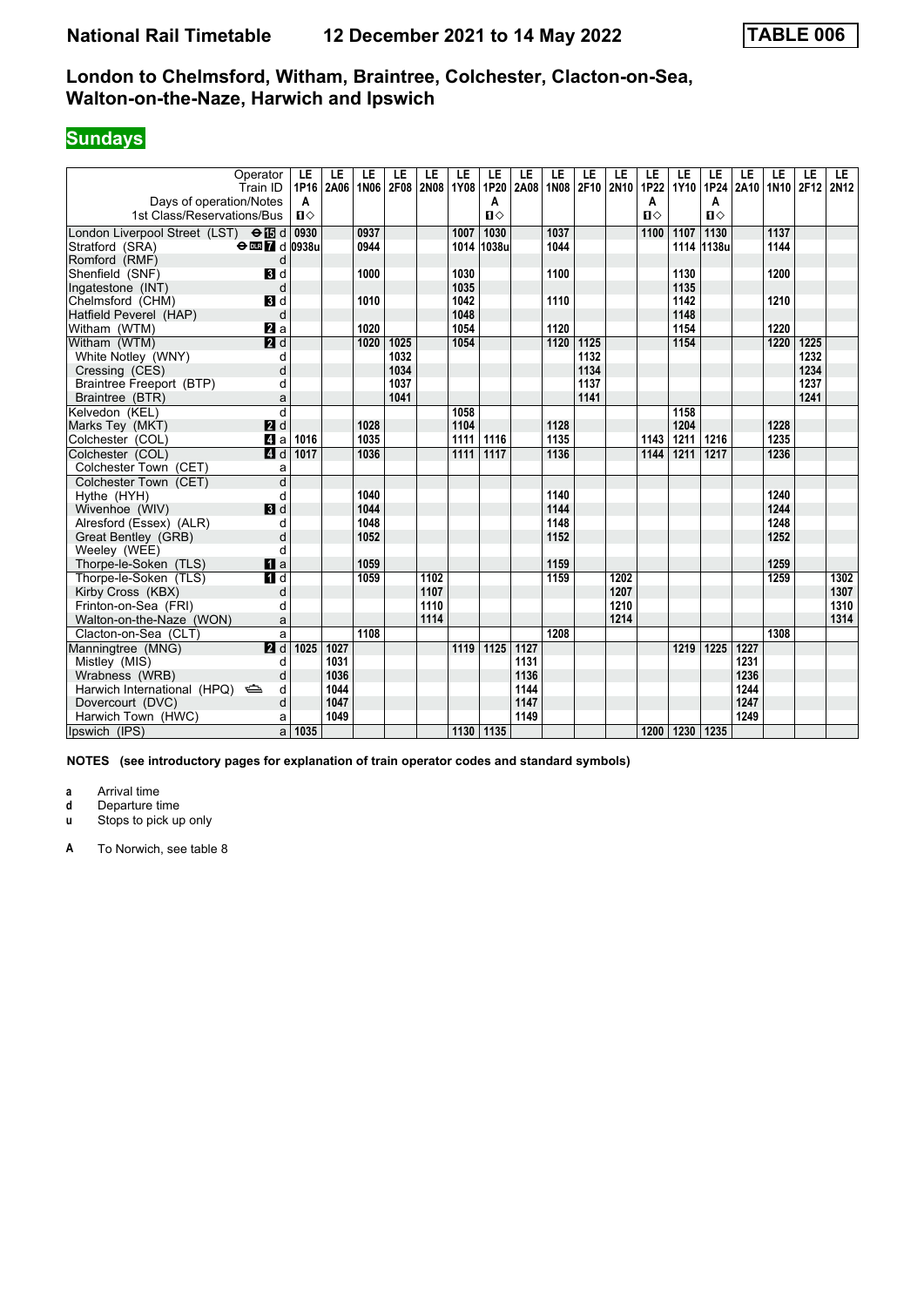# National Rail Timetable 12 December 2021 to 14 May 2022 TABLE 006

## London to Chelmsford, Witham, Braintree, Colchester, Clacton-on-Sea, Walton-on-the-Naze, Harwich and Ipswich

## Sundays

| Operator | | LE | LE | LE | LE | LE | LE | LE | LE | LE | LE | LE | LE | LE | LE | LE | LE | LE | LE |
|---|---|---|---|---|---|---|---|---|---|---|---|---|---|---|---|---|---|---|---|
| Train ID | | 1P16 | 2A06 | 1N06 | 2F08 | 2N08 | 1Y08 | 1P20 | 2A08 | 1N08 | 2F10 | 2N10 | 1P22 | 1Y10 | 1P24 | 2A10 | 1N10 | 2F12 | 2N12 |
| Days of operation/Notes | | A | | | | | | A | | | | | A | | A | | | | |
| 1st Class/Reservations/Bus | | 1◇ | | | | | | 1◇ | | | | | 1◇ | | 1◇ | | | | |
| London Liverpool Street (LST) ⊖15 | d | 0930 | | 0937 | | | 1007 | 1030 | | 1037 | | | 1100 | 1107 | 1130 | | 1137 | | |
| Stratford (SRA) ⊖DLR7 | d | 0938u | | 0944 | | | 1014 | 1038u | | 1044 | | | | 1114 | 1138u | | 1144 | | |
| Romford (RMF) | d | | | | | | | | | | | | | | | | | | |
| Shenfield (SNF) 3 | d | | | 1000 | | | 1030 | | | 1100 | | | | 1130 | | | 1200 | | |
| Ingatestone (INT) | d | | | | | | 1035 | | | | | | | 1135 | | | | | |
| Chelmsford (CHM) 3 | d | | | 1010 | | | 1042 | | | 1110 | | | | 1142 | | | 1210 | | |
| Hatfield Peverel (HAP) | d | | | | | | 1048 | | | | | | | 1148 | | | | | |
| Witham (WTM) 2 | a | | | 1020 | | | 1054 | | | 1120 | | | | 1154 | | | 1220 | | |
| Witham (WTM) 2 | d | | | 1020 | 1025 | | 1054 | | | 1120 | 1125 | | | 1154 | | | 1220 | 1225 | |
| White Notley (WNY) | d | | | | 1032 | | | | | | 1132 | | | | | | | 1232 | |
| Cressing (CES) | d | | | | 1034 | | | | | | 1134 | | | | | | | 1234 | |
| Braintree Freeport (BTP) | d | | | | 1037 | | | | | | 1137 | | | | | | | 1237 | |
| Braintree (BTR) | a | | | | 1041 | | | | | | 1141 | | | | | | | 1241 | |
| Kelvedon (KEL) | d | | | | | | 1058 | | | | | | | 1158 | | | | | |
| Marks Tey (MKT) 2 | d | | | 1028 | | | 1104 | | | 1128 | | | | 1204 | | | 1228 | | |
| Colchester (COL) 4 | a | 1016 | | 1035 | | | 1111 | 1116 | | 1135 | | | 1143 | 1211 | 1216 | | 1235 | | |
| Colchester (COL) 4 | d | 1017 | | 1036 | | | 1111 | 1117 | | 1136 | | | 1144 | 1211 | 1217 | | 1236 | | |
| Colchester Town (CET) | a | | | | | | | | | | | | | | | | | | |
| Colchester Town (CET) | d | | | | | | | | | | | | | | | | | | |
| Hythe (HYH) | d | | | 1040 | | | | | | 1140 | | | | | | | 1240 | | |
| Wivenhoe (WIV) 3 | d | | | 1044 | | | | | | 1144 | | | | | | | 1244 | | |
| Alresford (Essex) (ALR) | d | | | 1048 | | | | | | 1148 | | | | | | | 1248 | | |
| Great Bentley (GRB) | d | | | 1052 | | | | | | 1152 | | | | | | | 1252 | | |
| Weeley (WEE) | d | | | | | | | | | | | | | | | | | | |
| Thorpe-le-Soken (TLS) 1 | a | | | 1059 | | | | | | 1159 | | | | | | | 1259 | | |
| Thorpe-le-Soken (TLS) 1 | d | | | 1059 | | 1102 | | | | 1159 | | 1202 | | | | | 1259 | | 1302 |
| Kirby Cross (KBX) | d | | | | | 1107 | | | | | | 1207 | | | | | | | 1307 |
| Frinton-on-Sea (FRI) | d | | | | | 1110 | | | | | | 1210 | | | | | | | 1310 |
| Walton-on-the-Naze (WON) | a | | | | | 1114 | | | | | | 1214 | | | | | | | 1314 |
| Clacton-on-Sea (CLT) | a | | | 1108 | | | | | | 1208 | | | | | | | 1308 | | |
| Manningtree (MNG) 2 | d | 1025 | 1027 | | | | 1119 | 1125 | 1127 | | | | | 1219 | 1225 | 1227 | | | |
| Mistley (MIS) | d | | 1031 | | | | | | 1131 | | | | | | | 1231 | | | |
| Wrabness (WRB) | d | | 1036 | | | | | | 1136 | | | | | | | 1236 | | | |
| Harwich International (HPQ) ⛴ | d | | 1044 | | | | | | 1144 | | | | | | | 1244 | | | |
| Dovercourt (DVC) | d | | 1047 | | | | | | 1147 | | | | | | | 1247 | | | |
| Harwich Town (HWC) | a | | 1049 | | | | | | 1149 | | | | | | | 1249 | | | |
| Ipswich (IPS) | a | 1035 | | | | | 1130 | 1135 | | | | | 1200 | 1230 | 1235 | | | | |

**NOTES (see introductory pages for explanation of train operator codes and standard symbols)**

- **a** Arrival time
- **d** Departure time
- **u** Stops to pick up only

- **A** To Norwich, see table 8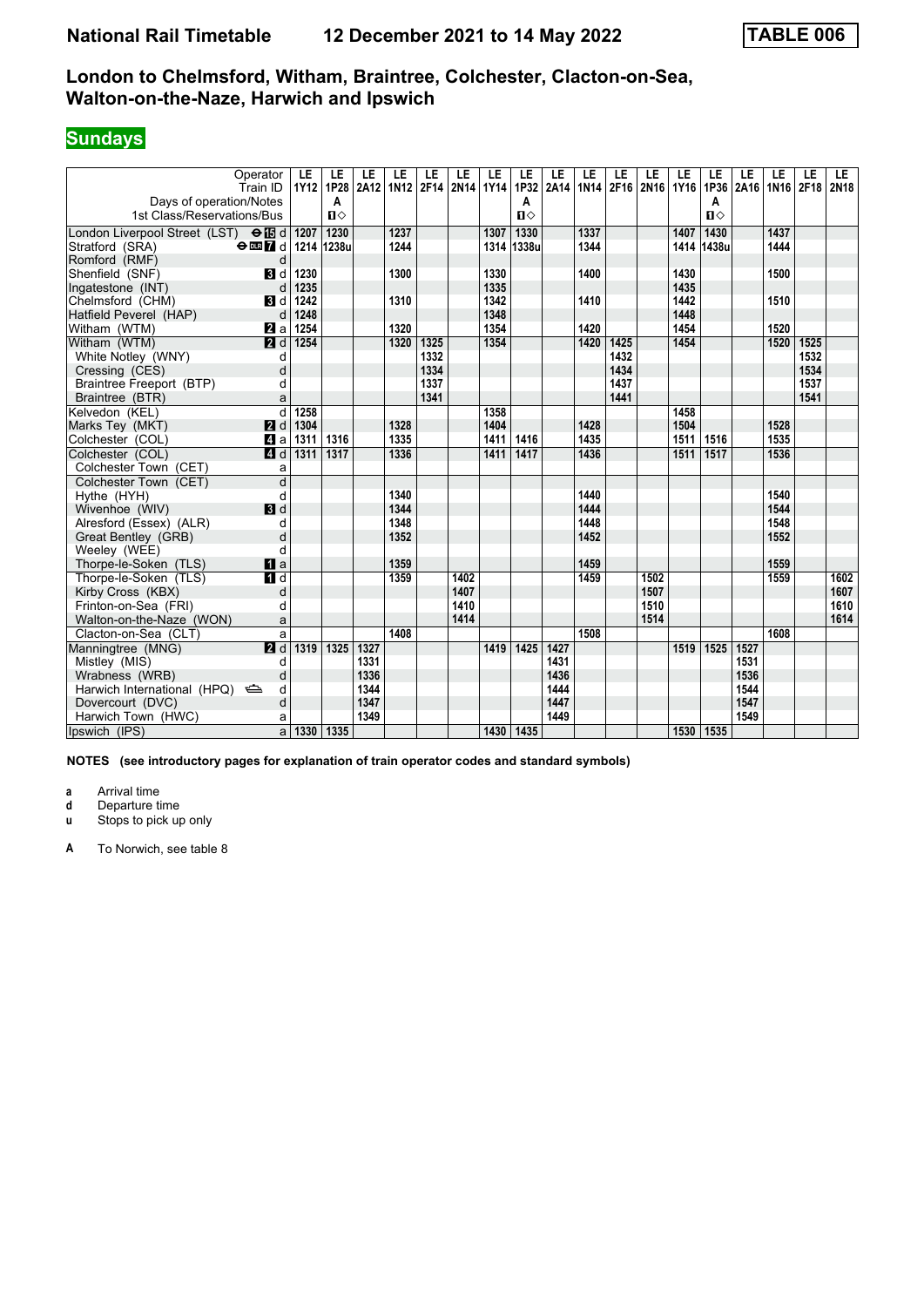# National Rail Timetable    12 December 2021 to 14 May 2022    TABLE 006

## London to Chelmsford, Witham, Braintree, Colchester, Clacton-on-Sea, Walton-on-the-Naze, Harwich and Ipswich

## Sundays

| Operator | | LE | LE | LE | LE | LE | LE | LE | LE | LE | LE | LE | LE | LE | LE | LE | LE | LE | LE |
|---|---|---|---|---|---|---|---|---|---|---|---|---|---|---|---|---|---|---|---|
| Train ID | | 1Y12 | 1P28 | 2A12 | 1N12 | 2F14 | 2N14 | 1Y14 | 1P32 | 2A14 | 1N14 | 2F16 | 2N16 | 1Y16 | 1P36 | 2A16 | 1N16 | 2F18 | 2N18 |
| Days of operation/Notes | | | A | | | | | | A | | | | | | A | | | | |
| 1st Class/Reservations/Bus | | | ◻◇ | | | | | | ◻◇ | | | | | | ◻◇ | | | | |
| London Liverpool Street (LST) ⊖ 15 | d | 1207 | 1230 | | 1237 | | | 1307 | 1330 | | 1337 | | | 1407 | 1430 | | 1437 | | |
| Stratford (SRA) ⊖ DLR 7 | d | 1214 | 1238u | | 1244 | | | 1314 | 1338u | | 1344 | | | 1414 | 1438u | | 1444 | | |
| Romford (RMF) | d | | | | | | | | | | | | | | | | | | |
| Shenfield (SNF) 3 | d | 1230 | | | 1300 | | | 1330 | | | 1400 | | | 1430 | | | 1500 | | |
| Ingatestone (INT) | d | 1235 | | | | | | 1335 | | | | | | 1435 | | | | | |
| Chelmsford (CHM) 3 | d | 1242 | | | 1310 | | | 1342 | | | 1410 | | | 1442 | | | 1510 | | |
| Hatfield Peverel (HAP) | d | 1248 | | | | | | 1348 | | | | | | 1448 | | | | | |
| Witham (WTM) 2 | a | 1254 | | | 1320 | | | 1354 | | | 1420 | | | 1454 | | | 1520 | | |
| Witham (WTM) 2 | d | 1254 | | | 1320 | 1325 | | 1354 | | | 1420 | 1425 | | 1454 | | | 1520 | 1525 | |
| White Notley (WNY) | d | | | | | 1332 | | | | | | 1432 | | | | | | 1532 | |
| Cressing (CES) | d | | | | | 1334 | | | | | | 1434 | | | | | | 1534 | |
| Braintree Freeport (BTP) | d | | | | | 1337 | | | | | | 1437 | | | | | | 1537 | |
| Braintree (BTR) | a | | | | | 1341 | | | | | | 1441 | | | | | | 1541 | |
| Kelvedon (KEL) | d | 1258 | | | | | | 1358 | | | | | | 1458 | | | | | |
| Marks Tey (MKT) 2 | d | 1304 | | | 1328 | | | 1404 | | | 1428 | | | 1504 | | | 1528 | | |
| Colchester (COL) 4 | a | 1311 | 1316 | | 1335 | | | 1411 | 1416 | | 1435 | | | 1511 | 1516 | | 1535 | | |
| Colchester (COL) 4 | d | 1311 | 1317 | | 1336 | | | 1411 | 1417 | | 1436 | | | 1511 | 1517 | | 1536 | | |
| Colchester Town (CET) | a | | | | | | | | | | | | | | | | | | |
| Colchester Town (CET) | d | | | | | | | | | | | | | | | | | | |
| Hythe (HYH) | d | | | | 1340 | | | | | | 1440 | | | | | | 1540 | | |
| Wivenhoe (WIV) 3 | d | | | | 1344 | | | | | | 1444 | | | | | | 1544 | | |
| Alresford (Essex) (ALR) | d | | | | 1348 | | | | | | 1448 | | | | | | 1548 | | |
| Great Bentley (GRB) | d | | | | 1352 | | | | | | 1452 | | | | | | 1552 | | |
| Weeley (WEE) | d | | | | | | | | | | | | | | | | | | |
| Thorpe-le-Soken (TLS) 1 | a | | | | 1359 | | | | | | 1459 | | | | | | 1559 | | |
| Thorpe-le-Soken (TLS) 1 | d | | | | 1359 | | 1402 | | | | 1459 | | 1502 | | | | 1559 | | 1602 |
| Kirby Cross (KBX) | d | | | | | | 1407 | | | | | | 1507 | | | | | | 1607 |
| Frinton-on-Sea (FRI) | d | | | | | | 1410 | | | | | | 1510 | | | | | | 1610 |
| Walton-on-the-Naze (WON) | a | | | | | | 1414 | | | | | | 1514 | | | | | | 1614 |
| Clacton-on-Sea (CLT) | a | | | | 1408 | | | | | | 1508 | | | | | | 1608 | | |
| Manningtree (MNG) 2 | d | 1319 | 1325 | 1327 | | | | 1419 | 1425 | 1427 | | | | 1519 | 1525 | 1527 | | | |
| Mistley (MIS) | d | | | 1331 | | | | | | 1431 | | | | | | 1531 | | | |
| Wrabness (WRB) | d | | | 1336 | | | | | | 1436 | | | | | | 1536 | | | |
| Harwich International (HPQ) ⛴ | d | | | 1344 | | | | | | 1444 | | | | | | 1544 | | | |
| Dovercourt (DVC) | d | | | 1347 | | | | | | 1447 | | | | | | 1547 | | | |
| Harwich Town (HWC) | a | | | 1349 | | | | | | 1449 | | | | | | 1549 | | | |
| Ipswich (IPS) | a | 1330 | 1335 | | | | | 1430 | 1435 | | | | | 1530 | 1535 | | | | |

**NOTES (see introductory pages for explanation of train operator codes and standard symbols)**

**a** Arrival time
**d** Departure time
**u** Stops to pick up only

**A** To Norwich, see table 8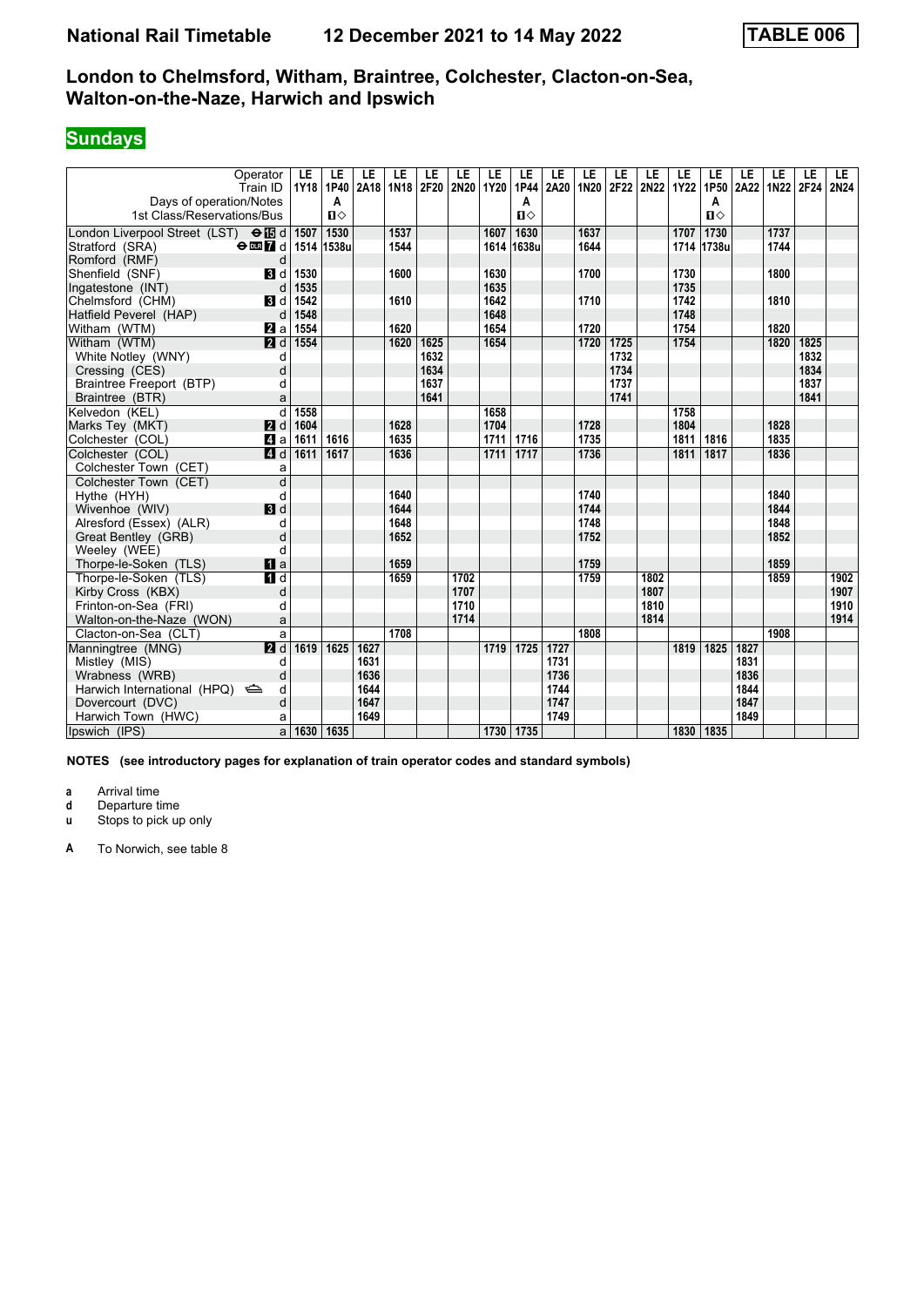# National Rail Timetable 12 December 2021 to 14 May 2022 TABLE 006

## London to Chelmsford, Witham, Braintree, Colchester, Clacton-on-Sea, Walton-on-the-Naze, Harwich and Ipswich

### Sundays

| Operator | | LE | LE | LE | LE | LE | LE | LE | LE | LE | LE | LE | LE | LE | LE | LE | LE | LE | LE |
|---|---|---|---|---|---|---|---|---|---|---|---|---|---|---|---|---|---|---|---|
| Train ID | | 1Y18 | 1P40 | 2A18 | 1N18 | 2F20 | 2N20 | 1Y20 | 1P44 | 2A20 | 1N20 | 2F22 | 2N22 | 1Y22 | 1P50 | 2A22 | 1N22 | 2F24 | 2N24 |
| Days of operation/Notes | | | A | | | | | | A | | | | | | A | | | | |
| 1st Class/Reservations/Bus | | | ■◇ | | | | | | ■◇ | | | | | | ■◇ | | | | |
| London Liverpool Street (LST) ⊖ 15 | d | 1507 | 1530 | | 1537 | | | 1607 | 1630 | | 1637 | | | 1707 | 1730 | | 1737 | | |
| Stratford (SRA) ⊖ DLR 7 | d | 1514 | 1538u | | 1544 | | | 1614 | 1638u | | 1644 | | | 1714 | 1738u | | 1744 | | |
| Romford (RMF) | d | | | | | | | | | | | | | | | | | | |
| Shenfield (SNF) 3 | d | 1530 | | | 1600 | | | 1630 | | | 1700 | | | 1730 | | | 1800 | | |
| Ingatestone (INT) | d | 1535 | | | | | | 1635 | | | | | | 1735 | | | | | |
| Chelmsford (CHM) 3 | d | 1542 | | | 1610 | | | 1642 | | | 1710 | | | 1742 | | | 1810 | | |
| Hatfield Peverel (HAP) | d | 1548 | | | | | | 1648 | | | | | | 1748 | | | | | |
| Witham (WTM) 2 | a | 1554 | | | 1620 | | | 1654 | | | 1720 | | | 1754 | | | 1820 | | |
| Witham (WTM) 2 | d | 1554 | | | 1620 | 1625 | | 1654 | | | 1720 | 1725 | | 1754 | | | 1820 | 1825 | |
| White Notley (WNY) | d | | | | | 1632 | | | | | | 1732 | | | | | | 1832 | |
| Cressing (CES) | d | | | | | 1634 | | | | | | 1734 | | | | | | 1834 | |
| Braintree Freeport (BTP) | d | | | | | 1637 | | | | | | 1737 | | | | | | 1837 | |
| Braintree (BTR) | a | | | | | 1641 | | | | | | 1741 | | | | | | 1841 | |
| Kelvedon (KEL) | d | 1558 | | | | | | 1658 | | | | | | 1758 | | | | | |
| Marks Tey (MKT) 2 | d | 1604 | | | 1628 | | | 1704 | | | 1728 | | | 1804 | | | 1828 | | |
| Colchester (COL) 4 | a | 1611 | 1616 | | 1635 | | | 1711 | 1716 | | 1735 | | | 1811 | 1816 | | 1835 | | |
| Colchester (COL) 4 | d | 1611 | 1617 | | 1636 | | | 1711 | 1717 | | 1736 | | | 1811 | 1817 | | 1836 | | |
| Colchester Town (CET) | a | | | | | | | | | | | | | | | | | | |
| Colchester Town (CET) | d | | | | | | | | | | | | | | | | | | |
| Hythe (HYH) | d | | | | 1640 | | | | | | 1740 | | | | | | 1840 | | |
| Wivenhoe (WIV) 3 | d | | | | 1644 | | | | | | 1744 | | | | | | 1844 | | |
| Alresford (Essex) (ALR) | d | | | | 1648 | | | | | | 1748 | | | | | | 1848 | | |
| Great Bentley (GRB) | d | | | | 1652 | | | | | | 1752 | | | | | | 1852 | | |
| Weeley (WEE) | d | | | | | | | | | | | | | | | | | | |
| Thorpe-le-Soken (TLS) 1 | a | | | | 1659 | | | | | | 1759 | | | | | | 1859 | | |
| Thorpe-le-Soken (TLS) 1 | d | | | | 1659 | | 1702 | | | | 1759 | | 1802 | | | | 1859 | | 1902 |
| Kirby Cross (KBX) | d | | | | | | 1707 | | | | | | 1807 | | | | | | 1907 |
| Frinton-on-Sea (FRI) | d | | | | | | 1710 | | | | | | 1810 | | | | | | 1910 |
| Walton-on-the-Naze (WON) | a | | | | | | 1714 | | | | | | 1814 | | | | | | 1914 |
| Clacton-on-Sea (CLT) | a | | | | 1708 | | | | | | 1808 | | | | | | 1908 | | |
| Manningtree (MNG) 2 | d | 1619 | 1625 | 1627 | | | | 1719 | 1725 | 1727 | | | | 1819 | 1825 | 1827 | | | |
| Mistley (MIS) | d | | | 1631 | | | | | | 1731 | | | | | | 1831 | | | |
| Wrabness (WRB) | d | | | 1636 | | | | | | 1736 | | | | | | 1836 | | | |
| Harwich International (HPQ) ⛴ | d | | | 1644 | | | | | | 1744 | | | | | | 1844 | | | |
| Dovercourt (DVC) | d | | | 1647 | | | | | | 1747 | | | | | | 1847 | | | |
| Harwich Town (HWC) | a | | | 1649 | | | | | | 1749 | | | | | | 1849 | | | |
| Ipswich (IPS) | a | 1630 | 1635 | | | | | 1730 | 1735 | | | | | 1830 | 1835 | | | | |

**NOTES (see introductory pages for explanation of train operator codes and standard symbols)**

**a** Arrival time
**d** Departure time
**u** Stops to pick up only

**A** To Norwich, see table 8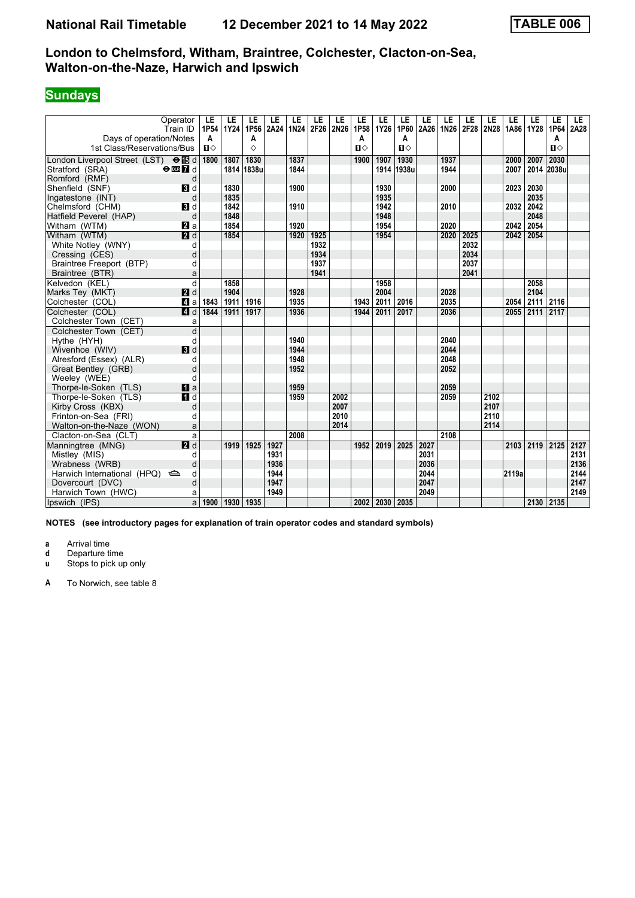# London to Chelmsford, Witham, Braintree, Colchester, Clacton-on-Sea, Walton-on-the-Naze, Harwich and Ipswich

National Rail Timetable 12 December 2021 to 14 May 2022 — TABLE 006

## Sundays

| Operator | | LE | LE | LE | LE | LE | LE | LE | LE | LE | LE | LE | LE | LE | LE | LE | LE | LE | LE |
|---|---|---|---|---|---|---|---|---|---|---|---|---|---|---|---|---|---|---|---|
| Train ID | | 1P54 | 1Y24 | 1P56 | 2A24 | 1N24 | 2F26 | 2N26 | 1P58 | 1Y26 | 1P60 | 2A26 | 1N26 | 2F28 | 2N28 | 1A86 | 1Y28 | 1P64 | 2A28 |
| Days of operation/Notes | | A | | A | | | | | A | | A | | | | | | | A | |
| 1st Class/Reservations/Bus | | 1◇ | | ◇ | | | | | 1◇ | | 1◇ | | | | | | | 1◇ | |
| London Liverpool Street (LST) ⊖ 15 | d | 1800 | 1807 | 1830 | | 1837 | | | 1900 | 1907 | 1930 | | 1937 | | | 2000 | 2007 | 2030 | |
| Stratford (SRA) ⊖ DLR 7 | d | | 1814 | 1838u | | 1844 | | | | 1914 | 1938u | | 1944 | | | 2007 | 2014 | 2038u | |
| Romford (RMF) | d | | | | | | | | | | | | | | | | | | |
| Shenfield (SNF) 3 | d | | 1830 | | | 1900 | | | | 1930 | | | 2000 | | | 2023 | 2030 | | |
| Ingatestone (INT) | d | | 1835 | | | | | | | 1935 | | | | | | | 2035 | | |
| Chelmsford (CHM) 3 | d | | 1842 | | | 1910 | | | | 1942 | | | 2010 | | | 2032 | 2042 | | |
| Hatfield Peverel (HAP) | d | | 1848 | | | | | | | 1948 | | | | | | | 2048 | | |
| Witham (WTM) 2 | a | | 1854 | | | 1920 | | | | 1954 | | | 2020 | | | 2042 | 2054 | | |
| Witham (WTM) 2 | d | | 1854 | | | 1920 | 1925 | | | 1954 | | | 2020 | 2025 | | 2042 | 2054 | | |
| White Notley (WNY) | d | | | | | | 1932 | | | | | | | 2032 | | | | | |
| Cressing (CES) | d | | | | | | 1934 | | | | | | | 2034 | | | | | |
| Braintree Freeport (BTP) | d | | | | | | 1937 | | | | | | | 2037 | | | | | |
| Braintree (BTR) | a | | | | | | 1941 | | | | | | | 2041 | | | | | |
| Kelvedon (KEL) | d | | 1858 | | | | | | | 1958 | | | | | | | 2058 | | |
| Marks Tey (MKT) 2 | d | | 1904 | | | 1928 | | | | 2004 | | | 2028 | | | | 2104 | | |
| Colchester (COL) 4 | a | 1843 | 1911 | 1916 | | 1935 | | | 1943 | 2011 | 2016 | | 2035 | | | 2054 | 2111 | 2116 | |
| Colchester (COL) 4 | d | 1844 | 1911 | 1917 | | 1936 | | | 1944 | 2011 | 2017 | | 2036 | | | 2055 | 2111 | 2117 | |
| Colchester Town (CET) | a | | | | | | | | | | | | | | | | | | |
| Colchester Town (CET) | d | | | | | | | | | | | | | | | | | | |
| Hythe (HYH) | d | | | | | 1940 | | | | | | | 2040 | | | | | | |
| Wivenhoe (WIV) 3 | d | | | | | 1944 | | | | | | | 2044 | | | | | | |
| Alresford (Essex) (ALR) | d | | | | | 1948 | | | | | | | 2048 | | | | | | |
| Great Bentley (GRB) | d | | | | | 1952 | | | | | | | 2052 | | | | | | |
| Weeley (WEE) | d | | | | | | | | | | | | | | | | | | |
| Thorpe-le-Soken (TLS) 1 | a | | | | | 1959 | | | | | | | 2059 | | | | | | |
| Thorpe-le-Soken (TLS) 1 | d | | | | | 1959 | | 2002 | | | | | 2059 | | 2102 | | | | |
| Kirby Cross (KBX) | d | | | | | | | 2007 | | | | | | | 2107 | | | | |
| Frinton-on-Sea (FRI) | d | | | | | | | 2010 | | | | | | | 2110 | | | | |
| Walton-on-the-Naze (WON) | a | | | | | | | 2014 | | | | | | | 2114 | | | | |
| Clacton-on-Sea (CLT) | a | | | | | 2008 | | | | | | | 2108 | | | | | | |
| Manningtree (MNG) 2 | d | | 1919 | 1925 | 1927 | | | | 1952 | 2019 | 2025 | 2027 | | | | 2103 | 2119 | 2125 | 2127 |
| Mistley (MIS) | d | | | | 1931 | | | | | | | 2031 | | | | | | | 2131 |
| Wrabness (WRB) | d | | | | 1936 | | | | | | | 2036 | | | | | | | 2136 |
| Harwich International (HPQ) ⛴ | d | | | | 1944 | | | | | | | 2044 | | | | 2119a | | | 2144 |
| Dovercourt (DVC) | d | | | | 1947 | | | | | | | 2047 | | | | | | | 2147 |
| Harwich Town (HWC) | a | | | | 1949 | | | | | | | 2049 | | | | | | | 2149 |
| Ipswich (IPS) | a | 1900 | 1930 | 1935 | | | | | 2002 | 2030 | 2035 | | | | | | 2130 | 2135 | |

**NOTES (see introductory pages for explanation of train operator codes and standard symbols)**

- **a** Arrival time
- **d** Departure time
- **u** Stops to pick up only

**A** To Norwich, see table 8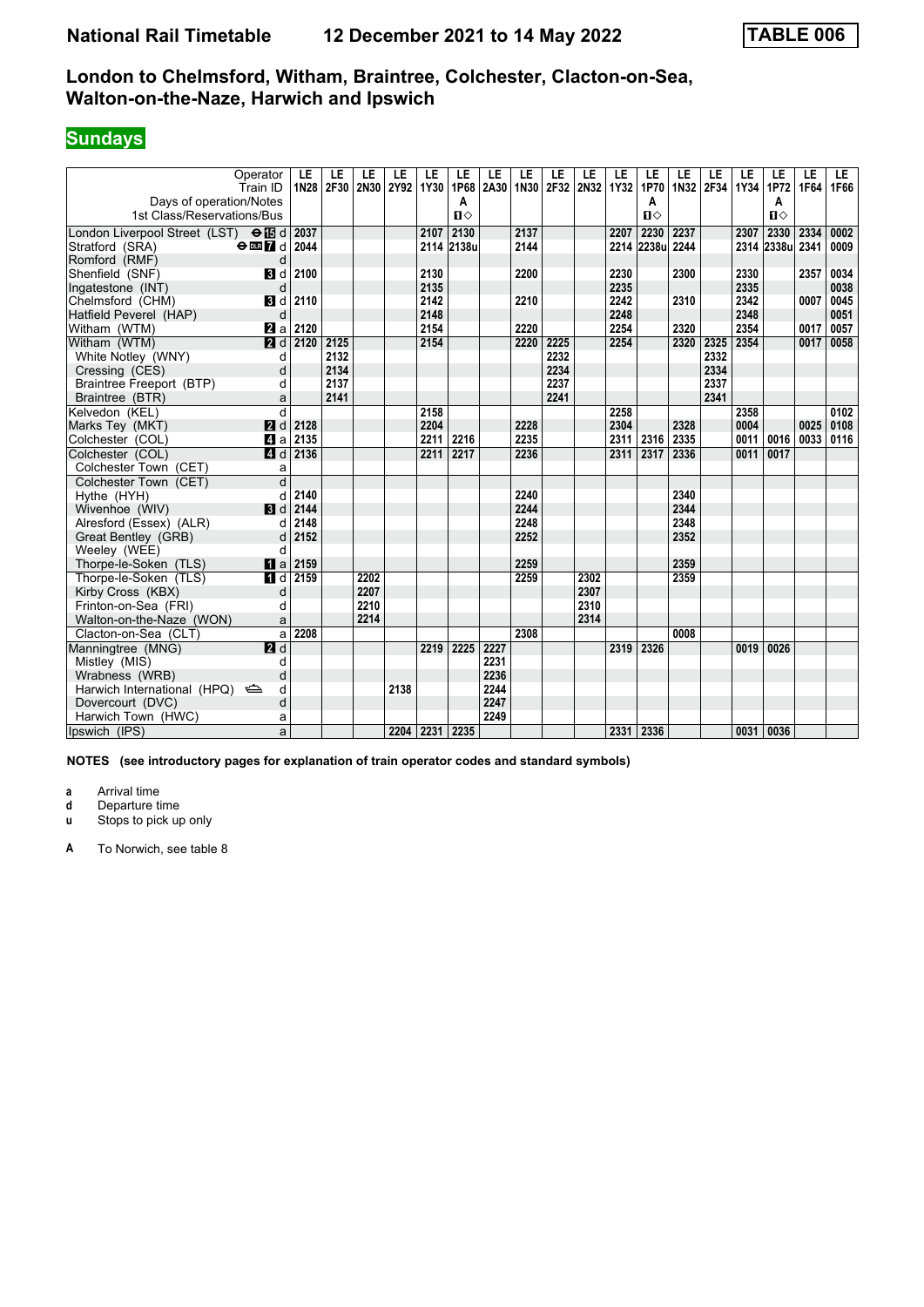# National Rail Timetable 12 December 2021 to 14 May 2022 TABLE 006

## London to Chelmsford, Witham, Braintree, Colchester, Clacton-on-Sea, Walton-on-the-Naze, Harwich and Ipswich

### Sundays

| Operator | | LE | LE | LE | LE | LE | LE | LE | LE | LE | LE | LE | LE | LE | LE | LE | LE | LE | LE |
|---|---|---|---|---|---|---|---|---|---|---|---|---|---|---|---|---|---|---|---|
| Train ID | | 1N28 | 2F30 | 2N30 | 2Y92 | 1Y30 | 1P68 | 2A30 | 1N30 | 2F32 | 2N32 | 1Y32 | 1P70 | 1N32 | 2F34 | 1Y34 | 1P72 | 1F64 | 1F66 |
| Days of operation/Notes | | | | | | | A | | | | | | A | | | | A | | |
| 1st Class/Reservations/Bus | | | | | | | ■◇ | | | | | | ■◇ | | | | ■◇ | | |
| London Liverpool Street (LST) ⊖ 15 | d | 2037 | | | | 2107 | 2130 | | 2137 | | | 2207 | 2230 | 2237 | | 2307 | 2330 | 2334 | 0002 |
| Stratford (SRA) ⊖ DLR 7 | d | 2044 | | | | 2114 | 2138u | | 2144 | | | 2214 | 2238u | 2244 | | 2314 | 2338u | 2341 | 0009 |
| Romford (RMF) | d | | | | | | | | | | | | | | | | | | |
| Shenfield (SNF) 3 | d | 2100 | | | | 2130 | | | 2200 | | | 2230 | | 2300 | | 2330 | | 2357 | 0034 |
| Ingatestone (INT) | d | | | | | 2135 | | | | | | 2235 | | | | 2335 | | | 0038 |
| Chelmsford (CHM) 3 | d | 2110 | | | | 2142 | | | 2210 | | | 2242 | | 2310 | | 2342 | | 0007 | 0045 |
| Hatfield Peverel (HAP) | d | | | | | 2148 | | | | | | 2248 | | | | 2348 | | | 0051 |
| Witham (WTM) 2 | a | 2120 | | | | 2154 | | | 2220 | | | 2254 | | 2320 | | 2354 | | 0017 | 0057 |
| Witham (WTM) 2 | d | 2120 | 2125 | | | 2154 | | | 2220 | 2225 | | 2254 | | 2320 | 2325 | 2354 | | 0017 | 0058 |
| White Notley (WNY) | d | | 2132 | | | | | | | 2232 | | | | | 2332 | | | | |
| Cressing (CES) | d | | 2134 | | | | | | | 2234 | | | | | 2334 | | | | |
| Braintree Freeport (BTP) | d | | 2137 | | | | | | | 2237 | | | | | 2337 | | | | |
| Braintree (BTR) | a | | 2141 | | | | | | | 2241 | | | | | 2341 | | | | |
| Kelvedon (KEL) | d | | | | | 2158 | | | | | | 2258 | | | | 2358 | | | 0102 |
| Marks Tey (MKT) 2 | d | 2128 | | | | 2204 | | | 2228 | | | 2304 | | 2328 | | 0004 | | 0025 | 0108 |
| Colchester (COL) 4 | a | 2135 | | | | 2211 | 2216 | | 2235 | | | 2311 | 2316 | 2335 | | 0011 | 0016 | 0033 | 0116 |
| Colchester (COL) 4 | d | 2136 | | | | 2211 | 2217 | | 2236 | | | 2311 | 2317 | 2336 | | 0011 | 0017 | | |
| Colchester Town (CET) | a | | | | | | | | | | | | | | | | | | |
| Colchester Town (CET) | d | | | | | | | | | | | | | | | | | | |
| Hythe (HYH) | d | 2140 | | | | | | | 2240 | | | | | 2340 | | | | | |
| Wivenhoe (WIV) 3 | d | 2144 | | | | | | | 2244 | | | | | 2344 | | | | | |
| Alresford (Essex) (ALR) | d | 2148 | | | | | | | 2248 | | | | | 2348 | | | | | |
| Great Bentley (GRB) | d | 2152 | | | | | | | 2252 | | | | | 2352 | | | | | |
| Weeley (WEE) | d | | | | | | | | | | | | | | | | | | |
| Thorpe-le-Soken (TLS) 1 | a | 2159 | | | | | | | 2259 | | | | | 2359 | | | | | |
| Thorpe-le-Soken (TLS) 1 | d | 2159 | | 2202 | | | | | 2259 | | 2302 | | | 2359 | | | | | |
| Kirby Cross (KBX) | d | | | 2207 | | | | | | | 2307 | | | | | | | | |
| Frinton-on-Sea (FRI) | d | | | 2210 | | | | | | | 2310 | | | | | | | | |
| Walton-on-the-Naze (WON) | a | | | 2214 | | | | | | | 2314 | | | | | | | | |
| Clacton-on-Sea (CLT) | a | 2208 | | | | | | | 2308 | | | | | 0008 | | | | | |
| Manningtree (MNG) 2 | d | | | | | 2219 | 2225 | 2227 | | | | 2319 | 2326 | | | 0019 | 0026 | | |
| Mistley (MIS) | d | | | | | | | 2231 | | | | | | | | | | | |
| Wrabness (WRB) | d | | | | | | | 2236 | | | | | | | | | | | |
| Harwich International (HPQ) ⛴ | d | | | | 2138 | | | 2244 | | | | | | | | | | | |
| Dovercourt (DVC) | d | | | | | | | 2247 | | | | | | | | | | | |
| Harwich Town (HWC) | a | | | | | | | 2249 | | | | | | | | | | | |
| Ipswich (IPS) | a | | | | 2204 | 2231 | 2235 | | | | | 2331 | 2336 | | | 0031 | 0036 | | |

**NOTES (see introductory pages for explanation of train operator codes and standard symbols)**

- **a** Arrival time
- **d** Departure time
- **u** Stops to pick up only

- **A** To Norwich, see table 8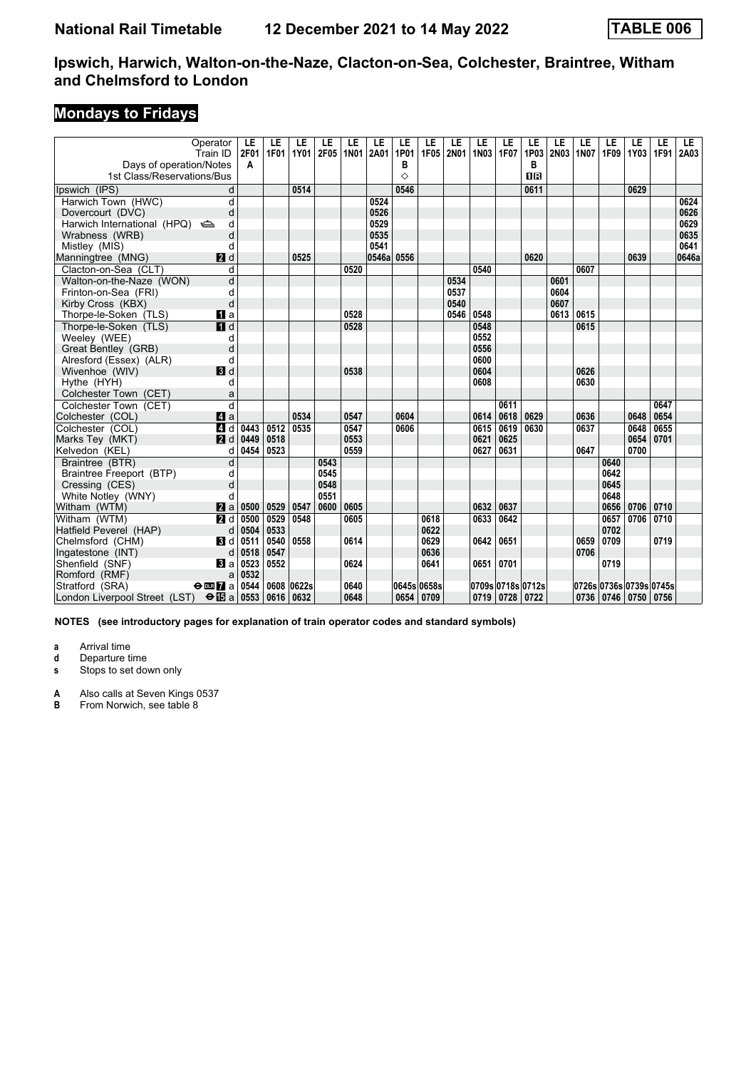# National Rail Timetable 12 December 2021 to 14 May 2022 TABLE 006

## Ipswich, Harwich, Walton-on-the-Naze, Clacton-on-Sea, Colchester, Braintree, Witham and Chelmsford to London

## Mondays to Fridays

| Operator | | LE | LE | LE | LE | LE | LE | LE | LE | LE | LE | LE | LE | LE | LE | LE | LE | LE | LE |
|---|---|---|---|---|---|---|---|---|---|---|---|---|---|---|---|---|---|---|---|
| Train ID | | 2F01 | 1F01 | 1Y01 | 2F05 | 1N01 | 2A01 | 1P01 | 1F05 | 2N01 | 1N03 | 1F07 | 1P03 | 2N03 | 1N07 | 1F09 | 1Y03 | 1F91 | 2A03 |
| Days of operation/Notes | | A | | | | | | B | | | | | B | | | | | | |
| 1st Class/Reservations/Bus | | | | | | | | ◇ | | | | | 1R | | | | | | |
| Ipswich (IPS) | d | | | 0514 | | | | 0546 | | | | | 0611 | | | | 0629 | | |
| Harwich Town (HWC) | d | | | | | | 0524 | | | | | | | | | | | | 0624 |
| Dovercourt (DVC) | d | | | | | | 0526 | | | | | | | | | | | | 0626 |
| Harwich International (HPQ) ⛴ | d | | | | | | 0529 | | | | | | | | | | | | 0629 |
| Wrabness (WRB) | d | | | | | | 0535 | | | | | | | | | | | | 0635 |
| Mistley (MIS) | d | | | | | | 0541 | | | | | | | | | | | | 0641 |
| Manningtree (MNG) 2 | d | | | 0525 | | | 0546a | 0556 | | | | | 0620 | | | | 0639 | | 0646a |
| Clacton-on-Sea (CLT) | d | | | | | 0520 | | | | | 0540 | | | | 0607 | | | | |
| Walton-on-the-Naze (WON) | d | | | | | | | | | 0534 | | | | 0601 | | | | | |
| Frinton-on-Sea (FRI) | d | | | | | | | | | 0537 | | | | 0604 | | | | | |
| Kirby Cross (KBX) | d | | | | | | | | | 0540 | | | | 0607 | | | | | |
| Thorpe-le-Soken (TLS) 1 | a | | | | | 0528 | | | | 0546 | 0548 | | | 0613 | 0615 | | | | |
| Thorpe-le-Soken (TLS) 1 | d | | | | | 0528 | | | | | 0548 | | | | 0615 | | | | |
| Weeley (WEE) | d | | | | | | | | | | 0552 | | | | | | | | |
| Great Bentley (GRB) | d | | | | | | | | | | 0556 | | | | | | | | |
| Alresford (Essex) (ALR) | d | | | | | | | | | | 0600 | | | | | | | | |
| Wivenhoe (WIV) 3 | d | | | | | 0538 | | | | | 0604 | | | | 0626 | | | | |
| Hythe (HYH) | d | | | | | | | | | | 0608 | | | | 0630 | | | | |
| Colchester Town (CET) | a | | | | | | | | | | | | | | | | | | |
| Colchester Town (CET) | d | | | | | | | | | | | 0611 | | | | | | 0647 | |
| Colchester (COL) 4 | a | | | 0534 | | 0547 | | 0604 | | | 0614 | 0618 | 0629 | | 0636 | | 0648 | 0654 | |
| Colchester (COL) 4 | d | 0443 | 0512 | 0535 | | 0547 | | 0606 | | | 0615 | 0619 | 0630 | | 0637 | | 0648 | 0655 | |
| Marks Tey (MKT) 2 | d | 0449 | 0518 | | | 0553 | | | | | 0621 | 0625 | | | | | 0654 | 0701 | |
| Kelvedon (KEL) | d | 0454 | 0523 | | | 0559 | | | | | 0627 | 0631 | | | 0647 | | 0700 | | |
| Braintree (BTR) | d | | | | 0543 | | | | | | | | | | | 0640 | | | |
| Braintree Freeport (BTP) | d | | | | 0545 | | | | | | | | | | | 0642 | | | |
| Cressing (CES) | d | | | | 0548 | | | | | | | | | | | 0645 | | | |
| White Notley (WNY) | d | | | | 0551 | | | | | | | | | | | 0648 | | | |
| Witham (WTM) 2 | a | 0500 | 0529 | 0547 | 0600 | 0605 | | | | | 0632 | 0637 | | | | 0656 | 0706 | 0710 | |
| Witham (WTM) 2 | d | 0500 | 0529 | 0548 | | 0605 | | | 0618 | | 0633 | 0642 | | | | 0657 | 0706 | 0710 | |
| Hatfield Peverel (HAP) | d | 0504 | 0533 | | | | | | 0622 | | | | | | | 0702 | | | |
| Chelmsford (CHM) 3 | d | 0511 | 0540 | 0558 | | 0614 | | | 0629 | | 0642 | 0651 | | | 0659 | 0709 | | 0719 | |
| Ingatestone (INT) | d | 0518 | 0547 | | | | | | 0636 | | | | | | 0706 | | | | |
| Shenfield (SNF) 3 | a | 0523 | 0552 | | | 0624 | | | 0641 | | 0651 | 0701 | | | | 0719 | | | |
| Romford (RMF) | a | 0532 | | | | | | | | | | | | | | | | | |
| Stratford (SRA) ⊖ DLR 7 | a | 0544 | 0608 | 0622s | | 0640 | | 0645s | 0658s | | 0709s | 0718s | 0712s | | 0726s | 0736s | 0739s | 0745s | |
| London Liverpool Street (LST) ⊖ 15 | a | 0553 | 0616 | 0632 | | 0648 | | 0654 | 0709 | | 0719 | 0728 | 0722 | | 0736 | 0746 | 0750 | 0756 | |

**NOTES (see introductory pages for explanation of train operator codes and standard symbols)**

**a** Arrival time
**d** Departure time
**s** Stops to set down only

**A** Also calls at Seven Kings 0537
**B** From Norwich, see table 8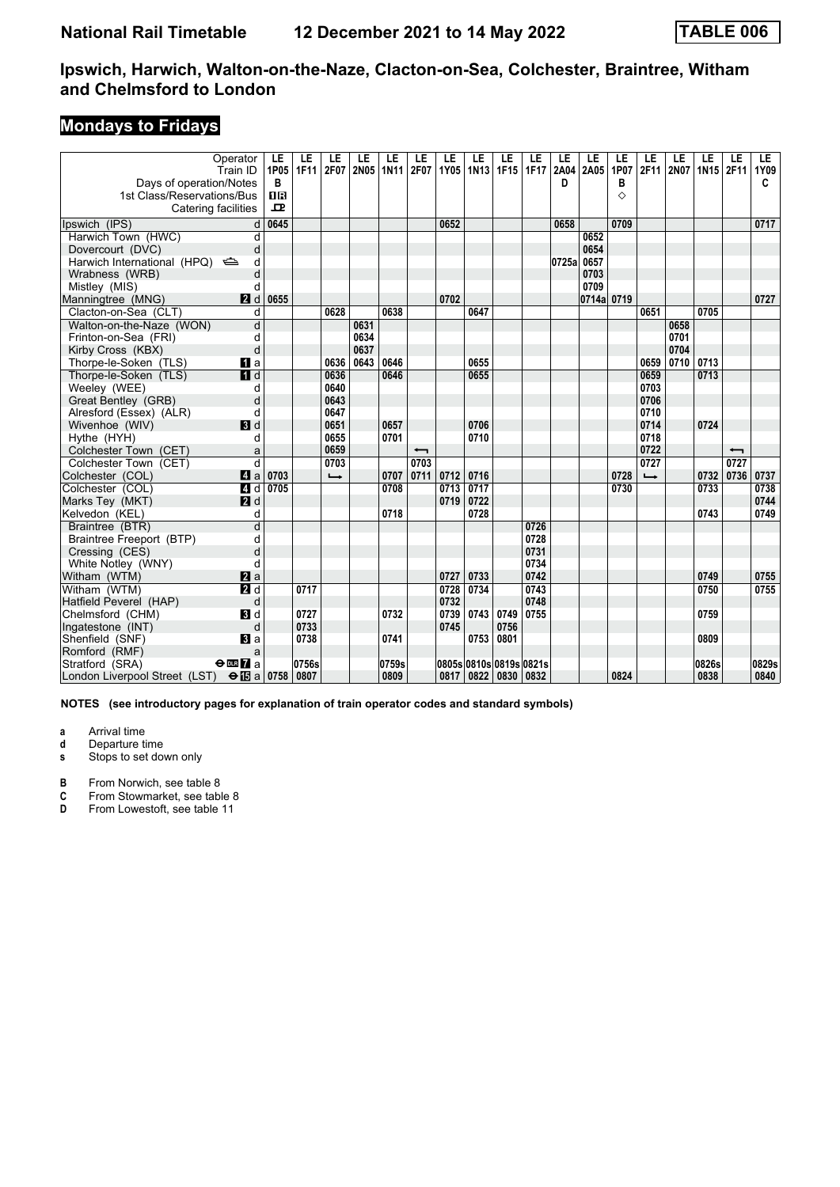# Ipswich, Harwich, Walton-on-the-Naze, Clacton-on-Sea, Colchester, Braintree, Witham and Chelmsford to London

## Mondays to Fridays

| Operator | | LE | LE | LE | LE | LE | LE | LE | LE | LE | LE | LE | LE | LE | LE | LE | LE | LE | LE |
|---|---|---|---|---|---|---|---|---|---|---|---|---|---|---|---|---|---|---|---|
| Train ID | | 1P05 | 1F11 | 2F07 | 2N05 | 1N11 | 2F07 | 1Y05 | 1N13 | 1F15 | 1F17 | 2A04 | 2A05 | 1P07 | 2F11 | 2N07 | 1N15 | 2F11 | 1Y09 |
| Days of operation/Notes | | B | | | | | | | | | | D | | B | | | | | C |
| 1st Class/Reservations/Bus | | 1R | | | | | | | | | | | | ◇ | | | | | |
| Catering facilities | | ⊡ | | | | | | | | | | | | | | | | | |
| Ipswich (IPS) | d | 0645 | | | | | | 0652 | | | | 0658 | | 0709 | | | | | 0717 |
| Harwich Town (HWC) | d | | | | | | | | | | | | 0652 | | | | | | |
| Dovercourt (DVC) | d | | | | | | | | | | | | 0654 | | | | | | |
| Harwich International (HPQ) ⛴ | d | | | | | | | | | | | 0725a | 0657 | | | | | | |
| Wrabness (WRB) | d | | | | | | | | | | | | 0703 | | | | | | |
| Mistley (MIS) | d | | | | | | | | | | | | 0709 | | | | | | |
| Manningtree (MNG) 2 | d | 0655 | | | | | | 0702 | | | | | 0714a | 0719 | | | | | 0727 |
| Clacton-on-Sea (CLT) | d | | | 0628 | | 0638 | | | 0647 | | | | | | 0651 | | 0705 | | |
| Walton-on-the-Naze (WON) | d | | | | 0631 | | | | | | | | | | | 0658 | | | |
| Frinton-on-Sea (FRI) | d | | | | 0634 | | | | | | | | | | | 0701 | | | |
| Kirby Cross (KBX) | d | | | | 0637 | | | | | | | | | | | 0704 | | | |
| Thorpe-le-Soken (TLS) 1 | a | | | 0636 | 0643 | 0646 | | | 0655 | | | | | | 0659 | 0710 | 0713 | | |
| Thorpe-le-Soken (TLS) 1 | d | | | 0636 | | 0646 | | | 0655 | | | | | | 0659 | | 0713 | | |
| Weeley (WEE) | d | | | 0640 | | | | | | | | | | | 0703 | | | | |
| Great Bentley (GRB) | d | | | 0643 | | | | | | | | | | | 0706 | | | | |
| Alresford (Essex) (ALR) | d | | | 0647 | | | | | | | | | | | 0710 | | | | |
| Wivenhoe (WIV) 3 | d | | | 0651 | | 0657 | | | 0706 | | | | | | 0714 | | 0724 | | |
| Hythe (HYH) | d | | | 0655 | | 0701 | | | 0710 | | | | | | 0718 | | | | |
| Colchester Town (CET) | a | | | 0659 | | | ↤ | | | | | | | | 0722 | | | ↤ | |
| Colchester Town (CET) | d | | | 0703 | | | 0703 | | | | | | | | 0727 | | | 0727 | |
| Colchester (COL) 4 | a | 0703 | | ↦ | | 0707 | 0711 | 0712 | 0716 | | | | | 0728 | ↦ | | 0732 | 0736 | 0737 |
| Colchester (COL) 4 | d | 0705 | | | | 0708 | | 0713 | 0717 | | | | | 0730 | | | 0733 | | 0738 |
| Marks Tey (MKT) 2 | d | | | | | | | 0719 | 0722 | | | | | | | | | | 0744 |
| Kelvedon (KEL) | d | | | | | 0718 | | | 0728 | | | | | | | | 0743 | | 0749 |
| Braintree (BTR) | d | | | | | | | | | | 0726 | | | | | | | | |
| Braintree Freeport (BTP) | d | | | | | | | | | | 0728 | | | | | | | | |
| Cressing (CES) | d | | | | | | | | | | 0731 | | | | | | | | |
| White Notley (WNY) | d | | | | | | | | | | 0734 | | | | | | | | |
| Witham (WTM) 2 | a | | | | | | | 0727 | 0733 | | 0742 | | | | | | 0749 | | 0755 |
| Witham (WTM) 2 | d | | 0717 | | | | | 0728 | 0734 | | 0743 | | | | | | 0750 | | 0755 |
| Hatfield Peverel (HAP) | d | | | | | | | 0732 | | | 0748 | | | | | | | | |
| Chelmsford (CHM) 3 | d | | 0727 | | | 0732 | | 0739 | 0743 | 0749 | 0755 | | | | | | 0759 | | |
| Ingatestone (INT) | d | | 0733 | | | | | 0745 | | 0756 | | | | | | | | | |
| Shenfield (SNF) 3 | a | | 0738 | | | 0741 | | | 0753 | 0801 | | | | | | | 0809 | | |
| Romford (RMF) | a | | | | | | | | | | | | | | | | | | |
| Stratford (SRA) ⊖ DLR 7 | a | | 0756s | | | 0759s | | 0805s | 0810s | 0819s | 0821s | | | | | | 0826s | | 0829s |
| London Liverpool Street (LST) ⊖ 15 | a | 0758 | 0807 | | | 0809 | | 0817 | 0822 | 0830 | 0832 | | | 0824 | | | 0838 | | 0840 |

**NOTES (see introductory pages for explanation of train operator codes and standard symbols)**

- **a** Arrival time
- **d** Departure time
- **s** Stops to set down only

- **B** From Norwich, see table 8
- **C** From Stowmarket, see table 8
- **D** From Lowestoft, see table 11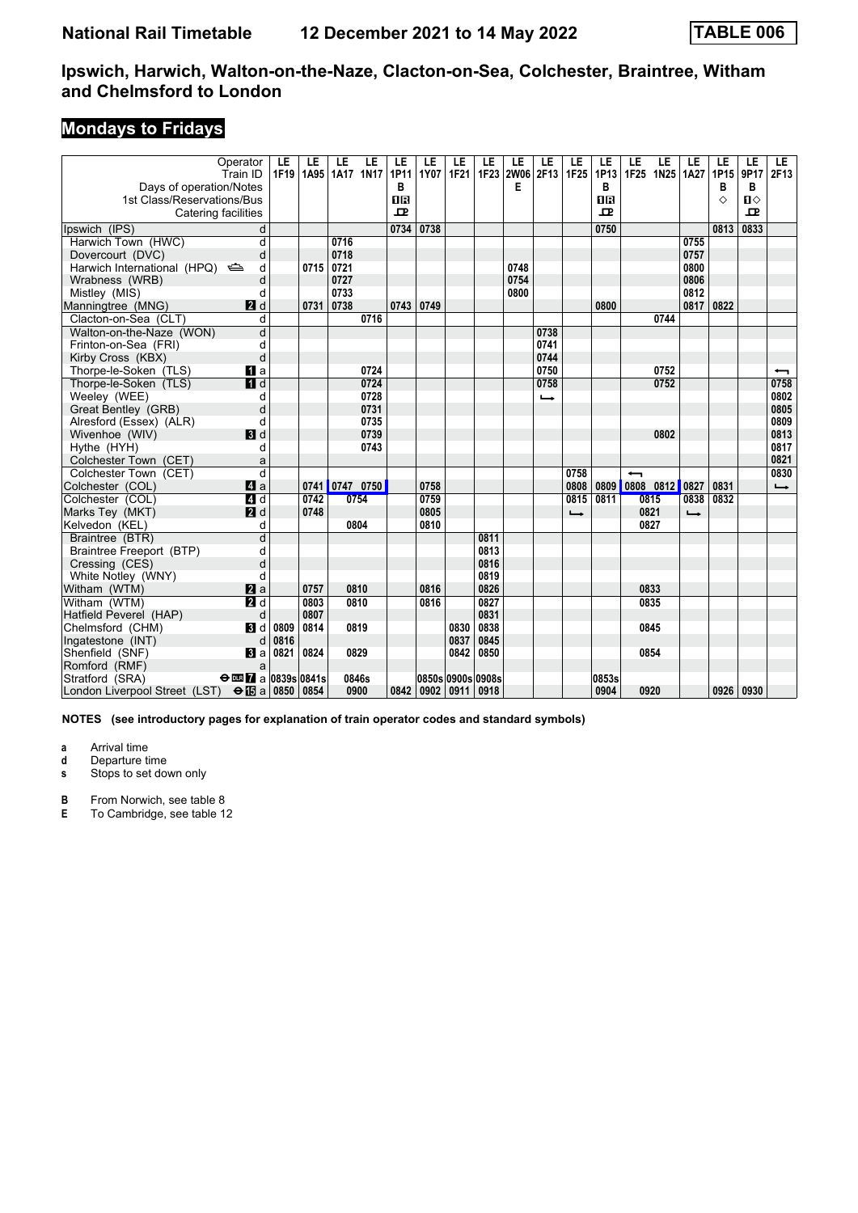# Ipswich, Harwich, Walton-on-the-Naze, Clacton-on-Sea, Colchester, Braintree, Witham and Chelmsford to London

## Mondays to Fridays

| Operator | | LE | LE | LE | LE | LE | LE | LE | LE | LE | LE | LE | LE | LE | LE | LE | LE | LE | LE |
|---|---|---|---|---|---|---|---|---|---|---|---|---|---|---|---|---|---|---|---|
| Train ID | | 1F19 | 1A95 | 1A17 | 1N17 | 1P11 | 1Y07 | 1F21 | 1F23 | 2W06 | 2F13 | 1F25 | 1P13 | 1F25 | 1N25 | 1A27 | 1P15 | 9P17 | 2F13 |
| Days of operation/Notes | | | | | | B | | | | E | | | B | | | | B | B | |
| 1st Class/Reservations/Bus | | | | | | 1R | | | | | | | 1R | | | | ◇ | 1◇ | |
| Catering facilities | | | | | | ⊡ | | | | | | | ⊡ | | | | | ⊡ | |
| Ipswich (IPS) | d | | | | | 0734 | 0738 | | | | | | 0750 | | | | 0813 | 0833 | |
| Harwich Town (HWC) | d | | | 0716 | | | | | | | | | | | | 0755 | | | |
| Dovercourt (DVC) | d | | | 0718 | | | | | | | | | | | | 0757 | | | |
| Harwich International (HPQ) ⛴ | d | | 0715 | 0721 | | | | | | 0748 | | | | | | 0800 | | | |
| Wrabness (WRB) | d | | | 0727 | | | | | | 0754 | | | | | | 0806 | | | |
| Mistley (MIS) | d | | | 0733 | | | | | | 0800 | | | | | | 0812 | | | |
| Manningtree (MNG) | 2 d | | 0731 | 0738 | | 0743 | 0749 | | | | | | 0800 | | | 0817 | 0822 | | |
| Clacton-on-Sea (CLT) | d | | | | 0716 | | | | | | | | | | 0744 | | | | |
| Walton-on-the-Naze (WON) | d | | | | | | | | | | 0738 | | | | | | | | |
| Frinton-on-Sea (FRI) | d | | | | | | | | | | 0741 | | | | | | | | |
| Kirby Cross (KBX) | d | | | | | | | | | | 0744 | | | | | | | | |
| Thorpe-le-Soken (TLS) | 1 a | | | | 0724 | | | | | | 0750 | | | | 0752 | | | | ← |
| Thorpe-le-Soken (TLS) | 1 d | | | | 0724 | | | | | | 0758 | | | | 0752 | | | | 0758 |
| Weeley (WEE) | d | | | | 0728 | | | | | | ↳ | | | | | | | | 0802 |
| Great Bentley (GRB) | d | | | | 0731 | | | | | | | | | | | | | | 0805 |
| Alresford (Essex) (ALR) | d | | | | 0735 | | | | | | | | | | | | | | 0809 |
| Wivenhoe (WIV) | 3 d | | | | 0739 | | | | | | | | | | 0802 | | | | 0813 |
| Hythe (HYH) | d | | | | 0743 | | | | | | | | | | | | | | 0817 |
| Colchester Town (CET) | a | | | | | | | | | | | | | | | | | | 0821 |
| Colchester Town (CET) | d | | | | | | | | | | | 0758 | | ← | | | | | 0830 |
| Colchester (COL) | 4 a | | 0741 | 0747 | 0750 | | 0758 | | | | | 0808 | 0809 | 0808 | 0812 | 0827 | 0831 | | ↳ |
| Colchester (COL) | 4 d | | 0742 | 0754 | | | 0759 | | | | | 0815 | 0811 | 0815 | | 0838 | 0832 | | |
| Marks Tey (MKT) | 2 d | | 0748 | | | | 0805 | | | | | ↳ | | 0821 | | ↳ | | | |
| Kelvedon (KEL) | d | | | 0804 | | | 0810 | | | | | | | 0827 | | | | | |
| Braintree (BTR) | d | | | | | | | | 0811 | | | | | | | | | | |
| Braintree Freeport (BTP) | d | | | | | | | | 0813 | | | | | | | | | | |
| Cressing (CES) | d | | | | | | | | 0816 | | | | | | | | | | |
| White Notley (WNY) | d | | | | | | | | 0819 | | | | | | | | | | |
| Witham (WTM) | 2 a | | 0757 | 0810 | | | 0816 | | 0826 | | | | | 0833 | | | | | |
| Witham (WTM) | 2 d | | 0803 | 0810 | | | 0816 | | 0827 | | | | | 0835 | | | | | |
| Hatfield Peverel (HAP) | d | | 0807 | | | | | | 0831 | | | | | | | | | | |
| Chelmsford (CHM) | 3 d | 0809 | 0814 | 0819 | | | | 0830 | 0838 | | | | | 0845 | | | | | |
| Ingatestone (INT) | d | 0816 | | | | | | 0837 | 0845 | | | | | | | | | | |
| Shenfield (SNF) | 3 a | 0821 | 0824 | 0829 | | | | 0842 | 0850 | | | | | 0854 | | | | | |
| Romford (RMF) | a | | | | | | | | | | | | | | | | | | |
| Stratford (SRA) ⊖ DLR 7 | a | 0839s | 0841s | 0846s | | | 0850s | 0900s | 0908s | | | | 0853s | | | | | | |
| London Liverpool Street (LST) ⊖ 15 | a | 0850 | 0854 | 0900 | | 0842 | 0902 | 0911 | 0918 | | | | 0904 | 0920 | | | 0926 | 0930 | |

**NOTES (see introductory pages for explanation of train operator codes and standard symbols)**

- **a** Arrival time
- **d** Departure time
- **s** Stops to set down only

- **B** From Norwich, see table 8
- **E** To Cambridge, see table 12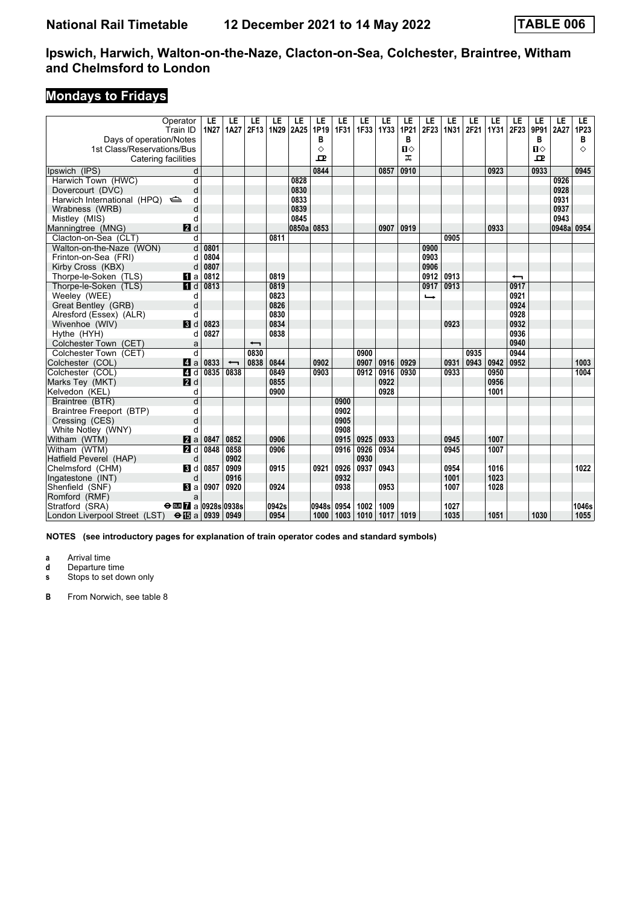# Ipswich, Harwich, Walton-on-the-Naze, Clacton-on-Sea, Colchester, Braintree, Witham and Chelmsford to London

## Mondays to Fridays

| | | | | | | | | | | | | | | | | | | | |
|---|---|---|---|---|---|---|---|---|---|---|---|---|---|---|---|---|---|---|---|
| Operator | | LE | LE | LE | LE | LE | LE | LE | LE | LE | LE | LE | LE | LE | LE | LE | LE | LE | LE |
| Train ID | | 1N27 | 1A27 | 2F13 | 1N29 | 2A25 | 1P19 | 1F31 | 1F33 | 1Y33 | 1P21 | 2F23 | 1N31 | 2F21 | 1Y31 | 2F23 | 9P91 | 2A27 | 1P23 |
| Days of operation/Notes | | | | | | | B | | | | B | | | | | | B | | B |
| 1st Class/Reservations/Bus | | | | | | | ◇ | | | | 1◇ | | | | | | 1◇ | | ◇ |
| Catering facilities | | | | | | | 🛒 | | | | ᚣ | | | | | | 🛒 | | |
| Ipswich (IPS) | d | | | | | | 0844 | | | 0857 | 0910 | | | | 0923 | | 0933 | | 0945 |
| Harwich Town (HWC) | d | | | | | 0828 | | | | | | | | | | | | 0926 | |
| Dovercourt (DVC) | d | | | | | 0830 | | | | | | | | | | | | 0928 | |
| Harwich International (HPQ) ⛴ | d | | | | | 0833 | | | | | | | | | | | | 0931 | |
| Wrabness (WRB) | d | | | | | 0839 | | | | | | | | | | | | 0937 | |
| Mistley (MIS) | d | | | | | 0845 | | | | | | | | | | | | 0943 | |
| Manningtree (MNG) | 2 d | | | | | 0850a | 0853 | | | 0907 | 0919 | | | | 0933 | | | 0948a | 0954 |
| Clacton-on-Sea (CLT) | d | | | | 0811 | | | | | | | | 0905 | | | | | | |
| Walton-on-the-Naze (WON) | d | 0801 | | | | | | | | | | 0900 | | | | | | | |
| Frinton-on-Sea (FRI) | d | 0804 | | | | | | | | | | 0903 | | | | | | | |
| Kirby Cross (KBX) | d | 0807 | | | | | | | | | | 0906 | | | | | | | |
| Thorpe-le-Soken (TLS) | 1 a | 0812 | | | 0819 | | | | | | | 0912 | 0913 | | | ← | | | |
| Thorpe-le-Soken (TLS) | 1 d | 0813 | | | 0819 | | | | | | | 0917 | 0913 | | | 0917 | | | |
| Weeley (WEE) | d | | | | 0823 | | | | | | | ↳ | | | | 0921 | | | |
| Great Bentley (GRB) | d | | | | 0826 | | | | | | | | | | | 0924 | | | |
| Alresford (Essex) (ALR) | d | | | | 0830 | | | | | | | | | | | 0928 | | | |
| Wivenhoe (WIV) | 3 d | 0823 | | | 0834 | | | | | | | | 0923 | | | 0932 | | | |
| Hythe (HYH) | d | 0827 | | | 0838 | | | | | | | | | | | 0936 | | | |
| Colchester Town (CET) | a | | | ← | | | | | | | | | | | | 0940 | | | |
| Colchester Town (CET) | d | | | 0830 | | | | | 0900 | | | | | 0935 | | 0944 | | | |
| Colchester (COL) | 4 a | 0833 | ← | 0838 | 0844 | | 0902 | | 0907 | 0916 | 0929 | | 0931 | 0943 | 0942 | 0952 | | | 1003 |
| Colchester (COL) | 4 d | 0835 | 0838 | | 0849 | | 0903 | | 0912 | 0916 | 0930 | | 0933 | | 0950 | | | | 1004 |
| Marks Tey (MKT) | 2 d | | | | 0855 | | | | | 0922 | | | | | 0956 | | | | |
| Kelvedon (KEL) | d | | | | 0900 | | | | | 0928 | | | | | 1001 | | | | |
| Braintree (BTR) | d | | | | | | | 0900 | | | | | | | | | | | |
| Braintree Freeport (BTP) | d | | | | | | | 0902 | | | | | | | | | | | |
| Cressing (CES) | d | | | | | | | 0905 | | | | | | | | | | | |
| White Notley (WNY) | d | | | | | | | 0908 | | | | | | | | | | | |
| Witham (WTM) | 2 a | 0847 | 0852 | | 0906 | | | 0915 | 0925 | 0933 | | | 0945 | | 1007 | | | | |
| Witham (WTM) | 2 d | 0848 | 0858 | | 0906 | | | 0916 | 0926 | 0934 | | | 0945 | | 1007 | | | | |
| Hatfield Peverel (HAP) | d | | 0902 | | | | | | 0930 | | | | | | | | | | |
| Chelmsford (CHM) | 3 d | 0857 | 0909 | | 0915 | | 0921 | 0926 | 0937 | 0943 | | | 0954 | | 1016 | | | | 1022 |
| Ingatestone (INT) | d | | 0916 | | | | | 0932 | | | | | 1001 | | 1023 | | | | |
| Shenfield (SNF) | 3 a | 0907 | 0920 | | 0924 | | | 0938 | | 0953 | | | 1007 | | 1028 | | | | |
| Romford (RMF) | a | | | | | | | | | | | | | | | | | | |
| Stratford (SRA) ⊖ DLR 7 | a | 0928s | 0938s | | 0942s | | 0948s | 0954 | 1002 | 1009 | | | 1027 | | | | | | 1046s |
| London Liverpool Street (LST) ⊖ 15 | a | 0939 | 0949 | | 0954 | | 1000 | 1003 | 1010 | 1017 | 1019 | | 1035 | | 1051 | | 1030 | | 1055 |

**NOTES (see introductory pages for explanation of train operator codes and standard symbols)**

- **a** Arrival time
- **d** Departure time
- **s** Stops to set down only

- **B** From Norwich, see table 8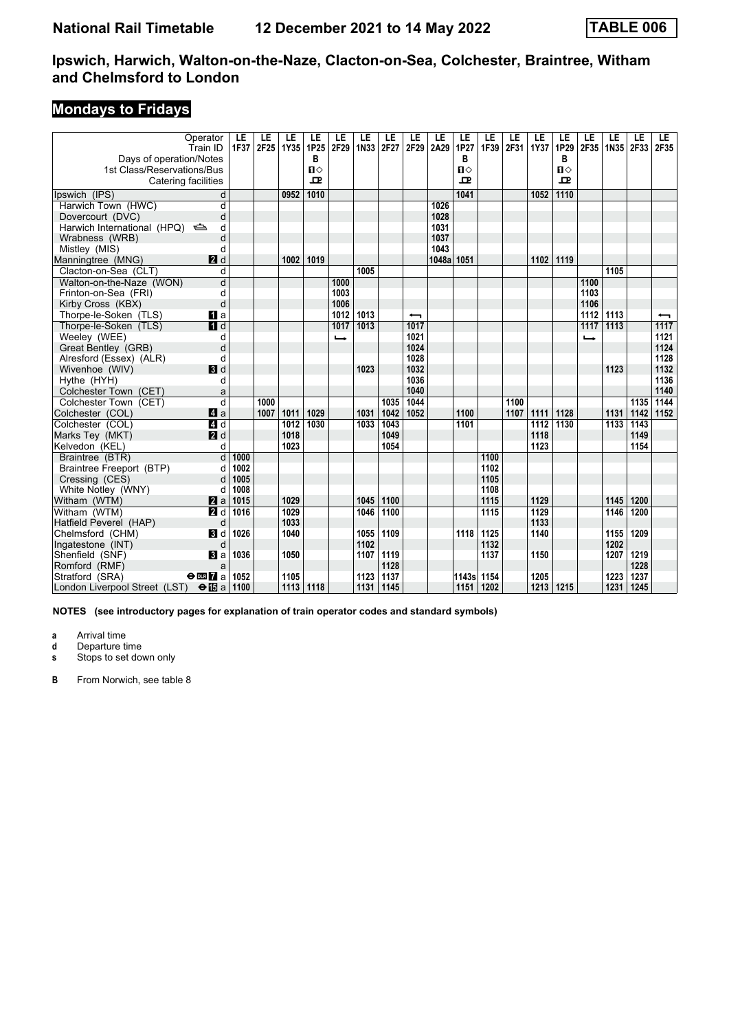# National Rail Timetable 12 December 2021 to 14 May 2022 TABLE 006

## Ipswich, Harwich, Walton-on-the-Naze, Clacton-on-Sea, Colchester, Braintree, Witham and Chelmsford to London

## Mondays to Fridays

| Operator | | LE | LE | LE | LE | LE | LE | LE | LE | LE | LE | LE | LE | LE | LE | LE | LE | LE | LE |
|---|---|---|---|---|---|---|---|---|---|---|---|---|---|---|---|---|---|---|---|
| Train ID | | 1F37 | 2F25 | 1Y35 | 1P25 | 2F29 | 1N33 | 2F27 | 2F29 | 2A29 | 1P27 | 1F39 | 2F31 | 1Y37 | 1P29 | 2F35 | 1N35 | 2F33 | 2F35 |
| Days of operation/Notes | | | | | B | | | | | | B | | | | B | | | | |
| 1st Class/Reservations/Bus | | | | | ■◇ | | | | | | ■◇ | | | | ■◇ | | | | |
| Catering facilities | | | | | ⊡ | | | | | | ⊡ | | | | ⊡ | | | | |
| Ipswich (IPS) | d | | | 0952 | 1010 | | | | | | 1041 | | | 1052 | 1110 | | | | |
| Harwich Town (HWC) | d | | | | | | | | | 1026 | | | | | | | | | |
| Dovercourt (DVC) | d | | | | | | | | | 1028 | | | | | | | | | |
| Harwich International (HPQ) ⛴ | d | | | | | | | | | 1031 | | | | | | | | | |
| Wrabness (WRB) | d | | | | | | | | | 1037 | | | | | | | | | |
| Mistley (MIS) | d | | | | | | | | | 1043 | | | | | | | | | |
| Manningtree (MNG) | 2 d | | | 1002 | 1019 | | | | | 1048a | 1051 | | | 1102 | 1119 | | | | |
| Clacton-on-Sea (CLT) | d | | | | | | 1005 | | | | | | | | | | 1105 | | |
| Walton-on-the-Naze (WON) | d | | | | | 1000 | | | | | | | | | | 1100 | | | |
| Frinton-on-Sea (FRI) | d | | | | | 1003 | | | | | | | | | | 1103 | | | |
| Kirby Cross (KBX) | d | | | | | 1006 | | | | | | | | | | 1106 | | | |
| Thorpe-le-Soken (TLS) | 1 a | | | | | 1012 | 1013 | | ← | | | | | | | 1112 | 1113 | | ← |
| Thorpe-le-Soken (TLS) | 1 d | | | | | 1017 | 1013 | | 1017 | | | | | | | 1117 | 1113 | | 1117 |
| Weeley (WEE) | d | | | | | → | | | 1021 | | | | | | | → | | | 1121 |
| Great Bentley (GRB) | d | | | | | | | | 1024 | | | | | | | | | | 1124 |
| Alresford (Essex) (ALR) | d | | | | | | | | 1028 | | | | | | | | | | 1128 |
| Wivenhoe (WIV) | 3 d | | | | | | 1023 | | 1032 | | | | | | | | 1123 | | 1132 |
| Hythe (HYH) | d | | | | | | | | 1036 | | | | | | | | | | 1136 |
| Colchester Town (CET) | a | | | | | | | | 1040 | | | | | | | | | | 1140 |
| Colchester Town (CET) | d | | 1000 | | | | | 1035 | 1044 | | | | 1100 | | | | | 1135 | 1144 |
| Colchester (COL) | 4 a | | 1007 | 1011 | 1029 | | 1031 | 1042 | 1052 | | 1100 | | 1107 | 1111 | 1128 | | 1131 | 1142 | 1152 |
| Colchester (COL) | 4 d | | | 1012 | 1030 | | 1033 | 1043 | | | 1101 | | | 1112 | 1130 | | 1133 | 1143 | |
| Marks Tey (MKT) | 2 d | | | 1018 | | | | 1049 | | | | | | 1118 | | | | 1149 | |
| Kelvedon (KEL) | d | | | 1023 | | | | 1054 | | | | | | 1123 | | | | 1154 | |
| Braintree (BTR) | d | 1000 | | | | | | | | | | 1100 | | | | | | | |
| Braintree Freeport (BTP) | d | 1002 | | | | | | | | | | 1102 | | | | | | | |
| Cressing (CES) | d | 1005 | | | | | | | | | | 1105 | | | | | | | |
| White Notley (WNY) | d | 1008 | | | | | | | | | | 1108 | | | | | | | |
| Witham (WTM) | 2 a | 1015 | | 1029 | | | 1045 | 1100 | | | | 1115 | | 1129 | | | 1145 | 1200 | |
| Witham (WTM) | 2 d | 1016 | | 1029 | | | 1046 | 1100 | | | | 1115 | | 1129 | | | 1146 | 1200 | |
| Hatfield Peverel (HAP) | d | | | 1033 | | | | | | | | | | 1133 | | | | | |
| Chelmsford (CHM) | 3 d | 1026 | | 1040 | | | 1055 | 1109 | | | 1118 | 1125 | | 1140 | | | 1155 | 1209 | |
| Ingatestone (INT) | d | | | | | | 1102 | | | | | 1132 | | | | | 1202 | | |
| Shenfield (SNF) | 3 a | 1036 | | 1050 | | | 1107 | 1119 | | | | 1137 | | 1150 | | | 1207 | 1219 | |
| Romford (RMF) | a | | | | | | | 1128 | | | | | | | | | | 1228 | |
| Stratford (SRA) | ⊖ DLR 7 a | 1052 | | 1105 | | | 1123 | 1137 | | | 1143s | 1154 | | 1205 | | | 1223 | 1237 | |
| London Liverpool Street (LST) | ⊖ 15 a | 1100 | | 1113 | 1118 | | 1131 | 1145 | | | 1151 | 1202 | | 1213 | 1215 | | 1231 | 1245 | |

**NOTES (see introductory pages for explanation of train operator codes and standard symbols)**

**a** Arrival time
**d** Departure time
**s** Stops to set down only

**B** From Norwich, see table 8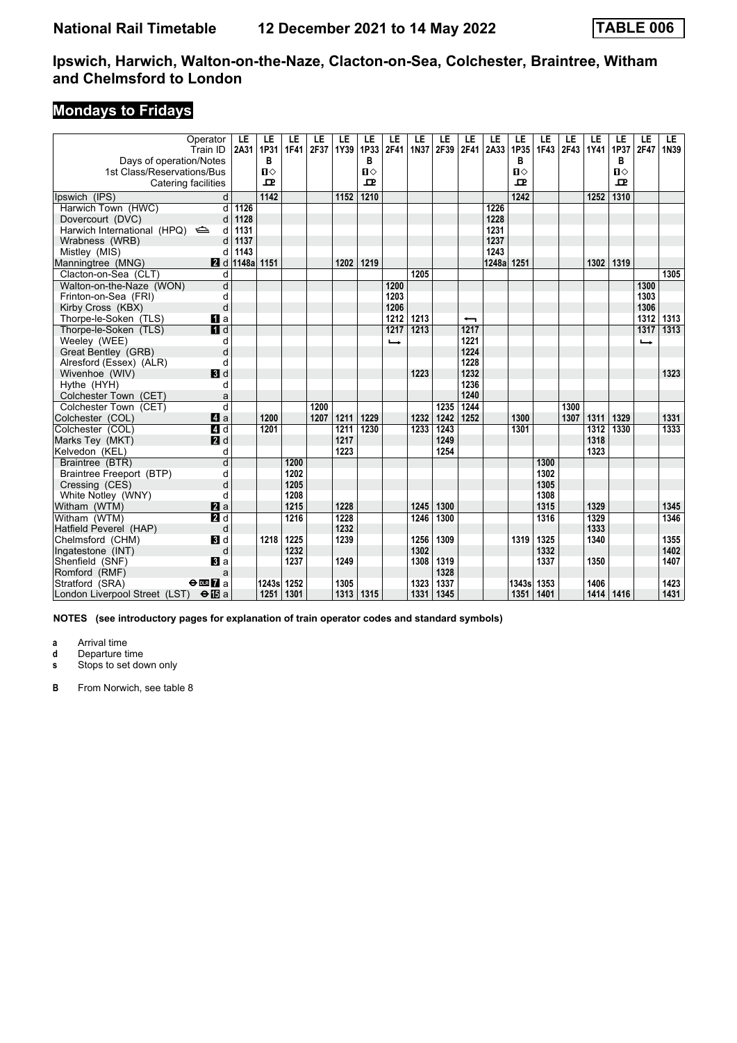# National Rail Timetable 12 December 2021 to 14 May 2022 TABLE 006

## Ipswich, Harwich, Walton-on-the-Naze, Clacton-on-Sea, Colchester, Braintree, Witham and Chelmsford to London

## Mondays to Fridays

| Operator | | LE | LE | LE | LE | LE | LE | LE | LE | LE | LE | LE | LE | LE | LE | LE | LE | LE | LE |
|---|---|---|---|---|---|---|---|---|---|---|---|---|---|---|---|---|---|---|---|
| Train ID | | 2A31 | 1P31 | 1F41 | 2F37 | 1Y39 | 1P33 | 2F41 | 1N37 | 2F39 | 2F41 | 2A33 | 1P35 | 1F43 | 2F43 | 1Y41 | 1P37 | 2F47 | 1N39 |
| Days of operation/Notes | | | B | | | | B | | | | | | B | | | | B | | |
| 1st Class/Reservations/Bus | | | ■◇ | | | | ■◇ | | | | | | ■◇ | | | | ■◇ | | |
| Catering facilities | | | ⊡ | | | | ⊡ | | | | | | ⊡ | | | | ⊡ | | |
| Ipswich (IPS) | d | | 1142 | | | 1152 | 1210 | | | | | | 1242 | | | 1252 | 1310 | | |
| Harwich Town (HWC) | d | 1126 | | | | | | | | | | 1226 | | | | | | | |
| Dovercourt (DVC) | d | 1128 | | | | | | | | | | 1228 | | | | | | | |
| Harwich International (HPQ) ⛴ | d | 1131 | | | | | | | | | | 1231 | | | | | | | |
| Wrabness (WRB) | d | 1137 | | | | | | | | | | 1237 | | | | | | | |
| Mistley (MIS) | d | 1143 | | | | | | | | | | 1243 | | | | | | | |
| Manningtree (MNG) | 2 d | 1148a | 1151 | | | 1202 | 1219 | | | | | 1248a | 1251 | | | 1302 | 1319 | | |
| Clacton-on-Sea (CLT) | d | | | | | | | | 1205 | | | | | | | | | | 1305 |
| Walton-on-the-Naze (WON) | d | | | | | | | 1200 | | | | | | | | | | 1300 | |
| Frinton-on-Sea (FRI) | d | | | | | | | 1203 | | | | | | | | | | 1303 | |
| Kirby Cross (KBX) | d | | | | | | | 1206 | | | | | | | | | | 1306 | |
| Thorpe-le-Soken (TLS) | 1 a | | | | | | | 1212 | 1213 | | ⟵ | | | | | | | 1312 | 1313 |
| Thorpe-le-Soken (TLS) | 1 d | | | | | | | 1217 | 1213 | | 1217 | | | | | | | 1317 | 1313 |
| Weeley (WEE) | d | | | | | | | ⟶ | | | 1221 | | | | | | | ⟶ | |
| Great Bentley (GRB) | d | | | | | | | | | | 1224 | | | | | | | | |
| Alresford (Essex) (ALR) | d | | | | | | | | | | 1228 | | | | | | | | |
| Wivenhoe (WIV) | 3 d | | | | | | | | 1223 | | 1232 | | | | | | | | 1323 |
| Hythe (HYH) | d | | | | | | | | | | 1236 | | | | | | | | |
| Colchester Town (CET) | a | | | | | | | | | | 1240 | | | | | | | | |
| Colchester Town (CET) | d | | | | 1200 | | | | | 1235 | 1244 | | | | 1300 | | | | |
| Colchester (COL) | 4 a | | 1200 | | 1207 | 1211 | 1229 | | 1232 | 1242 | 1252 | | 1300 | | 1307 | 1311 | 1329 | | 1331 |
| Colchester (COL) | 4 d | | 1201 | | | 1211 | 1230 | | 1233 | 1243 | | | 1301 | | | 1312 | 1330 | | 1333 |
| Marks Tey (MKT) | 2 d | | | | | 1217 | | | | 1249 | | | | | | 1318 | | | |
| Kelvedon (KEL) | d | | | | | 1223 | | | | 1254 | | | | | | 1323 | | | |
| Braintree (BTR) | d | | | 1200 | | | | | | | | | | 1300 | | | | | |
| Braintree Freeport (BTP) | d | | | 1202 | | | | | | | | | | 1302 | | | | | |
| Cressing (CES) | d | | | 1205 | | | | | | | | | | 1305 | | | | | |
| White Notley (WNY) | d | | | 1208 | | | | | | | | | | 1308 | | | | | |
| Witham (WTM) | 2 a | | | 1215 | | 1228 | | | 1245 | 1300 | | | | 1315 | | 1329 | | | 1345 |
| Witham (WTM) | 2 d | | | 1216 | | 1228 | | | 1246 | 1300 | | | | 1316 | | 1329 | | | 1346 |
| Hatfield Peverel (HAP) | d | | | | | 1232 | | | | | | | | | | 1333 | | | |
| Chelmsford (CHM) | 3 d | | 1218 | 1225 | | 1239 | | | 1256 | 1309 | | | 1319 | 1325 | | 1340 | | | 1355 |
| Ingatestone (INT) | d | | | 1232 | | | | | 1302 | | | | | 1332 | | | | | 1402 |
| Shenfield (SNF) | 3 a | | | 1237 | | 1249 | | | 1308 | 1319 | | | | 1337 | | 1350 | | | 1407 |
| Romford (RMF) | a | | | | | | | | | 1328 | | | | | | | | | |
| Stratford (SRA) | ⊖ DLR 7 a | | 1243s | 1252 | | 1305 | | | 1323 | 1337 | | | 1343s | 1353 | | 1406 | | | 1423 |
| London Liverpool Street (LST) | ⊖ 15 a | | 1251 | 1301 | | 1313 | 1315 | | 1331 | 1345 | | | 1351 | 1401 | | 1414 | 1416 | | 1431 |

**NOTES (see introductory pages for explanation of train operator codes and standard symbols)**

**a** Arrival time
**d** Departure time
**s** Stops to set down only

**B** From Norwich, see table 8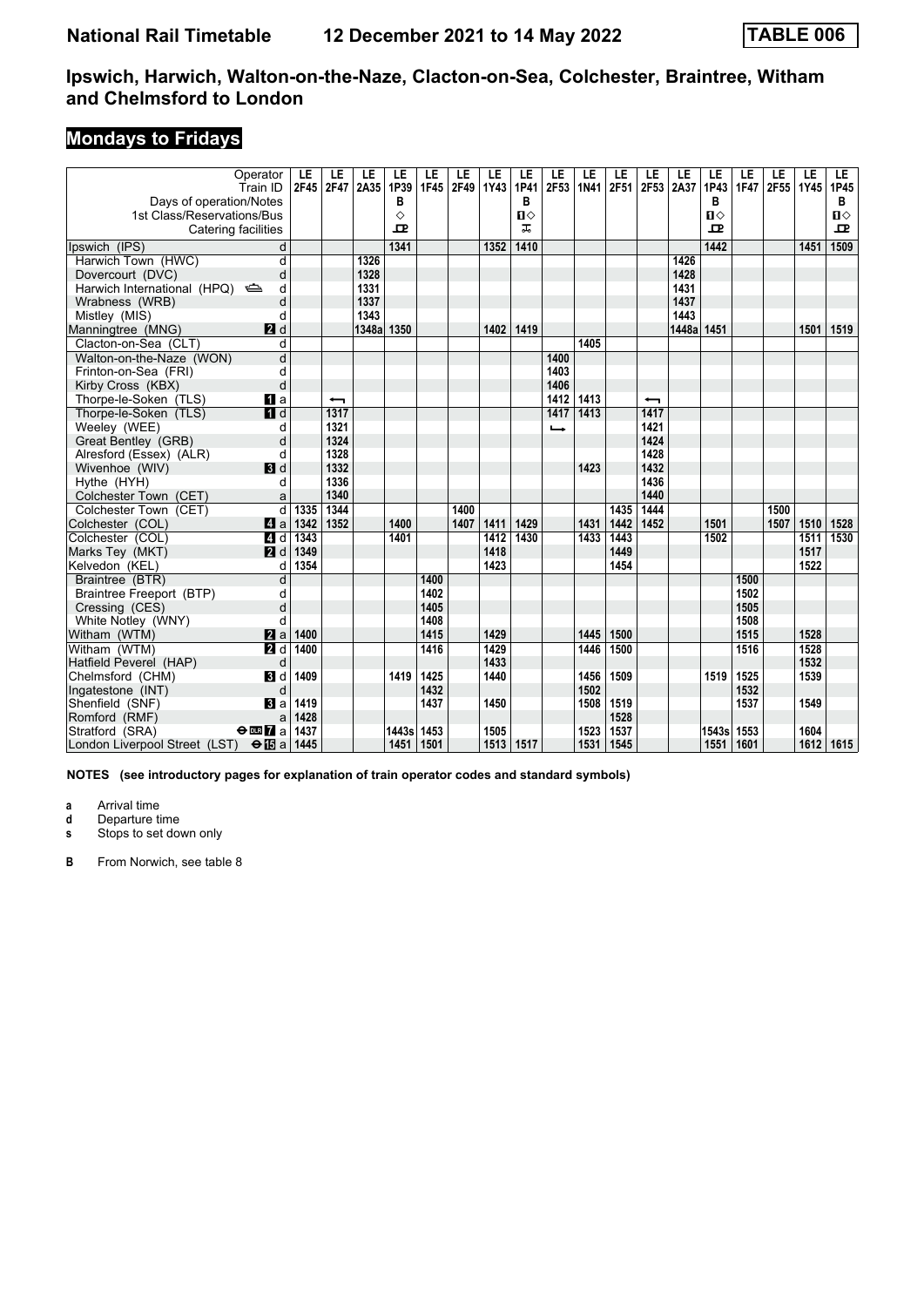# National Rail Timetable 12 December 2021 to 14 May 2022 TABLE 006

## Ipswich, Harwich, Walton-on-the-Naze, Clacton-on-Sea, Colchester, Braintree, Witham and Chelmsford to London

## Mondays to Fridays

| Operator | | LE | LE | LE | LE | LE | LE | LE | LE | LE | LE | LE | LE | LE | LE | LE | LE | LE | LE |
|---|---|---|---|---|---|---|---|---|---|---|---|---|---|---|---|---|---|---|---|
| Train ID | | 2F45 | 2F47 | 2A35 | 1P39 | 1F45 | 2F49 | 1Y43 | 1P41 | 2F53 | 1N41 | 2F51 | 2F53 | 2A37 | 1P43 | 1F47 | 2F55 | 1Y45 | 1P45 |
| Days of operation/Notes | | | | | B | | | | B | | | | | | B | | | | B |
| 1st Class/Reservations/Bus | | | | | ◇ | | | | 1◇ | | | | | | 1◇ | | | | 1◇ |
| Catering facilities | | | | | ⊡ | | | | ⊼ | | | | | | ⊡ | | | | ⊡ |
| Ipswich (IPS) | d | | | | 1341 | | | 1352 | 1410 | | | | | | 1442 | | | 1451 | 1509 |
| Harwich Town (HWC) | d | | | 1326 | | | | | | | | | | 1426 | | | | | |
| Dovercourt (DVC) | d | | | 1328 | | | | | | | | | | 1428 | | | | | |
| Harwich International (HPQ) ⛴ | d | | | 1331 | | | | | | | | | | 1431 | | | | | |
| Wrabness (WRB) | d | | | 1337 | | | | | | | | | | 1437 | | | | | |
| Mistley (MIS) | d | | | 1343 | | | | | | | | | | 1443 | | | | | |
| Manningtree (MNG) | 2 d | | | 1348a | 1350 | | | 1402 | 1419 | | | | | 1448a | 1451 | | | 1501 | 1519 |
| Clacton-on-Sea (CLT) | d | | | | | | | | | | 1405 | | | | | | | | |
| Walton-on-the-Naze (WON) | d | | | | | | | | | 1400 | | | | | | | | | |
| Frinton-on-Sea (FRI) | d | | | | | | | | | 1403 | | | | | | | | | |
| Kirby Cross (KBX) | d | | | | | | | | | 1406 | | | | | | | | | |
| Thorpe-le-Soken (TLS) | 1 a | | ⟵ | | | | | | | 1412 | 1413 | | ⟵ | | | | | | |
| Thorpe-le-Soken (TLS) | 1 d | | 1317 | | | | | | | 1417 | 1413 | | 1417 | | | | | | |
| Weeley (WEE) | d | | 1321 | | | | | | | ⟶ | | | 1421 | | | | | | |
| Great Bentley (GRB) | d | | 1324 | | | | | | | | | | 1424 | | | | | | |
| Alresford (Essex) (ALR) | d | | 1328 | | | | | | | | | | 1428 | | | | | | |
| Wivenhoe (WIV) | 3 d | | 1332 | | | | | | | | 1423 | | 1432 | | | | | | |
| Hythe (HYH) | d | | 1336 | | | | | | | | | | 1436 | | | | | | |
| Colchester Town (CET) | a | | 1340 | | | | | | | | | | 1440 | | | | | | |
| Colchester Town (CET) | d | 1335 | 1344 | | | | 1400 | | | | | 1435 | 1444 | | | | 1500 | | |
| Colchester (COL) | 4 a | 1342 | 1352 | | 1400 | | 1407 | 1411 | 1429 | | 1431 | 1442 | 1452 | | 1501 | | 1507 | 1510 | 1528 |
| Colchester (COL) | 4 d | 1343 | | | 1401 | | | 1412 | 1430 | | 1433 | 1443 | | | 1502 | | | 1511 | 1530 |
| Marks Tey (MKT) | 2 d | 1349 | | | | | | 1418 | | | | 1449 | | | | | | 1517 | |
| Kelvedon (KEL) | d | 1354 | | | | | | 1423 | | | | 1454 | | | | | | 1522 | |
| Braintree (BTR) | d | | | | | 1400 | | | | | | | | | | 1500 | | | |
| Braintree Freeport (BTP) | d | | | | | 1402 | | | | | | | | | | 1502 | | | |
| Cressing (CES) | d | | | | | 1405 | | | | | | | | | | 1505 | | | |
| White Notley (WNY) | d | | | | | 1408 | | | | | | | | | | 1508 | | | |
| Witham (WTM) | 2 a | 1400 | | | | 1415 | | 1429 | | | 1445 | 1500 | | | | 1515 | | 1528 | |
| Witham (WTM) | 2 d | 1400 | | | | 1416 | | 1429 | | | 1446 | 1500 | | | | 1516 | | 1528 | |
| Hatfield Peverel (HAP) | d | | | | | | | 1433 | | | | | | | | | | 1532 | |
| Chelmsford (CHM) | 3 d | 1409 | | | 1419 | 1425 | | 1440 | | | 1456 | 1509 | | | 1519 | 1525 | | 1539 | |
| Ingatestone (INT) | d | | | | | 1432 | | | | | 1502 | | | | | 1532 | | | |
| Shenfield (SNF) | 3 a | 1419 | | | | 1437 | | 1450 | | | 1508 | 1519 | | | | 1537 | | 1549 | |
| Romford (RMF) | a | 1428 | | | | | | | | | | 1528 | | | | | | | |
| Stratford (SRA) ⊖ DLR 7 | a | 1437 | | | 1443s | 1453 | | 1505 | | | 1523 | 1537 | | | 1543s | 1553 | | 1604 | |
| London Liverpool Street (LST) ⊖ 15 | a | 1445 | | | 1451 | 1501 | | 1513 | 1517 | | 1531 | 1545 | | | 1551 | 1601 | | 1612 | 1615 |

**NOTES (see introductory pages for explanation of train operator codes and standard symbols)**

- **a** Arrival time
- **d** Departure time
- **s** Stops to set down only

- **B** From Norwich, see table 8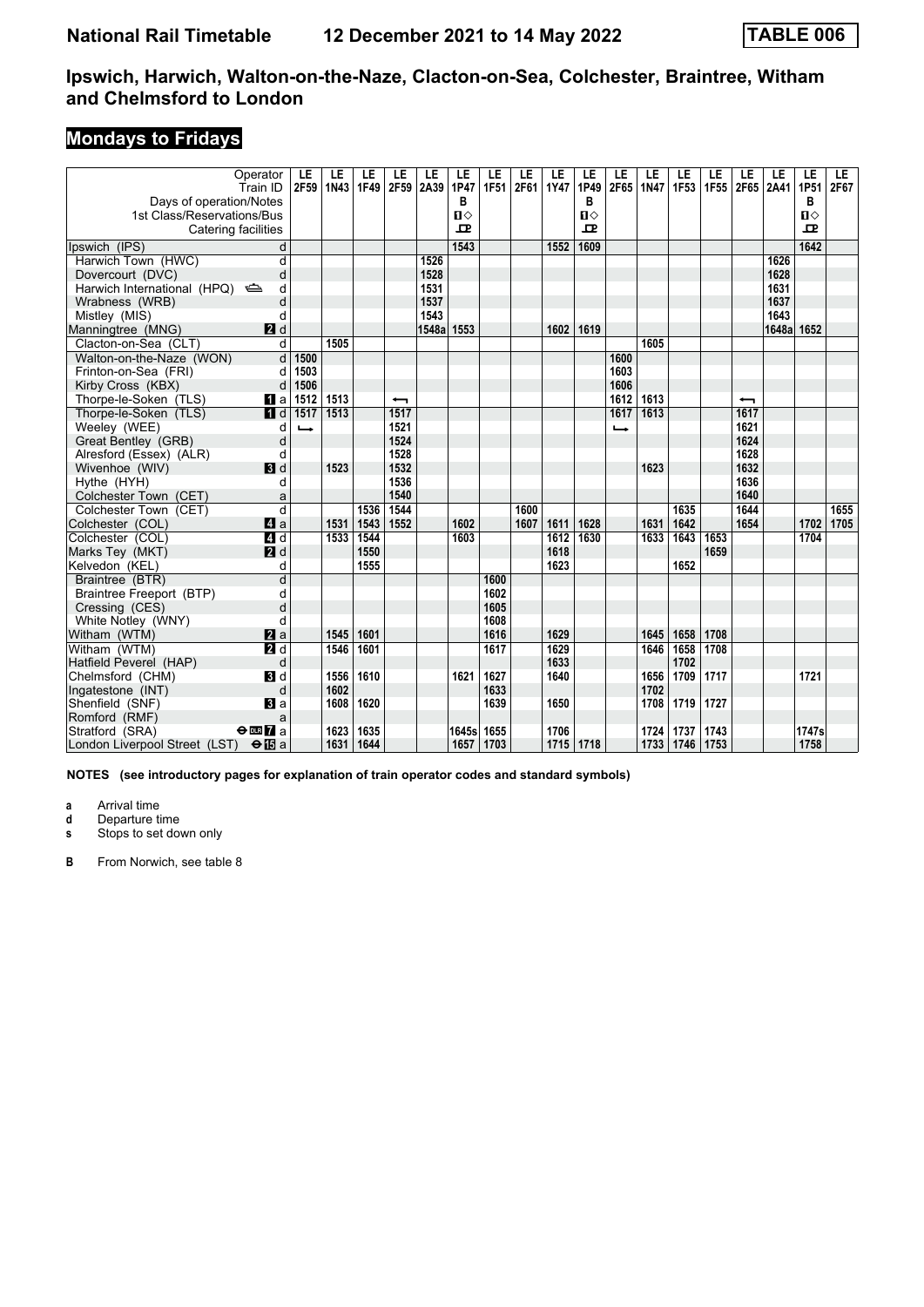# National Rail Timetable 12 December 2021 to 14 May 2022 TABLE 006

## Ipswich, Harwich, Walton-on-the-Naze, Clacton-on-Sea, Colchester, Braintree, Witham and Chelmsford to London

## Mondays to Fridays

| Operator | | LE | LE | LE | LE | LE | LE | LE | LE | LE | LE | LE | LE | LE | LE | LE | LE | LE | LE |
|---|---|---|---|---|---|---|---|---|---|---|---|---|---|---|---|---|---|---|---|
| Train ID | | 2F59 | 1N43 | 1F49 | 2F59 | 2A39 | 1P47 | 1F51 | 2F61 | 1Y47 | 1P49 | 2F65 | 1N47 | 1F53 | 1F55 | 2F65 | 2A41 | 1P51 | 2F67 |
| Days of operation/Notes | | | | | | | B | | | | B | | | | | | | B | |
| 1st Class/Reservations/Bus | | | | | | | 1◇ | | | | 1◇ | | | | | | | 1◇ | |
| Catering facilities | | | | | | | ꝏ | | | | ꝏ | | | | | | | ꝏ | |
| Ipswich (IPS) | d | | | | | | 1543 | | | 1552 | 1609 | | | | | | | 1642 | |
| Harwich Town (HWC) | d | | | | | 1526 | | | | | | | | | | | 1626 | | |
| Dovercourt (DVC) | d | | | | | 1528 | | | | | | | | | | | 1628 | | |
| Harwich International (HPQ) ⛴ | d | | | | | 1531 | | | | | | | | | | | 1631 | | |
| Wrabness (WRB) | d | | | | | 1537 | | | | | | | | | | | 1637 | | |
| Mistley (MIS) | d | | | | | 1543 | | | | | | | | | | | 1643 | | |
| Manningtree (MNG) | 2 d | | | | | 1548a | 1553 | | | 1602 | 1619 | | | | | | 1648a | 1652 | |
| Clacton-on-Sea (CLT) | d | | 1505 | | | | | | | | | | 1605 | | | | | | |
| Walton-on-the-Naze (WON) | d | 1500 | | | | | | | | | | 1600 | | | | | | | |
| Frinton-on-Sea (FRI) | d | 1503 | | | | | | | | | | 1603 | | | | | | | |
| Kirby Cross (KBX) | d | 1506 | | | | | | | | | | 1606 | | | | | | | |
| Thorpe-le-Soken (TLS) | 1 a | 1512 | 1513 | | ⟵ | | | | | | | 1612 | 1613 | | | ⟵ | | | |
| Thorpe-le-Soken (TLS) | 1 d | 1517 | 1513 | | 1517 | | | | | | | 1617 | 1613 | | | 1617 | | | |
| Weeley (WEE) | d | ⟶ | | | 1521 | | | | | | | ⟶ | | | | 1621 | | | |
| Great Bentley (GRB) | d | | | | 1524 | | | | | | | | | | | 1624 | | | |
| Alresford (Essex) (ALR) | d | | | | 1528 | | | | | | | | | | | 1628 | | | |
| Wivenhoe (WIV) | 3 d | | 1523 | | 1532 | | | | | | | | 1623 | | | 1632 | | | |
| Hythe (HYH) | d | | | | 1536 | | | | | | | | | | | 1636 | | | |
| Colchester Town (CET) | a | | | | 1540 | | | | | | | | | | | 1640 | | | |
| Colchester Town (CET) | d | | | 1536 | 1544 | | | | 1600 | | | | | 1635 | | 1644 | | | 1655 |
| Colchester (COL) | 4 a | | 1531 | 1543 | 1552 | | 1602 | | 1607 | 1611 | 1628 | | 1631 | 1642 | | 1654 | | 1702 | 1705 |
| Colchester (COL) | 4 d | | 1533 | 1544 | | | 1603 | | | 1612 | 1630 | | 1633 | 1643 | 1653 | | | 1704 | |
| Marks Tey (MKT) | 2 d | | | 1550 | | | | | | 1618 | | | | | 1659 | | | | |
| Kelvedon (KEL) | d | | | 1555 | | | | | | 1623 | | | | 1652 | | | | | |
| Braintree (BTR) | d | | | | | | | 1600 | | | | | | | | | | | |
| Braintree Freeport (BTP) | d | | | | | | | 1602 | | | | | | | | | | | |
| Cressing (CES) | d | | | | | | | 1605 | | | | | | | | | | | |
| White Notley (WNY) | d | | | | | | | 1608 | | | | | | | | | | | |
| Witham (WTM) | 2 a | | 1545 | 1601 | | | | 1616 | | 1629 | | | 1645 | 1658 | 1708 | | | | |
| Witham (WTM) | 2 d | | 1546 | 1601 | | | | 1617 | | 1629 | | | 1646 | 1658 | 1708 | | | | |
| Hatfield Peverel (HAP) | d | | | | | | | | | 1633 | | | | 1702 | | | | | |
| Chelmsford (CHM) | 3 d | | 1556 | 1610 | | | 1621 | 1627 | | 1640 | | | 1656 | 1709 | 1717 | | | 1721 | |
| Ingatestone (INT) | d | | 1602 | | | | | 1633 | | | | | 1702 | | | | | | |
| Shenfield (SNF) | 3 a | | 1608 | 1620 | | | | 1639 | | 1650 | | | 1708 | 1719 | 1727 | | | | |
| Romford (RMF) | a | | | | | | | | | | | | | | | | | | |
| Stratford (SRA) | ⊖ DLR 7 a | | 1623 | 1635 | | | 1645s | 1655 | | 1706 | | | 1724 | 1737 | 1743 | | | 1747s | |
| London Liverpool Street (LST) | ⊖ 15 a | | 1631 | 1644 | | | 1657 | 1703 | | 1715 | 1718 | | 1733 | 1746 | 1753 | | | 1758 | |

**NOTES (see introductory pages for explanation of train operator codes and standard symbols)**

**a** Arrival time
**d** Departure time
**s** Stops to set down only

**B** From Norwich, see table 8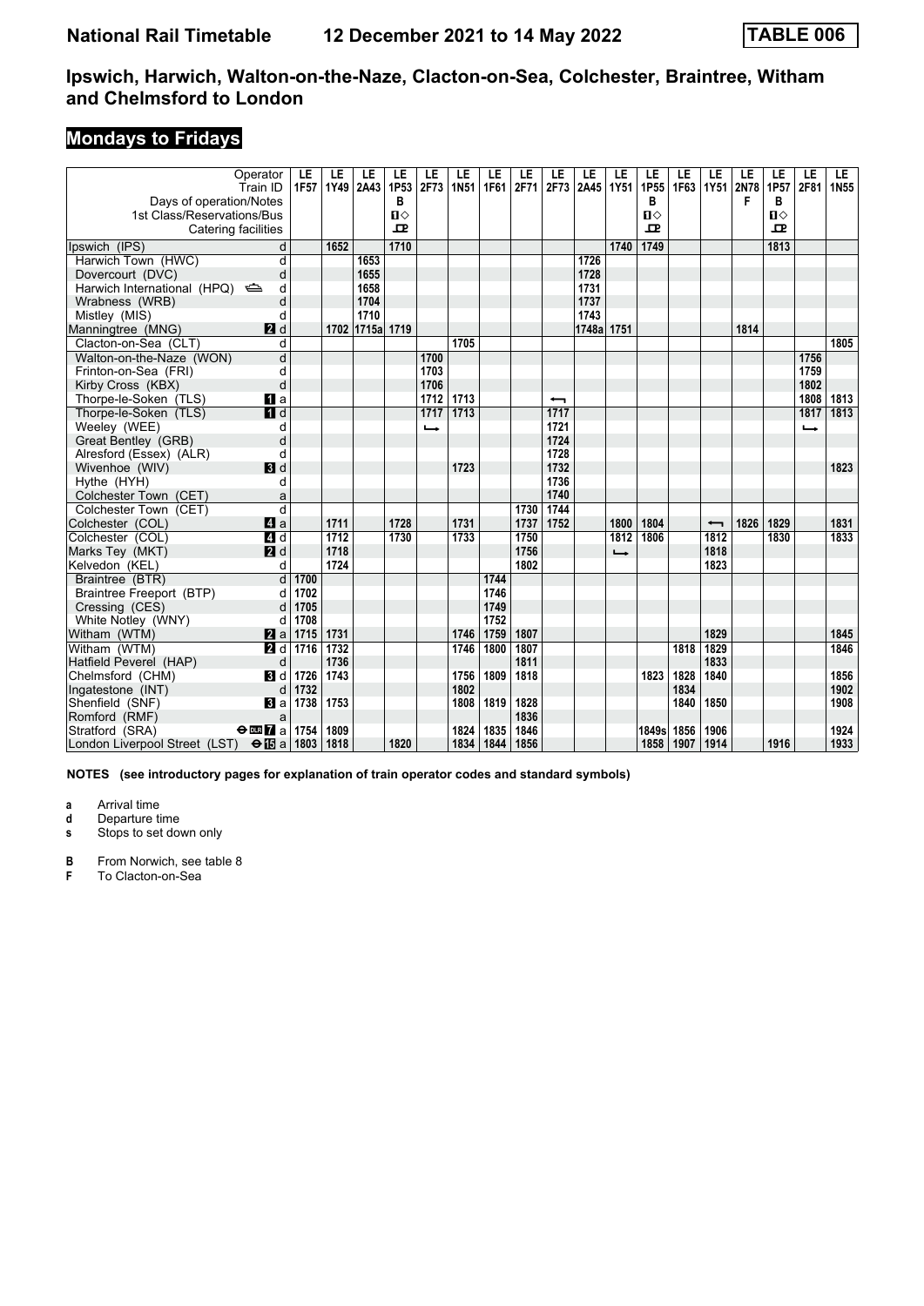# National Rail Timetable 12 December 2021 to 14 May 2022 TABLE 006

## Ipswich, Harwich, Walton-on-the-Naze, Clacton-on-Sea, Colchester, Braintree, Witham and Chelmsford to London

## Mondays to Fridays

| Operator | | LE | LE | LE | LE | LE | LE | LE | LE | LE | LE | LE | LE | LE | LE | LE | LE | LE | LE |
|---|---|---|---|---|---|---|---|---|---|---|---|---|---|---|---|---|---|---|---|
| Train ID | | 1F57 | 1Y49 | 2A43 | 1P53 | 2F73 | 1N51 | 1F61 | 2F71 | 2F73 | 2A45 | 1Y51 | 1P55 | 1F63 | 1Y51 | 2N78 | 1P57 | 2F81 | 1N55 |
| Days of operation/Notes | | | | | B | | | | | | | | B | | | F | B | | |
| 1st Class/Reservations/Bus | | | | | ■◇ | | | | | | | | ■◇ | | | | ■◇ | | |
| Catering facilities | | | | | ꟷ | | | | | | | | ꟷ | | | | ꟷ | | |
| Ipswich (IPS) | d | | 1652 | | 1710 | | | | | | | 1740 | 1749 | | | | 1813 | | |
| Harwich Town (HWC) | d | | | 1653 | | | | | | | 1726 | | | | | | | | |
| Dovercourt (DVC) | d | | | 1655 | | | | | | | 1728 | | | | | | | | |
| Harwich International (HPQ) ⛴ | d | | | 1658 | | | | | | | 1731 | | | | | | | | |
| Wrabness (WRB) | d | | | 1704 | | | | | | | 1737 | | | | | | | | |
| Mistley (MIS) | d | | | 1710 | | | | | | | 1743 | | | | | | | | |
| Manningtree (MNG) | 2 d | | 1702 | 1715a | 1719 | | | | | | 1748a | 1751 | | | | 1814 | | | |
| Clacton-on-Sea (CLT) | d | | | | | | 1705 | | | | | | | | | | | | 1805 |
| Walton-on-the-Naze (WON) | d | | | | | 1700 | | | | | | | | | | | | 1756 | |
| Frinton-on-Sea (FRI) | d | | | | | 1703 | | | | | | | | | | | | 1759 | |
| Kirby Cross (KBX) | d | | | | | 1706 | | | | | | | | | | | | 1802 | |
| Thorpe-le-Soken (TLS) | 1 a | | | | | 1712 | 1713 | | | ⟵ | | | | | | | | 1808 | 1813 |
| Thorpe-le-Soken (TLS) | 1 d | | | | | 1717 | 1713 | | | 1717 | | | | | | | | 1817 | 1813 |
| Weeley (WEE) | d | | | | | ⟶ | | | | 1721 | | | | | | | | ⟶ | |
| Great Bentley (GRB) | d | | | | | | | | | 1724 | | | | | | | | | |
| Alresford (Essex) (ALR) | d | | | | | | | | | 1728 | | | | | | | | | |
| Wivenhoe (WIV) | 3 d | | | | | | 1723 | | | 1732 | | | | | | | | | 1823 |
| Hythe (HYH) | d | | | | | | | | | 1736 | | | | | | | | | |
| Colchester Town (CET) | a | | | | | | | | | 1740 | | | | | | | | | |
| Colchester Town (CET) | d | | | | | | | | 1730 | 1744 | | | | | | | | | |
| Colchester (COL) | 4 a | | 1711 | | 1728 | | 1731 | | 1737 | 1752 | | 1800 | 1804 | | ⟵ | 1826 | 1829 | | 1831 |
| Colchester (COL) | 4 d | | 1712 | | 1730 | | 1733 | | 1750 | | | 1812 | 1806 | | 1812 | | 1830 | | 1833 |
| Marks Tey (MKT) | 2 d | | 1718 | | | | | | 1756 | | | ⟶ | | | 1818 | | | | |
| Kelvedon (KEL) | d | | 1724 | | | | | | 1802 | | | | | | 1823 | | | | |
| Braintree (BTR) | d | 1700 | | | | | | 1744 | | | | | | | | | | | |
| Braintree Freeport (BTP) | d | 1702 | | | | | | 1746 | | | | | | | | | | | |
| Cressing (CES) | d | 1705 | | | | | | 1749 | | | | | | | | | | | |
| White Notley (WNY) | d | 1708 | | | | | | 1752 | | | | | | | | | | | |
| Witham (WTM) | 2 a | 1715 | 1731 | | | | 1746 | 1759 | 1807 | | | | | | 1829 | | | | 1845 |
| Witham (WTM) | 2 d | 1716 | 1732 | | | | 1746 | 1800 | 1807 | | | | | 1818 | 1829 | | | | 1846 |
| Hatfield Peverel (HAP) | d | | 1736 | | | | | | 1811 | | | | | | 1833 | | | | |
| Chelmsford (CHM) | 3 d | 1726 | 1743 | | | | 1756 | 1809 | 1818 | | | | 1823 | 1828 | 1840 | | | | 1856 |
| Ingatestone (INT) | d | 1732 | | | | | 1802 | | | | | | | 1834 | | | | | 1902 |
| Shenfield (SNF) | 3 a | 1738 | 1753 | | | | 1808 | 1819 | 1828 | | | | | 1840 | 1850 | | | | 1908 |
| Romford (RMF) | a | | | | | | | | 1836 | | | | | | | | | | |
| Stratford (SRA) | ⊖ DLR 7 a | 1754 | 1809 | | | | 1824 | 1835 | 1846 | | | | 1849s | 1856 | 1906 | | | | 1924 |
| London Liverpool Street (LST) | ⊖ 15 a | 1803 | 1818 | | 1820 | | 1834 | 1844 | 1856 | | | | 1858 | 1907 | 1914 | | 1916 | | 1933 |

**NOTES (see introductory pages for explanation of train operator codes and standard symbols)**

**a** Arrival time
**d** Departure time
**s** Stops to set down only

**B** From Norwich, see table 8
**F** To Clacton-on-Sea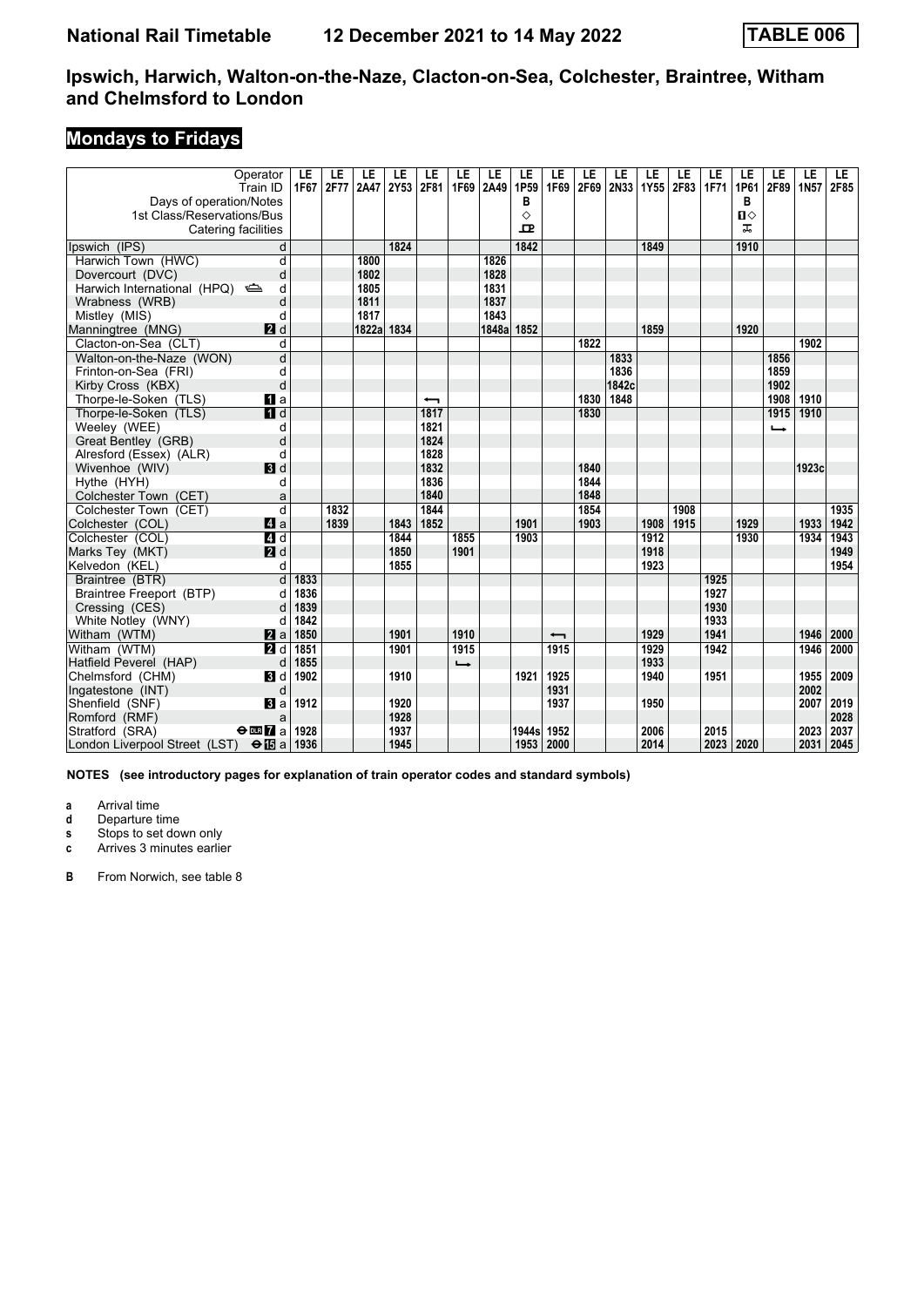# National Rail Timetable 12 December 2021 to 14 May 2022 TABLE 006

## Ipswich, Harwich, Walton-on-the-Naze, Clacton-on-Sea, Colchester, Braintree, Witham and Chelmsford to London

## Mondays to Fridays

| Operator | | LE | LE | LE | LE | LE | LE | LE | LE | LE | LE | LE | LE | LE | LE | LE | LE | LE | LE |
|---|---|---|---|---|---|---|---|---|---|---|---|---|---|---|---|---|---|---|---|
| Train ID | | 1F67 | 2F77 | 2A47 | 2Y53 | 2F81 | 1F69 | 2A49 | 1P59 | 1F69 | 2F69 | 2N33 | 1Y55 | 2F83 | 1F71 | 1P61 | 2F89 | 1N57 | 2F85 |
| Days of operation/Notes | | | | | | | | | B | | | | | | | B | | | |
| 1st Class/Reservations/Bus | | | | | | | | | ◇ | | | | | | | 1◇ | | | |
| Catering facilities | | | | | | | | | ⊡ | | | | | | | ⚲ | | | |
| Ipswich (IPS) | d | | | | 1824 | | | | 1842 | | | | 1849 | | | 1910 | | | |
| Harwich Town (HWC) | d | | | 1800 | | | | 1826 | | | | | | | | | | | |
| Dovercourt (DVC) | d | | | 1802 | | | | 1828 | | | | | | | | | | | |
| Harwich International (HPQ) ⛴ | d | | | 1805 | | | | 1831 | | | | | | | | | | | |
| Wrabness (WRB) | d | | | 1811 | | | | 1837 | | | | | | | | | | | |
| Mistley (MIS) | d | | | 1817 | | | | 1843 | | | | | | | | | | | |
| Manningtree (MNG) | 2 d | | | 1822a | 1834 | | | 1848a | 1852 | | | | 1859 | | | 1920 | | | |
| Clacton-on-Sea (CLT) | d | | | | | | | | | | 1822 | | | | | | | 1902 | |
| Walton-on-the-Naze (WON) | d | | | | | | | | | | | 1833 | | | | | 1856 | | |
| Frinton-on-Sea (FRI) | d | | | | | | | | | | | 1836 | | | | | 1859 | | |
| Kirby Cross (KBX) | d | | | | | | | | | | | 1842c | | | | | 1902 | | |
| Thorpe-le-Soken (TLS) | 1 a | | | | | ⟵ | | | | | 1830 | 1848 | | | | | 1908 | 1910 | |
| Thorpe-le-Soken (TLS) | 1 d | | | | | 1817 | | | | | 1830 | | | | | | 1915 | 1910 | |
| Weeley (WEE) | d | | | | | 1821 | | | | | | | | | | | ⟶ | | |
| Great Bentley (GRB) | d | | | | | 1824 | | | | | | | | | | | | | |
| Alresford (Essex) (ALR) | d | | | | | 1828 | | | | | | | | | | | | | |
| Wivenhoe (WIV) | 3 d | | | | | 1832 | | | | | 1840 | | | | | | | 1923c | |
| Hythe (HYH) | d | | | | | 1836 | | | | | 1844 | | | | | | | | |
| Colchester Town (CET) | a | | | | | 1840 | | | | | 1848 | | | | | | | | |
| Colchester Town (CET) | d | | 1832 | | | 1844 | | | | | 1854 | | | 1908 | | | | | 1935 |
| Colchester (COL) | 4 a | | 1839 | | 1843 | 1852 | | | 1901 | | 1903 | | 1908 | 1915 | | 1929 | | 1933 | 1942 |
| Colchester (COL) | 4 d | | | | 1844 | | 1855 | | 1903 | | | | 1912 | | | 1930 | | 1934 | 1943 |
| Marks Tey (MKT) | 2 d | | | | 1850 | | 1901 | | | | | | 1918 | | | | | | 1949 |
| Kelvedon (KEL) | d | | | | 1855 | | | | | | | | 1923 | | | | | | 1954 |
| Braintree (BTR) | d | 1833 | | | | | | | | | | | | | 1925 | | | | |
| Braintree Freeport (BTP) | d | 1836 | | | | | | | | | | | | | 1927 | | | | |
| Cressing (CES) | d | 1839 | | | | | | | | | | | | | 1930 | | | | |
| White Notley (WNY) | d | 1842 | | | | | | | | | | | | | 1933 | | | | |
| Witham (WTM) | 2 a | 1850 | | | 1901 | | 1910 | | | ⟵ | | | 1929 | | 1941 | | | 1946 | 2000 |
| Witham (WTM) | 2 d | 1851 | | | 1901 | | 1915 | | | 1915 | | | 1929 | | 1942 | | | 1946 | 2000 |
| Hatfield Peverel (HAP) | d | 1855 | | | | | ⟶ | | | | | | 1933 | | | | | | |
| Chelmsford (CHM) | 3 d | 1902 | | | 1910 | | | | 1921 | 1925 | | | 1940 | | 1951 | | | 1955 | 2009 |
| Ingatestone (INT) | d | | | | | | | | | 1931 | | | | | | | | 2002 | |
| Shenfield (SNF) | 3 a | 1912 | | | 1920 | | | | | 1937 | | | 1950 | | | | | 2007 | 2019 |
| Romford (RMF) | a | | | | 1928 | | | | | | | | | | | | | | 2028 |
| Stratford (SRA) ⊖ DLR 7 | a | 1928 | | | 1937 | | | | 1944s | 1952 | | | 2006 | | 2015 | | | 2023 | 2037 |
| London Liverpool Street (LST) ⊖ 15 | a | 1936 | | | 1945 | | | | 1953 | 2000 | | | 2014 | | 2023 | 2020 | | 2031 | 2045 |

**NOTES (see introductory pages for explanation of train operator codes and standard symbols)**

- **a** Arrival time
- **d** Departure time
- **s** Stops to set down only
- **c** Arrives 3 minutes earlier

**B** From Norwich, see table 8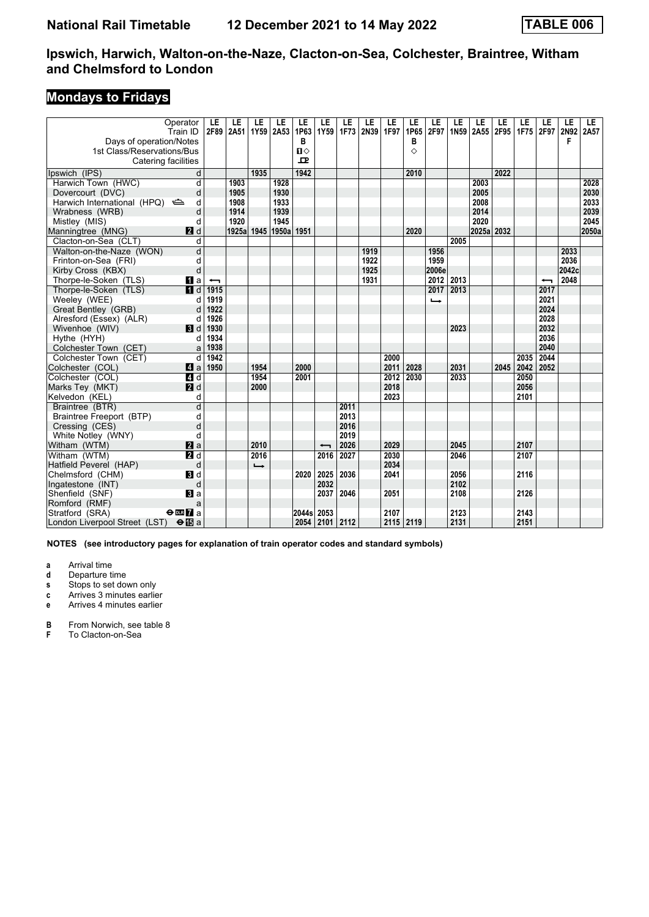# National Rail Timetable 12 December 2021 to 14 May 2022 TABLE 006

## Ipswich, Harwich, Walton-on-the-Naze, Clacton-on-Sea, Colchester, Braintree, Witham and Chelmsford to London

## Mondays to Fridays

| Operator | | LE | LE | LE | LE | LE | LE | LE | LE | LE | LE | LE | LE | LE | LE | LE | LE | LE | LE |
|---|---|---|---|---|---|---|---|---|---|---|---|---|---|---|---|---|---|---|---|
| Train ID | | 2F89 | 2A51 | 1Y59 | 2A53 | 1P63 | 1Y59 | 1F73 | 2N39 | 1F97 | 1P65 | 2F97 | 1N59 | 2A55 | 2F95 | 1F75 | 2F97 | 2N92 | 2A57 |
| Days of operation/Notes | | | | | | B | | | | | B | | | | | | | F | |
| 1st Class/Reservations/Bus | | | | | | ■◇ | | | | | ◇ | | | | | | | | |
| Catering facilities | | | | | | ⊡ | | | | | | | | | | | | | |
| Ipswich (IPS) | d | | | 1935 | | 1942 | | | | | 2010 | | | | 2022 | | | | |
| Harwich Town (HWC) | d | | 1903 | | 1928 | | | | | | | | | 2003 | | | | | 2028 |
| Dovercourt (DVC) | d | | 1905 | | 1930 | | | | | | | | | 2005 | | | | | 2030 |
| Harwich International (HPQ) ⛴ | d | | 1908 | | 1933 | | | | | | | | | 2008 | | | | | 2033 |
| Wrabness (WRB) | d | | 1914 | | 1939 | | | | | | | | | 2014 | | | | | 2039 |
| Mistley (MIS) | d | | 1920 | | 1945 | | | | | | | | | 2020 | | | | | 2045 |
| Manningtree (MNG) | 2 d | | 1925a | 1945 | 1950a | 1951 | | | | | 2020 | | | 2025a | 2032 | | | | 2050a |
| Clacton-on-Sea (CLT) | d | | | | | | | | | | | | 2005 | | | | | | |
| Walton-on-the-Naze (WON) | d | | | | | | | | 1919 | | | 1956 | | | | | | 2033 | |
| Frinton-on-Sea (FRI) | d | | | | | | | | 1922 | | | 1959 | | | | | | 2036 | |
| Kirby Cross (KBX) | d | | | | | | | | 1925 | | | 2006e | | | | | | 2042c | |
| Thorpe-le-Soken (TLS) | 1 a | ⟵ | | | | | | | 1931 | | | 2012 | 2013 | | | | ⟵ | 2048 | |
| Thorpe-le-Soken (TLS) | 1 d | 1915 | | | | | | | | | | 2017 | 2013 | | | | 2017 | | |
| Weeley (WEE) | d | 1919 | | | | | | | | | | ⟶ | | | | | 2021 | | |
| Great Bentley (GRB) | d | 1922 | | | | | | | | | | | | | | | 2024 | | |
| Alresford (Essex) (ALR) | d | 1926 | | | | | | | | | | | | | | | 2028 | | |
| Wivenhoe (WIV) | 3 d | 1930 | | | | | | | | | | | 2023 | | | | 2032 | | |
| Hythe (HYH) | d | 1934 | | | | | | | | | | | | | | | 2036 | | |
| Colchester Town (CET) | a | 1938 | | | | | | | | | | | | | | | 2040 | | |
| Colchester Town (CET) | d | 1942 | | | | | | | | 2000 | | | | | | 2035 | 2044 | | |
| Colchester (COL) | 4 a | 1950 | | 1954 | | 2000 | | | | 2011 | 2028 | | 2031 | | 2045 | 2042 | 2052 | | |
| Colchester (COL) | 4 d | | | 1954 | | 2001 | | | | 2012 | 2030 | | 2033 | | | 2050 | | | |
| Marks Tey (MKT) | 2 d | | | 2000 | | | | | | 2018 | | | | | | 2056 | | | |
| Kelvedon (KEL) | d | | | | | | | | | 2023 | | | | | | 2101 | | | |
| Braintree (BTR) | d | | | | | | | 2011 | | | | | | | | | | | |
| Braintree Freeport (BTP) | d | | | | | | | 2013 | | | | | | | | | | | |
| Cressing (CES) | d | | | | | | | 2016 | | | | | | | | | | | |
| White Notley (WNY) | d | | | | | | | 2019 | | | | | | | | | | | |
| Witham (WTM) | 2 a | | | 2010 | | | ⟵ | 2026 | | 2029 | | | 2045 | | | 2107 | | | |
| Witham (WTM) | 2 d | | | 2016 | | | 2016 | 2027 | | 2030 | | | 2046 | | | 2107 | | | |
| Hatfield Peverel (HAP) | d | | | ⟶ | | | | | | 2034 | | | | | | | | | |
| Chelmsford (CHM) | 3 d | | | | | 2020 | 2025 | 2036 | | 2041 | | | 2056 | | | 2116 | | | |
| Ingatestone (INT) | d | | | | | | 2032 | | | | | | 2102 | | | | | | |
| Shenfield (SNF) | 3 a | | | | | | 2037 | 2046 | | 2051 | | | 2108 | | | 2126 | | | |
| Romford (RMF) | a | | | | | | | | | | | | | | | | | | |
| Stratford (SRA) ⊖ DLR 7 | a | | | | | 2044s | 2053 | | | 2107 | | | 2123 | | | 2143 | | | |
| London Liverpool Street (LST) ⊖ 15 | a | | | | | 2054 | 2101 | 2112 | | 2115 | 2119 | | 2131 | | | 2151 | | | |

**NOTES (see introductory pages for explanation of train operator codes and standard symbols)**

- **a** Arrival time
- **d** Departure time
- **s** Stops to set down only
- **c** Arrives 3 minutes earlier
- **e** Arrives 4 minutes earlier

- **B** From Norwich, see table 8
- **F** To Clacton-on-Sea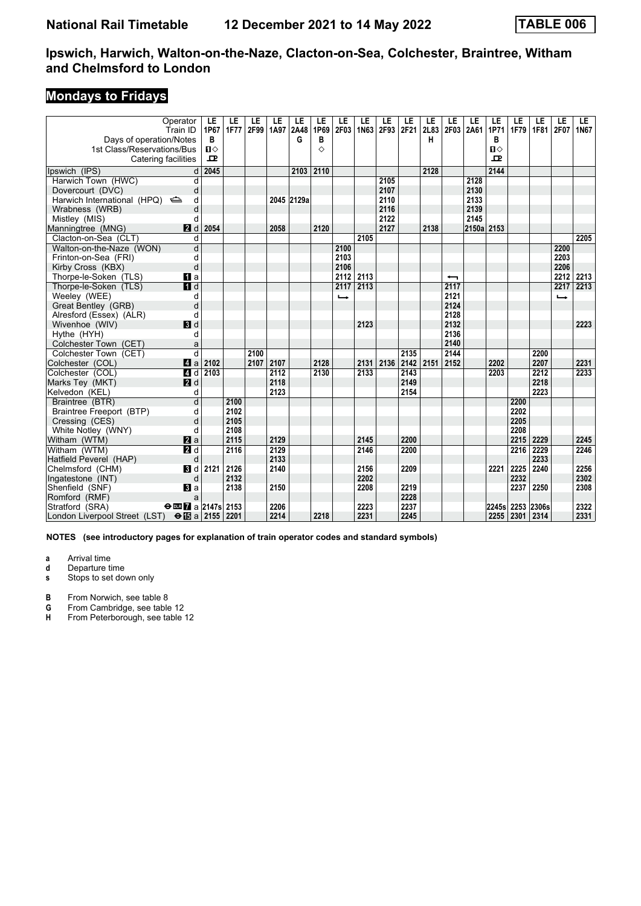# Ipswich, Harwich, Walton-on-the-Naze, Clacton-on-Sea, Colchester, Braintree, Witham and Chelmsford to London

## Mondays to Fridays

| Operator | LE | LE | LE | LE | LE | LE | LE | LE | LE | LE | LE | LE | LE | LE | LE | LE | LE | LE |
|---|---|---|---|---|---|---|---|---|---|---|---|---|---|---|---|---|---|---|
| Train ID | 1P67 | 1F77 | 2F99 | 1A97 | 2A48 | 1P69 | 2F03 | 1N63 | 2F93 | 2F21 | 2L83 | 2F03 | 2A61 | 1P71 | 1F79 | 1F81 | 2F07 | 1N67 |
| Days of operation/Notes | B | | | | G | B | | | | | H | | | B | | | | |
| 1st Class/Reservations/Bus | 1◇ | | | | | ◇ | | | | | | | | 1◇ | | | | |
| Catering facilities | 🛒 | | | | | | | | | | | | | 🛒 | | | | |
| Ipswich (IPS) d | 2045 | | | | 2103 | 2110 | | | | | 2128 | | | 2144 | | | | |
| Harwich Town (HWC) d | | | | | | | | | 2105 | | | | 2128 | | | | | |
| Dovercourt (DVC) d | | | | | | | | | 2107 | | | | 2130 | | | | | |
| Harwich International (HPQ) ⛴ d | | | | 2045 | 2129a | | | | 2110 | | | | 2133 | | | | | |
| Wrabness (WRB) d | | | | | | | | | 2116 | | | | 2139 | | | | | |
| Mistley (MIS) d | | | | | | | | | 2122 | | | | 2145 | | | | | |
| Manningtree (MNG) 2 d | 2054 | | | 2058 | | 2120 | | | 2127 | | 2138 | | 2150a | 2153 | | | | |
| Clacton-on-Sea (CLT) d | | | | | | | | 2105 | | | | | | | | | | 2205 |
| Walton-on-the-Naze (WON) d | | | | | | | 2100 | | | | | | | | | | 2200 | |
| Frinton-on-Sea (FRI) d | | | | | | | 2103 | | | | | | | | | | 2203 | |
| Kirby Cross (KBX) d | | | | | | | 2106 | | | | | | | | | | 2206 | |
| Thorpe-le-Soken (TLS) 1 a | | | | | | | 2112 | 2113 | | | | ← | | | | | 2212 | 2213 |
| Thorpe-le-Soken (TLS) 1 d | | | | | | | 2117 | 2113 | | | | 2117 | | | | | 2217 | 2213 |
| Weeley (WEE) d | | | | | | | → | | | | | 2121 | | | | | → | |
| Great Bentley (GRB) d | | | | | | | | | | | | 2124 | | | | | | |
| Alresford (Essex) (ALR) d | | | | | | | | | | | | 2128 | | | | | | |
| Wivenhoe (WIV) 3 d | | | | | | | | 2123 | | | | 2132 | | | | | | 2223 |
| Hythe (HYH) d | | | | | | | | | | | | 2136 | | | | | | |
| Colchester Town (CET) a | | | | | | | | | | | | 2140 | | | | | | |
| Colchester Town (CET) d | | | 2100 | | | | | | | 2135 | | 2144 | | | | 2200 | | |
| Colchester (COL) 4 a | 2102 | | 2107 | 2107 | | 2128 | | 2131 | 2136 | 2142 | 2151 | 2152 | | 2202 | | 2207 | | 2231 |
| Colchester (COL) 4 d | 2103 | | | 2112 | | 2130 | | 2133 | | 2143 | | | | 2203 | | 2212 | | 2233 |
| Marks Tey (MKT) 2 d | | | | 2118 | | | | | | 2149 | | | | | | 2218 | | |
| Kelvedon (KEL) d | | | | 2123 | | | | | | 2154 | | | | | | 2223 | | |
| Braintree (BTR) d | | 2100 | | | | | | | | | | | | | 2200 | | | |
| Braintree Freeport (BTP) d | | 2102 | | | | | | | | | | | | | 2202 | | | |
| Cressing (CES) d | | 2105 | | | | | | | | | | | | | 2205 | | | |
| White Notley (WNY) d | | 2108 | | | | | | | | | | | | | 2208 | | | |
| Witham (WTM) 2 a | | 2115 | | 2129 | | | | 2145 | | 2200 | | | | | 2215 | 2229 | | 2245 |
| Witham (WTM) 2 d | | 2116 | | 2129 | | | | 2146 | | 2200 | | | | | 2216 | 2229 | | 2246 |
| Hatfield Peverel (HAP) d | | | | 2133 | | | | | | | | | | | | 2233 | | |
| Chelmsford (CHM) 3 d | 2121 | 2126 | | 2140 | | | | 2156 | | 2209 | | | | 2221 | 2225 | 2240 | | 2256 |
| Ingatestone (INT) d | | 2132 | | | | | | 2202 | | | | | | | 2232 | | | 2302 |
| Shenfield (SNF) 3 a | | 2138 | | 2150 | | | | 2208 | | 2219 | | | | | 2237 | 2250 | | 2308 |
| Romford (RMF) a | | | | | | | | | | 2228 | | | | | | | | |
| Stratford (SRA) ⊖ DLR 7 a | 2147s | 2153 | | 2206 | | | | 2223 | | 2237 | | | | 2245s | 2253 | 2306s | | 2322 |
| London Liverpool Street (LST) ⊖ 15 a | 2155 | 2201 | | 2214 | | 2218 | | 2231 | | 2245 | | | | 2255 | 2301 | 2314 | | 2331 |

**NOTES (see introductory pages for explanation of train operator codes and standard symbols)**

- **a** Arrival time
- **d** Departure time
- **s** Stops to set down only

- **B** From Norwich, see table 8
- **G** From Cambridge, see table 12
- **H** From Peterborough, see table 12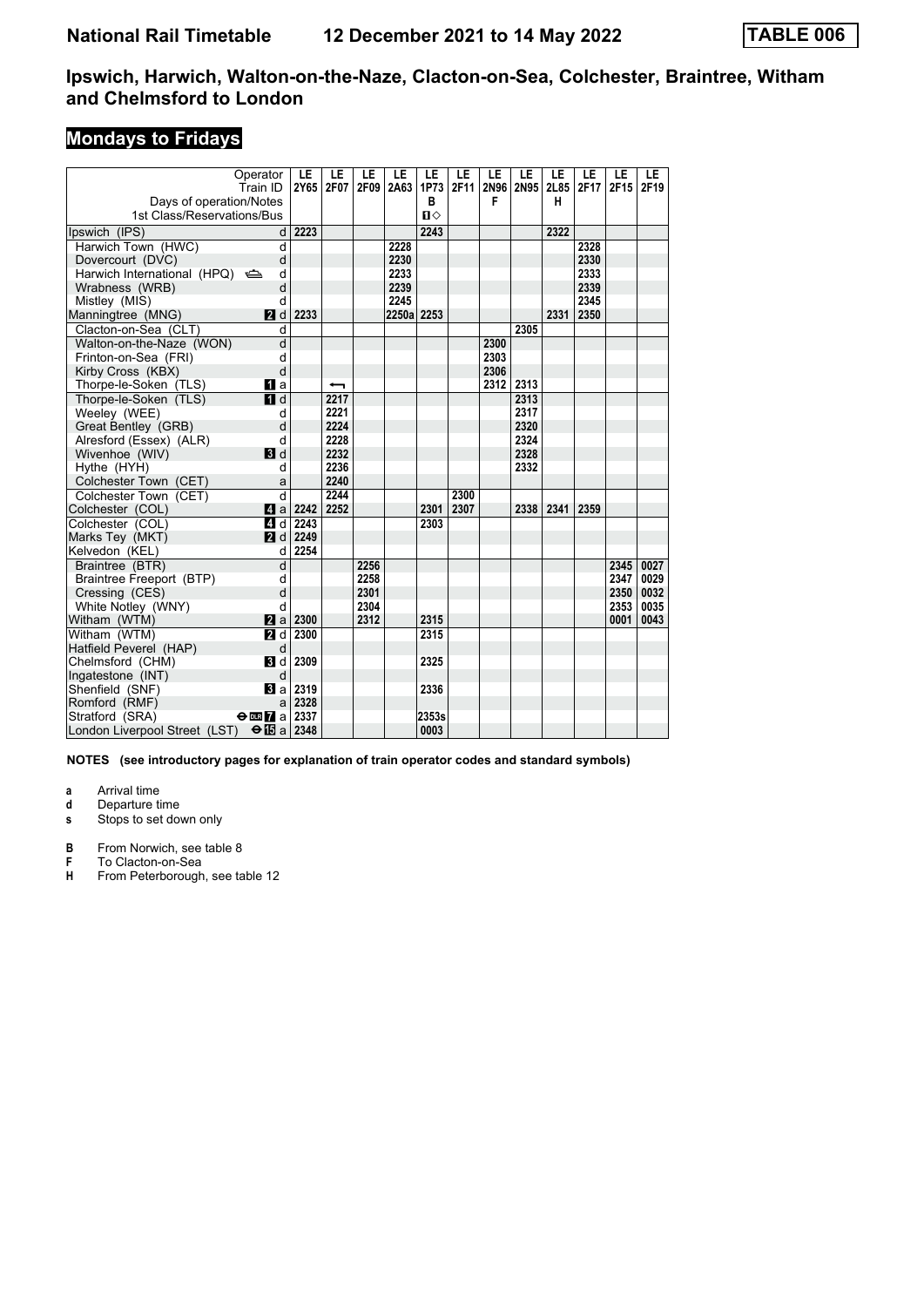# National Rail Timetable 12 December 2021 to 14 May 2022 TABLE 006

## Ipswich, Harwich, Walton-on-the-Naze, Clacton-on-Sea, Colchester, Braintree, Witham and Chelmsford to London

## Mondays to Fridays

| Operator | | LE | LE | LE | LE | LE | LE | LE | LE | LE | LE | LE | LE |
|---|---|---|---|---|---|---|---|---|---|---|---|---|---|
| Train ID | | 2Y65 | 2F07 | 2F09 | 2A63 | 1P73 | 2F11 | 2N96 | 2N95 | 2L85 | 2F17 | 2F15 | 2F19 |
| Days of operation/Notes | | | | | | B | | F | | H | | | |
| 1st Class/Reservations/Bus | | | | | | 1◇ | | | | | | | |
| Ipswich (IPS) | d | 2223 | | | | 2243 | | | | 2322 | | | |
| Harwich Town (HWC) | d | | | | 2228 | | | | | | 2328 | | |
| Dovercourt (DVC) | d | | | | 2230 | | | | | | 2330 | | |
| Harwich International (HPQ) ⛴ | d | | | | 2233 | | | | | | 2333 | | |
| Wrabness (WRB) | d | | | | 2239 | | | | | | 2339 | | |
| Mistley (MIS) | d | | | | 2245 | | | | | | 2345 | | |
| Manningtree (MNG) | 2 d | 2233 | | | 2250a | 2253 | | | | 2331 | 2350 | | |
| Clacton-on-Sea (CLT) | d | | | | | | | | 2305 | | | | |
| Walton-on-the-Naze (WON) | d | | | | | | | 2300 | | | | | |
| Frinton-on-Sea (FRI) | d | | | | | | | 2303 | | | | | |
| Kirby Cross (KBX) | d | | | | | | | 2306 | | | | | |
| Thorpe-le-Soken (TLS) | 1 a | | ⟵ | | | | | 2312 | 2313 | | | | |
| Thorpe-le-Soken (TLS) | 1 d | | 2217 | | | | | | 2313 | | | | |
| Weeley (WEE) | d | | 2221 | | | | | | 2317 | | | | |
| Great Bentley (GRB) | d | | 2224 | | | | | | 2320 | | | | |
| Alresford (Essex) (ALR) | d | | 2228 | | | | | | 2324 | | | | |
| Wivenhoe (WIV) | 3 d | | 2232 | | | | | | 2328 | | | | |
| Hythe (HYH) | d | | 2236 | | | | | | 2332 | | | | |
| Colchester Town (CET) | a | | 2240 | | | | | | | | | | |
| Colchester Town (CET) | d | | 2244 | | | | 2300 | | | | | | |
| Colchester (COL) | 4 a | 2242 | 2252 | | | 2301 | 2307 | | 2338 | 2341 | 2359 | | |
| Colchester (COL) | 4 d | 2243 | | | | 2303 | | | | | | | |
| Marks Tey (MKT) | 2 d | 2249 | | | | | | | | | | | |
| Kelvedon (KEL) | d | 2254 | | | | | | | | | | | |
| Braintree (BTR) | d | | | 2256 | | | | | | | | 2345 | 0027 |
| Braintree Freeport (BTP) | d | | | 2258 | | | | | | | | 2347 | 0029 |
| Cressing (CES) | d | | | 2301 | | | | | | | | 2350 | 0032 |
| White Notley (WNY) | d | | | 2304 | | | | | | | | 2353 | 0035 |
| Witham (WTM) | 2 a | 2300 | | 2312 | | 2315 | | | | | | 0001 | 0043 |
| Witham (WTM) | 2 d | 2300 | | | | 2315 | | | | | | | |
| Hatfield Peverel (HAP) | d | | | | | | | | | | | | |
| Chelmsford (CHM) | 3 d | 2309 | | | | 2325 | | | | | | | |
| Ingatestone (INT) | d | | | | | | | | | | | | |
| Shenfield (SNF) | 3 a | 2319 | | | | 2336 | | | | | | | |
| Romford (RMF) | a | 2328 | | | | | | | | | | | |
| Stratford (SRA) | ⊖ DLR 7 a | 2337 | | | | 2353s | | | | | | | |
| London Liverpool Street (LST) | ⊖ 15 a | 2348 | | | | 0003 | | | | | | | |

**NOTES (see introductory pages for explanation of train operator codes and standard symbols)**

- **a** Arrival time
- **d** Departure time
- **s** Stops to set down only

- **B** From Norwich, see table 8
- **F** To Clacton-on-Sea
- **H** From Peterborough, see table 12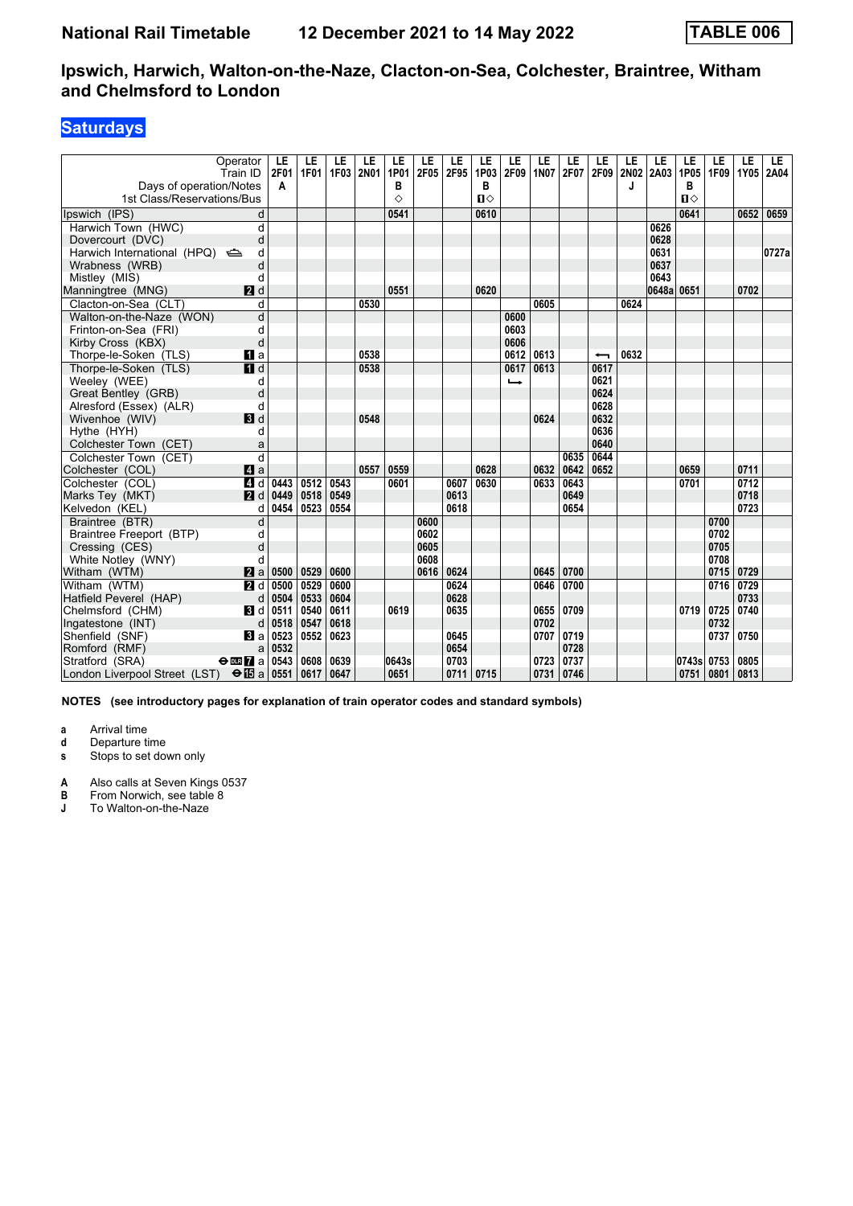# National Rail Timetable 12 December 2021 to 14 May 2022

**TABLE 006**

## Ipswich, Harwich, Walton-on-the-Naze, Clacton-on-Sea, Colchester, Braintree, Witham and Chelmsford to London

### Saturdays

| Operator | LE | LE | LE | LE | LE | LE | LE | LE | LE | LE | LE | LE | LE | LE | LE | LE | LE | LE |
|---|---|---|---|---|---|---|---|---|---|---|---|---|---|---|---|---|---|---|
| Train ID | 2F01 | 1F01 | 1F03 | 2N01 | 1P01 | 2F05 | 2F95 | 1P03 | 2F09 | 1N07 | 2F07 | 2F09 | 2N02 | 2A03 | 1P05 | 1F09 | 1Y05 | 2A04 |
| Days of operation/Notes | A | | | | B | | | B | | | | | J | | B | | | |
| 1st Class/Reservations/Bus | | | | | ◇ | | | 1◇ | | | | | | | 1◇ | | | |
| Ipswich (IPS) d | | | | | 0541 | | | 0610 | | | | | | | 0641 | | 0652 | 0659 |
| Harwich Town (HWC) d | | | | | | | | | | | | | | 0626 | | | | |
| Dovercourt (DVC) d | | | | | | | | | | | | | | 0628 | | | | |
| Harwich International (HPQ) ⛴ d | | | | | | | | | | | | | | 0631 | | | | 0727a |
| Wrabness (WRB) d | | | | | | | | | | | | | | 0637 | | | | |
| Mistley (MIS) d | | | | | | | | | | | | | | 0643 | | | | |
| Manningtree (MNG) 2 d | | | | | 0551 | | | 0620 | | | | | | 0648a | 0651 | | 0702 | |
| Clacton-on-Sea (CLT) d | | | | 0530 | | | | | | 0605 | | | 0624 | | | | | |
| Walton-on-the-Naze (WON) d | | | | | | | | | 0600 | | | | | | | | | |
| Frinton-on-Sea (FRI) d | | | | | | | | | 0603 | | | | | | | | | |
| Kirby Cross (KBX) d | | | | | | | | | 0606 | | | | | | | | | |
| Thorpe-le-Soken (TLS) 1 a | | | | 0538 | | | | | 0612 | 0613 | | ← | 0632 | | | | | |
| Thorpe-le-Soken (TLS) 1 d | | | | 0538 | | | | | 0617 | 0613 | | 0617 | | | | | | |
| Weeley (WEE) d | | | | | | | | | ↳ | | | 0621 | | | | | | |
| Great Bentley (GRB) d | | | | | | | | | | | | 0624 | | | | | | |
| Alresford (Essex) (ALR) d | | | | | | | | | | | | 0628 | | | | | | |
| Wivenhoe (WIV) 3 d | | | | 0548 | | | | | | 0624 | | 0632 | | | | | | |
| Hythe (HYH) d | | | | | | | | | | | | 0636 | | | | | | |
| Colchester Town (CET) a | | | | | | | | | | | | 0640 | | | | | | |
| Colchester Town (CET) d | | | | | | | | | | | 0635 | 0644 | | | | | | |
| Colchester (COL) 4 a | | | | 0557 | 0559 | | | 0628 | | 0632 | 0642 | 0652 | | | 0659 | | 0711 | |
| Colchester (COL) 4 d | 0443 | 0512 | 0543 | | 0601 | | 0607 | 0630 | | 0633 | 0643 | | | | 0701 | | 0712 | |
| Marks Tey (MKT) 2 d | 0449 | 0518 | 0549 | | | | 0613 | | | | 0649 | | | | | | 0718 | |
| Kelvedon (KEL) d | 0454 | 0523 | 0554 | | | | 0618 | | | | 0654 | | | | | | 0723 | |
| Braintree (BTR) d | | | | | | 0600 | | | | | | | | | | 0700 | | |
| Braintree Freeport (BTP) d | | | | | | 0602 | | | | | | | | | | 0702 | | |
| Cressing (CES) d | | | | | | 0605 | | | | | | | | | | 0705 | | |
| White Notley (WNY) d | | | | | | 0608 | | | | | | | | | | 0708 | | |
| Witham (WTM) 2 a | 0500 | 0529 | 0600 | | | 0616 | 0624 | | | 0645 | 0700 | | | | | 0715 | 0729 | |
| Witham (WTM) 2 d | 0500 | 0529 | 0600 | | | | 0624 | | | 0646 | 0700 | | | | | 0716 | 0729 | |
| Hatfield Peverel (HAP) d | 0504 | 0533 | 0604 | | | | 0628 | | | | | | | | | | 0733 | |
| Chelmsford (CHM) 3 d | 0511 | 0540 | 0611 | | 0619 | | 0635 | | | 0655 | 0709 | | | | 0719 | 0725 | 0740 | |
| Ingatestone (INT) d | 0518 | 0547 | 0618 | | | | | | | 0702 | | | | | | 0732 | | |
| Shenfield (SNF) 3 a | 0523 | 0552 | 0623 | | | | 0645 | | | 0707 | 0719 | | | | | 0737 | 0750 | |
| Romford (RMF) a | 0532 | | | | | | 0654 | | | | 0728 | | | | | | | |
| Stratford (SRA) ⊖ DLR 7 a | 0543 | 0608 | 0639 | | 0643s | | 0703 | | | 0723 | 0737 | | | | 0743s | 0753 | 0805 | |
| London Liverpool Street (LST) ⊖ 15 a | 0551 | 0617 | 0647 | | 0651 | | 0711 | 0715 | | 0731 | 0746 | | | | 0751 | 0801 | 0813 | |

**NOTES (see introductory pages for explanation of train operator codes and standard symbols)**

- **a** Arrival time
- **d** Departure time
- **s** Stops to set down only

- **A** Also calls at Seven Kings 0537
- **B** From Norwich, see table 8
- **J** To Walton-on-the-Naze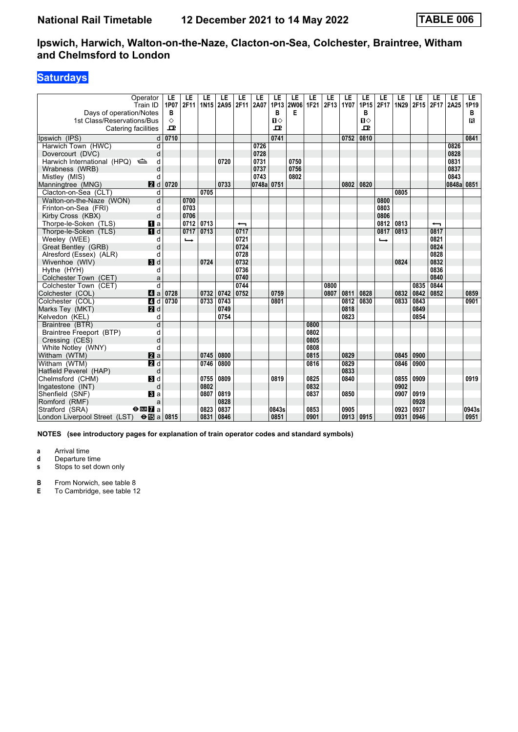# National Rail Timetable 12 December 2021 to 14 May 2022 TABLE 006

## Ipswich, Harwich, Walton-on-the-Naze, Clacton-on-Sea, Colchester, Braintree, Witham and Chelmsford to London

### Saturdays

| Operator | | LE | LE | LE | LE | LE | LE | LE | LE | LE | LE | LE | LE | LE | LE | LE | LE | LE | LE |
|---|---|---|---|---|---|---|---|---|---|---|---|---|---|---|---|---|---|---|---|
| Train ID | | 1P07 | 2F11 | 1N15 | 2A95 | 2F11 | 2A07 | 1P13 | 2W06 | 1F21 | 2F13 | 1Y07 | 1P15 | 2F17 | 1N29 | 2F15 | 2F17 | 2A25 | 1P19 |
| Days of operation/Notes | | B | | | | | | B | E | | | | B | | | | | | B |
| 1st Class/Reservations/Bus | | ◇ | | | | | | 1◇ | | | | | 1◇ | | | | | | R |
| Catering facilities | | ᗜ | | | | | | ᗜ | | | | | ᗜ | | | | | | |
| Ipswich (IPS) | d | 0710 | | | | | | 0741 | | | | 0752 | 0810 | | | | | | 0841 |
| Harwich Town (HWC) | d | | | | | | 0726 | | | | | | | | | | | 0826 | |
| Dovercourt (DVC) | d | | | | | | 0728 | | | | | | | | | | | 0828 | |
| Harwich International (HPQ) ⛴ | d | | | | 0720 | | 0731 | | 0750 | | | | | | | | | 0831 | |
| Wrabness (WRB) | d | | | | | | 0737 | | 0756 | | | | | | | | | 0837 | |
| Mistley (MIS) | d | | | | | | 0743 | | 0802 | | | | | | | | | 0843 | |
| Manningtree (MNG) | 2 d | 0720 | | | 0733 | | 0748a | 0751 | | | | 0802 | 0820 | | | | | 0848a | 0851 |
| Clacton-on-Sea (CLT) | d | | | 0705 | | | | | | | | | | | 0805 | | | | |
| Walton-on-the-Naze (WON) | d | | 0700 | | | | | | | | | | | 0800 | | | | | |
| Frinton-on-Sea (FRI) | d | | 0703 | | | | | | | | | | | 0803 | | | | | |
| Kirby Cross (KBX) | d | | 0706 | | | | | | | | | | | 0806 | | | | | |
| Thorpe-le-Soken (TLS) | 1 a | | 0712 | 0713 | | ⮢ | | | | | | | | 0812 | 0813 | | ⮢ | | |
| Thorpe-le-Soken (TLS) | 1 d | | 0717 | 0713 | | 0717 | | | | | | | | 0817 | 0813 | | 0817 | | |
| Weeley (WEE) | d | | ⮡ | | | 0721 | | | | | | | | ⮡ | | | 0821 | | |
| Great Bentley (GRB) | d | | | | | 0724 | | | | | | | | | | | 0824 | | |
| Alresford (Essex) (ALR) | d | | | | | 0728 | | | | | | | | | | | 0828 | | |
| Wivenhoe (WIV) | 3 d | | | 0724 | | 0732 | | | | | | | | | 0824 | | 0832 | | |
| Hythe (HYH) | d | | | | | 0736 | | | | | | | | | | | 0836 | | |
| Colchester Town (CET) | a | | | | | 0740 | | | | | | | | | | | 0840 | | |
| Colchester Town (CET) | d | | | | | 0744 | | | | | 0800 | | | | | 0835 | 0844 | | |
| Colchester (COL) | 4 a | 0728 | | 0732 | 0742 | 0752 | | 0759 | | | 0807 | 0811 | 0828 | | 0832 | 0842 | 0852 | | 0859 |
| Colchester (COL) | 4 d | 0730 | | 0733 | 0743 | | | 0801 | | | | 0812 | 0830 | | 0833 | 0843 | | | 0901 |
| Marks Tey (MKT) | 2 d | | | | 0749 | | | | | | | 0818 | | | | 0849 | | | |
| Kelvedon (KEL) | d | | | | 0754 | | | | | | | 0823 | | | | 0854 | | | |
| Braintree (BTR) | d | | | | | | | | | 0800 | | | | | | | | | |
| Braintree Freeport (BTP) | d | | | | | | | | | 0802 | | | | | | | | | |
| Cressing (CES) | d | | | | | | | | | 0805 | | | | | | | | | |
| White Notley (WNY) | d | | | | | | | | | 0808 | | | | | | | | | |
| Witham (WTM) | 2 a | | | 0745 | 0800 | | | | | 0815 | | 0829 | | | 0845 | 0900 | | | |
| Witham (WTM) | 2 d | | | 0746 | 0800 | | | | | 0816 | | 0829 | | | 0846 | 0900 | | | |
| Hatfield Peverel (HAP) | d | | | | | | | | | | | 0833 | | | | | | | |
| Chelmsford (CHM) | 3 d | | | 0755 | 0809 | | | 0819 | | 0825 | | 0840 | | | 0855 | 0909 | | | 0919 |
| Ingatestone (INT) | d | | | 0802 | | | | | | 0832 | | | | | 0902 | | | | |
| Shenfield (SNF) | 3 a | | | 0807 | 0819 | | | | | 0837 | | 0850 | | | 0907 | 0919 | | | |
| Romford (RMF) | a | | | | 0828 | | | | | | | | | | | 0928 | | | |
| Stratford (SRA) ⊖ DLR 7 | a | | | 0823 | 0837 | | | 0843s | | 0853 | | 0905 | | | 0923 | 0937 | | | 0943s |
| London Liverpool Street (LST) ⊖ 15 | a | 0815 | | 0831 | 0846 | | | 0851 | | 0901 | | 0913 | 0915 | | 0931 | 0946 | | | 0951 |

**NOTES (see introductory pages for explanation of train operator codes and standard symbols)**

- **a** Arrival time
- **d** Departure time
- **s** Stops to set down only

- **B** From Norwich, see table 8
- **E** To Cambridge, see table 12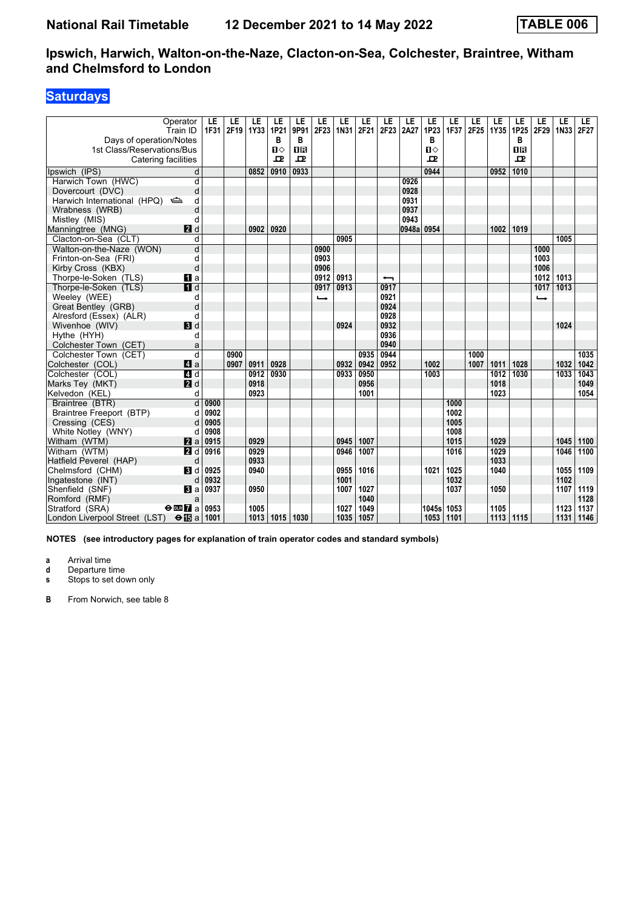# National Rail Timetable 12 December 2021 to 14 May 2022 TABLE 006

## Ipswich, Harwich, Walton-on-the-Naze, Clacton-on-Sea, Colchester, Braintree, Witham and Chelmsford to London

### Saturdays

| Operator | | LE | LE | LE | LE | LE | LE | LE | LE | LE | LE | LE | LE | LE | LE | LE | LE | LE | LE |
|---|---|---|---|---|---|---|---|---|---|---|---|---|---|---|---|---|---|---|---|
| Train ID | | 1F31 | 2F19 | 1Y33 | 1P21 | 9P91 | 2F23 | 1N31 | 2F21 | 2F23 | 2A27 | 1P23 | 1F37 | 2F25 | 1Y35 | 1P25 | 2F29 | 1N33 | 2F27 |
| Days of operation/Notes | | | | | B | B | | | | | | B | | | | B | | | |
| 1st Class/Reservations/Bus | | | | | 1◇ | 1R | | | | | | 1◇ | | | | 1R | | | |
| Catering facilities | | | | | ꟷ | ꟷ | | | | | | ꟷ | | | | ꟷ | | | |
| Ipswich (IPS) | d | | | 0852 | 0910 | 0933 | | | | | | 0944 | | | 0952 | 1010 | | | |
| Harwich Town (HWC) | d | | | | | | | | | | 0926 | | | | | | | | |
| Dovercourt (DVC) | d | | | | | | | | | | 0928 | | | | | | | | |
| Harwich International (HPQ) ⛴ | d | | | | | | | | | | 0931 | | | | | | | | |
| Wrabness (WRB) | d | | | | | | | | | | 0937 | | | | | | | | |
| Mistley (MIS) | d | | | | | | | | | | 0943 | | | | | | | | |
| Manningtree (MNG) 2 | d | | | 0902 | 0920 | | | | | | 0948a | 0954 | | | 1002 | 1019 | | | |
| Clacton-on-Sea (CLT) | d | | | | | | | 0905 | | | | | | | | | | 1005 | |
| Walton-on-the-Naze (WON) | d | | | | | | 0900 | | | | | | | | | | 1000 | | |
| Frinton-on-Sea (FRI) | d | | | | | | 0903 | | | | | | | | | | 1003 | | |
| Kirby Cross (KBX) | d | | | | | | 0906 | | | | | | | | | | 1006 | | |
| Thorpe-le-Soken (TLS) 1 | a | | | | | | 0912 | 0913 | | ← | | | | | | | 1012 | 1013 | |
| Thorpe-le-Soken (TLS) 1 | d | | | | | | 0917 | 0913 | | 0917 | | | | | | | 1017 | 1013 | |
| Weeley (WEE) | d | | | | | | ↳ | | | 0921 | | | | | | | ↳ | | |
| Great Bentley (GRB) | d | | | | | | | | | 0924 | | | | | | | | | |
| Alresford (Essex) (ALR) | d | | | | | | | | | 0928 | | | | | | | | | |
| Wivenhoe (WIV) 3 | d | | | | | | | 0924 | | 0932 | | | | | | | | 1024 | |
| Hythe (HYH) | d | | | | | | | | | 0936 | | | | | | | | | |
| Colchester Town (CET) | a | | | | | | | | | 0940 | | | | | | | | | |
| Colchester Town (CET) | d | | 0900 | | | | | | 0935 | 0944 | | | | 1000 | | | | | 1035 |
| Colchester (COL) 4 | a | | 0907 | 0911 | 0928 | | | 0932 | 0942 | 0952 | | 1002 | | 1007 | 1011 | 1028 | | 1032 | 1042 |
| Colchester (COL) 4 | d | | | 0912 | 0930 | | | 0933 | 0950 | | | 1003 | | | 1012 | 1030 | | 1033 | 1043 |
| Marks Tey (MKT) 2 | d | | | 0918 | | | | | 0956 | | | | | | 1018 | | | | 1049 |
| Kelvedon (KEL) | d | | | 0923 | | | | | 1001 | | | | | | 1023 | | | | 1054 |
| Braintree (BTR) | d | 0900 | | | | | | | | | | | 1000 | | | | | | |
| Braintree Freeport (BTP) | d | 0902 | | | | | | | | | | | 1002 | | | | | | |
| Cressing (CES) | d | 0905 | | | | | | | | | | | 1005 | | | | | | |
| White Notley (WNY) | d | 0908 | | | | | | | | | | | 1008 | | | | | | |
| Witham (WTM) 2 | a | 0915 | | 0929 | | | | 0945 | 1007 | | | | 1015 | | 1029 | | | 1045 | 1100 |
| Witham (WTM) 2 | d | 0916 | | 0929 | | | | 0946 | 1007 | | | | 1016 | | 1029 | | | 1046 | 1100 |
| Hatfield Peverel (HAP) | d | | | 0933 | | | | | | | | | | | 1033 | | | | |
| Chelmsford (CHM) 3 | d | 0925 | | 0940 | | | | 0955 | 1016 | | | 1021 | 1025 | | 1040 | | | 1055 | 1109 |
| Ingatestone (INT) | d | 0932 | | | | | | 1001 | | | | | 1032 | | | | | 1102 | |
| Shenfield (SNF) 3 | a | 0937 | | 0950 | | | | 1007 | 1027 | | | | 1037 | | 1050 | | | 1107 | 1119 |
| Romford (RMF) | a | | | | | | | | 1040 | | | | | | | | | | 1128 |
| Stratford (SRA) ⊖ DLR 7 | a | 0953 | | 1005 | | | | 1027 | 1049 | | | 1045s | 1053 | | 1105 | | | 1123 | 1137 |
| London Liverpool Street (LST) ⊖ 15 | a | 1001 | | 1013 | 1015 | 1030 | | 1035 | 1057 | | | 1053 | 1101 | | 1113 | 1115 | | 1131 | 1146 |

**NOTES (see introductory pages for explanation of train operator codes and standard symbols)**

- **a** Arrival time
- **d** Departure time
- **s** Stops to set down only

**B** From Norwich, see table 8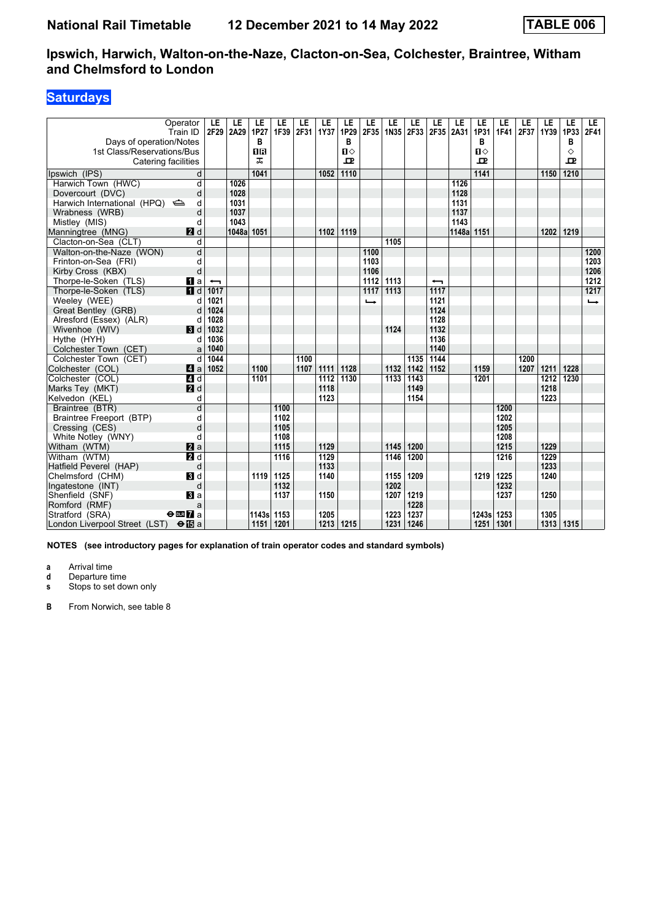# Ipswich, Harwich, Walton-on-the-Naze, Clacton-on-Sea, Colchester, Braintree, Witham and Chelmsford to London

## Saturdays

National Rail Timetable 12 December 2021 to 14 May 2022 — TABLE 006

| Operator | LE | LE | LE | LE | LE | LE | LE | LE | LE | LE | LE | LE | LE | LE | LE | LE | LE | LE |
|---|---|---|---|---|---|---|---|---|---|---|---|---|---|---|---|---|---|---|
| Train ID | 2F29 | 2A29 | 1P27 | 1F39 | 2F31 | 1Y37 | 1P29 | 2F35 | 1N35 | 2F33 | 2F35 | 2A31 | 1P31 | 1F41 | 2F37 | 1Y39 | 1P33 | 2F41 |
| Days of operation/Notes | | | B | | | | B | | | | | | B | | | | B | |
| 1st Class/Reservations/Bus | | | 1R | | | | 1◇ | | | | | | 1◇ | | | | ◇ | |
| Catering facilities | | | ✠ | | | | ☕ | | | | | | ☕ | | | | ☕ | |
| Ipswich (IPS) d | | | 1041 | | | 1052 | 1110 | | | | | | 1141 | | | 1150 | 1210 | |
| Harwich Town (HWC) d | | 1026 | | | | | | | | | | 1126 | | | | | | |
| Dovercourt (DVC) d | | 1028 | | | | | | | | | | 1128 | | | | | | |
| Harwich International (HPQ) ⛴ d | | 1031 | | | | | | | | | | 1131 | | | | | | |
| Wrabness (WRB) d | | 1037 | | | | | | | | | | 1137 | | | | | | |
| Mistley (MIS) d | | 1043 | | | | | | | | | | 1143 | | | | | | |
| Manningtree (MNG) 2 d | | 1048a | 1051 | | | 1102 | 1119 | | | | | 1148a | 1151 | | | 1202 | 1219 | |
| Clacton-on-Sea (CLT) d | | | | | | | | | 1105 | | | | | | | | | |
| Walton-on-the-Naze (WON) d | | | | | | | | 1100 | | | | | | | | | | 1200 |
| Frinton-on-Sea (FRI) d | | | | | | | | 1103 | | | | | | | | | | 1203 |
| Kirby Cross (KBX) d | | | | | | | | 1106 | | | | | | | | | | 1206 |
| Thorpe-le-Soken (TLS) 1 a | ← | | | | | | | 1112 | 1113 | | ← | | | | | | | 1212 |
| Thorpe-le-Soken (TLS) 1 d | 1017 | | | | | | | 1117 | 1113 | | 1117 | | | | | | | 1217 |
| Weeley (WEE) d | 1021 | | | | | | | ↳ | | | 1121 | | | | | | | ↳ |
| Great Bentley (GRB) d | 1024 | | | | | | | | | | 1124 | | | | | | | |
| Alresford (Essex) (ALR) d | 1028 | | | | | | | | | | 1128 | | | | | | | |
| Wivenhoe (WIV) 3 d | 1032 | | | | | | | | 1124 | | 1132 | | | | | | | |
| Hythe (HYH) d | 1036 | | | | | | | | | | 1136 | | | | | | | |
| Colchester Town (CET) a | 1040 | | | | | | | | | | 1140 | | | | | | | |
| Colchester Town (CET) d | 1044 | | | | 1100 | | | | | 1135 | 1144 | | | | 1200 | | | |
| Colchester (COL) 4 a | 1052 | | 1100 | | 1107 | 1111 | 1128 | | 1132 | 1142 | 1152 | | 1159 | | 1207 | 1211 | 1228 | |
| Colchester (COL) 4 d | | | 1101 | | | 1112 | 1130 | | 1133 | 1143 | | | 1201 | | | 1212 | 1230 | |
| Marks Tey (MKT) 2 d | | | | | | 1118 | | | | 1149 | | | | | | 1218 | | |
| Kelvedon (KEL) d | | | | | | 1123 | | | | 1154 | | | | | | 1223 | | |
| Braintree (BTR) d | | | | 1100 | | | | | | | | | | 1200 | | | | |
| Braintree Freeport (BTP) d | | | | 1102 | | | | | | | | | | 1202 | | | | |
| Cressing (CES) d | | | | 1105 | | | | | | | | | | 1205 | | | | |
| White Notley (WNY) d | | | | 1108 | | | | | | | | | | 1208 | | | | |
| Witham (WTM) 2 a | | | | 1115 | | 1129 | | | 1145 | 1200 | | | | 1215 | | 1229 | | |
| Witham (WTM) 2 d | | | | 1116 | | 1129 | | | 1146 | 1200 | | | | 1216 | | 1229 | | |
| Hatfield Peverel (HAP) d | | | | | | 1133 | | | | | | | | | | 1233 | | |
| Chelmsford (CHM) 3 d | | | 1119 | 1125 | | 1140 | | | 1155 | 1209 | | | 1219 | 1225 | | 1240 | | |
| Ingatestone (INT) d | | | | 1132 | | | | | 1202 | | | | | 1232 | | | | |
| Shenfield (SNF) 3 a | | | | 1137 | | 1150 | | | 1207 | 1219 | | | | 1237 | | 1250 | | |
| Romford (RMF) a | | | | | | | | | | 1228 | | | | | | | | |
| Stratford (SRA) ⊖ DLR 7 a | | | 1143s | 1153 | | 1205 | | | 1223 | 1237 | | | 1243s | 1253 | | 1305 | | |
| London Liverpool Street (LST) ⊖ 15 a | | | 1151 | 1201 | | 1213 | 1215 | | 1231 | 1246 | | | 1251 | 1301 | | 1313 | 1315 | |

**NOTES (see introductory pages for explanation of train operator codes and standard symbols)**

- **a** Arrival time
- **d** Departure time
- **s** Stops to set down only

**B** From Norwich, see table 8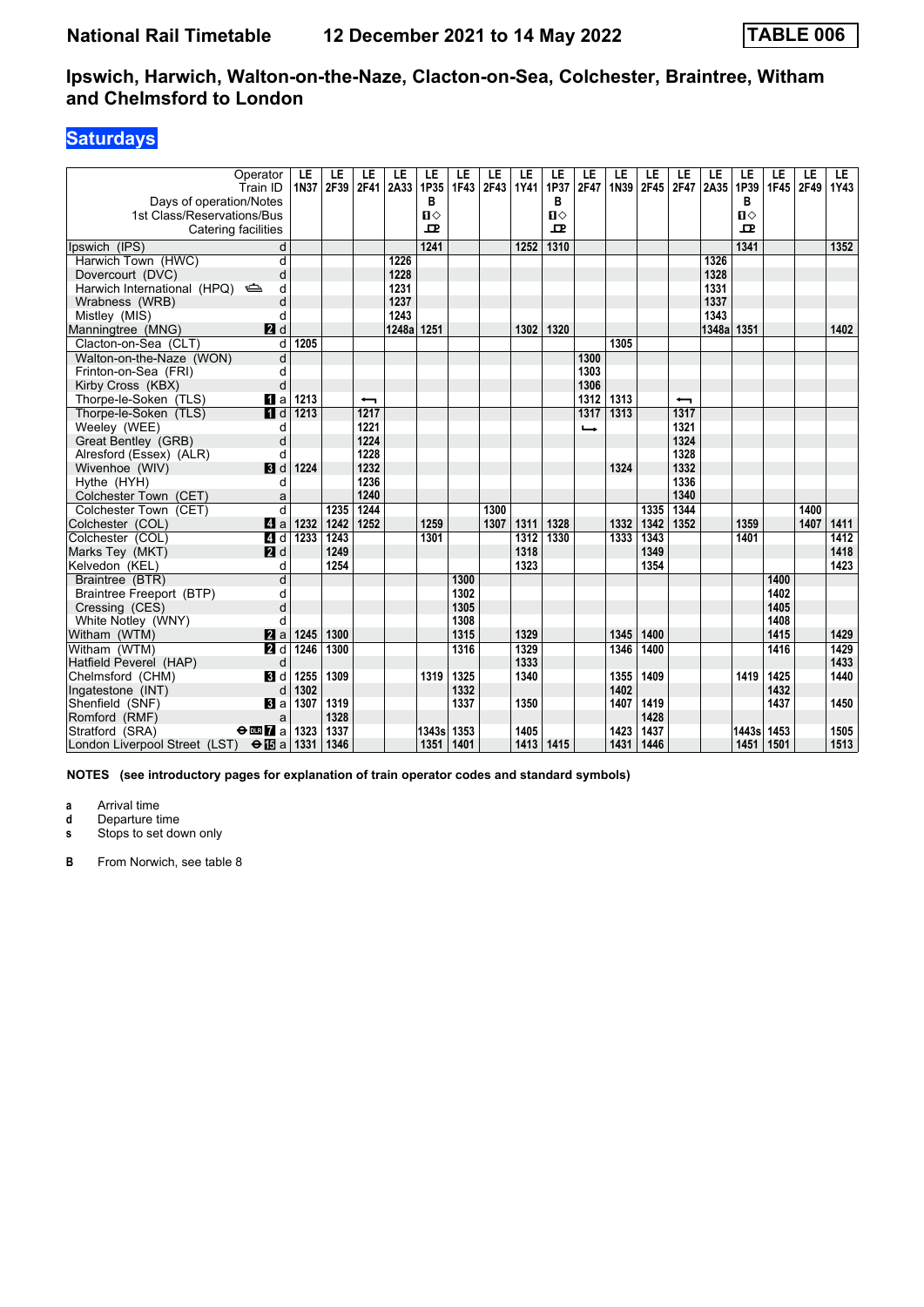# National Rail Timetable 12 December 2021 to 14 May 2022 TABLE 006

## Ipswich, Harwich, Walton-on-the-Naze, Clacton-on-Sea, Colchester, Braintree, Witham and Chelmsford to London

## Saturdays

| Operator | | LE | LE | LE | LE | LE | LE | LE | LE | LE | LE | LE | LE | LE | LE | LE | LE | LE | LE |
|---|---|---|---|---|---|---|---|---|---|---|---|---|---|---|---|---|---|---|---|
| Train ID | | 1N37 | 2F39 | 2F41 | 2A33 | 1P35 | 1F43 | 2F43 | 1Y41 | 1P37 | 2F47 | 1N39 | 2F45 | 2F47 | 2A35 | 1P39 | 1F45 | 2F49 | 1Y43 |
| Days of operation/Notes | | | | | | B | | | | B | | | | | | B | | | |
| 1st Class/Reservations/Bus | | | | | | ■◇ | | | | ■◇ | | | | | | ■◇ | | | |
| Catering facilities | | | | | | ⚐ | | | | ⚐ | | | | | | ⚐ | | | |
| Ipswich (IPS) | d | | | | | 1241 | | | 1252 | 1310 | | | | | | 1341 | | | 1352 |
| Harwich Town (HWC) | d | | | | 1226 | | | | | | | | | | 1326 | | | | |
| Dovercourt (DVC) | d | | | | 1228 | | | | | | | | | | 1328 | | | | |
| Harwich International (HPQ) ⛴ | d | | | | 1231 | | | | | | | | | | 1331 | | | | |
| Wrabness (WRB) | d | | | | 1237 | | | | | | | | | | 1337 | | | | |
| Mistley (MIS) | d | | | | 1243 | | | | | | | | | | 1343 | | | | |
| Manningtree (MNG) 2 | d | | | | 1248a | 1251 | | | 1302 | 1320 | | | | | 1348a | 1351 | | | 1402 |
| Clacton-on-Sea (CLT) | d | 1205 | | | | | | | | | | 1305 | | | | | | | |
| Walton-on-the-Naze (WON) | d | | | | | | | | | | 1300 | | | | | | | | |
| Frinton-on-Sea (FRI) | d | | | | | | | | | | 1303 | | | | | | | | |
| Kirby Cross (KBX) | d | | | | | | | | | | 1306 | | | | | | | | |
| Thorpe-le-Soken (TLS) 1 | a | 1213 | | ← | | | | | | | 1312 | 1313 | | ← | | | | | |
| Thorpe-le-Soken (TLS) 1 | d | 1213 | | 1217 | | | | | | | 1317 | 1313 | | 1317 | | | | | |
| Weeley (WEE) | d | | | 1221 | | | | | | | → | | | 1321 | | | | | |
| Great Bentley (GRB) | d | | | 1224 | | | | | | | | | | 1324 | | | | | |
| Alresford (Essex) (ALR) | d | | | 1228 | | | | | | | | | | 1328 | | | | | |
| Wivenhoe (WIV) 3 | d | 1224 | | 1232 | | | | | | | | 1324 | | 1332 | | | | | |
| Hythe (HYH) | d | | | 1236 | | | | | | | | | | 1336 | | | | | |
| Colchester Town (CET) | a | | | 1240 | | | | | | | | | | 1340 | | | | | |
| Colchester Town (CET) | d | | 1235 | 1244 | | | | 1300 | | | | | 1335 | 1344 | | | | 1400 | |
| Colchester (COL) 4 | a | 1232 | 1242 | 1252 | | 1259 | | 1307 | 1311 | 1328 | | 1332 | 1342 | 1352 | | 1359 | | 1407 | 1411 |
| Colchester (COL) 4 | d | 1233 | 1243 | | | 1301 | | | 1312 | 1330 | | 1333 | 1343 | | | 1401 | | | 1412 |
| Marks Tey (MKT) 2 | d | | 1249 | | | | | | 1318 | | | | 1349 | | | | | | 1418 |
| Kelvedon (KEL) | d | | 1254 | | | | | | 1323 | | | | 1354 | | | | | | 1423 |
| Braintree (BTR) | d | | | | | | 1300 | | | | | | | | | | 1400 | | |
| Braintree Freeport (BTP) | d | | | | | | 1302 | | | | | | | | | | 1402 | | |
| Cressing (CES) | d | | | | | | 1305 | | | | | | | | | | 1405 | | |
| White Notley (WNY) | d | | | | | | 1308 | | | | | | | | | | 1408 | | |
| Witham (WTM) 2 | a | 1245 | 1300 | | | | 1315 | | 1329 | | | 1345 | 1400 | | | | 1415 | | 1429 |
| Witham (WTM) 2 | d | 1246 | 1300 | | | | 1316 | | 1329 | | | 1346 | 1400 | | | | 1416 | | 1429 |
| Hatfield Peverel (HAP) | d | | | | | | | | 1333 | | | | | | | | | | 1433 |
| Chelmsford (CHM) 3 | d | 1255 | 1309 | | | 1319 | 1325 | | 1340 | | | 1355 | 1409 | | | 1419 | 1425 | | 1440 |
| Ingatestone (INT) | d | 1302 | | | | | 1332 | | | | | 1402 | | | | | 1432 | | |
| Shenfield (SNF) 3 | a | 1307 | 1319 | | | | 1337 | | 1350 | | | 1407 | 1419 | | | | 1437 | | 1450 |
| Romford (RMF) | a | | 1328 | | | | | | | | | | 1428 | | | | | | |
| Stratford (SRA) ⊖ DLR 7 | a | 1323 | 1337 | | | 1343s | 1353 | | 1405 | | | 1423 | 1437 | | | 1443s | 1453 | | 1505 |
| London Liverpool Street (LST) ⊖ 15 | a | 1331 | 1346 | | | 1351 | 1401 | | 1413 | 1415 | | 1431 | 1446 | | | 1451 | 1501 | | 1513 |

**NOTES (see introductory pages for explanation of train operator codes and standard symbols)**

- **a** Arrival time
- **d** Departure time
- **s** Stops to set down only

**B** From Norwich, see table 8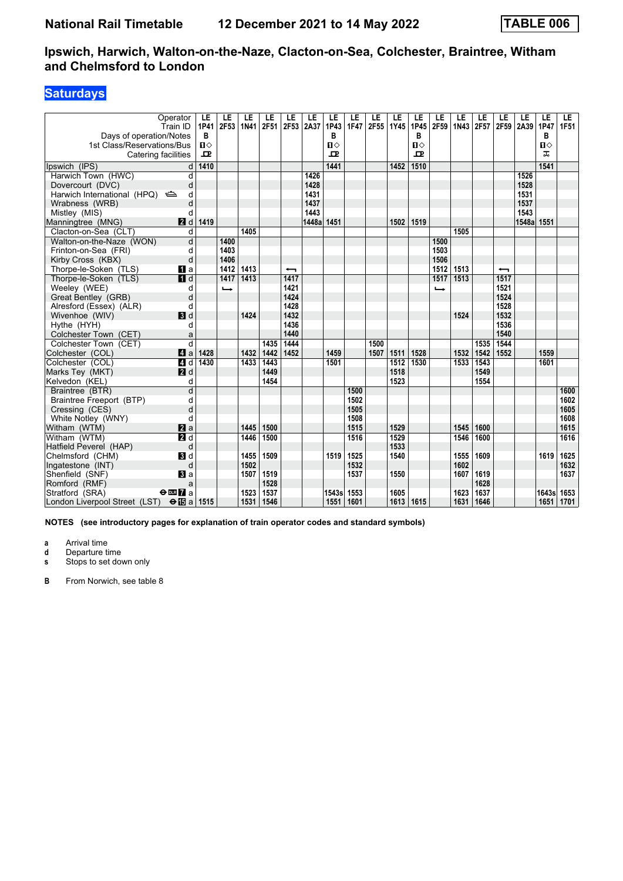# National Rail Timetable — 12 December 2021 to 14 May 2022 — TABLE 006

## Ipswich, Harwich, Walton-on-the-Naze, Clacton-on-Sea, Colchester, Braintree, Witham and Chelmsford to London

### Saturdays

| Operator | | LE | LE | LE | LE | LE | LE | LE | LE | LE | LE | LE | LE | LE | LE | LE | LE | LE | LE |
|---|---|---|---|---|---|---|---|---|---|---|---|---|---|---|---|---|---|---|---|
| Train ID | | 1P41 | 2F53 | 1N41 | 2F51 | 2F53 | 2A37 | 1P43 | 1F47 | 2F55 | 1Y45 | 1P45 | 2F59 | 1N43 | 2F57 | 2F59 | 2A39 | 1P47 | 1F51 |
| Days of operation/Notes | | B | | | | | | B | | | | B | | | | | | B | |
| 1st Class/Reservations/Bus | | 1◇ | | | | | | 1◇ | | | | 1◇ | | | | | | 1◇ | |
| Catering facilities | | 🍽 | | | | | | 🍽 | | | | 🍽 | | | | | | 🛒 | |
| Ipswich (IPS) | d | 1410 | | | | | | 1441 | | | 1452 | 1510 | | | | | | 1541 | |
| Harwich Town (HWC) | d | | | | | | 1426 | | | | | | | | | | 1526 | | |
| Dovercourt (DVC) | d | | | | | | 1428 | | | | | | | | | | 1528 | | |
| Harwich International (HPQ) ⛴ | d | | | | | | 1431 | | | | | | | | | | 1531 | | |
| Wrabness (WRB) | d | | | | | | 1437 | | | | | | | | | | 1537 | | |
| Mistley (MIS) | d | | | | | | 1443 | | | | | | | | | | 1543 | | |
| Manningtree (MNG) 2 | d | 1419 | | | | | 1448a | 1451 | | | 1502 | 1519 | | | | | 1548a | 1551 | |
| Clacton-on-Sea (CLT) | d | | | 1405 | | | | | | | | | | 1505 | | | | | |
| Walton-on-the-Naze (WON) | d | | 1400 | | | | | | | | | | 1500 | | | | | | |
| Frinton-on-Sea (FRI) | d | | 1403 | | | | | | | | | | 1503 | | | | | | |
| Kirby Cross (KBX) | d | | 1406 | | | | | | | | | | 1506 | | | | | | |
| Thorpe-le-Soken (TLS) 1 | a | | 1412 | 1413 | | ← | | | | | | | 1512 | 1513 | | ← | | | |
| Thorpe-le-Soken (TLS) 1 | d | | 1417 | 1413 | | 1417 | | | | | | | 1517 | 1513 | | 1517 | | | |
| Weeley (WEE) | d | | ↳ | | | 1421 | | | | | | | ↳ | | | 1521 | | | |
| Great Bentley (GRB) | d | | | | | 1424 | | | | | | | | | | 1524 | | | |
| Alresford (Essex) (ALR) | d | | | | | 1428 | | | | | | | | | | 1528 | | | |
| Wivenhoe (WIV) 3 | d | | | 1424 | | 1432 | | | | | | | | 1524 | | 1532 | | | |
| Hythe (HYH) | d | | | | | 1436 | | | | | | | | | | 1536 | | | |
| Colchester Town (CET) | a | | | | | 1440 | | | | | | | | | | 1540 | | | |
| Colchester Town (CET) | d | | | | 1435 | 1444 | | | | 1500 | | | | | 1535 | 1544 | | | |
| Colchester (COL) 4 | a | 1428 | | 1432 | 1442 | 1452 | | 1459 | | 1507 | 1511 | 1528 | | 1532 | 1542 | 1552 | | 1559 | |
| Colchester (COL) 4 | d | 1430 | | 1433 | 1443 | | | 1501 | | | 1512 | 1530 | | 1533 | 1543 | | | 1601 | |
| Marks Tey (MKT) 2 | d | | | | 1449 | | | | | | 1518 | | | | 1549 | | | | |
| Kelvedon (KEL) | d | | | | 1454 | | | | | | 1523 | | | | 1554 | | | | |
| Braintree (BTR) | d | | | | | | | | 1500 | | | | | | | | | | 1600 |
| Braintree Freeport (BTP) | d | | | | | | | | 1502 | | | | | | | | | | 1602 |
| Cressing (CES) | d | | | | | | | | 1505 | | | | | | | | | | 1605 |
| White Notley (WNY) | d | | | | | | | | 1508 | | | | | | | | | | 1608 |
| Witham (WTM) 2 | a | | | 1445 | 1500 | | | | 1515 | | 1529 | | | 1545 | 1600 | | | | 1615 |
| Witham (WTM) 2 | d | | | 1446 | 1500 | | | | 1516 | | 1529 | | | 1546 | 1600 | | | | 1616 |
| Hatfield Peverel (HAP) | d | | | | | | | | | | 1533 | | | | | | | | |
| Chelmsford (CHM) 3 | d | | | 1455 | 1509 | | | 1519 | 1525 | | 1540 | | | 1555 | 1609 | | | 1619 | 1625 |
| Ingatestone (INT) | d | | | 1502 | | | | | 1532 | | | | | 1602 | | | | | 1632 |
| Shenfield (SNF) 3 | a | | | 1507 | 1519 | | | | 1537 | | 1550 | | | 1607 | 1619 | | | | 1637 |
| Romford (RMF) | a | | | | 1528 | | | | | | | | | | 1628 | | | | |
| Stratford (SRA) ⊖ DLR 7 | a | | | 1523 | 1537 | | | 1543s | 1553 | | 1605 | | | 1623 | 1637 | | | 1643s | 1653 |
| London Liverpool Street (LST) ⊖ 15 | a | 1515 | | 1531 | 1546 | | | 1551 | 1601 | | 1613 | 1615 | | 1631 | 1646 | | | 1651 | 1701 |

**NOTES (see introductory pages for explanation of train operator codes and standard symbols)**

- **a** Arrival time
- **d** Departure time
- **s** Stops to set down only

**B** From Norwich, see table 8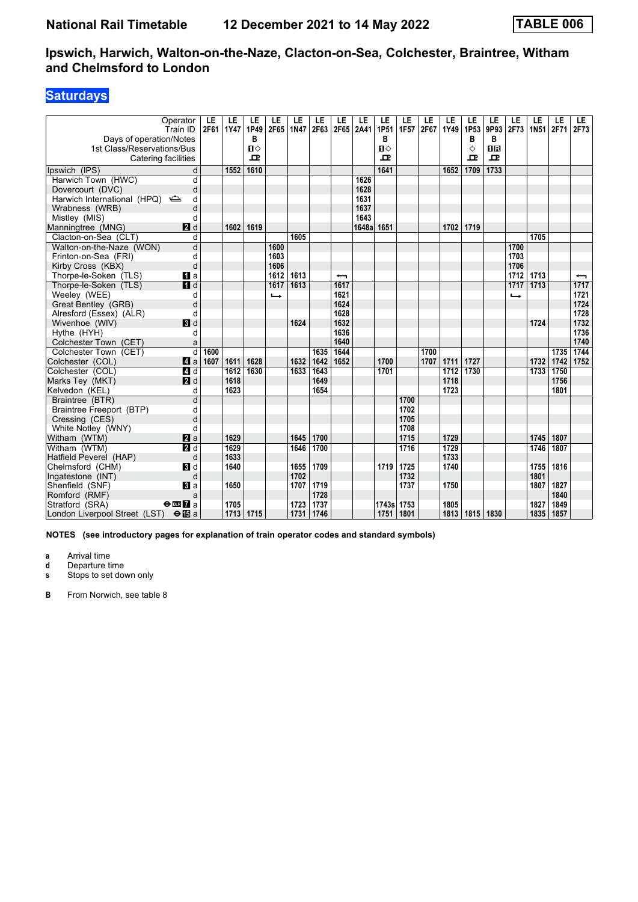# National Rail Timetable 12 December 2021 to 14 May 2022 TABLE 006

## Ipswich, Harwich, Walton-on-the-Naze, Clacton-on-Sea, Colchester, Braintree, Witham and Chelmsford to London

## Saturdays

| Operator | | LE | LE | LE | LE | LE | LE | LE | LE | LE | LE | LE | LE | LE | LE | LE | LE | LE | LE |
|---|---|---|---|---|---|---|---|---|---|---|---|---|---|---|---|---|---|---|---|
| Train ID | | 2F61 | 1Y47 | 1P49 | 2F65 | 1N47 | 2F63 | 2F65 | 2A41 | 1P51 | 1F57 | 2F67 | 1Y49 | 1P53 | 9P93 | 2F73 | 1N51 | 2F71 | 2F73 |
| Days of operation/Notes | | | | B | | | | | | B | | | | B | B | | | | |
| 1st Class/Reservations/Bus | | | | 1◇ | | | | | | 1◇ | | | | ◇ | 1R | | | | |
| Catering facilities | | | | ⊡ | | | | | | ⊡ | | | | ⊡ | ⊡ | | | | |
| Ipswich (IPS) | d | | 1552 | 1610 | | | | | | 1641 | | | 1652 | 1709 | 1733 | | | | |
| Harwich Town (HWC) | d | | | | | | | | 1626 | | | | | | | | | | |
| Dovercourt (DVC) | d | | | | | | | | 1628 | | | | | | | | | | |
| Harwich International (HPQ) ⛴ | d | | | | | | | | 1631 | | | | | | | | | | |
| Wrabness (WRB) | d | | | | | | | | 1637 | | | | | | | | | | |
| Mistley (MIS) | d | | | | | | | | 1643 | | | | | | | | | | |
| Manningtree (MNG) 2 | d | | 1602 | 1619 | | | | | 1648a | 1651 | | | 1702 | 1719 | | | | | |
| Clacton-on-Sea (CLT) | d | | | | | 1605 | | | | | | | | | | | 1705 | | |
| Walton-on-the-Naze (WON) | d | | | | 1600 | | | | | | | | | | | 1700 | | | |
| Frinton-on-Sea (FRI) | d | | | | 1603 | | | | | | | | | | | 1703 | | | |
| Kirby Cross (KBX) | d | | | | 1606 | | | | | | | | | | | 1706 | | | |
| Thorpe-le-Soken (TLS) 1 | a | | | | 1612 | 1613 | | ← | | | | | | | | 1712 | 1713 | | ← |
| Thorpe-le-Soken (TLS) 1 | d | | | | 1617 | 1613 | | 1617 | | | | | | | | 1717 | 1713 | | 1717 |
| Weeley (WEE) | d | | | | ↳ | | | 1621 | | | | | | | | ↳ | | | 1721 |
| Great Bentley (GRB) | d | | | | | | | 1624 | | | | | | | | | | | 1724 |
| Alresford (Essex) (ALR) | d | | | | | | | 1628 | | | | | | | | | | | 1728 |
| Wivenhoe (WIV) 3 | d | | | | | 1624 | | 1632 | | | | | | | | | 1724 | | 1732 |
| Hythe (HYH) | d | | | | | | | 1636 | | | | | | | | | | | 1736 |
| Colchester Town (CET) | a | | | | | | | 1640 | | | | | | | | | | | 1740 |
| Colchester Town (CET) | d | 1600 | | | | | 1635 | 1644 | | | | 1700 | | | | | | 1735 | 1744 |
| Colchester (COL) 4 | a | 1607 | 1611 | 1628 | | 1632 | 1642 | 1652 | | 1700 | | 1707 | 1711 | 1727 | | | 1732 | 1742 | 1752 |
| Colchester (COL) 4 | d | | 1612 | 1630 | | 1633 | 1643 | | | 1701 | | | 1712 | 1730 | | | 1733 | 1750 | |
| Marks Tey (MKT) 2 | d | | 1618 | | | | 1649 | | | | | | 1718 | | | | | 1756 | |
| Kelvedon (KEL) | d | | 1623 | | | | 1654 | | | | | | 1723 | | | | | 1801 | |
| Braintree (BTR) | d | | | | | | | | | | 1700 | | | | | | | | |
| Braintree Freeport (BTP) | d | | | | | | | | | | 1702 | | | | | | | | |
| Cressing (CES) | d | | | | | | | | | | 1705 | | | | | | | | |
| White Notley (WNY) | d | | | | | | | | | | 1708 | | | | | | | | |
| Witham (WTM) 2 | a | | 1629 | | | 1645 | 1700 | | | | 1715 | | 1729 | | | | 1745 | 1807 | |
| Witham (WTM) 2 | d | | 1629 | | | 1646 | 1700 | | | | 1716 | | 1729 | | | | 1746 | 1807 | |
| Hatfield Peverel (HAP) | d | | 1633 | | | | | | | | | | 1733 | | | | | | |
| Chelmsford (CHM) 3 | d | | 1640 | | | 1655 | 1709 | | | 1719 | 1725 | | 1740 | | | | 1755 | 1816 | |
| Ingatestone (INT) | d | | | | | 1702 | | | | | 1732 | | | | | | 1801 | | |
| Shenfield (SNF) 3 | a | | 1650 | | | 1707 | 1719 | | | | 1737 | | 1750 | | | | 1807 | 1827 | |
| Romford (RMF) | a | | | | | | 1728 | | | | | | | | | | | 1840 | |
| Stratford (SRA) ⊖ DLR 7 | a | | 1705 | | | 1723 | 1737 | | | 1743s | 1753 | | 1805 | | | | 1827 | 1849 | |
| London Liverpool Street (LST) ⊖ 15 | a | | 1713 | 1715 | | 1731 | 1746 | | | 1751 | 1801 | | 1813 | 1815 | 1830 | | 1835 | 1857 | |

**NOTES (see introductory pages for explanation of train operator codes and standard symbols)**

**a** Arrival time
**d** Departure time
**s** Stops to set down only

**B** From Norwich, see table 8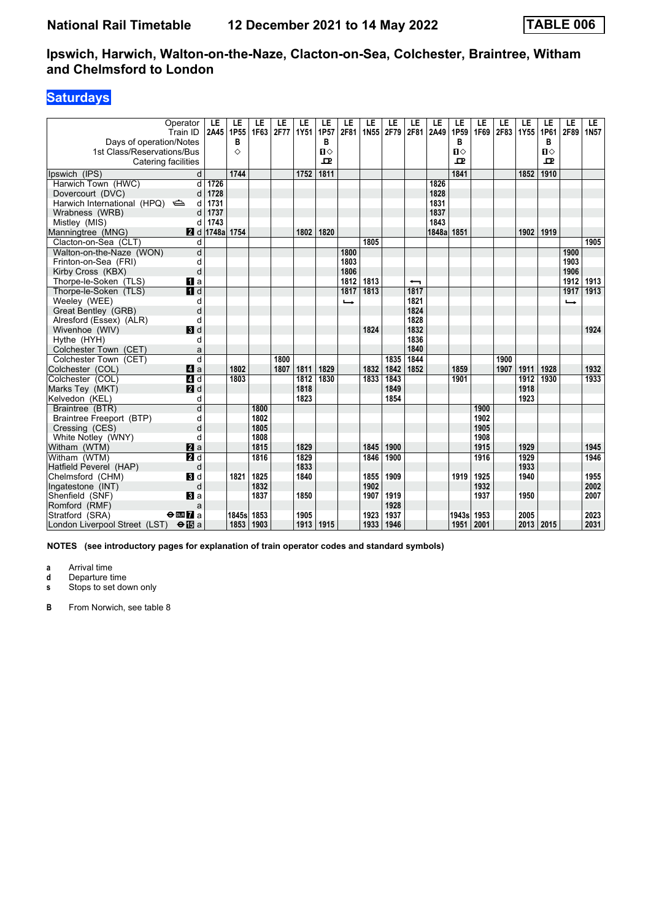# National Rail Timetable 12 December 2021 to 14 May 2022 TABLE 006

## Ipswich, Harwich, Walton-on-the-Naze, Clacton-on-Sea, Colchester, Braintree, Witham and Chelmsford to London

## Saturdays

| Operator | | LE | LE | LE | LE | LE | LE | LE | LE | LE | LE | LE | LE | LE | LE | LE | LE | LE | LE |
|---|---|---|---|---|---|---|---|---|---|---|---|---|---|---|---|---|---|---|---|
| Train ID | | 2A45 | 1P55 | 1F63 | 2F77 | 1Y51 | 1P57 | 2F81 | 1N55 | 2F79 | 2F81 | 2A49 | 1P59 | 1F69 | 2F83 | 1Y55 | 1P61 | 2F89 | 1N57 |
| Days of operation/Notes | | | B | | | | B | | | | | | B | | | | B | | |
| 1st Class/Reservations/Bus | | | ◇ | | | | 🅱◇ | | | | | | 🅱◇ | | | | 🅱◇ | | |
| Catering facilities | | | | | | | ⊡ | | | | | | ⊡ | | | | ⊡ | | |
| Ipswich (IPS) | d | | 1744 | | | 1752 | 1811 | | | | | | 1841 | | | 1852 | 1910 | | |
| Harwich Town (HWC) | d | 1726 | | | | | | | | | | 1826 | | | | | | | |
| Dovercourt (DVC) | d | 1728 | | | | | | | | | | 1828 | | | | | | | |
| Harwich International (HPQ) ⛴ | d | 1731 | | | | | | | | | | 1831 | | | | | | | |
| Wrabness (WRB) | d | 1737 | | | | | | | | | | 1837 | | | | | | | |
| Mistley (MIS) | d | 1743 | | | | | | | | | | 1843 | | | | | | | |
| Manningtree (MNG) | 2 d | 1748a | 1754 | | | 1802 | 1820 | | | | | 1848a | 1851 | | | 1902 | 1919 | | |
| Clacton-on-Sea (CLT) | d | | | | | | | | 1805 | | | | | | | | | | 1905 |
| Walton-on-the-Naze (WON) | d | | | | | | | 1800 | | | | | | | | | | 1900 | |
| Frinton-on-Sea (FRI) | d | | | | | | | 1803 | | | | | | | | | | 1903 | |
| Kirby Cross (KBX) | d | | | | | | | 1806 | | | | | | | | | | 1906 | |
| Thorpe-le-Soken (TLS) | 1 a | | | | | | | 1812 | 1813 | | ⟵ | | | | | | | 1912 | 1913 |
| Thorpe-le-Soken (TLS) | 1 d | | | | | | | 1817 | 1813 | | 1817 | | | | | | | 1917 | 1913 |
| Weeley (WEE) | d | | | | | | | ⟶ | | | 1821 | | | | | | | ⟶ | |
| Great Bentley (GRB) | d | | | | | | | | | | 1824 | | | | | | | | |
| Alresford (Essex) (ALR) | d | | | | | | | | | | 1828 | | | | | | | | |
| Wivenhoe (WIV) | 3 d | | | | | | | | 1824 | | 1832 | | | | | | | | 1924 |
| Hythe (HYH) | d | | | | | | | | | | 1836 | | | | | | | | |
| Colchester Town (CET) | a | | | | | | | | | | 1840 | | | | | | | | |
| Colchester Town (CET) | d | | | | 1800 | | | | | 1835 | 1844 | | | | 1900 | | | | |
| Colchester (COL) | 4 a | | 1802 | | 1807 | 1811 | 1829 | | 1832 | 1842 | 1852 | | 1859 | | 1907 | 1911 | 1928 | | 1932 |
| Colchester (COL) | 4 d | | 1803 | | | 1812 | 1830 | | 1833 | 1843 | | | 1901 | | | 1912 | 1930 | | 1933 |
| Marks Tey (MKT) | 2 d | | | | | 1818 | | | | 1849 | | | | | | 1918 | | | |
| Kelvedon (KEL) | d | | | | | 1823 | | | | 1854 | | | | | | 1923 | | | |
| Braintree (BTR) | d | | | 1800 | | | | | | | | | | 1900 | | | | | |
| Braintree Freeport (BTP) | d | | | 1802 | | | | | | | | | | 1902 | | | | | |
| Cressing (CES) | d | | | 1805 | | | | | | | | | | 1905 | | | | | |
| White Notley (WNY) | d | | | 1808 | | | | | | | | | | 1908 | | | | | |
| Witham (WTM) | 2 a | | | 1815 | | 1829 | | | 1845 | 1900 | | | | 1915 | | 1929 | | | 1945 |
| Witham (WTM) | 2 d | | | 1816 | | 1829 | | | 1846 | 1900 | | | | 1916 | | 1929 | | | 1946 |
| Hatfield Peverel (HAP) | d | | | | | 1833 | | | | | | | | | | 1933 | | | |
| Chelmsford (CHM) | 3 d | | 1821 | 1825 | | 1840 | | | 1855 | 1909 | | | 1919 | 1925 | | 1940 | | | 1955 |
| Ingatestone (INT) | d | | | 1832 | | | | | 1902 | | | | | 1932 | | | | | 2002 |
| Shenfield (SNF) | 3 a | | | 1837 | | 1850 | | | 1907 | 1919 | | | | 1937 | | 1950 | | | 2007 |
| Romford (RMF) | a | | | | | | | | | 1928 | | | | | | | | | |
| Stratford (SRA) ⊖ DLR 7 | a | | 1845s | 1853 | | 1905 | | | 1923 | 1937 | | | 1943s | 1953 | | 2005 | | | 2023 |
| London Liverpool Street (LST) ⊖ 15 | a | | 1853 | 1903 | | 1913 | 1915 | | 1933 | 1946 | | | 1951 | 2001 | | 2013 | 2015 | | 2031 |

**NOTES (see introductory pages for explanation of train operator codes and standard symbols)**

**a** Arrival time
**d** Departure time
**s** Stops to set down only

**B** From Norwich, see table 8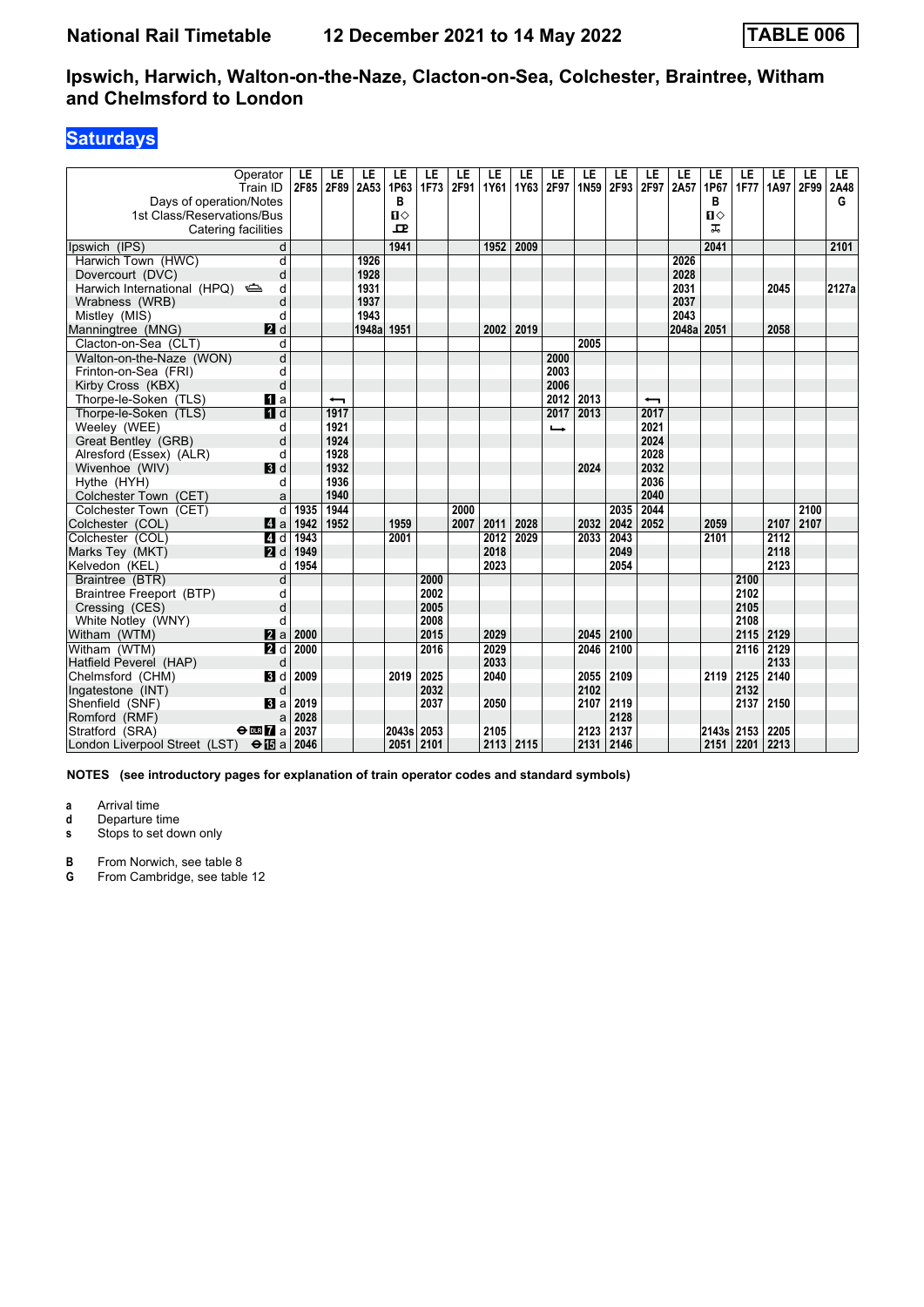# National Rail Timetable — 12 December 2021 to 14 May 2022 — TABLE 006

## Ipswich, Harwich, Walton-on-the-Naze, Clacton-on-Sea, Colchester, Braintree, Witham and Chelmsford to London

## Saturdays

| Operator | | LE | LE | LE | LE | LE | LE | LE | LE | LE | LE | LE | LE | LE | LE | LE | LE | LE | LE |
|---|---|---|---|---|---|---|---|---|---|---|---|---|---|---|---|---|---|---|---|
| Train ID | | 2F85 | 2F89 | 2A53 | 1P63 | 1F73 | 2F91 | 1Y61 | 1Y63 | 2F97 | 1N59 | 2F93 | 2F97 | 2A57 | 1P67 | 1F77 | 1A97 | 2F99 | 2A48 |
| Days of operation/Notes | | | | | B | | | | | | | | | | B | | | | G |
| 1st Class/Reservations/Bus | | | | | 1◇ | | | | | | | | | | 1◇ | | | | |
| Catering facilities | | | | | ⊡ | | | | | | | | | | ⚲ | | | | |
| Ipswich (IPS) | d | | | | 1941 | | | 1952 | 2009 | | | | | | 2041 | | | | 2101 |
| Harwich Town (HWC) | d | | | 1926 | | | | | | | | | | 2026 | | | | | |
| Dovercourt (DVC) | d | | | 1928 | | | | | | | | | | 2028 | | | | | |
| Harwich International (HPQ) ⛴ | d | | | 1931 | | | | | | | | | | 2031 | | | 2045 | | 2127a |
| Wrabness (WRB) | d | | | 1937 | | | | | | | | | | 2037 | | | | | |
| Mistley (MIS) | d | | | 1943 | | | | | | | | | | 2043 | | | | | |
| Manningtree (MNG) 2 | d | | | 1948a | 1951 | | | 2002 | 2019 | | | | | 2048a | 2051 | | 2058 | | |
| Clacton-on-Sea (CLT) | d | | | | | | | | | | 2005 | | | | | | | | |
| Walton-on-the-Naze (WON) | d | | | | | | | | | 2000 | | | | | | | | | |
| Frinton-on-Sea (FRI) | d | | | | | | | | | 2003 | | | | | | | | | |
| Kirby Cross (KBX) | d | | | | | | | | | 2006 | | | | | | | | | |
| Thorpe-le-Soken (TLS) 1 | a | | ← | | | | | | | 2012 | 2013 | | ← | | | | | | |
| Thorpe-le-Soken (TLS) 1 | d | | 1917 | | | | | | | 2017 | 2013 | | 2017 | | | | | | |
| Weeley (WEE) | d | | 1921 | | | | | | | ↳ | | | 2021 | | | | | | |
| Great Bentley (GRB) | d | | 1924 | | | | | | | | | | 2024 | | | | | | |
| Alresford (Essex) (ALR) | d | | 1928 | | | | | | | | | | 2028 | | | | | | |
| Wivenhoe (WIV) 3 | d | | 1932 | | | | | | | | 2024 | | 2032 | | | | | | |
| Hythe (HYH) | d | | 1936 | | | | | | | | | | 2036 | | | | | | |
| Colchester Town (CET) | a | | 1940 | | | | | | | | | | 2040 | | | | | | |
| Colchester Town (CET) | d | 1935 | 1944 | | | | 2000 | | | | | 2035 | 2044 | | | | | 2100 | |
| Colchester (COL) 4 | a | 1942 | 1952 | | 1959 | | 2007 | 2011 | 2028 | | 2032 | 2042 | 2052 | | 2059 | | 2107 | 2107 | |
| Colchester (COL) 4 | d | 1943 | | | 2001 | | | 2012 | 2029 | | 2033 | 2043 | | | 2101 | | 2112 | | |
| Marks Tey (MKT) 2 | d | 1949 | | | | | | 2018 | | | | 2049 | | | | | 2118 | | |
| Kelvedon (KEL) | d | 1954 | | | | | | 2023 | | | | 2054 | | | | | 2123 | | |
| Braintree (BTR) | d | | | | | 2000 | | | | | | | | | | 2100 | | | |
| Braintree Freeport (BTP) | d | | | | | 2002 | | | | | | | | | | 2102 | | | |
| Cressing (CES) | d | | | | | 2005 | | | | | | | | | | 2105 | | | |
| White Notley (WNY) | d | | | | | 2008 | | | | | | | | | | 2108 | | | |
| Witham (WTM) 2 | a | 2000 | | | | 2015 | | 2029 | | | 2045 | 2100 | | | | 2115 | 2129 | | |
| Witham (WTM) 2 | d | 2000 | | | | 2016 | | 2029 | | | 2046 | 2100 | | | | 2116 | 2129 | | |
| Hatfield Peverel (HAP) | d | | | | | | | 2033 | | | | | | | | | 2133 | | |
| Chelmsford (CHM) 3 | d | 2009 | | | 2019 | 2025 | | 2040 | | | 2055 | 2109 | | | 2119 | 2125 | 2140 | | |
| Ingatestone (INT) | d | | | | | 2032 | | | | | 2102 | | | | | 2132 | | | |
| Shenfield (SNF) 3 | a | 2019 | | | | 2037 | | 2050 | | | 2107 | 2119 | | | | 2137 | 2150 | | |
| Romford (RMF) | a | 2028 | | | | | | | | | | 2128 | | | | | | | |
| Stratford (SRA) ⊖ DLR 7 | a | 2037 | | | 2043s | 2053 | | 2105 | | | 2123 | 2137 | | | 2143s | 2153 | 2205 | | |
| London Liverpool Street (LST) ⊖ 15 | a | 2046 | | | 2051 | 2101 | | 2113 | 2115 | | 2131 | 2146 | | | 2151 | 2201 | 2213 | | |

**NOTES (see introductory pages for explanation of train operator codes and standard symbols)**

- **a** Arrival time
- **d** Departure time
- **s** Stops to set down only

- **B** From Norwich, see table 8
- **G** From Cambridge, see table 12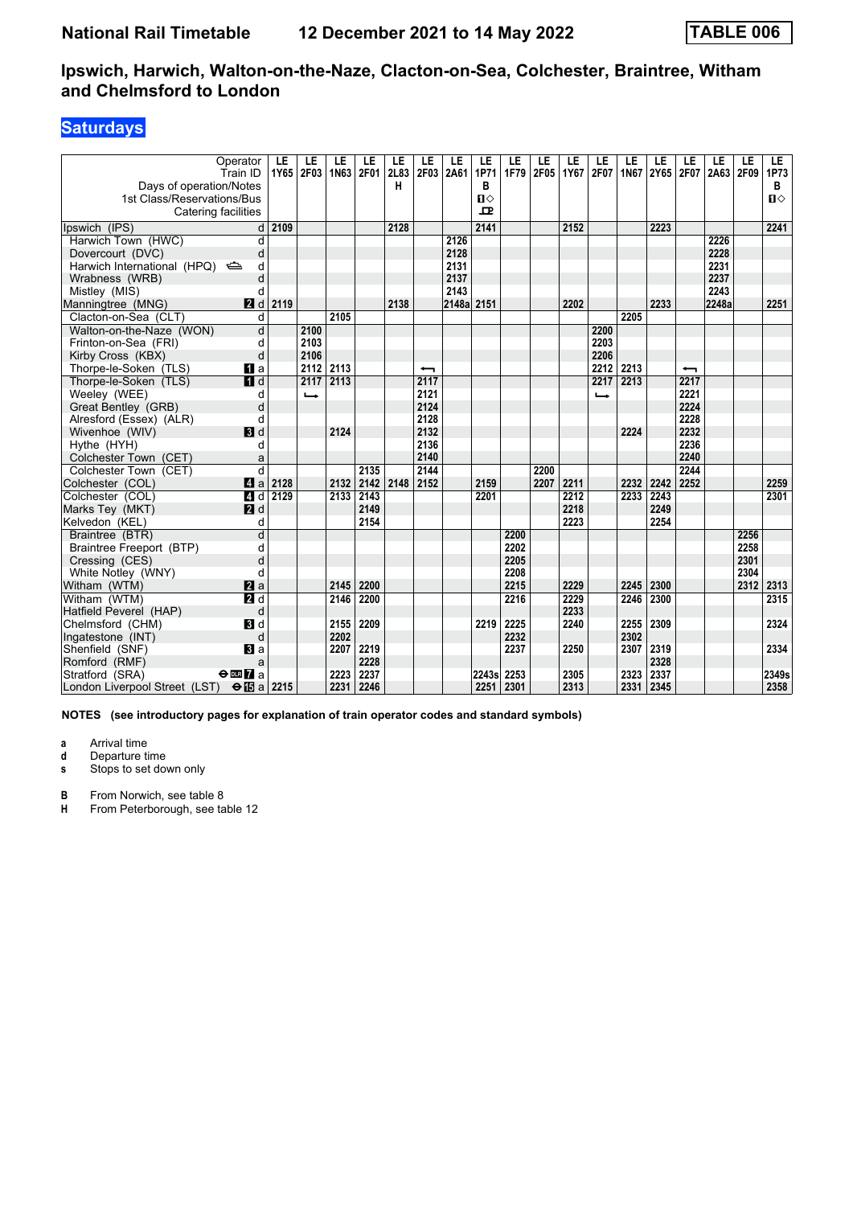# National Rail Timetable — 12 December 2021 to 14 May 2022 — TABLE 006

## Ipswich, Harwich, Walton-on-the-Naze, Clacton-on-Sea, Colchester, Braintree, Witham and Chelmsford to London

### Saturdays

| Operator | | LE | LE | LE | LE | LE | LE | LE | LE | LE | LE | LE | LE | LE | LE | LE | LE | LE | LE |
|---|---|---|---|---|---|---|---|---|---|---|---|---|---|---|---|---|---|---|---|
| Train ID | | 1Y65 | 2F03 | 1N63 | 2F01 | 2L83 | 2F03 | 2A61 | 1P71 | 1F79 | 2F05 | 1Y67 | 2F07 | 1N67 | 2Y65 | 2F07 | 2A63 | 2F09 | 1P73 |
| Days of operation/Notes | | | | | | H | | | B | | | | | | | | | | B |
| 1st Class/Reservations/Bus | | | | | | | | | ■◇ | | | | | | | | | | ■◇ |
| Catering facilities | | | | | | | | | ⊡ | | | | | | | | | | |
| Ipswich (IPS) | d | 2109 | | | | 2128 | | | 2141 | | | 2152 | | | 2223 | | | | 2241 |
| Harwich Town (HWC) | d | | | | | | | 2126 | | | | | | | | | 2226 | | |
| Dovercourt (DVC) | d | | | | | | | 2128 | | | | | | | | | 2228 | | |
| Harwich International (HPQ) ⛴ | d | | | | | | | 2131 | | | | | | | | | 2231 | | |
| Wrabness (WRB) | d | | | | | | | 2137 | | | | | | | | | 2237 | | |
| Mistley (MIS) | d | | | | | | | 2143 | | | | | | | | | 2243 | | |
| Manningtree (MNG) 2 | d | 2119 | | | | 2138 | | 2148a | 2151 | | | 2202 | | | 2233 | | 2248a | | 2251 |
| Clacton-on-Sea (CLT) | d | | | 2105 | | | | | | | | | | 2205 | | | | | |
| Walton-on-the-Naze (WON) | d | | 2100 | | | | | | | | | | 2200 | | | | | | |
| Frinton-on-Sea (FRI) | d | | 2103 | | | | | | | | | | 2203 | | | | | | |
| Kirby Cross (KBX) | d | | 2106 | | | | | | | | | | 2206 | | | | | | |
| Thorpe-le-Soken (TLS) 1 | a | | 2112 | 2113 | | | ↤ | | | | | | 2212 | 2213 | | ↤ | | | |
| Thorpe-le-Soken (TLS) 1 | d | | 2117 | 2113 | | | 2117 | | | | | | 2217 | 2213 | | 2217 | | | |
| Weeley (WEE) | d | | ↦ | | | | 2121 | | | | | | ↦ | | | 2221 | | | |
| Great Bentley (GRB) | d | | | | | | 2124 | | | | | | | | | 2224 | | | |
| Alresford (Essex) (ALR) | d | | | | | | 2128 | | | | | | | | | 2228 | | | |
| Wivenhoe (WIV) 3 | d | | | 2124 | | | 2132 | | | | | | | 2224 | | 2232 | | | |
| Hythe (HYH) | d | | | | | | 2136 | | | | | | | | | 2236 | | | |
| Colchester Town (CET) | a | | | | | | 2140 | | | | | | | | | 2240 | | | |
| Colchester Town (CET) | d | | | | 2135 | | 2144 | | | | 2200 | | | | | 2244 | | | |
| Colchester (COL) 4 | a | 2128 | | 2132 | 2142 | 2148 | 2152 | | 2159 | | 2207 | 2211 | | 2232 | 2242 | 2252 | | | 2259 |
| Colchester (COL) 4 | d | 2129 | | 2133 | 2143 | | | | 2201 | | | 2212 | | 2233 | 2243 | | | | 2301 |
| Marks Tey (MKT) 2 | d | | | | 2149 | | | | | | | 2218 | | | 2249 | | | | |
| Kelvedon (KEL) | d | | | | 2154 | | | | | | | 2223 | | | 2254 | | | | |
| Braintree (BTR) | d | | | | | | | | | 2200 | | | | | | | | 2256 | |
| Braintree Freeport (BTP) | d | | | | | | | | | 2202 | | | | | | | | 2258 | |
| Cressing (CES) | d | | | | | | | | | 2205 | | | | | | | | 2301 | |
| White Notley (WNY) | d | | | | | | | | | 2208 | | | | | | | | 2304 | |
| Witham (WTM) 2 | a | | | 2145 | 2200 | | | | | 2215 | | 2229 | | 2245 | 2300 | | | 2312 | 2313 |
| Witham (WTM) 2 | d | | | 2146 | 2200 | | | | | 2216 | | 2229 | | 2246 | 2300 | | | | 2315 |
| Hatfield Peverel (HAP) | d | | | | | | | | | | | 2233 | | | | | | | |
| Chelmsford (CHM) 3 | d | | | 2155 | 2209 | | | | 2219 | 2225 | | 2240 | | 2255 | 2309 | | | | 2324 |
| Ingatestone (INT) | d | | | 2202 | | | | | | 2232 | | | | 2302 | | | | | |
| Shenfield (SNF) 3 | a | | | 2207 | 2219 | | | | | 2237 | | 2250 | | 2307 | 2319 | | | | 2334 |
| Romford (RMF) | a | | | | 2228 | | | | | | | | | | 2328 | | | | |
| Stratford (SRA) ⊖ DLR 7 | a | | | 2223 | 2237 | | | | 2243s | 2253 | | 2305 | | 2323 | 2337 | | | | 2349s |
| London Liverpool Street (LST) ⊖ 15 | a | 2215 | | 2231 | 2246 | | | | 2251 | 2301 | | 2313 | | 2331 | 2345 | | | | 2358 |

**NOTES (see introductory pages for explanation of train operator codes and standard symbols)**

- **a** Arrival time
- **d** Departure time
- **s** Stops to set down only

- **B** From Norwich, see table 8
- **H** From Peterborough, see table 12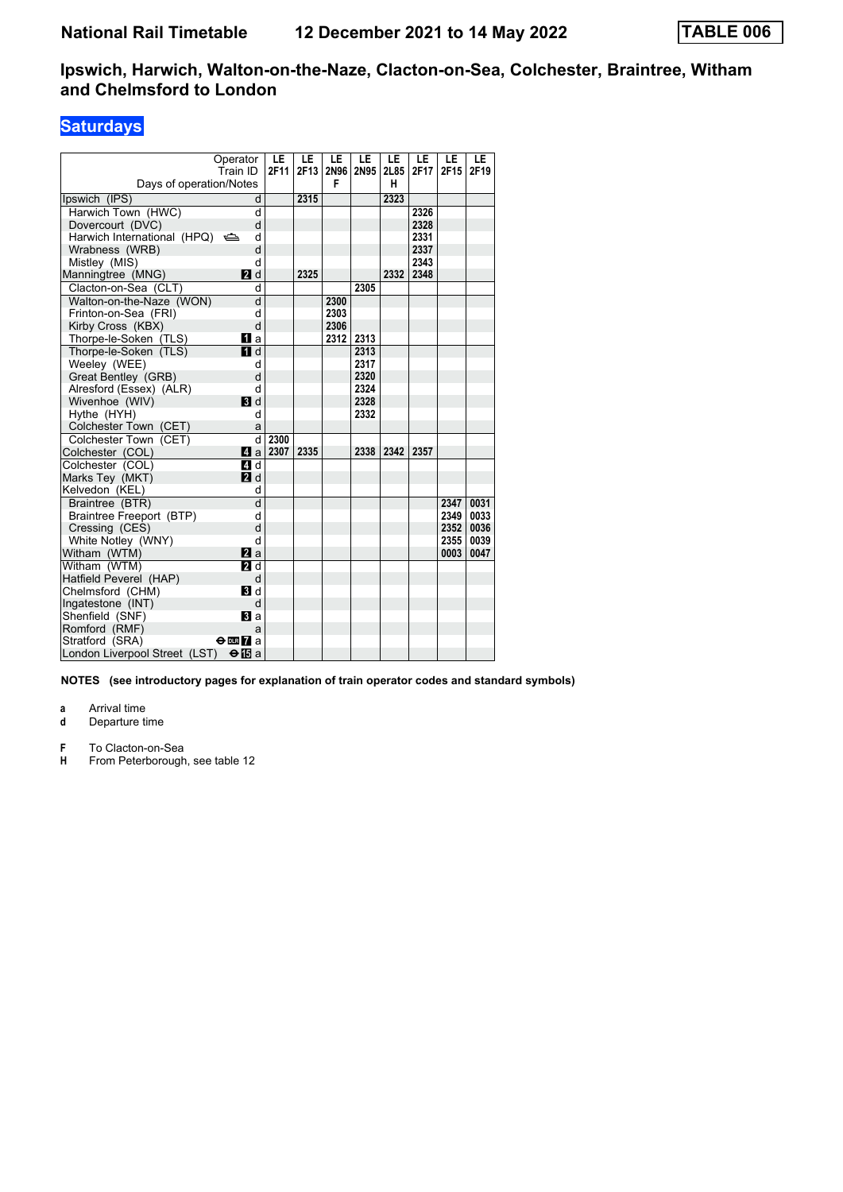# National Rail Timetable 12 December 2021 to 14 May 2022 TABLE 006

## Ipswich, Harwich, Walton-on-the-Naze, Clacton-on-Sea, Colchester, Braintree, Witham and Chelmsford to London

### Saturdays

| Operator | | LE | LE | LE | LE | LE | LE | LE | LE |
|---|---|---|---|---|---|---|---|---|---|
| Train ID | | 2F11 | 2F13 | 2N96 | 2N95 | 2L85 | 2F17 | 2F15 | 2F19 |
| Days of operation/Notes | | | | F | | H | | | |
| Ipswich (IPS) | d | | 2315 | | | 2323 | | | |
| Harwich Town (HWC) | d | | | | | | 2326 | | |
| Dovercourt (DVC) | d | | | | | | 2328 | | |
| Harwich International (HPQ) ⛴ | d | | | | | | 2331 | | |
| Wrabness (WRB) | d | | | | | | 2337 | | |
| Mistley (MIS) | d | | | | | | 2343 | | |
| Manningtree (MNG) 2 | d | | 2325 | | | 2332 | 2348 | | |
| Clacton-on-Sea (CLT) | d | | | | 2305 | | | | |
| Walton-on-the-Naze (WON) | d | | | 2300 | | | | | |
| Frinton-on-Sea (FRI) | d | | | 2303 | | | | | |
| Kirby Cross (KBX) | d | | | 2306 | | | | | |
| Thorpe-le-Soken (TLS) 1 | a | | | 2312 | 2313 | | | | |
| Thorpe-le-Soken (TLS) 1 | d | | | | 2313 | | | | |
| Weeley (WEE) | d | | | | 2317 | | | | |
| Great Bentley (GRB) | d | | | | 2320 | | | | |
| Alresford (Essex) (ALR) | d | | | | 2324 | | | | |
| Wivenhoe (WIV) 3 | d | | | | 2328 | | | | |
| Hythe (HYH) | d | | | | 2332 | | | | |
| Colchester Town (CET) | a | | | | | | | | |
| Colchester Town (CET) | d | 2300 | | | | | | | |
| Colchester (COL) 4 | a | 2307 | 2335 | | 2338 | 2342 | 2357 | | |
| Colchester (COL) 4 | d | | | | | | | | |
| Marks Tey (MKT) 2 | d | | | | | | | | |
| Kelvedon (KEL) | d | | | | | | | | |
| Braintree (BTR) | d | | | | | | | 2347 | 0031 |
| Braintree Freeport (BTP) | d | | | | | | | 2349 | 0033 |
| Cressing (CES) | d | | | | | | | 2352 | 0036 |
| White Notley (WNY) | d | | | | | | | 2355 | 0039 |
| Witham (WTM) 2 | a | | | | | | | 0003 | 0047 |
| Witham (WTM) 2 | d | | | | | | | | |
| Hatfield Peverel (HAP) | d | | | | | | | | |
| Chelmsford (CHM) 3 | d | | | | | | | | |
| Ingatestone (INT) | d | | | | | | | | |
| Shenfield (SNF) 3 | a | | | | | | | | |
| Romford (RMF) | a | | | | | | | | |
| Stratford (SRA) ⊖ DLR 7 | a | | | | | | | | |
| London Liverpool Street (LST) ⊖ 15 | a | | | | | | | | |

**NOTES (see introductory pages for explanation of train operator codes and standard symbols)**

**a** Arrival time
**d** Departure time

**F** To Clacton-on-Sea
**H** From Peterborough, see table 12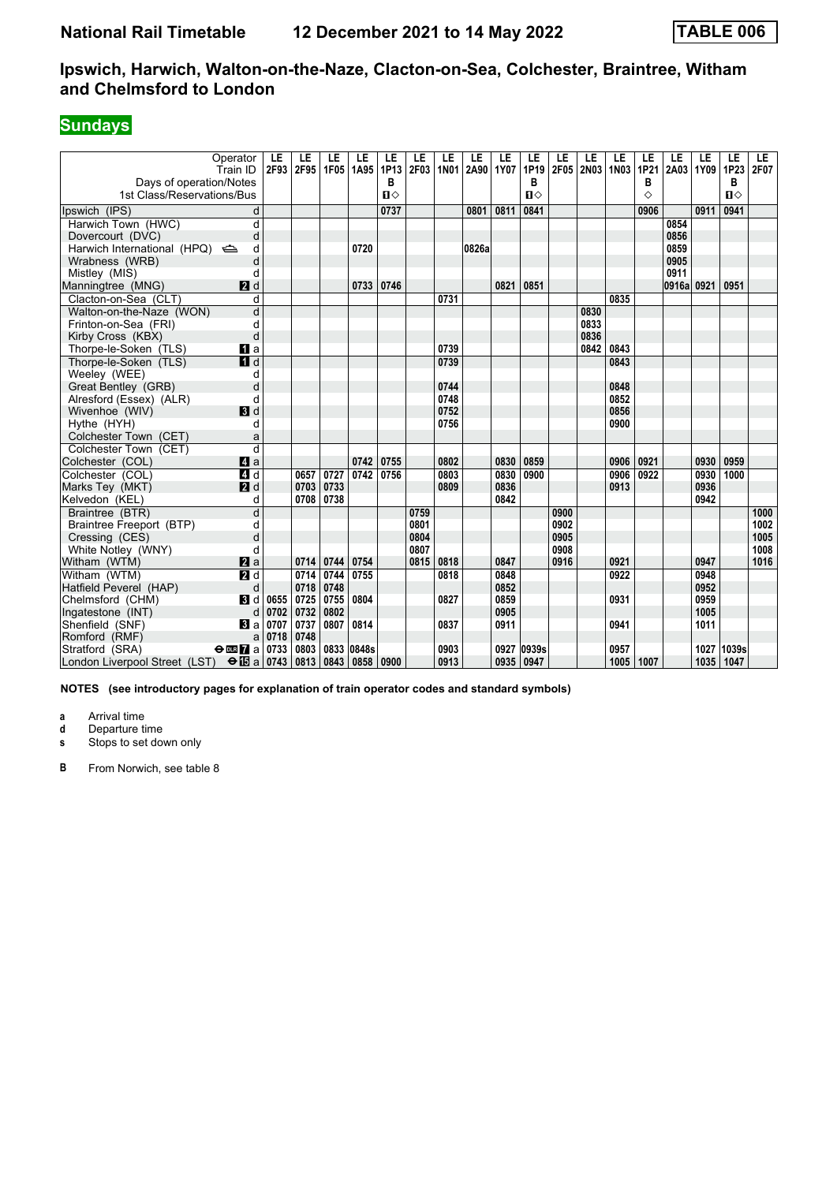| Operator | | LE | LE | LE | LE | LE | LE | LE | LE | LE | LE | LE | LE | LE | LE | LE | LE | LE | LE |
|---|---|---|---|---|---|---|---|---|---|---|---|---|---|---|---|---|---|---|---|
| Train ID | | 2F93 | 2F95 | 1F05 | 1A95 | 1P13 | 2F03 | 1N01 | 2A90 | 1Y07 | 1P19 | 2F05 | 2N03 | 1N03 | 1P21 | 2A03 | 1Y09 | 1P23 | 2F07 |
| Days of operation/Notes | | | | | | B | | | | | B | | | | B | | | B | |
| 1st Class/Reservations/Bus | | | | | | 1◇ | | | | | 1◇ | | | | ◇ | | | 1◇ | |
| Ipswich (IPS) | d | | | | | 0737 | | | 0801 | 0811 | 0841 | | | | 0906 | | 0911 | 0941 | |
| Harwich Town (HWC) | d | | | | | | | | | | | | | | | 0854 | | | |
| Dovercourt (DVC) | d | | | | | | | | | | | | | | | 0856 | | | |
| Harwich International (HPQ) ⛴ | d | | | | 0720 | | | | 0826a | | | | | | | 0859 | | | |
| Wrabness (WRB) | d | | | | | | | | | | | | | | | 0905 | | | |
| Mistley (MIS) | d | | | | | | | | | | | | | | | 0911 | | | |
| Manningtree (MNG) 2 | d | | | | 0733 | 0746 | | | | 0821 | 0851 | | | | | 0916a | 0921 | 0951 | |
| Clacton-on-Sea (CLT) | d | | | | | | | 0731 | | | | | | 0835 | | | | | |
| Walton-on-the-Naze (WON) | d | | | | | | | | | | | | 0830 | | | | | | |
| Frinton-on-Sea (FRI) | d | | | | | | | | | | | | 0833 | | | | | | |
| Kirby Cross (KBX) | d | | | | | | | | | | | | 0836 | | | | | | |
| Thorpe-le-Soken (TLS) 1 | a | | | | | | | 0739 | | | | | 0842 | 0843 | | | | | |
| Thorpe-le-Soken (TLS) 1 | d | | | | | | | 0739 | | | | | | 0843 | | | | | |
| Weeley (WEE) | d | | | | | | | | | | | | | | | | | | |
| Great Bentley (GRB) | d | | | | | | | 0744 | | | | | | 0848 | | | | | |
| Alresford (Essex) (ALR) | d | | | | | | | 0748 | | | | | | 0852 | | | | | |
| Wivenhoe (WIV) 3 | d | | | | | | | 0752 | | | | | | 0856 | | | | | |
| Hythe (HYH) | d | | | | | | | 0756 | | | | | | 0900 | | | | | |
| Colchester Town (CET) | a | | | | | | | | | | | | | | | | | | |
| Colchester Town (CET) | d | | | | | | | | | | | | | | | | | | |
| Colchester (COL) 4 | a | | | | 0742 | 0755 | | 0802 | | 0830 | 0859 | | | 0906 | 0921 | | 0930 | 0959 | |
| Colchester (COL) 4 | d | | 0657 | 0727 | 0742 | 0756 | | 0803 | | 0830 | 0900 | | | 0906 | 0922 | | 0930 | 1000 | |
| Marks Tey (MKT) 2 | d | | 0703 | 0733 | | | | 0809 | | 0836 | | | | 0913 | | | 0936 | | |
| Kelvedon (KEL) | d | | 0708 | 0738 | | | | | | 0842 | | | | | | | 0942 | | |
| Braintree (BTR) | d | | | | | | 0759 | | | | | 0900 | | | | | | | 1000 |
| Braintree Freeport (BTP) | d | | | | | | 0801 | | | | | 0902 | | | | | | | 1002 |
| Cressing (CES) | d | | | | | | 0804 | | | | | 0905 | | | | | | | 1005 |
| White Notley (WNY) | d | | | | | | 0807 | | | | | 0908 | | | | | | | 1008 |
| Witham (WTM) 2 | a | | 0714 | 0744 | 0754 | | 0815 | 0818 | | 0847 | | 0916 | | 0921 | | | 0947 | | 1016 |
| Witham (WTM) 2 | d | | 0714 | 0744 | 0755 | | | 0818 | | 0848 | | | | 0922 | | | 0948 | | |
| Hatfield Peverel (HAP) | d | | 0718 | 0748 | | | | | | 0852 | | | | | | | 0952 | | |
| Chelmsford (CHM) 3 | d | 0655 | 0725 | 0755 | 0804 | | | 0827 | | 0859 | | | | 0931 | | | 0959 | | |
| Ingatestone (INT) | d | 0702 | 0732 | 0802 | | | | | | 0905 | | | | | | | 1005 | | |
| Shenfield (SNF) 3 | a | 0707 | 0737 | 0807 | 0814 | | | 0837 | | 0911 | | | | 0941 | | | 1011 | | |
| Romford (RMF) | a | 0718 | 0748 | | | | | | | | | | | | | | | | |
| Stratford (SRA) ⊖ DLR 7 | a | 0733 | 0803 | 0833 | 0848s | | | 0903 | | 0927 | 0939s | | | 0957 | | | 1027 | 1039s | |
| London Liverpool Street (LST) ⊖ 15 | a | 0743 | 0813 | 0843 | 0858 | 0900 | | 0913 | | 0935 | 0947 | | | 1005 | 1007 | | 1035 | 1047 | |

**NOTES (see introductory pages for explanation of train operator codes and standard symbols)**

- **a** Arrival time
- **d** Departure time
- **s** Stops to set down only

- **B** From Norwich, see table 8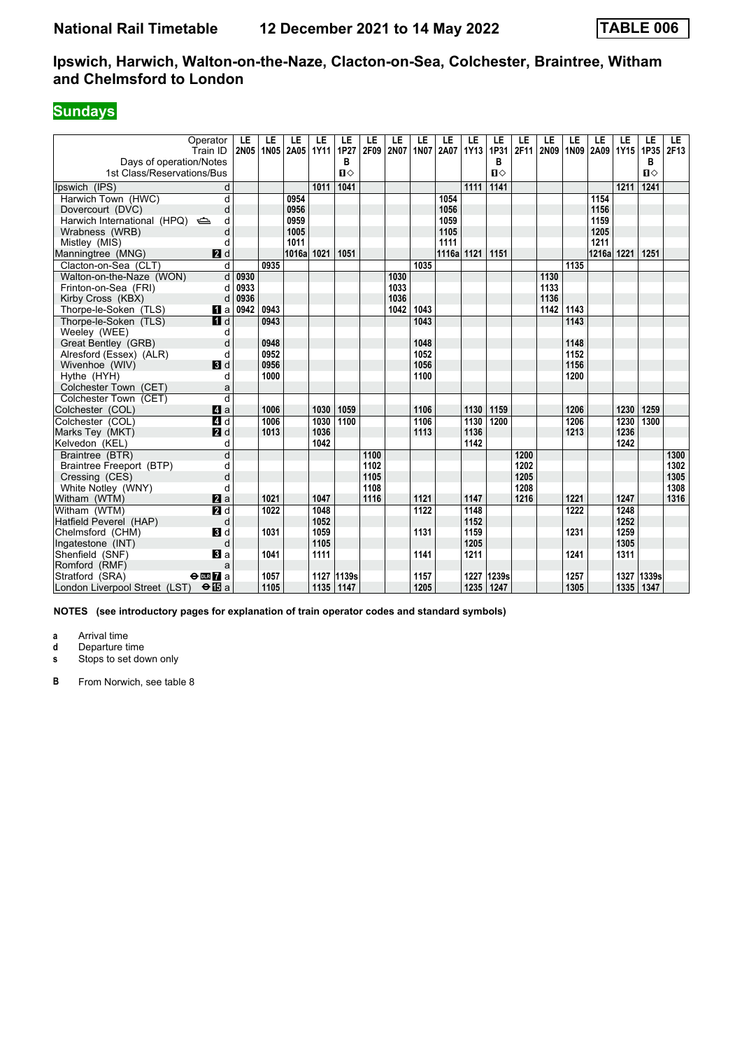# National Rail Timetable 12 December 2021 to 14 May 2022 TABLE 006

## Ipswich, Harwich, Walton-on-the-Naze, Clacton-on-Sea, Colchester, Braintree, Witham and Chelmsford to London

**Sundays**

| Operator | | LE | LE | LE | LE | LE | LE | LE | LE | LE | LE | LE | LE | LE | LE | LE | LE | LE | LE |
|---|---|---|---|---|---|---|---|---|---|---|---|---|---|---|---|---|---|---|---|
| Train ID | | 2N05 | 1N05 | 2A05 | 1Y11 | 1P27 | 2F09 | 2N07 | 1N07 | 2A07 | 1Y13 | 1P31 | 2F11 | 2N09 | 1N09 | 2A09 | 1Y15 | 1P35 | 2F13 |
| Days of operation/Notes | | | | | | B | | | | | | B | | | | | | B | |
| 1st Class/Reservations/Bus | | | | | | 1◇ | | | | | | 1◇ | | | | | | 1◇ | |
| Ipswich (IPS) | d | | | | 1011 | 1041 | | | | | 1111 | 1141 | | | | | 1211 | 1241 | |
| Harwich Town (HWC) | d | | | 0954 | | | | | | 1054 | | | | | | 1154 | | | |
| Dovercourt (DVC) | d | | | 0956 | | | | | | 1056 | | | | | | 1156 | | | |
| Harwich International (HPQ) ⛴ | d | | | 0959 | | | | | | 1059 | | | | | | 1159 | | | |
| Wrabness (WRB) | d | | | 1005 | | | | | | 1105 | | | | | | 1205 | | | |
| Mistley (MIS) | d | | | 1011 | | | | | | 1111 | | | | | | 1211 | | | |
| Manningtree (MNG) | 2 d | | | 1016a | 1021 | 1051 | | | | 1116a | 1121 | 1151 | | | | 1216a | 1221 | 1251 | |
| Clacton-on-Sea (CLT) | d | | 0935 | | | | | | 1035 | | | | | | 1135 | | | | |
| Walton-on-the-Naze (WON) | d | 0930 | | | | | | 1030 | | | | | | 1130 | | | | | |
| Frinton-on-Sea (FRI) | d | 0933 | | | | | | 1033 | | | | | | 1133 | | | | | |
| Kirby Cross (KBX) | d | 0936 | | | | | | 1036 | | | | | | 1136 | | | | | |
| Thorpe-le-Soken (TLS) | 1 a | 0942 | 0943 | | | | | 1042 | 1043 | | | | | 1142 | 1143 | | | | |
| Thorpe-le-Soken (TLS) | 1 d | | 0943 | | | | | | 1043 | | | | | | 1143 | | | | |
| Weeley (WEE) | d | | | | | | | | | | | | | | | | | | |
| Great Bentley (GRB) | d | | 0948 | | | | | | 1048 | | | | | | 1148 | | | | |
| Alresford (Essex) (ALR) | d | | 0952 | | | | | | 1052 | | | | | | 1152 | | | | |
| Wivenhoe (WIV) | 3 d | | 0956 | | | | | | 1056 | | | | | | 1156 | | | | |
| Hythe (HYH) | d | | 1000 | | | | | | 1100 | | | | | | 1200 | | | | |
| Colchester Town (CET) | a | | | | | | | | | | | | | | | | | | |
| Colchester Town (CET) | d | | | | | | | | | | | | | | | | | | |
| Colchester (COL) | 4 a | | 1006 | | 1030 | 1059 | | | 1106 | | 1130 | 1159 | | | 1206 | | 1230 | 1259 | |
| Colchester (COL) | 4 d | | 1006 | | 1030 | 1100 | | | 1106 | | 1130 | 1200 | | | 1206 | | 1230 | 1300 | |
| Marks Tey (MKT) | 2 d | | 1013 | | 1036 | | | | 1113 | | 1136 | | | | 1213 | | 1236 | | |
| Kelvedon (KEL) | d | | | | 1042 | | | | | | 1142 | | | | | | 1242 | | |
| Braintree (BTR) | d | | | | | | 1100 | | | | | | 1200 | | | | | | 1300 |
| Braintree Freeport (BTP) | d | | | | | | 1102 | | | | | | 1202 | | | | | | 1302 |
| Cressing (CES) | d | | | | | | 1105 | | | | | | 1205 | | | | | | 1305 |
| White Notley (WNY) | d | | | | | | 1108 | | | | | | 1208 | | | | | | 1308 |
| Witham (WTM) | 2 a | | 1021 | | 1047 | | 1116 | | 1121 | | 1147 | | 1216 | | 1221 | | 1247 | | 1316 |
| Witham (WTM) | 2 d | | 1022 | | 1048 | | | | 1122 | | 1148 | | | | 1222 | | 1248 | | |
| Hatfield Peverel (HAP) | d | | | | 1052 | | | | | | 1152 | | | | | | 1252 | | |
| Chelmsford (CHM) | 3 d | | 1031 | | 1059 | | | | 1131 | | 1159 | | | | 1231 | | 1259 | | |
| Ingatestone (INT) | d | | | | 1105 | | | | | | 1205 | | | | | | 1305 | | |
| Shenfield (SNF) | 3 a | | 1041 | | 1111 | | | | 1141 | | 1211 | | | | 1241 | | 1311 | | |
| Romford (RMF) | a | | | | | | | | | | | | | | | | | | |
| Stratford (SRA) ⊖ DLR 7 | a | | 1057 | | 1127 | 1139s | | | 1157 | | 1227 | 1239s | | | 1257 | | 1327 | 1339s | |
| London Liverpool Street (LST) ⊖ 15 | a | | 1105 | | 1135 | 1147 | | | 1205 | | 1235 | 1247 | | | 1305 | | 1335 | 1347 | |

**NOTES (see introductory pages for explanation of train operator codes and standard symbols)**

- **a** Arrival time
- **d** Departure time
- **s** Stops to set down only
- **B** From Norwich, see table 8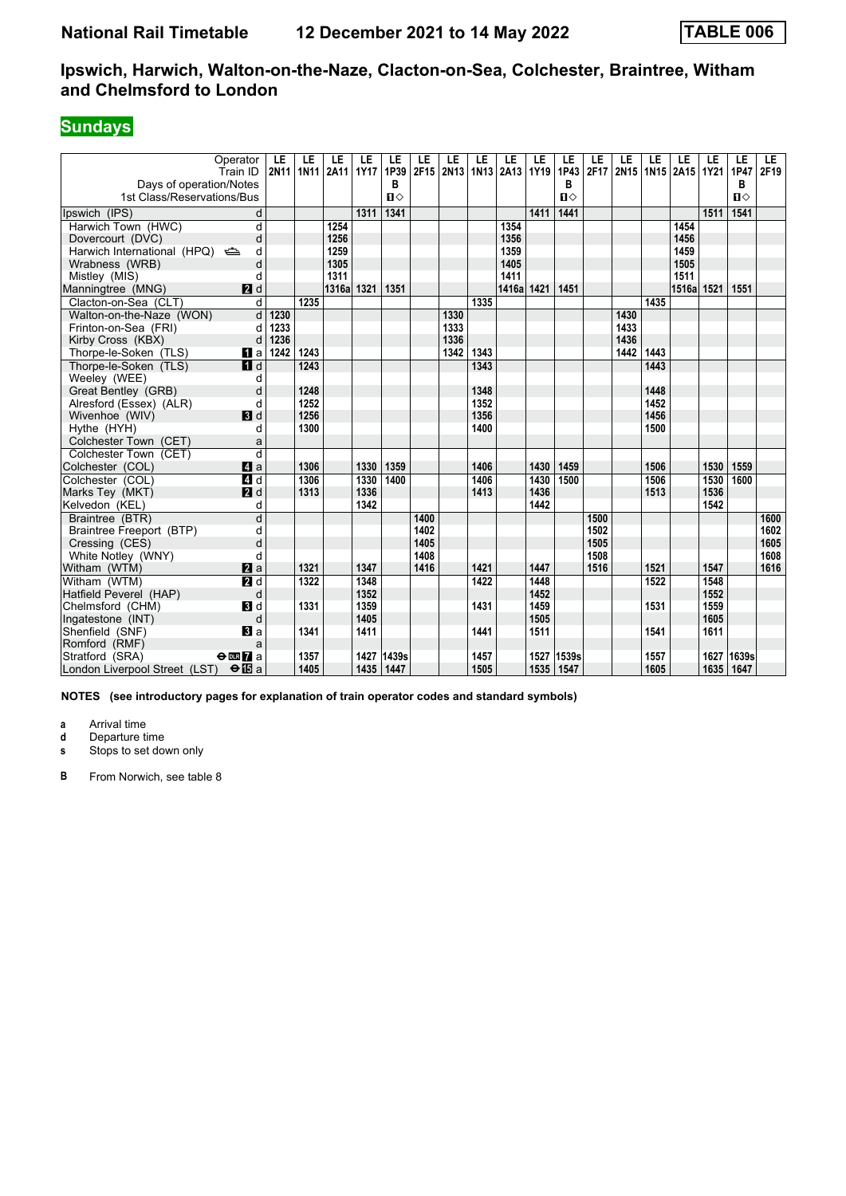# National Rail Timetable    12 December 2021 to 14 May 2022    TABLE 006

## Ipswich, Harwich, Walton-on-the-Naze, Clacton-on-Sea, Colchester, Braintree, Witham and Chelmsford to London

**Sundays**

| Operator | | LE | LE | LE | LE | LE | LE | LE | LE | LE | LE | LE | LE | LE | LE | LE | LE | LE | LE |
|---|---|---|---|---|---|---|---|---|---|---|---|---|---|---|---|---|---|---|---|
| Train ID | | 2N11 | 1N11 | 2A11 | 1Y17 | 1P39 | 2F15 | 2N13 | 1N13 | 2A13 | 1Y19 | 1P43 | 2F17 | 2N15 | 1N15 | 2A15 | 1Y21 | 1P47 | 2F19 |
| Days of operation/Notes | | | | | | B | | | | | | B | | | | | | B | |
| 1st Class/Reservations/Bus | | | | | | 1◇ | | | | | | 1◇ | | | | | | 1◇ | |
| Ipswich (IPS) | d | | | | 1311 | 1341 | | | | | 1411 | 1441 | | | | | 1511 | 1541 | |
| Harwich Town (HWC) | d | | | 1254 | | | | | | 1354 | | | | | | 1454 | | | |
| Dovercourt (DVC) | d | | | 1256 | | | | | | 1356 | | | | | | 1456 | | | |
| Harwich International (HPQ) ⛴ | d | | | 1259 | | | | | | 1359 | | | | | | 1459 | | | |
| Wrabness (WRB) | d | | | 1305 | | | | | | 1405 | | | | | | 1505 | | | |
| Mistley (MIS) | d | | | 1311 | | | | | | 1411 | | | | | | 1511 | | | |
| Manningtree (MNG) 2 | d | | | 1316a | 1321 | 1351 | | | | 1416a | 1421 | 1451 | | | | 1516a | 1521 | 1551 | |
| Clacton-on-Sea (CLT) | d | | 1235 | | | | | | 1335 | | | | | | 1435 | | | | |
| Walton-on-the-Naze (WON) | d | 1230 | | | | | | 1330 | | | | | | 1430 | | | | | |
| Frinton-on-Sea (FRI) | d | 1233 | | | | | | 1333 | | | | | | 1433 | | | | | |
| Kirby Cross (KBX) | d | 1236 | | | | | | 1336 | | | | | | 1436 | | | | | |
| Thorpe-le-Soken (TLS) 1 | a | 1242 | 1243 | | | | | 1342 | 1343 | | | | | 1442 | 1443 | | | | |
| Thorpe-le-Soken (TLS) 1 | d | | 1243 | | | | | | 1343 | | | | | | 1443 | | | | |
| Weeley (WEE) | d | | | | | | | | | | | | | | | | | | |
| Great Bentley (GRB) | d | | 1248 | | | | | | 1348 | | | | | | 1448 | | | | |
| Alresford (Essex) (ALR) | d | | 1252 | | | | | | 1352 | | | | | | 1452 | | | | |
| Wivenhoe (WIV) 3 | d | | 1256 | | | | | | 1356 | | | | | | 1456 | | | | |
| Hythe (HYH) | d | | 1300 | | | | | | 1400 | | | | | | 1500 | | | | |
| Colchester Town (CET) | a | | | | | | | | | | | | | | | | | | |
| Colchester Town (CET) | d | | | | | | | | | | | | | | | | | | |
| Colchester (COL) 4 | a | | 1306 | | 1330 | 1359 | | | 1406 | | 1430 | 1459 | | | 1506 | | 1530 | 1559 | |
| Colchester (COL) 4 | d | | 1306 | | 1330 | 1400 | | | 1406 | | 1430 | 1500 | | | 1506 | | 1530 | 1600 | |
| Marks Tey (MKT) 2 | d | | 1313 | | 1336 | | | | 1413 | | 1436 | | | | 1513 | | 1536 | | |
| Kelvedon (KEL) | d | | | | 1342 | | | | | | 1442 | | | | | | 1542 | | |
| Braintree (BTR) | d | | | | | | 1400 | | | | | | 1500 | | | | | | 1600 |
| Braintree Freeport (BTP) | d | | | | | | 1402 | | | | | | 1502 | | | | | | 1602 |
| Cressing (CES) | d | | | | | | 1405 | | | | | | 1505 | | | | | | 1605 |
| White Notley (WNY) | d | | | | | | 1408 | | | | | | 1508 | | | | | | 1608 |
| Witham (WTM) 2 | a | | 1321 | | 1347 | | 1416 | | 1421 | | 1447 | | 1516 | | 1521 | | 1547 | | 1616 |
| Witham (WTM) 2 | d | | 1322 | | 1348 | | | | 1422 | | 1448 | | | | 1522 | | 1548 | | |
| Hatfield Peverel (HAP) | d | | | | 1352 | | | | | | 1452 | | | | | | 1552 | | |
| Chelmsford (CHM) 3 | d | | 1331 | | 1359 | | | | 1431 | | 1459 | | | | 1531 | | 1559 | | |
| Ingatestone (INT) | d | | | | 1405 | | | | | | 1505 | | | | | | 1605 | | |
| Shenfield (SNF) 3 | a | | 1341 | | 1411 | | | | 1441 | | 1511 | | | | 1541 | | 1611 | | |
| Romford (RMF) | a | | | | | | | | | | | | | | | | | | |
| Stratford (SRA) ⊖ DLR 7 | a | | 1357 | | 1427 | 1439s | | | 1457 | | 1527 | 1539s | | | 1557 | | 1627 | 1639s | |
| London Liverpool Street (LST) ⊖ 15 | a | | 1405 | | 1435 | 1447 | | | 1505 | | 1535 | 1547 | | | 1605 | | 1635 | 1647 | |

**NOTES (see introductory pages for explanation of train operator codes and standard symbols)**

**a** Arrival time
**d** Departure time
**s** Stops to set down only

**B** From Norwich, see table 8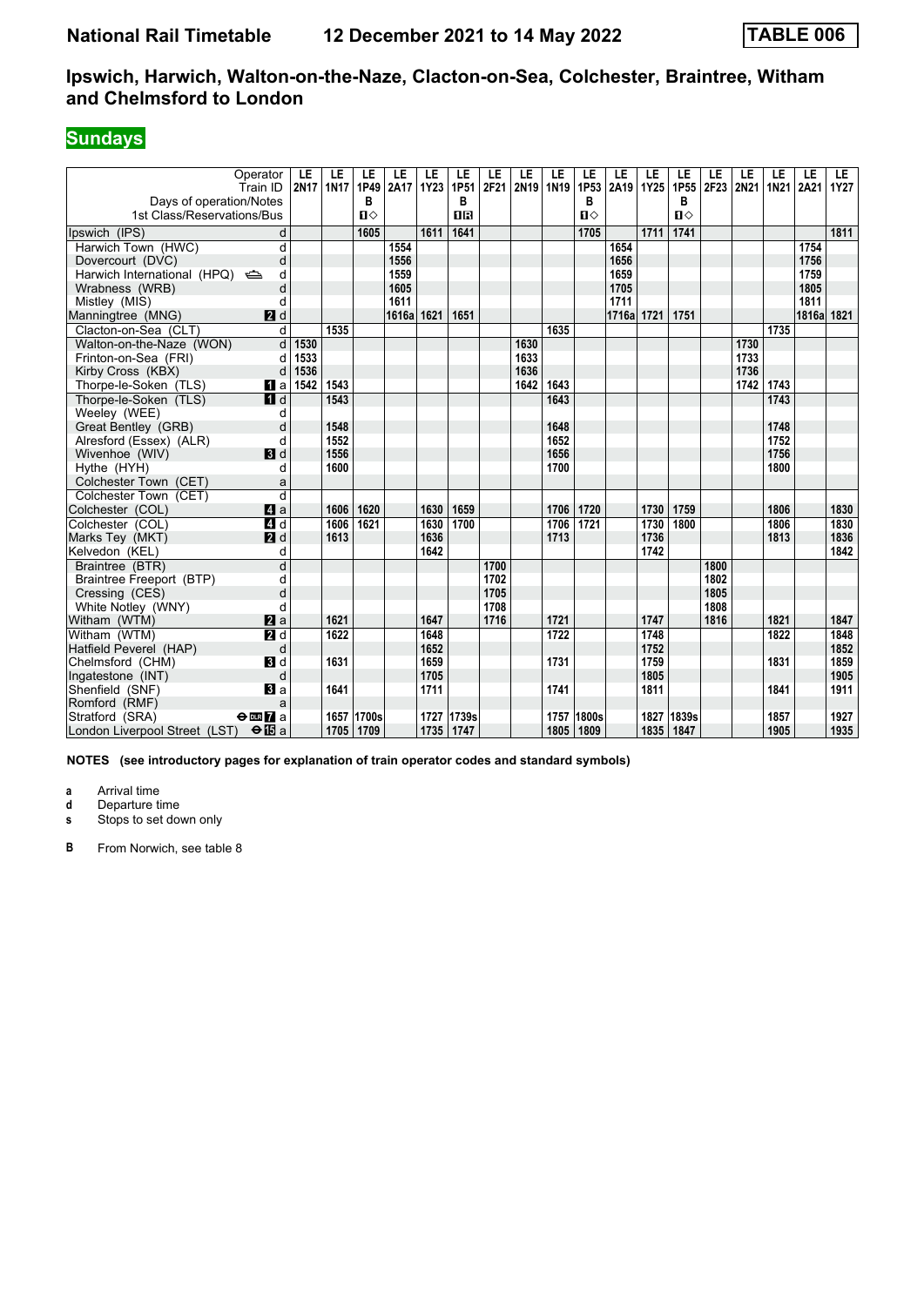# National Rail Timetable 12 December 2021 to 14 May 2022 TABLE 006

## Ipswich, Harwich, Walton-on-the-Naze, Clacton-on-Sea, Colchester, Braintree, Witham and Chelmsford to London

### Sundays

| Operator | | LE | LE | LE | LE | LE | LE | LE | LE | LE | LE | LE | LE | LE | LE | LE | LE | LE | LE |
|---|---|---|---|---|---|---|---|---|---|---|---|---|---|---|---|---|---|---|---|
| Train ID | | 2N17 | 1N17 | 1P49 | 2A17 | 1Y23 | 1P51 | 2F21 | 2N19 | 1N19 | 1P53 | 2A19 | 1Y25 | 1P55 | 2F23 | 2N21 | 1N21 | 2A21 | 1Y27 |
| Days of operation/Notes | | | | B | | | B | | | | B | | | B | | | | | |
| 1st Class/Reservations/Bus | | | | 1◇ | | | 1R | | | | 1◇ | | | 1◇ | | | | | |
| Ipswich (IPS) | d | | | 1605 | | 1611 | 1641 | | | | 1705 | | 1711 | 1741 | | | | | 1811 |
| Harwich Town (HWC) | d | | | | 1554 | | | | | | | 1654 | | | | | | 1754 | |
| Dovercourt (DVC) | d | | | | 1556 | | | | | | | 1656 | | | | | | 1756 | |
| Harwich International (HPQ) ⛴ | d | | | | 1559 | | | | | | | 1659 | | | | | | 1759 | |
| Wrabness (WRB) | d | | | | 1605 | | | | | | | 1705 | | | | | | 1805 | |
| Mistley (MIS) | d | | | | 1611 | | | | | | | 1711 | | | | | | 1811 | |
| Manningtree (MNG) | 2 d | | | | 1616a | 1621 | 1651 | | | | | 1716a | 1721 | 1751 | | | | 1816a | 1821 |
| Clacton-on-Sea (CLT) | d | | 1535 | | | | | | | 1635 | | | | | | | 1735 | | |
| Walton-on-the-Naze (WON) | d | 1530 | | | | | | | 1630 | | | | | | | 1730 | | | |
| Frinton-on-Sea (FRI) | d | 1533 | | | | | | | 1633 | | | | | | | 1733 | | | |
| Kirby Cross (KBX) | d | 1536 | | | | | | | 1636 | | | | | | | 1736 | | | |
| Thorpe-le-Soken (TLS) | 1 a | 1542 | 1543 | | | | | | 1642 | 1643 | | | | | | 1742 | 1743 | | |
| Thorpe-le-Soken (TLS) | 1 d | | 1543 | | | | | | | 1643 | | | | | | | 1743 | | |
| Weeley (WEE) | d | | | | | | | | | | | | | | | | | | |
| Great Bentley (GRB) | d | | 1548 | | | | | | | 1648 | | | | | | | 1748 | | |
| Alresford (Essex) (ALR) | d | | 1552 | | | | | | | 1652 | | | | | | | 1752 | | |
| Wivenhoe (WIV) | 3 d | | 1556 | | | | | | | 1656 | | | | | | | 1756 | | |
| Hythe (HYH) | d | | 1600 | | | | | | | 1700 | | | | | | | 1800 | | |
| Colchester Town (CET) | a | | | | | | | | | | | | | | | | | | |
| Colchester Town (CET) | d | | | | | | | | | | | | | | | | | | |
| Colchester (COL) | 4 a | | 1606 | 1620 | | 1630 | 1659 | | | 1706 | 1720 | | 1730 | 1759 | | | 1806 | | 1830 |
| Colchester (COL) | 4 d | | 1606 | 1621 | | 1630 | 1700 | | | 1706 | 1721 | | 1730 | 1800 | | | 1806 | | 1830 |
| Marks Tey (MKT) | 2 d | | 1613 | | | 1636 | | | | 1713 | | | 1736 | | | | 1813 | | 1836 |
| Kelvedon (KEL) | d | | | | | 1642 | | | | | | | 1742 | | | | | | 1842 |
| Braintree (BTR) | d | | | | | | | 1700 | | | | | | | 1800 | | | | |
| Braintree Freeport (BTP) | d | | | | | | | 1702 | | | | | | | 1802 | | | | |
| Cressing (CES) | d | | | | | | | 1705 | | | | | | | 1805 | | | | |
| White Notley (WNY) | d | | | | | | | 1708 | | | | | | | 1808 | | | | |
| Witham (WTM) | 2 a | | 1621 | | | 1647 | | 1716 | | 1721 | | | 1747 | | 1816 | | 1821 | | 1847 |
| Witham (WTM) | 2 d | | 1622 | | | 1648 | | | | 1722 | | | 1748 | | | | 1822 | | 1848 |
| Hatfield Peverel (HAP) | d | | | | | 1652 | | | | | | | 1752 | | | | | | 1852 |
| Chelmsford (CHM) | 3 d | | 1631 | | | 1659 | | | | 1731 | | | 1759 | | | | 1831 | | 1859 |
| Ingatestone (INT) | d | | | | | 1705 | | | | | | | 1805 | | | | | | 1905 |
| Shenfield (SNF) | 3 a | | 1641 | | | 1711 | | | | 1741 | | | 1811 | | | | 1841 | | 1911 |
| Romford (RMF) | a | | | | | | | | | | | | | | | | | | |
| Stratford (SRA) | ⊖ DLR 7 a | | 1657 | 1700s | | 1727 | 1739s | | | 1757 | 1800s | | 1827 | 1839s | | | 1857 | | 1927 |
| London Liverpool Street (LST) | ⊖ 15 a | | 1705 | 1709 | | 1735 | 1747 | | | 1805 | 1809 | | 1835 | 1847 | | | 1905 | | 1935 |

**NOTES (see introductory pages for explanation of train operator codes and standard symbols)**

**a** Arrival time
**d** Departure time
**s** Stops to set down only

**B** From Norwich, see table 8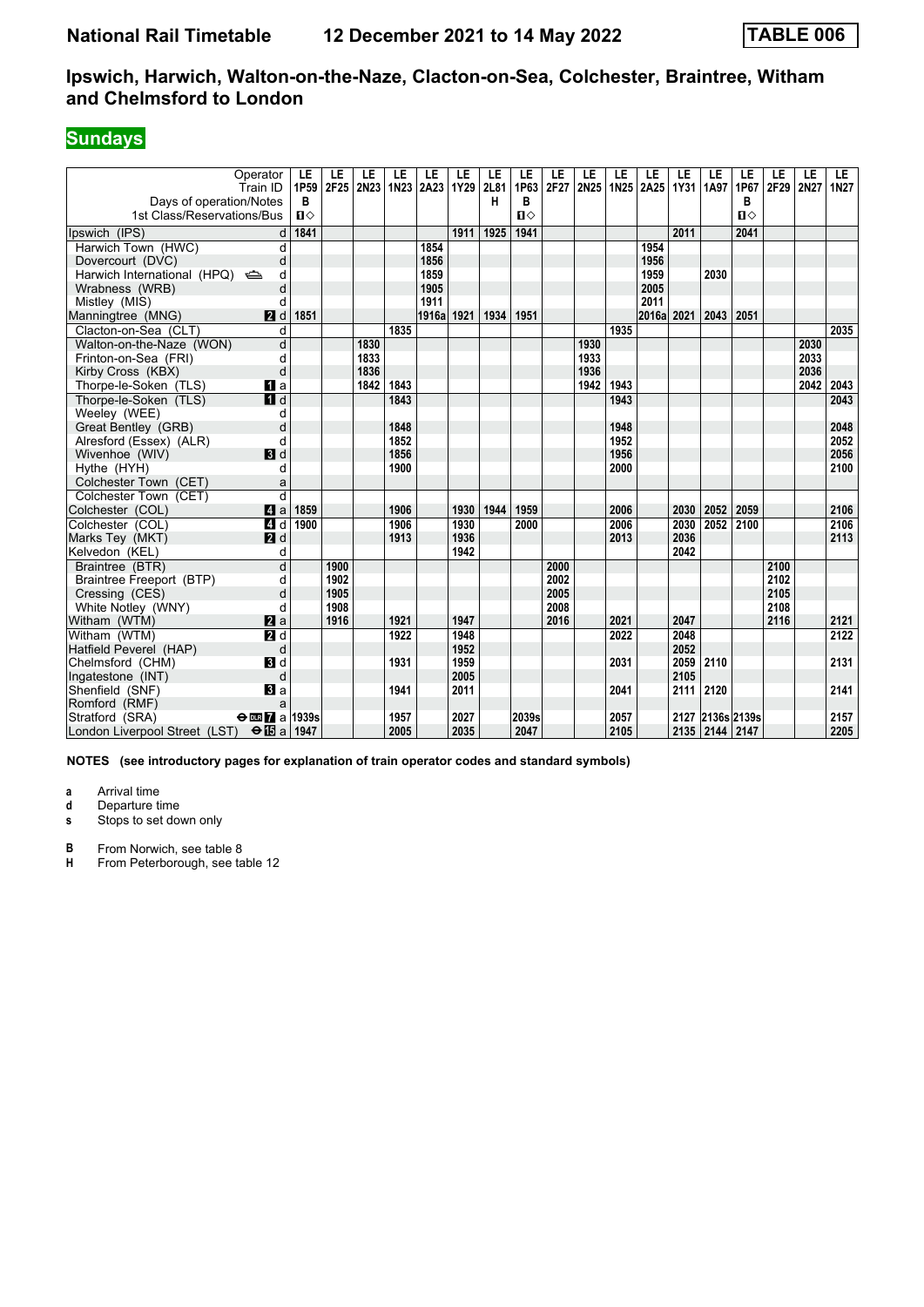# National Rail Timetable 12 December 2021 to 14 May 2022 TABLE 006

## Ipswich, Harwich, Walton-on-the-Naze, Clacton-on-Sea, Colchester, Braintree, Witham and Chelmsford to London

**Sundays**

| Operator | | LE | LE | LE | LE | LE | LE | LE | LE | LE | LE | LE | LE | LE | LE | LE | LE | LE | LE |
|---|---|---|---|---|---|---|---|---|---|---|---|---|---|---|---|---|---|---|---|
| Train ID | | 1P59 | 2F25 | 2N23 | 1N23 | 2A23 | 1Y29 | 2L81 | 1P63 | 2F27 | 2N25 | 1N25 | 2A25 | 1Y31 | 1A97 | 1P67 | 2F29 | 2N27 | 1N27 |
| Days of operation/Notes | | B | | | | | | H | B | | | | | | | B | | | |
| 1st Class/Reservations/Bus | | ■◇ | | | | | | | ■◇ | | | | | | | ■◇ | | | |
| Ipswich (IPS) | d | 1841 | | | | | 1911 | 1925 | 1941 | | | | | 2011 | | 2041 | | | |
| Harwich Town (HWC) | d | | | | | 1854 | | | | | | | 1954 | | | | | | |
| Dovercourt (DVC) | d | | | | | 1856 | | | | | | | 1956 | | | | | | |
| Harwich International (HPQ) ⛴ | d | | | | | 1859 | | | | | | | 1959 | | 2030 | | | | |
| Wrabness (WRB) | d | | | | | 1905 | | | | | | | 2005 | | | | | | |
| Mistley (MIS) | d | | | | | 1911 | | | | | | | 2011 | | | | | | |
| Manningtree (MNG) | 2 d | 1851 | | | | 1916a | 1921 | 1934 | 1951 | | | | 2016a | 2021 | 2043 | 2051 | | | |
| Clacton-on-Sea (CLT) | d | | | | 1835 | | | | | | | 1935 | | | | | | | 2035 |
| Walton-on-the-Naze (WON) | d | | | 1830 | | | | | | | 1930 | | | | | | | 2030 | |
| Frinton-on-Sea (FRI) | d | | | 1833 | | | | | | | 1933 | | | | | | | 2033 | |
| Kirby Cross (KBX) | d | | | 1836 | | | | | | | 1936 | | | | | | | 2036 | |
| Thorpe-le-Soken (TLS) | 1 a | | | 1842 | 1843 | | | | | | 1942 | 1943 | | | | | | 2042 | 2043 |
| Thorpe-le-Soken (TLS) | 1 d | | | | 1843 | | | | | | | 1943 | | | | | | | 2043 |
| Weeley (WEE) | d | | | | | | | | | | | | | | | | | | |
| Great Bentley (GRB) | d | | | | 1848 | | | | | | | 1948 | | | | | | | 2048 |
| Alresford (Essex) (ALR) | d | | | | 1852 | | | | | | | 1952 | | | | | | | 2052 |
| Wivenhoe (WIV) | 3 d | | | | 1856 | | | | | | | 1956 | | | | | | | 2056 |
| Hythe (HYH) | d | | | | 1900 | | | | | | | 2000 | | | | | | | 2100 |
| Colchester Town (CET) | a | | | | | | | | | | | | | | | | | | |
| Colchester Town (CET) | d | | | | | | | | | | | | | | | | | | |
| Colchester (COL) | 4 a | 1859 | | | 1906 | | 1930 | 1944 | 1959 | | | 2006 | | 2030 | 2052 | 2059 | | | 2106 |
| Colchester (COL) | 4 d | 1900 | | | 1906 | | 1930 | | 2000 | | | 2006 | | 2030 | 2052 | 2100 | | | 2106 |
| Marks Tey (MKT) | 2 d | | | | 1913 | | 1936 | | | | | 2013 | | 2036 | | | | | 2113 |
| Kelvedon (KEL) | d | | | | | | 1942 | | | | | | | 2042 | | | | | |
| Braintree (BTR) | d | | 1900 | | | | | | | 2000 | | | | | | | 2100 | | |
| Braintree Freeport (BTP) | d | | 1902 | | | | | | | 2002 | | | | | | | 2102 | | |
| Cressing (CES) | d | | 1905 | | | | | | | 2005 | | | | | | | 2105 | | |
| White Notley (WNY) | d | | 1908 | | | | | | | 2008 | | | | | | | 2108 | | |
| Witham (WTM) | 2 a | | 1916 | | 1921 | | 1947 | | | 2016 | | 2021 | | 2047 | | | 2116 | | 2121 |
| Witham (WTM) | 2 d | | | | 1922 | | 1948 | | | | | 2022 | | 2048 | | | | | 2122 |
| Hatfield Peverel (HAP) | d | | | | | | 1952 | | | | | | | 2052 | | | | | |
| Chelmsford (CHM) | 3 d | | | | 1931 | | 1959 | | | | | 2031 | | 2059 | 2110 | | | | 2131 |
| Ingatestone (INT) | d | | | | | | 2005 | | | | | | | 2105 | | | | | |
| Shenfield (SNF) | 3 a | | | | 1941 | | 2011 | | | | | 2041 | | 2111 | 2120 | | | | 2141 |
| Romford (RMF) | a | | | | | | | | | | | | | | | | | | |
| Stratford (SRA) | ⊖ DLR 7 a | 1939s | | | 1957 | | 2027 | | 2039s | | | 2057 | | 2127 | 2136s | 2139s | | | 2157 |
| London Liverpool Street (LST) | ⊖ 15 a | 1947 | | | 2005 | | 2035 | | 2047 | | | 2105 | | 2135 | 2144 | 2147 | | | 2205 |

**NOTES (see introductory pages for explanation of train operator codes and standard symbols)**

- **a** Arrival time
- **d** Departure time
- **s** Stops to set down only

- **B** From Norwich, see table 8
- **H** From Peterborough, see table 12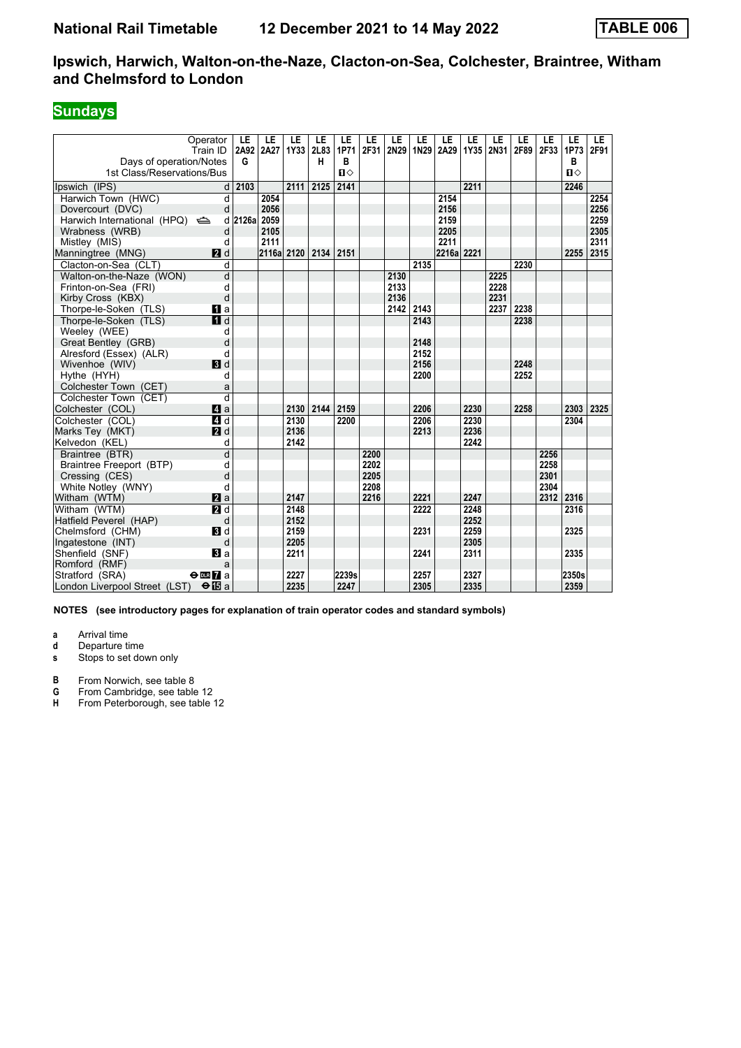# Ipswich, Harwich, Walton-on-the-Naze, Clacton-on-Sea, Colchester, Braintree, Witham and Chelmsford to London

## Sundays

| Operator | | LE | LE | LE | LE | LE | LE | LE | LE | LE | LE | LE | LE | LE | LE | LE |
|---|---|---|---|---|---|---|---|---|---|---|---|---|---|---|---|---|
| Train ID | | 2A92 | 2A27 | 1Y33 | 2L83 | 1P71 | 2F31 | 2N29 | 1N29 | 2A29 | 1Y35 | 2N31 | 2F89 | 2F33 | 1P73 | 2F91 |
| Days of operation/Notes | | G | | | H | B | | | | | | | | | B | |
| 1st Class/Reservations/Bus | | | | | | 1◇ | | | | | | | | | 1◇ | |
| Ipswich (IPS) | d | 2103 | | 2111 | 2125 | 2141 | | | | | 2211 | | | | 2246 | |
| Harwich Town (HWC) | d | | 2054 | | | | | | | 2154 | | | | | | 2254 |
| Dovercourt (DVC) | d | | 2056 | | | | | | | 2156 | | | | | | 2256 |
| Harwich International (HPQ) ⛴ | d | 2126a | 2059 | | | | | | | 2159 | | | | | | 2259 |
| Wrabness (WRB) | d | | 2105 | | | | | | | 2205 | | | | | | 2305 |
| Mistley (MIS) | d | | 2111 | | | | | | | 2211 | | | | | | 2311 |
| Manningtree (MNG) 2 | d | | 2116a | 2120 | 2134 | 2151 | | | | 2216a | 2221 | | | | 2255 | 2315 |
| Clacton-on-Sea (CLT) | d | | | | | | | | 2135 | | | | 2230 | | | |
| Walton-on-the-Naze (WON) | d | | | | | | | 2130 | | | | 2225 | | | | |
| Frinton-on-Sea (FRI) | d | | | | | | | 2133 | | | | 2228 | | | | |
| Kirby Cross (KBX) | d | | | | | | | 2136 | | | | 2231 | | | | |
| Thorpe-le-Soken (TLS) 1 | a | | | | | | | 2142 | 2143 | | | 2237 | 2238 | | | |
| Thorpe-le-Soken (TLS) 1 | d | | | | | | | | 2143 | | | | 2238 | | | |
| Weeley (WEE) | d | | | | | | | | | | | | | | | |
| Great Bentley (GRB) | d | | | | | | | | 2148 | | | | | | | |
| Alresford (Essex) (ALR) | d | | | | | | | | 2152 | | | | | | | |
| Wivenhoe (WIV) 3 | d | | | | | | | | 2156 | | | | 2248 | | | |
| Hythe (HYH) | d | | | | | | | | 2200 | | | | 2252 | | | |
| Colchester Town (CET) | a | | | | | | | | | | | | | | | |
| Colchester Town (CET) | d | | | | | | | | | | | | | | | |
| Colchester (COL) 4 | a | | | 2130 | 2144 | 2159 | | | 2206 | | 2230 | | 2258 | | 2303 | 2325 |
| Colchester (COL) 4 | d | | | 2130 | | 2200 | | | 2206 | | 2230 | | | | 2304 | |
| Marks Tey (MKT) 2 | d | | | 2136 | | | | | 2213 | | 2236 | | | | | |
| Kelvedon (KEL) | d | | | 2142 | | | | | | | 2242 | | | | | |
| Braintree (BTR) | d | | | | | | 2200 | | | | | | | 2256 | | |
| Braintree Freeport (BTP) | d | | | | | | 2202 | | | | | | | 2258 | | |
| Cressing (CES) | d | | | | | | 2205 | | | | | | | 2301 | | |
| White Notley (WNY) | d | | | | | | 2208 | | | | | | | 2304 | | |
| Witham (WTM) 2 | a | | | 2147 | | | 2216 | | 2221 | | 2247 | | | 2312 | 2316 | |
| Witham (WTM) 2 | d | | | 2148 | | | | | 2222 | | 2248 | | | | 2316 | |
| Hatfield Peverel (HAP) | d | | | 2152 | | | | | | | 2252 | | | | | |
| Chelmsford (CHM) 3 | d | | | 2159 | | | | | 2231 | | 2259 | | | | 2325 | |
| Ingatestone (INT) | d | | | 2205 | | | | | | | 2305 | | | | | |
| Shenfield (SNF) 3 | a | | | 2211 | | | | | 2241 | | 2311 | | | | 2335 | |
| Romford (RMF) | a | | | | | | | | | | | | | | | |
| Stratford (SRA) ⊖ DLR 7 | a | | | 2227 | | 2239s | | | 2257 | | 2327 | | | | 2350s | |
| London Liverpool Street (LST) ⊖ 15 | a | | | 2235 | | 2247 | | | 2305 | | 2335 | | | | 2359 | |

**NOTES (see introductory pages for explanation of train operator codes and standard symbols)**

- **a** Arrival time
- **d** Departure time
- **s** Stops to set down only

- **B** From Norwich, see table 8
- **G** From Cambridge, see table 12
- **H** From Peterborough, see table 12